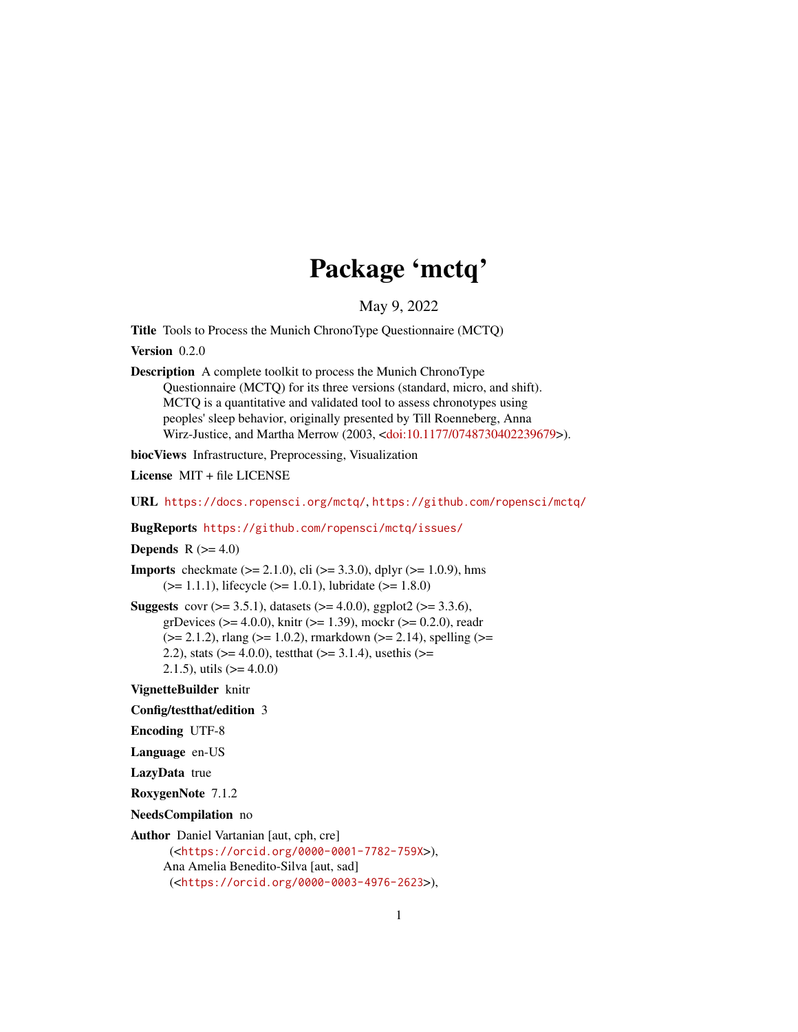# Package 'mctq'

May 9, 2022

**Title** Tools to Process the Munich ChronoType Questionnaire (MCTQ)

**Version** 0.2.0

**Description** A complete toolkit to process the Munich ChronoType Questionnaire (MCTQ) for its three versions (standard, micro, and shift). MCTQ is a quantitative and validated tool to assess chronotypes using peoples' sleep behavior, originally presented by Till Roenneberg, Anna Wirz-Justice, and Martha Merrow (2003, <doi:10.1177/0748730402239679>).

**biocViews** Infrastructure, Preprocessing, Visualization

**License** MIT + file LICENSE

**URL** https://docs.ropensci.org/mctq/, https://github.com/ropensci/mctq/

**BugReports** https://github.com/ropensci/mctq/issues/

**Depends** R (>= 4.0)

**Imports** checkmate (>= 2.1.0), cli (>= 3.3.0), dplyr (>= 1.0.9), hms (>= 1.1.1), lifecycle (>= 1.0.1), lubridate (>= 1.8.0)

**Suggests** covr (>= 3.5.1), datasets (>= 4.0.0), ggplot2 (>= 3.3.6), grDevices (>= 4.0.0), knitr (>= 1.39), mockr (>= 0.2.0), readr (>= 2.1.2), rlang (>= 1.0.2), rmarkdown (>= 2.14), spelling (>= 2.2), stats (>= 4.0.0), testthat (>= 3.1.4), usethis (>= 2.1.5), utils (>= 4.0.0)

**VignetteBuilder** knitr

**Config/testthat/edition** 3

**Encoding** UTF-8

**Language** en-US

**LazyData** true

**RoxygenNote** 7.1.2

**NeedsCompilation** no

**Author** Daniel Vartanian [aut, cph, cre] (<https://orcid.org/0000-0001-7782-759X>), Ana Amelia Benedito-Silva [aut, sad] (<https://orcid.org/0000-0003-4976-2623>),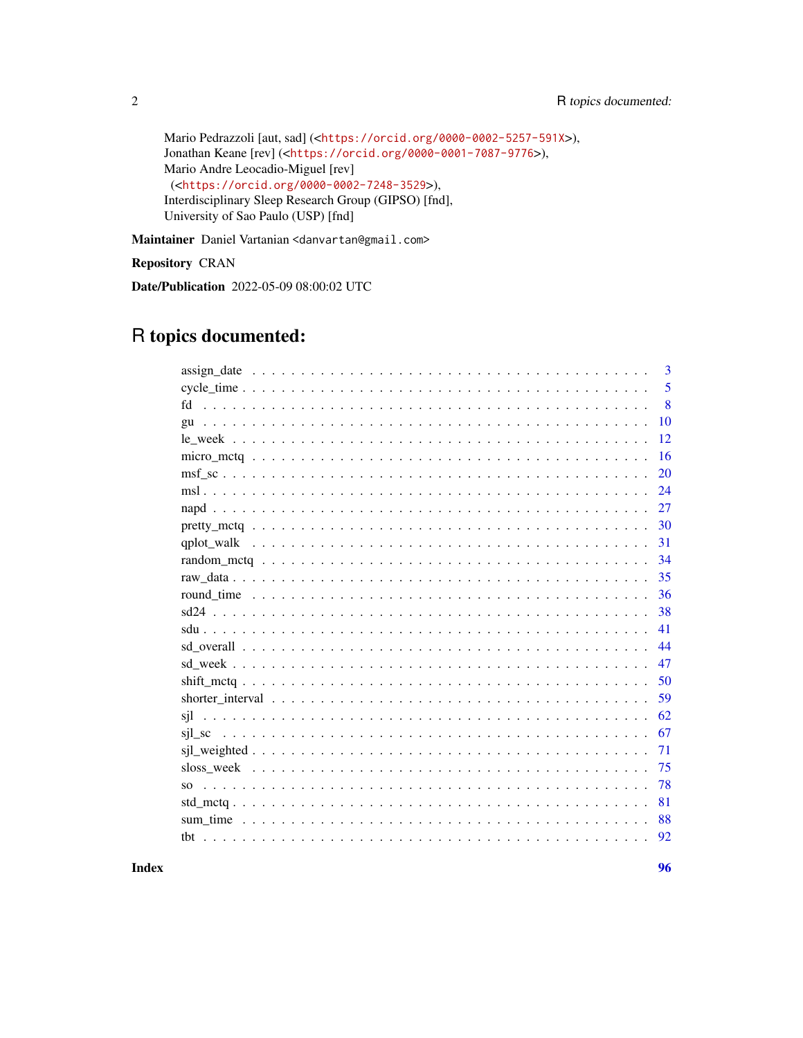Mario Pedrazzoli [aut, sad] (<https://orcid.org/0000-0002-5257-591X>),
Jonathan Keane [rev] (<https://orcid.org/0000-0001-7087-9776>),
Mario Andre Leocadio-Miguel [rev]
(<https://orcid.org/0000-0002-7248-3529>),
Interdisciplinary Sleep Research Group (GIPSO) [fnd],
University of Sao Paulo (USP) [fnd]

**Maintainer** Daniel Vartanian <danvartan@gmail.com>

**Repository** CRAN

**Date/Publication** 2022-05-09 08:00:02 UTC

# R topics documented:

assign_date . . . . . 3
cycle_time . . . . . 5
fd . . . . . 8
gu . . . . . 10
le_week . . . . . 12
micro_mctq . . . . . 16
msf_sc . . . . . 20
msl . . . . . 24
napd . . . . . 27
pretty_mctq . . . . . 30
qplot_walk . . . . . 31
random_mctq . . . . . 34
raw_data . . . . . 35
round_time . . . . . 36
sd24 . . . . . 38
sdu . . . . . 41
sd_overall . . . . . 44
sd_week . . . . . 47
shift_mctq . . . . . 50
shorter_interval . . . . . 59
sjl . . . . . 62
sjl_sc . . . . . 67
sjl_weighted . . . . . 71
sloss_week . . . . . 75
so . . . . . 78
std_mctq . . . . . 81
sum_time . . . . . 88
tbt . . . . . 92

**Index** **96**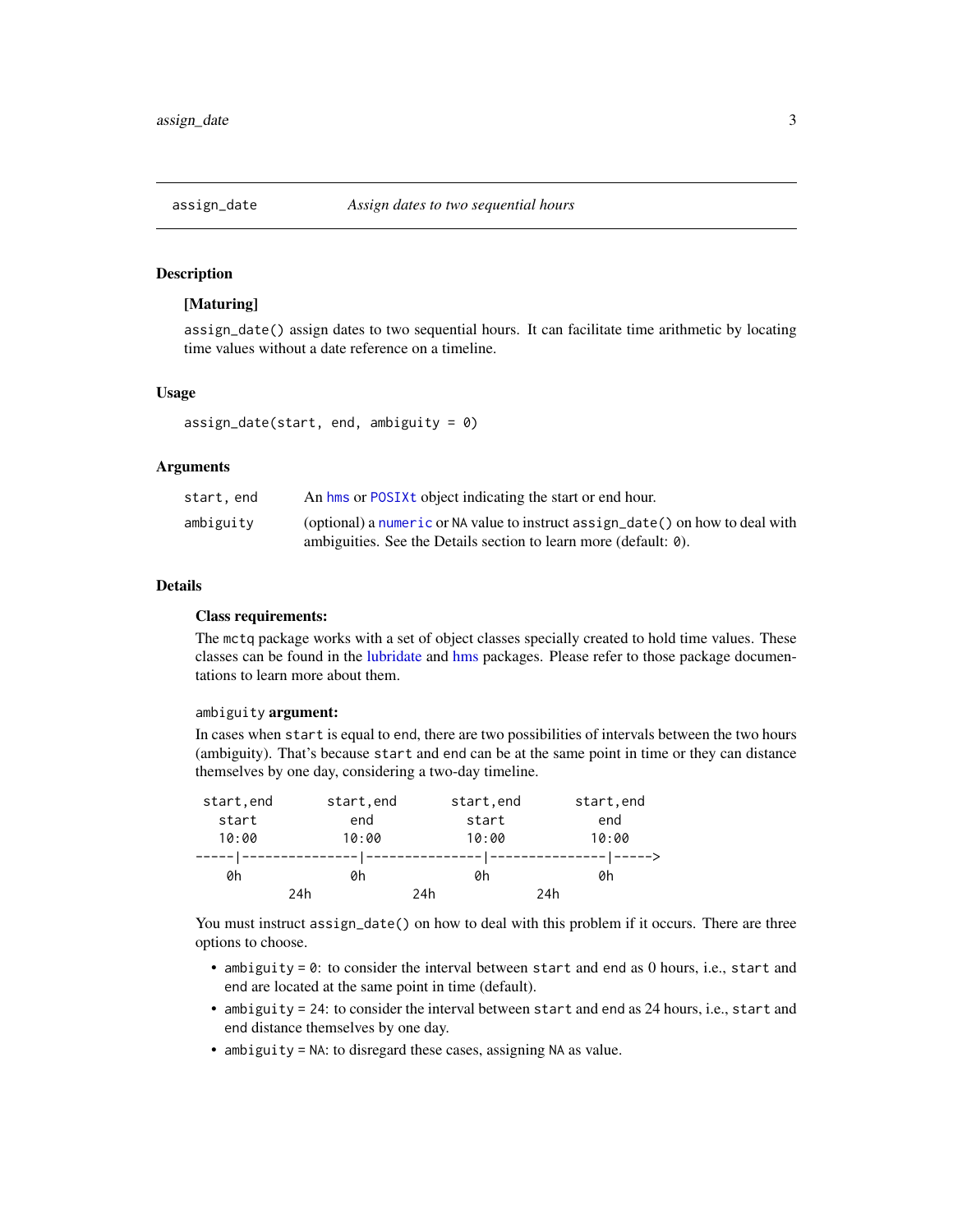## assign_date    *Assign dates to two sequential hours*

### Description

**[Maturing]**

`assign_date()` assign dates to two sequential hours. It can facilitate time arithmetic by locating time values without a date reference on a timeline.

### Usage

```
assign_date(start, end, ambiguity = 0)
```

### Arguments

| | |
|---|---|
| `start, end` | An `hms` or `POSIXt` object indicating the start or end hour. |
| `ambiguity` | (optional) a `numeric` or `NA` value to instruct `assign_date()` on how to deal with ambiguities. See the Details section to learn more (default: `0`). |

### Details

**Class requirements:**

The `mctq` package works with a set of object classes specially created to hold time values. These classes can be found in the lubridate and hms packages. Please refer to those package documentations to learn more about them.

**`ambiguity` argument:**

In cases when `start` is equal to `end`, there are two possibilities of intervals between the two hours (ambiguity). That's because `start` and `end` can be at the same point in time or they can distance themselves by one day, considering a two-day timeline.

```
 start,end       start,end       start,end       start,end
   start            end            start            end
   10:00           10:00           10:00           10:00
-----|---------------|---------------|---------------|----->
    0h              0h              0h              0h
            24h             24h             24h
```

You must instruct `assign_date()` on how to deal with this problem if it occurs. There are three options to choose.

- `ambiguity = 0`: to consider the interval between `start` and `end` as 0 hours, i.e., `start` and `end` are located at the same point in time (default).
- `ambiguity = 24`: to consider the interval between `start` and `end` as 24 hours, i.e., `start` and `end` distance themselves by one day.
- `ambiguity = NA`: to disregard these cases, assigning `NA` as value.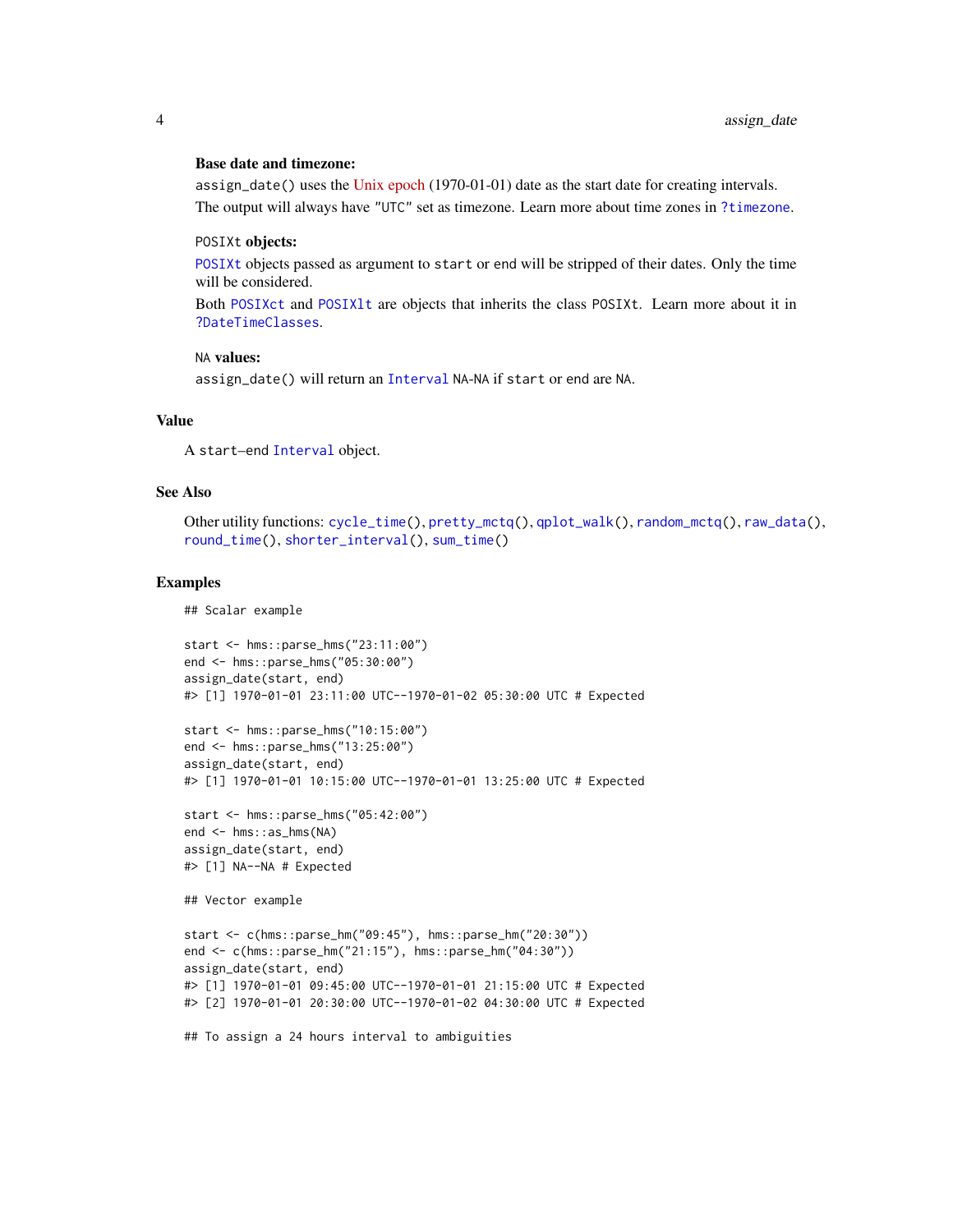**Base date and timezone:**

`assign_date()` uses the Unix epoch (1970-01-01) date as the start date for creating intervals.

The output will always have `"UTC"` set as timezone. Learn more about time zones in `?timezone`.

**`POSIXt` objects:**

`POSIXt` objects passed as argument to `start` or `end` will be stripped of their dates. Only the time will be considered.

Both `POSIXct` and `POSIXlt` are objects that inherits the class `POSIXt`. Learn more about it in `?DateTimeClasses`.

**`NA` values:**

`assign_date()` will return an `Interval` `NA-NA` if `start` or `end` are `NA`.

## Value

A `start`–`end` `Interval` object.

## See Also

Other utility functions: `cycle_time()`, `pretty_mctq()`, `qplot_walk()`, `random_mctq()`, `raw_data()`, `round_time()`, `shorter_interval()`, `sum_time()`

## Examples

```
## Scalar example

start <- hms::parse_hms("23:11:00")
end <- hms::parse_hms("05:30:00")
assign_date(start, end)
#> [1] 1970-01-01 23:11:00 UTC--1970-01-02 05:30:00 UTC # Expected

start <- hms::parse_hms("10:15:00")
end <- hms::parse_hms("13:25:00")
assign_date(start, end)
#> [1] 1970-01-01 10:15:00 UTC--1970-01-01 13:25:00 UTC # Expected

start <- hms::parse_hms("05:42:00")
end <- hms::as_hms(NA)
assign_date(start, end)
#> [1] NA--NA # Expected

## Vector example

start <- c(hms::parse_hm("09:45"), hms::parse_hm("20:30"))
end <- c(hms::parse_hm("21:15"), hms::parse_hm("04:30"))
assign_date(start, end)
#> [1] 1970-01-01 09:45:00 UTC--1970-01-01 21:15:00 UTC # Expected
#> [2] 1970-01-01 20:30:00 UTC--1970-01-02 04:30:00 UTC # Expected

## To assign a 24 hours interval to ambiguities
```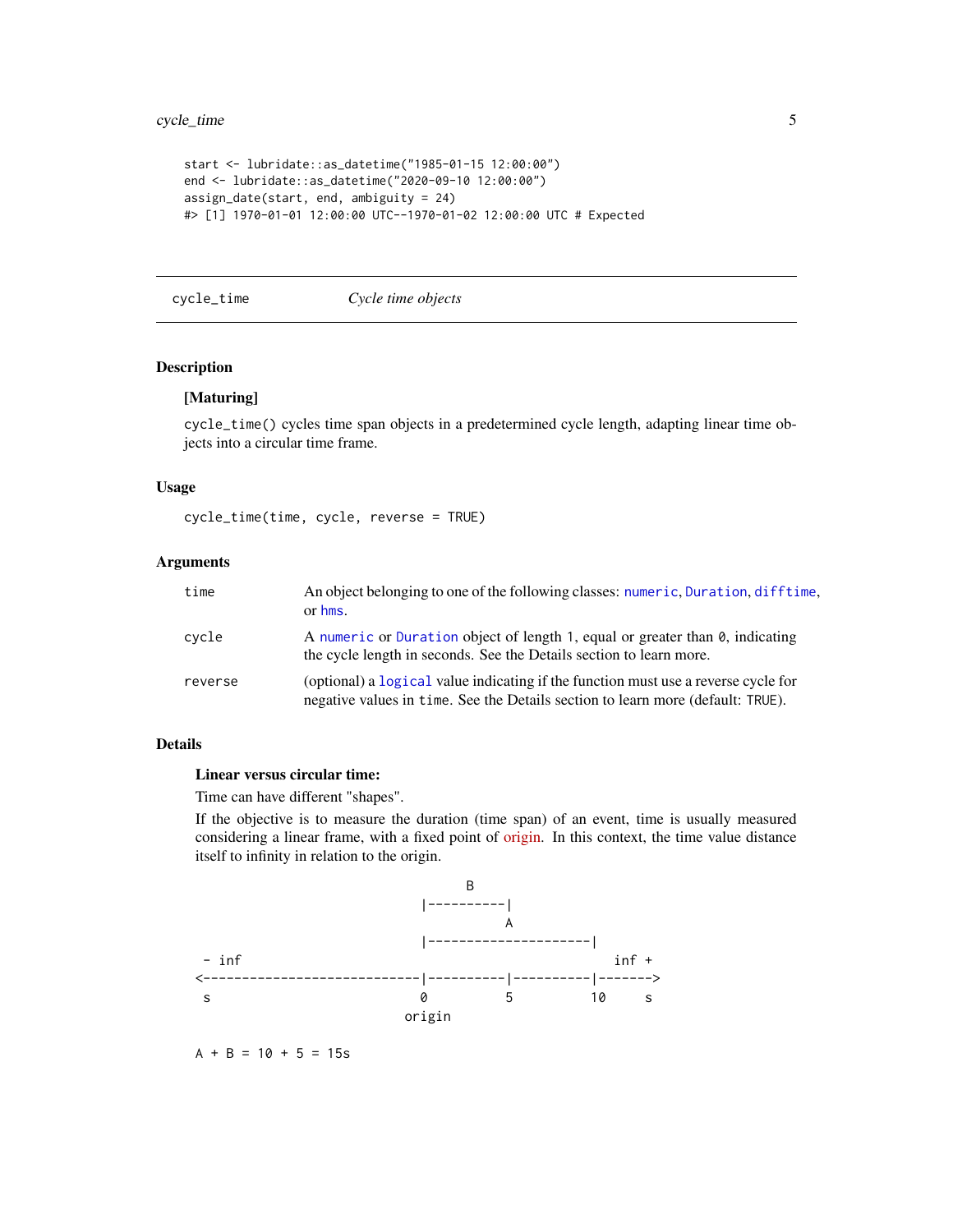```
start <- lubridate::as_datetime("1985-01-15 12:00:00")
end <- lubridate::as_datetime("2020-09-10 12:00:00")
assign_date(start, end, ambiguity = 24)
#> [1] 1970-01-01 12:00:00 UTC--1970-01-02 12:00:00 UTC # Expected
```

---

`cycle_time` *Cycle time objects*

---

## Description

**[Maturing]**

`cycle_time()` cycles time span objects in a predetermined cycle length, adapting linear time objects into a circular time frame.

## Usage

```
cycle_time(time, cycle, reverse = TRUE)
```

## Arguments

| | |
|---|---|
| `time` | An object belonging to one of the following classes: `numeric`, `Duration`, `difftime`, or `hms`. |
| `cycle` | A `numeric` or `Duration` object of length 1, equal or greater than `0`, indicating the cycle length in seconds. See the Details section to learn more. |
| `reverse` | (optional) a `logical` value indicating if the function must use a reverse cycle for negative values in `time`. See the Details section to learn more (default: `TRUE`). |

## Details

### Linear versus circular time:

Time can have different "shapes".

If the objective is to measure the duration (time span) of an event, time is usually measured considering a linear frame, with a fixed point of origin. In this context, the time value distance itself to infinity in relation to the origin.

```
                                    B
                              |----------|
                                         A
                              |---------------------|
 - inf                                                inf +
<----------------------------|----------|----------|------->
 s                            0          5          10     s
                            origin

A + B = 10 + 5 = 15s
```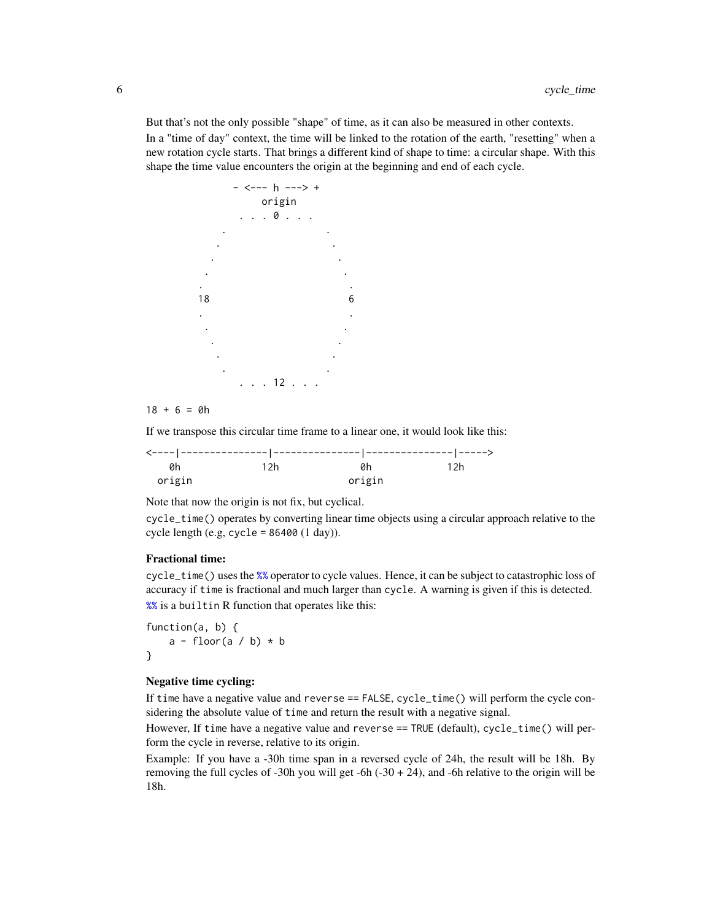But that's not the only possible "shape" of time, as it can also be measured in other contexts.

In a "time of day" context, the time will be linked to the rotation of the earth, "resetting" when a new rotation cycle starts. That brings a different kind of shape to time: a circular shape. With this shape the time value encounters the origin at the beginning and end of each cycle.

```
               - <--- h ---> +
                    origin
                . . . 0 . . .
             .                 .
            .                   .
           .                     .
          .                       .
         .                         .
         18                        6
         .                         .
          .                       .
           .                     .
            .                   .
             .                 .
                . . . 12 . . .
```

```
18 + 6 = 0h
```

If we transpose this circular time frame to a linear one, it would look like this:

```
<----|---------------|---------------|---------------|----->
    0h              12h              0h             12h
  origin                           origin
```

Note that now the origin is not fix, but cyclical.

`cycle_time()` operates by converting linear time objects using a circular approach relative to the cycle length (e.g, `cycle = 86400` (1 day)).

**Fractional time:**

`cycle_time()` uses the `%%` operator to cycle values. Hence, it can be subject to catastrophic loss of accuracy if `time` is fractional and much larger than `cycle`. A warning is given if this is detected.

`%%` is a `builtin` R function that operates like this:

```
function(a, b) {
    a - floor(a / b) * b
}
```

**Negative time cycling:**

If `time` have a negative value and `reverse == FALSE`, `cycle_time()` will perform the cycle considering the absolute value of `time` and return the result with a negative signal.

However, If `time` have a negative value and `reverse == TRUE` (default), `cycle_time()` will perform the cycle in reverse, relative to its origin.

Example: If you have a -30h time span in a reversed cycle of 24h, the result will be 18h. By removing the full cycles of -30h you will get -6h (-30 + 24), and -6h relative to the origin will be 18h.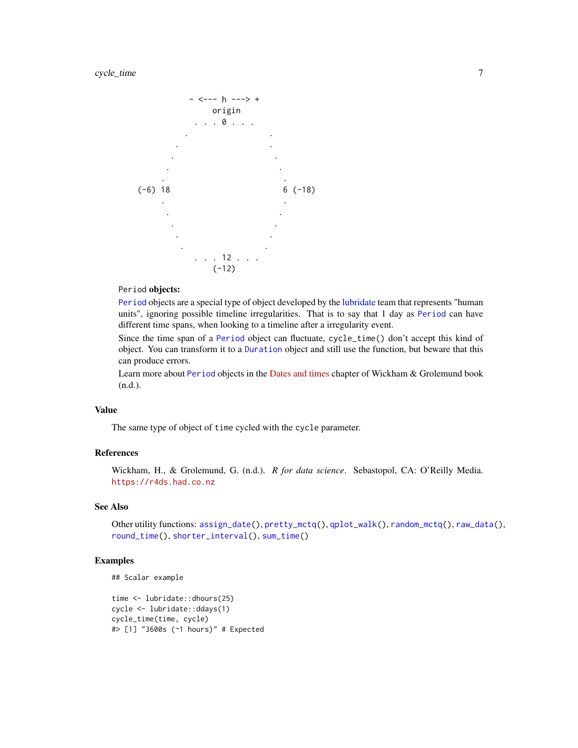```
              - <--- h ---> +
                   origin
                . . . 0 . . .
             .                 .
            .                   .
           .                     .
          .                       .
         .                         .
   (-6) 18                         6 (-18)
         .                         .
          .                       .
           .                     .
            .                   .
             .                 .
                . . . 12 . . .
                    (-12)
```

**`Period` objects:**

`Period` objects are a special type of object developed by the lubridate team that represents "human units", ignoring possible timeline irregularities. That is to say that 1 day as `Period` can have different time spans, when looking to a timeline after a irregularity event.

Since the time span of a `Period` object can fluctuate, `cycle_time()` don't accept this kind of object. You can transform it to a `Duration` object and still use the function, but beware that this can produce errors.

Learn more about `Period` objects in the Dates and times chapter of Wickham & Grolemund book (n.d.).

## Value

The same type of object of `time` cycled with the `cycle` parameter.

## References

Wickham, H., & Grolemund, G. (n.d.). *R for data science*. Sebastopol, CA: O'Reilly Media. https://r4ds.had.co.nz

## See Also

Other utility functions: `assign_date()`, `pretty_mctq()`, `qplot_walk()`, `random_mctq()`, `raw_data()`, `round_time()`, `shorter_interval()`, `sum_time()`

## Examples

```
## Scalar example

time <- lubridate::dhours(25)
cycle <- lubridate::ddays(1)
cycle_time(time, cycle)
#> [1] "3600s (~1 hours)" # Expected
```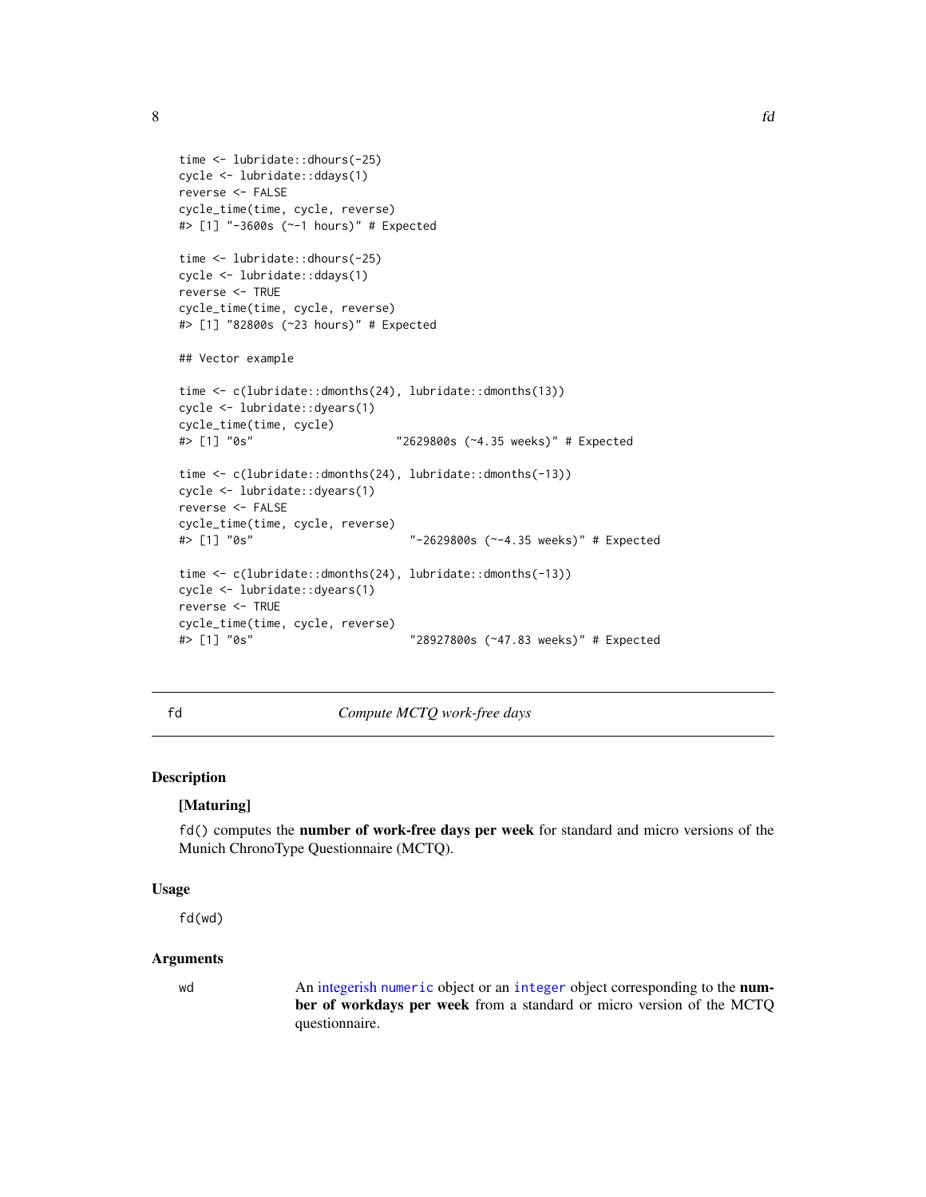```
time <- lubridate::dhours(-25)
cycle <- lubridate::ddays(1)
reverse <- FALSE
cycle_time(time, cycle, reverse)
#> [1] "-3600s (~-1 hours)" # Expected

time <- lubridate::dhours(-25)
cycle <- lubridate::ddays(1)
reverse <- TRUE
cycle_time(time, cycle, reverse)
#> [1] "82800s (~23 hours)" # Expected

## Vector example

time <- c(lubridate::dmonths(24), lubridate::dmonths(13))
cycle <- lubridate::dyears(1)
cycle_time(time, cycle)
#> [1] "0s"                    "2629800s (~4.35 weeks)" # Expected

time <- c(lubridate::dmonths(24), lubridate::dmonths(-13))
cycle <- lubridate::dyears(1)
reverse <- FALSE
cycle_time(time, cycle, reverse)
#> [1] "0s"                      "-2629800s (~-4.35 weeks)" # Expected

time <- c(lubridate::dmonths(24), lubridate::dmonths(-13))
cycle <- lubridate::dyears(1)
reverse <- TRUE
cycle_time(time, cycle, reverse)
#> [1] "0s"                      "28927800s (~47.83 weeks)" # Expected
```

---

## fd — *Compute MCTQ work-free days*

### Description

**[Maturing]**

`fd()` computes the **number of work-free days per week** for standard and micro versions of the Munich ChronoType Questionnaire (MCTQ).

### Usage

```
fd(wd)
```

### Arguments

| | |
|---|---|
| wd | An integerish `numeric` object or an `integer` object corresponding to the **number of workdays per week** from a standard or micro version of the MCTQ questionnaire. |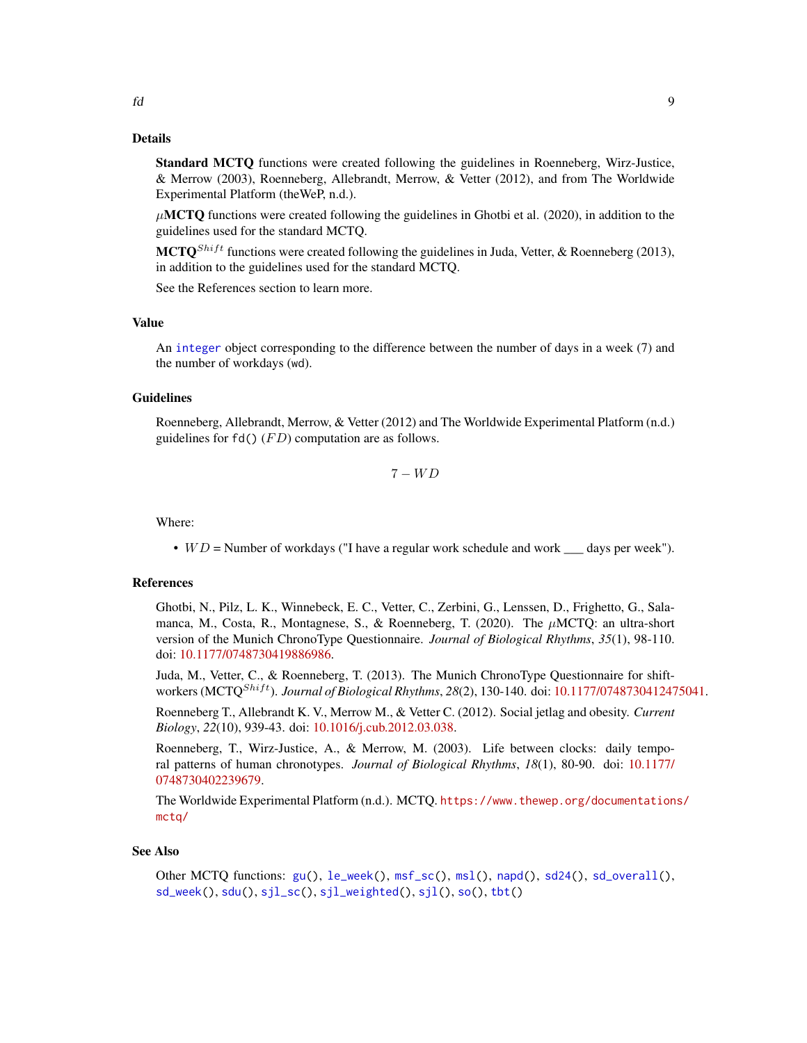## Details

**Standard MCTQ** functions were created following the guidelines in Roenneberg, Wirz-Justice, & Merrow (2003), Roenneberg, Allebrandt, Merrow, & Vetter (2012), and from The Worldwide Experimental Platform (theWeP, n.d.).

$\mu$**MCTQ** functions were created following the guidelines in Ghotbi et al. (2020), in addition to the guidelines used for the standard MCTQ.

**MCTQ**$^{Shift}$ functions were created following the guidelines in Juda, Vetter, & Roenneberg (2013), in addition to the guidelines used for the standard MCTQ.

See the References section to learn more.

## Value

An `integer` object corresponding to the difference between the number of days in a week (7) and the number of workdays (`wd`).

## Guidelines

Roenneberg, Allebrandt, Merrow, & Vetter (2012) and The Worldwide Experimental Platform (n.d.) guidelines for `fd()` ($FD$) computation are as follows.

$$7 - WD$$

Where:

- $WD$ = Number of workdays ("I have a regular work schedule and work ___ days per week").

## References

Ghotbi, N., Pilz, L. K., Winnebeck, E. C., Vetter, C., Zerbini, G., Lenssen, D., Frighetto, G., Salamanca, M., Costa, R., Montagnese, S., & Roenneberg, T. (2020). The $\mu$MCTQ: an ultra-short version of the Munich ChronoType Questionnaire. *Journal of Biological Rhythms*, *35*(1), 98-110. doi: 10.1177/0748730419886986.

Juda, M., Vetter, C., & Roenneberg, T. (2013). The Munich ChronoType Questionnaire for shift-workers (MCTQ$^{Shift}$). *Journal of Biological Rhythms*, *28*(2), 130-140. doi: 10.1177/0748730412475041.

Roenneberg T., Allebrandt K. V., Merrow M., & Vetter C. (2012). Social jetlag and obesity. *Current Biology*, *22*(10), 939-43. doi: 10.1016/j.cub.2012.03.038.

Roenneberg, T., Wirz-Justice, A., & Merrow, M. (2003). Life between clocks: daily temporal patterns of human chronotypes. *Journal of Biological Rhythms*, *18*(1), 80-90. doi: 10.1177/0748730402239679.

The Worldwide Experimental Platform (n.d.). MCTQ. https://www.thewep.org/documentations/mctq/

## See Also

Other MCTQ functions: `gu()`, `le_week()`, `msf_sc()`, `msl()`, `napd()`, `sd24()`, `sd_overall()`, `sd_week()`, `sdu()`, `sjl_sc()`, `sjl_weighted()`, `sjl()`, `so()`, `tbt()`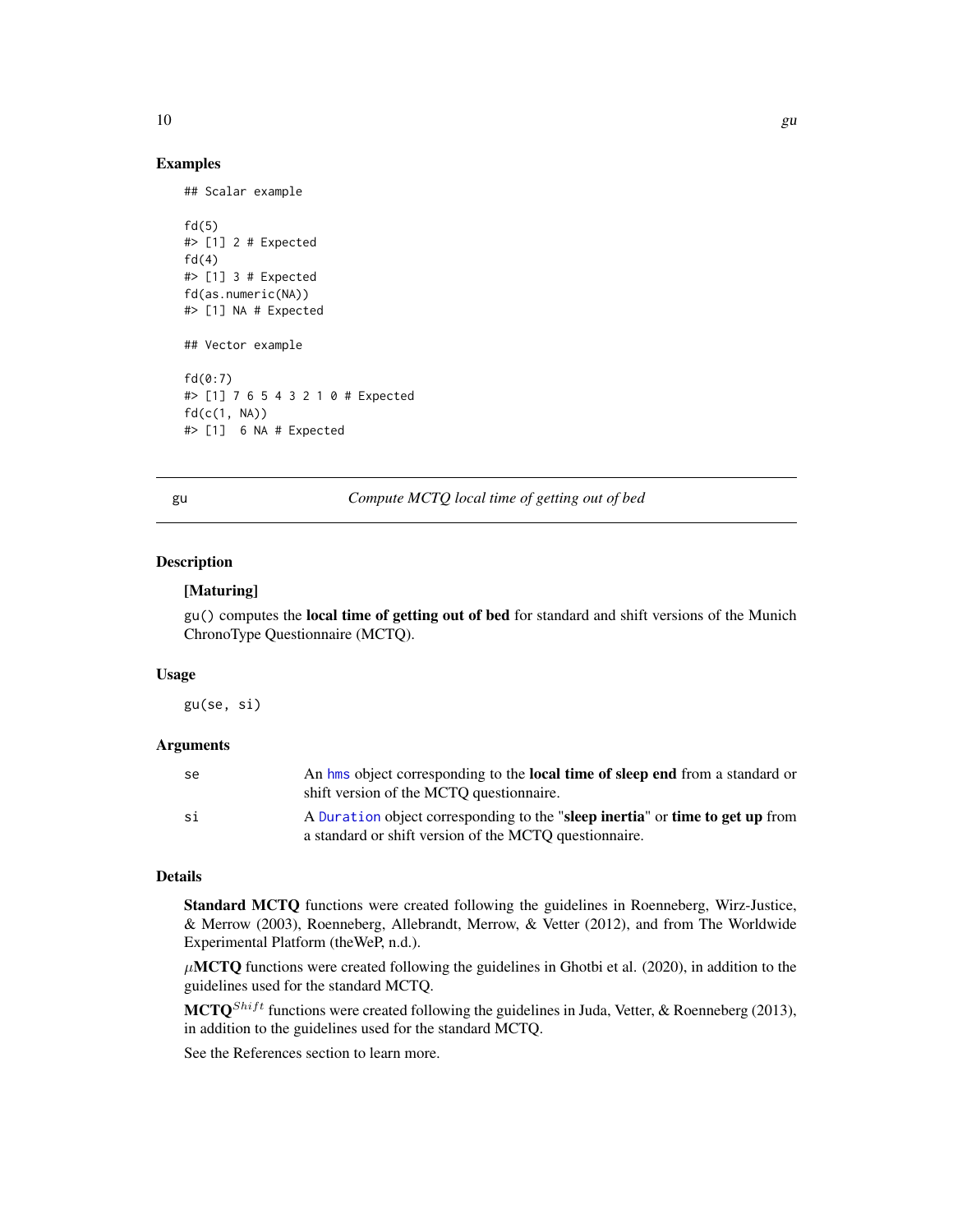### Examples

```
## Scalar example

fd(5)
#> [1] 2 # Expected
fd(4)
#> [1] 3 # Expected
fd(as.numeric(NA))
#> [1] NA # Expected

## Vector example

fd(0:7)
#> [1] 7 6 5 4 3 2 1 0 # Expected
fd(c(1, NA))
#> [1]  6 NA # Expected
```

---

## gu — *Compute MCTQ local time of getting out of bed*

### Description

**[Maturing]**

`gu()` computes the **local time of getting out of bed** for standard and shift versions of the Munich ChronoType Questionnaire (MCTQ).

### Usage

```
gu(se, si)
```

### Arguments

| | |
|---|---|
| `se` | An `hms` object corresponding to the **local time of sleep end** from a standard or shift version of the MCTQ questionnaire. |
| `si` | A `Duration` object corresponding to the "**sleep inertia**" or **time to get up** from a standard or shift version of the MCTQ questionnaire. |

### Details

**Standard MCTQ** functions were created following the guidelines in Roenneberg, Wirz-Justice, & Merrow (2003), Roenneberg, Allebrandt, Merrow, & Vetter (2012), and from The Worldwide Experimental Platform (theWeP, n.d.).

$\mu$**MCTQ** functions were created following the guidelines in Ghotbi et al. (2020), in addition to the guidelines used for the standard MCTQ.

**MCTQ**$^{Shift}$ functions were created following the guidelines in Juda, Vetter, & Roenneberg (2013), in addition to the guidelines used for the standard MCTQ.

See the References section to learn more.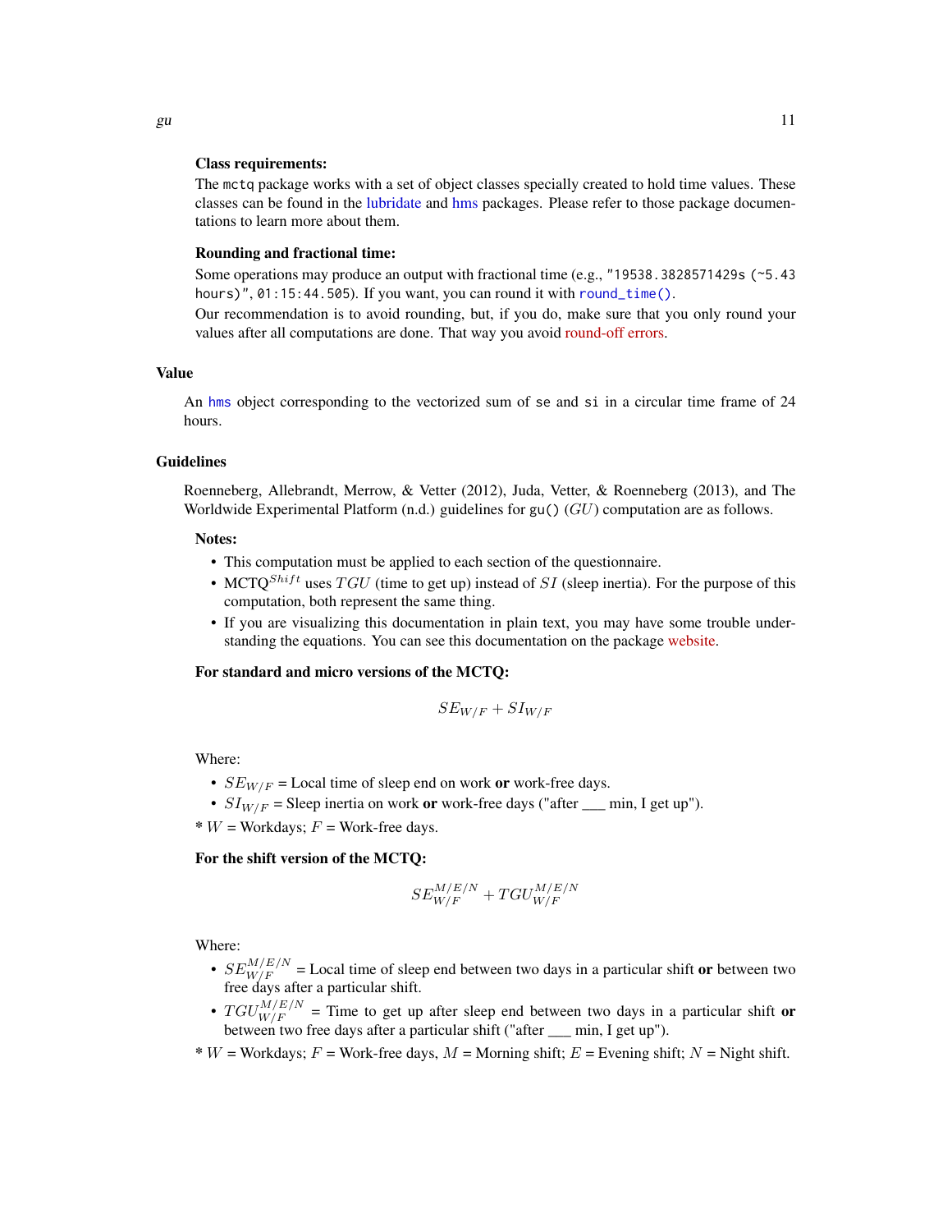**Class requirements:**

The `mctq` package works with a set of object classes specially created to hold time values. These classes can be found in the lubridate and hms packages. Please refer to those package documentations to learn more about them.

**Rounding and fractional time:**

Some operations may produce an output with fractional time (e.g., `"19538.3828571429s (~5.43 hours)"`, `01:15:44.505`). If you want, you can round it with `round_time()`.

Our recommendation is to avoid rounding, but, if you do, make sure that you only round your values after all computations are done. That way you avoid round-off errors.

## Value

An `hms` object corresponding to the vectorized sum of `se` and `si` in a circular time frame of 24 hours.

## Guidelines

Roenneberg, Allebrandt, Merrow, & Vetter (2012), Juda, Vetter, & Roenneberg (2013), and The Worldwide Experimental Platform (n.d.) guidelines for `gu()` ($GU$) computation are as follows.

**Notes:**

- This computation must be applied to each section of the questionnaire.
- MCTQ$^{Shift}$ uses $TGU$ (time to get up) instead of $SI$ (sleep inertia). For the purpose of this computation, both represent the same thing.
- If you are visualizing this documentation in plain text, you may have some trouble understanding the equations. You can see this documentation on the package website.

**For standard and micro versions of the MCTQ:**

$$SE_{W/F} + SI_{W/F}$$

Where:

- $SE_{W/F}$ = Local time of sleep end on work **or** work-free days.
- $SI_{W/F}$ = Sleep inertia on work **or** work-free days ("after ___ min, I get up").

* $W$ = Workdays; $F$ = Work-free days.

**For the shift version of the MCTQ:**

$$SE_{W/F}^{M/E/N} + TGU_{W/F}^{M/E/N}$$

Where:

- $SE_{W/F}^{M/E/N}$ = Local time of sleep end between two days in a particular shift **or** between two free days after a particular shift.
- $TGU_{W/F}^{M/E/N}$ = Time to get up after sleep end between two days in a particular shift **or** between two free days after a particular shift ("after ___ min, I get up").

* $W$ = Workdays; $F$ = Work-free days, $M$ = Morning shift; $E$ = Evening shift; $N$ = Night shift.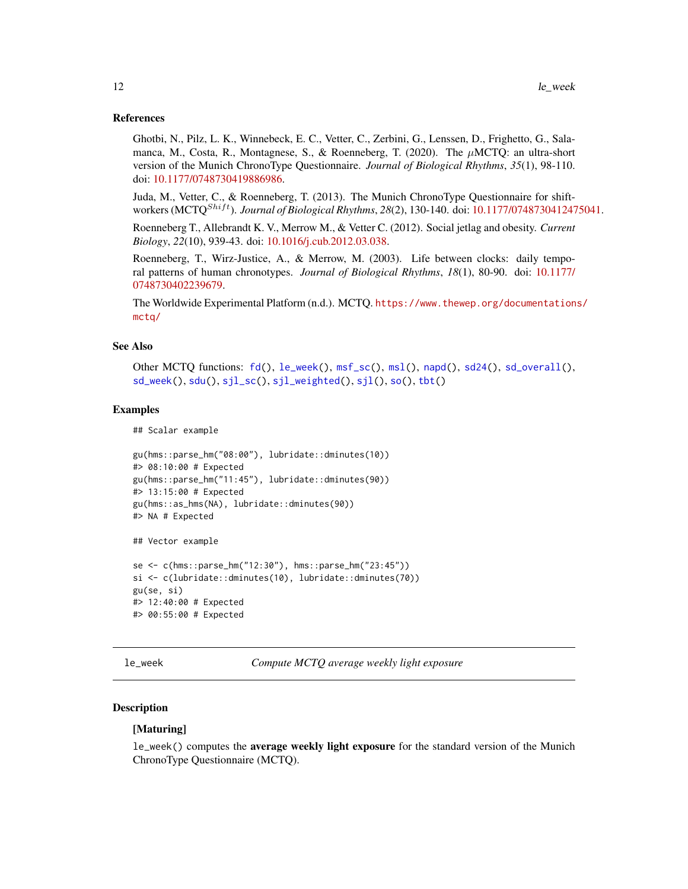### References

Ghotbi, N., Pilz, L. K., Winnebeck, E. C., Vetter, C., Zerbini, G., Lenssen, D., Frighetto, G., Salamanca, M., Costa, R., Montagnese, S., & Roenneberg, T. (2020). The $\mu$MCTQ: an ultra-short version of the Munich ChronoType Questionnaire. *Journal of Biological Rhythms*, *35*(1), 98-110. doi: 10.1177/0748730419886986.

Juda, M., Vetter, C., & Roenneberg, T. (2013). The Munich ChronoType Questionnaire for shift-workers (MCTQ$^{Shift}$). *Journal of Biological Rhythms*, *28*(2), 130-140. doi: 10.1177/0748730412475041.

Roenneberg T., Allebrandt K. V., Merrow M., & Vetter C. (2012). Social jetlag and obesity. *Current Biology*, *22*(10), 939-43. doi: 10.1016/j.cub.2012.03.038.

Roenneberg, T., Wirz-Justice, A., & Merrow, M. (2003). Life between clocks: daily temporal patterns of human chronotypes. *Journal of Biological Rhythms*, *18*(1), 80-90. doi: 10.1177/0748730402239679.

The Worldwide Experimental Platform (n.d.). MCTQ. `https://www.thewep.org/documentations/mctq/`

### See Also

Other MCTQ functions: `fd()`, `le_week()`, `msf_sc()`, `msl()`, `napd()`, `sd24()`, `sd_overall()`, `sd_week()`, `sdu()`, `sjl_sc()`, `sjl_weighted()`, `sjl()`, `so()`, `tbt()`

### Examples

```
## Scalar example

gu(hms::parse_hm("08:00"), lubridate::dminutes(10))
#> 08:10:00 # Expected
gu(hms::parse_hm("11:45"), lubridate::dminutes(90))
#> 13:15:00 # Expected
gu(hms::as_hms(NA), lubridate::dminutes(90))
#> NA # Expected

## Vector example

se <- c(hms::parse_hm("12:30"), hms::parse_hm("23:45"))
si <- c(lubridate::dminutes(10), lubridate::dminutes(70))
gu(se, si)
#> 12:40:00 # Expected
#> 00:55:00 # Expected
```

---

## le_week — *Compute MCTQ average weekly light exposure*

### Description

#### [Maturing]

`le_week()` computes the **average weekly light exposure** for the standard version of the Munich ChronoType Questionnaire (MCTQ).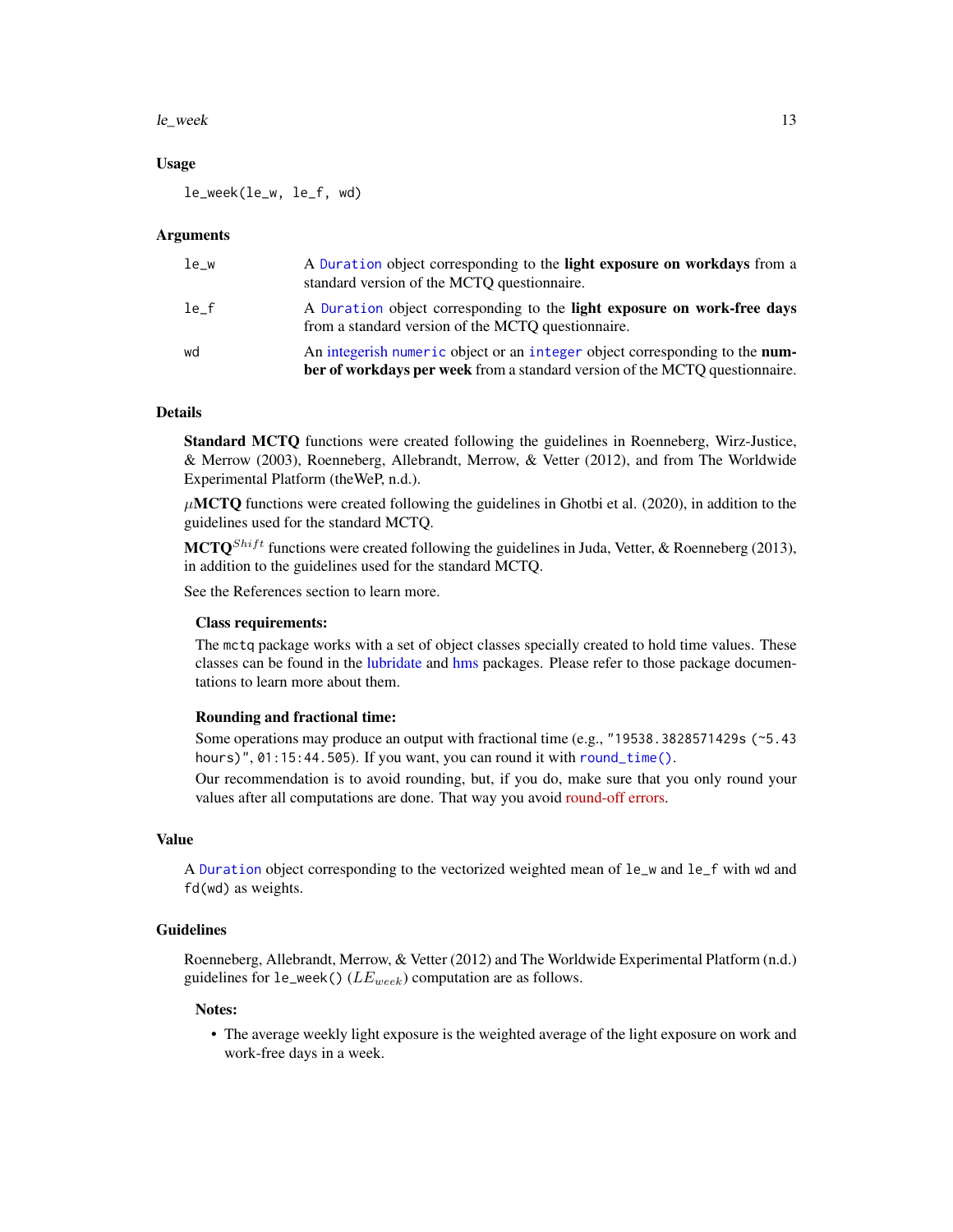## Usage

```
le_week(le_w, le_f, wd)
```

## Arguments

| | |
|---|---|
| le_w | A `Duration` object corresponding to the **light exposure on workdays** from a standard version of the MCTQ questionnaire. |
| le_f | A `Duration` object corresponding to the **light exposure on work-free days** from a standard version of the MCTQ questionnaire. |
| wd | An integerish `numeric` object or an `integer` object corresponding to the **number of workdays per week** from a standard version of the MCTQ questionnaire. |

## Details

**Standard MCTQ** functions were created following the guidelines in Roenneberg, Wirz-Justice, & Merrow (2003), Roenneberg, Allebrandt, Merrow, & Vetter (2012), and from The Worldwide Experimental Platform (theWeP, n.d.).

$\mu$**MCTQ** functions were created following the guidelines in Ghotbi et al. (2020), in addition to the guidelines used for the standard MCTQ.

**MCTQ**$^{Shift}$ functions were created following the guidelines in Juda, Vetter, & Roenneberg (2013), in addition to the guidelines used for the standard MCTQ.

See the References section to learn more.

### Class requirements:

The `mctq` package works with a set of object classes specially created to hold time values. These classes can be found in the lubridate and hms packages. Please refer to those package documentations to learn more about them.

### Rounding and fractional time:

Some operations may produce an output with fractional time (e.g., `"19538.3828571429s (~5.43 hours)"`, `01:15:44.505`). If you want, you can round it with `round_time()`.

Our recommendation is to avoid rounding, but, if you do, make sure that you only round your values after all computations are done. That way you avoid round-off errors.

## Value

A `Duration` object corresponding to the vectorized weighted mean of `le_w` and `le_f` with `wd` and `fd(wd)` as weights.

## Guidelines

Roenneberg, Allebrandt, Merrow, & Vetter (2012) and The Worldwide Experimental Platform (n.d.) guidelines for `le_week()` ($LE_{week}$) computation are as follows.

### Notes:

- The average weekly light exposure is the weighted average of the light exposure on work and work-free days in a week.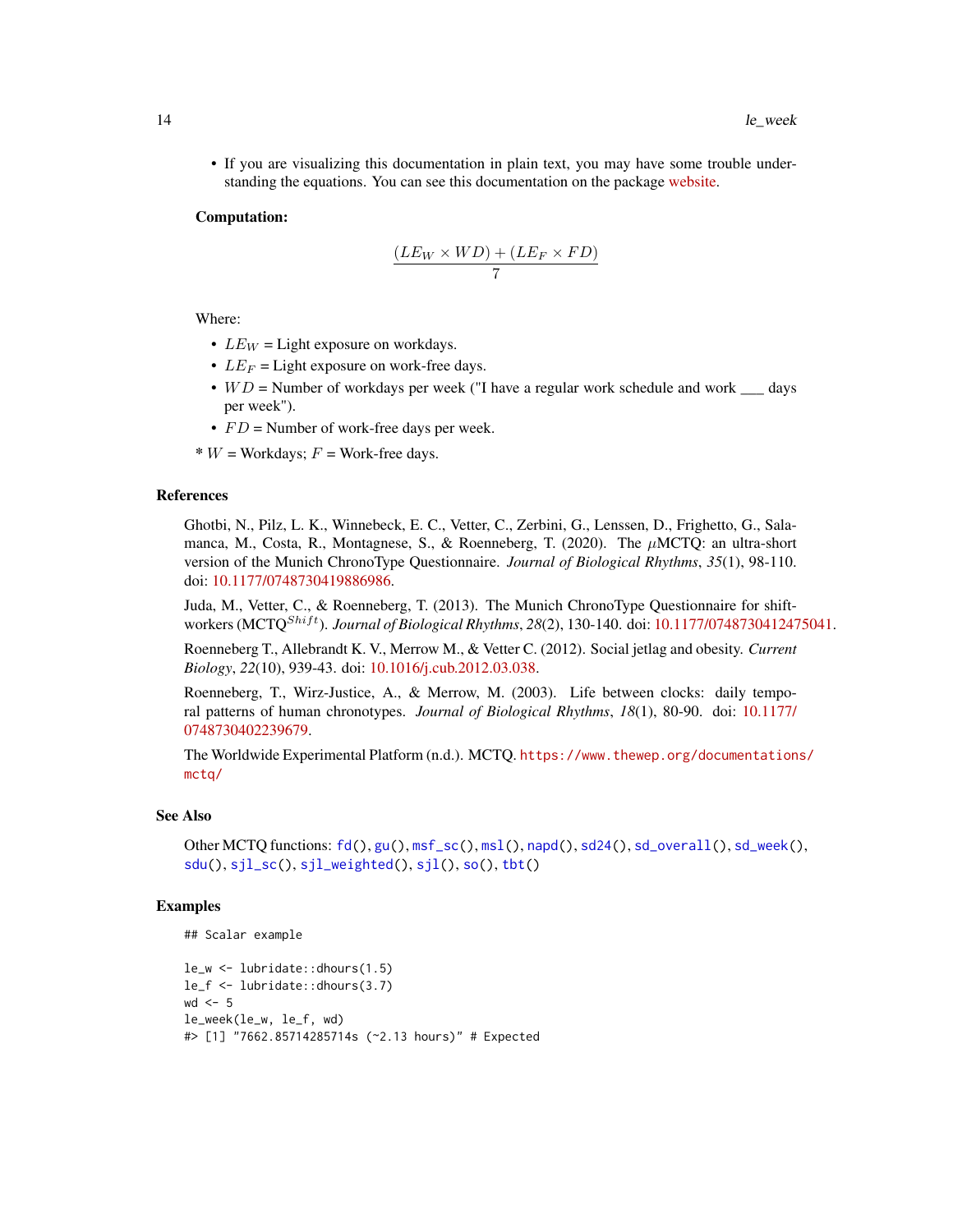- If you are visualizing this documentation in plain text, you may have some trouble understanding the equations. You can see this documentation on the package website.

**Computation:**

$$\frac{(LE_W \times WD) + (LE_F \times FD)}{7}$$

Where:

- $LE_W$ = Light exposure on workdays.
- $LE_F$ = Light exposure on work-free days.
- $WD$ = Number of workdays per week ("I have a regular work schedule and work ___ days per week").
- $FD$ = Number of work-free days per week.

* $W$ = Workdays; $F$ = Work-free days.

## References

Ghotbi, N., Pilz, L. K., Winnebeck, E. C., Vetter, C., Zerbini, G., Lenssen, D., Frighetto, G., Salamanca, M., Costa, R., Montagnese, S., & Roenneberg, T. (2020). The $\mu$MCTQ: an ultra-short version of the Munich ChronoType Questionnaire. *Journal of Biological Rhythms*, *35*(1), 98-110. doi: 10.1177/0748730419886986.

Juda, M., Vetter, C., & Roenneberg, T. (2013). The Munich ChronoType Questionnaire for shift-workers (MCTQ$^{Shift}$). *Journal of Biological Rhythms*, *28*(2), 130-140. doi: 10.1177/0748730412475041.

Roenneberg T., Allebrandt K. V., Merrow M., & Vetter C. (2012). Social jetlag and obesity. *Current Biology*, *22*(10), 939-43. doi: 10.1016/j.cub.2012.03.038.

Roenneberg, T., Wirz-Justice, A., & Merrow, M. (2003). Life between clocks: daily temporal patterns of human chronotypes. *Journal of Biological Rhythms*, *18*(1), 80-90. doi: 10.1177/0748730402239679.

The Worldwide Experimental Platform (n.d.). MCTQ. https://www.thewep.org/documentations/mctq/

## See Also

Other MCTQ functions: `fd()`, `gu()`, `msf_sc()`, `msl()`, `napd()`, `sd24()`, `sd_overall()`, `sd_week()`, `sdu()`, `sjl_sc()`, `sjl_weighted()`, `sjl()`, `so()`, `tbt()`

## Examples

```
## Scalar example

le_w <- lubridate::dhours(1.5)
le_f <- lubridate::dhours(3.7)
wd <- 5
le_week(le_w, le_f, wd)
#> [1] "7662.85714285714s (~2.13 hours)" # Expected
```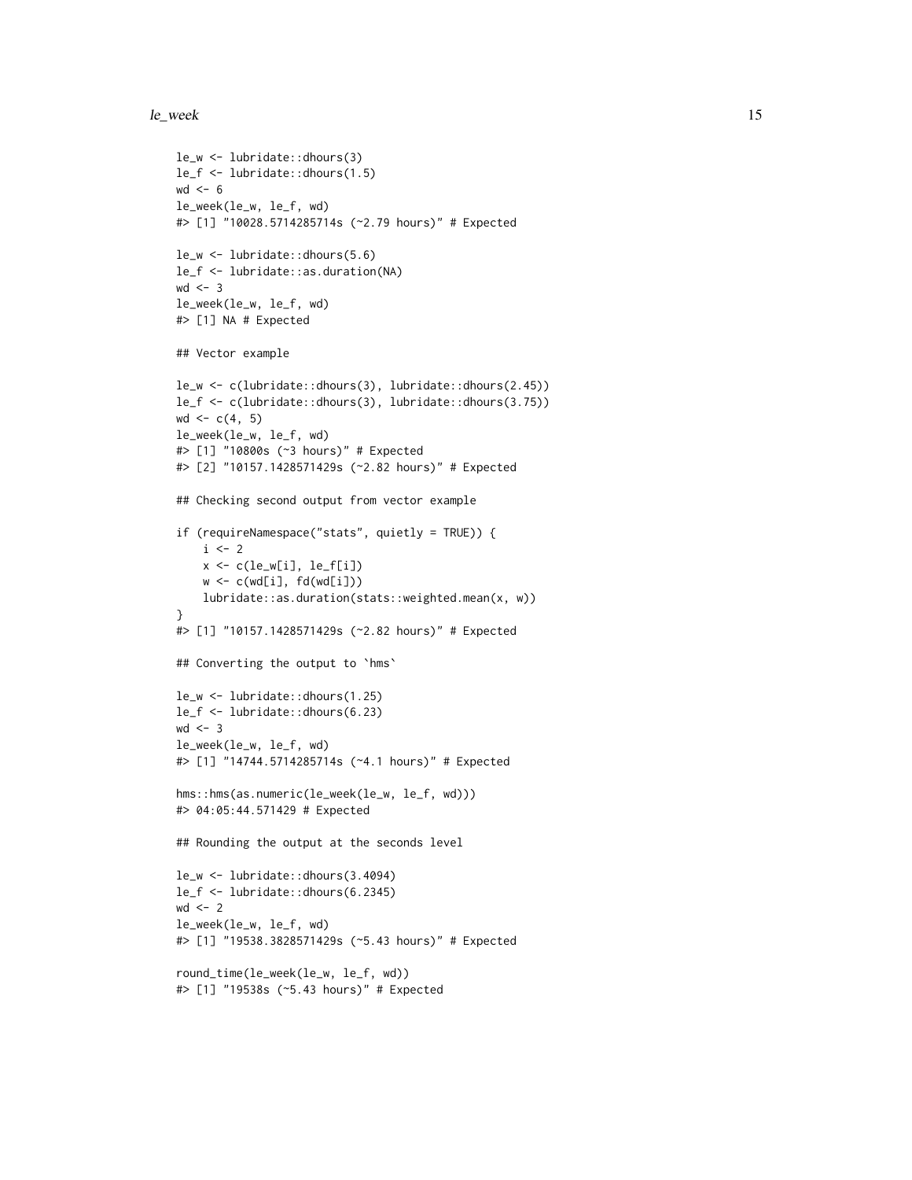```
le_w <- lubridate::dhours(3)
le_f <- lubridate::dhours(1.5)
wd <- 6
le_week(le_w, le_f, wd)
#> [1] "10028.5714285714s (~2.79 hours)" # Expected

le_w <- lubridate::dhours(5.6)
le_f <- lubridate::as.duration(NA)
wd <- 3
le_week(le_w, le_f, wd)
#> [1] NA # Expected

## Vector example

le_w <- c(lubridate::dhours(3), lubridate::dhours(2.45))
le_f <- c(lubridate::dhours(3), lubridate::dhours(3.75))
wd <- c(4, 5)
le_week(le_w, le_f, wd)
#> [1] "10800s (~3 hours)" # Expected
#> [2] "10157.1428571429s (~2.82 hours)" # Expected

## Checking second output from vector example

if (requireNamespace("stats", quietly = TRUE)) {
    i <- 2
    x <- c(le_w[i], le_f[i])
    w <- c(wd[i], fd(wd[i]))
    lubridate::as.duration(stats::weighted.mean(x, w))
}
#> [1] "10157.1428571429s (~2.82 hours)" # Expected

## Converting the output to `hms`

le_w <- lubridate::dhours(1.25)
le_f <- lubridate::dhours(6.23)
wd <- 3
le_week(le_w, le_f, wd)
#> [1] "14744.5714285714s (~4.1 hours)" # Expected

hms::hms(as.numeric(le_week(le_w, le_f, wd)))
#> 04:05:44.571429 # Expected

## Rounding the output at the seconds level

le_w <- lubridate::dhours(3.4094)
le_f <- lubridate::dhours(6.2345)
wd <- 2
le_week(le_w, le_f, wd)
#> [1] "19538.3828571429s (~5.43 hours)" # Expected

round_time(le_week(le_w, le_f, wd))
#> [1] "19538s (~5.43 hours)" # Expected
```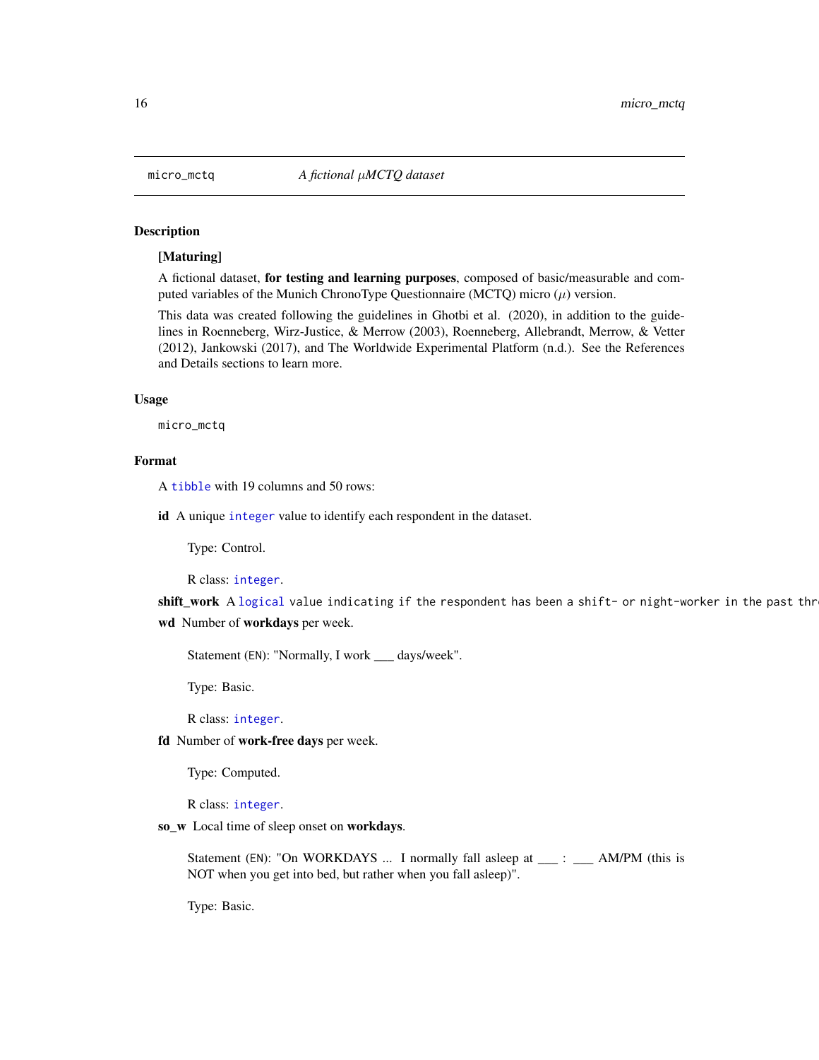micro_mctq *A fictional μMCTQ dataset*

### Description

**[Maturing]**

A fictional dataset, **for testing and learning purposes**, composed of basic/measurable and computed variables of the Munich ChronoType Questionnaire (MCTQ) micro ($\mu$) version.

This data was created following the guidelines in Ghotbi et al. (2020), in addition to the guidelines in Roenneberg, Wirz-Justice, & Merrow (2003), Roenneberg, Allebrandt, Merrow, & Vetter (2012), Jankowski (2017), and The Worldwide Experimental Platform (n.d.). See the References and Details sections to learn more.

### Usage

```
micro_mctq
```

### Format

A `tibble` with 19 columns and 50 rows:

**id** A unique `integer` value to identify each respondent in the dataset.

Type: Control.

R class: `integer`.

**shift_work** A `logical` value indicating if the respondent has been a shift- or night-worker in the past thr

**wd** Number of **workdays** per week.

Statement (EN): "Normally, I work ___ days/week".

Type: Basic.

R class: `integer`.

**fd** Number of **work-free days** per week.

Type: Computed.

R class: `integer`.

**so_w** Local time of sleep onset on **workdays**.

Statement (EN): "On WORKDAYS ... I normally fall asleep at ___ : ___ AM/PM (this is NOT when you get into bed, but rather when you fall asleep)".

Type: Basic.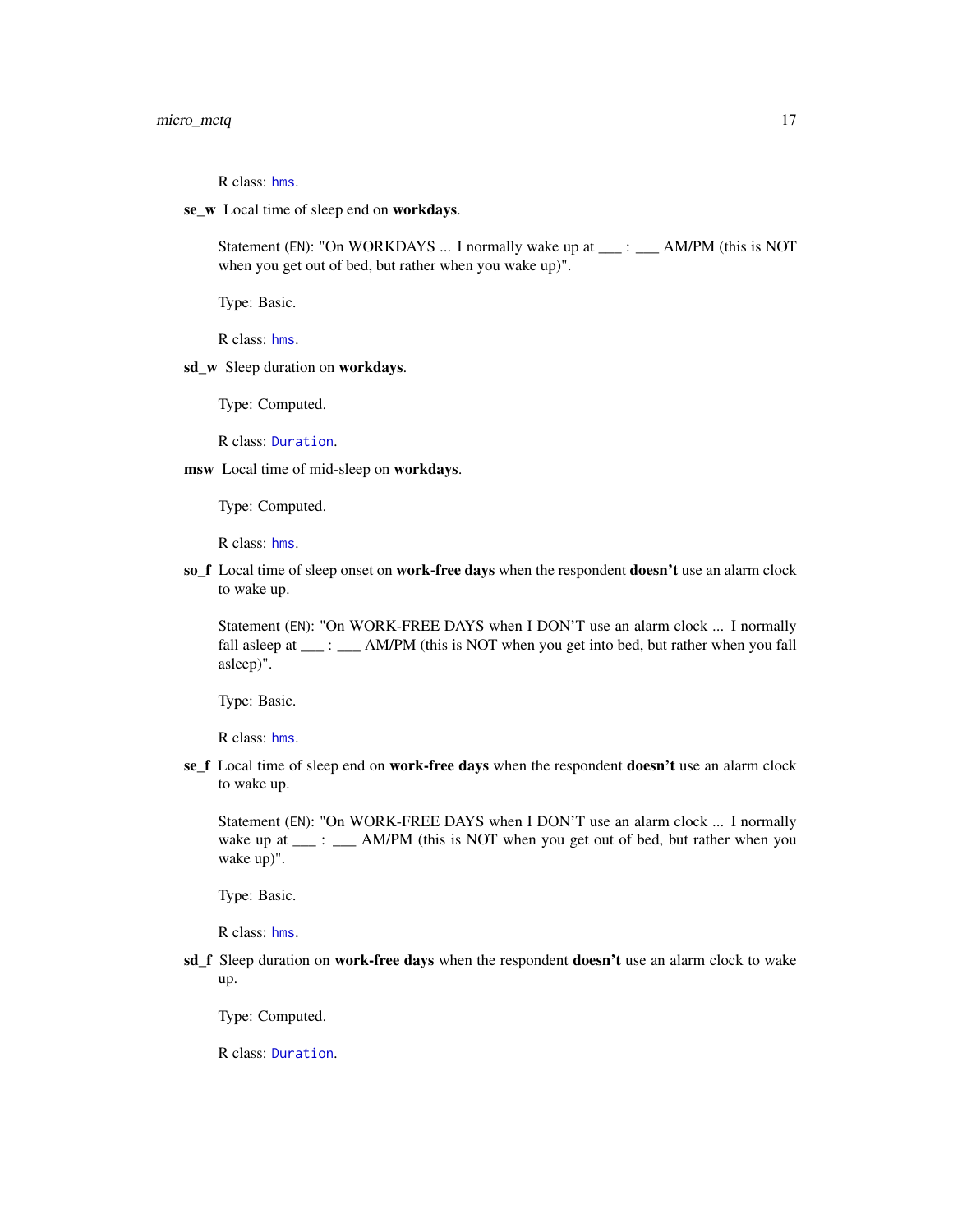R class: `hms`.

**se_w** Local time of sleep end on **workdays**.

Statement (`EN`): "On WORKDAYS ... I normally wake up at ___ : ___ AM/PM (this is NOT when you get out of bed, but rather when you wake up)".

Type: Basic.

R class: `hms`.

**sd_w** Sleep duration on **workdays**.

Type: Computed.

R class: `Duration`.

**msw** Local time of mid-sleep on **workdays**.

Type: Computed.

R class: `hms`.

**so_f** Local time of sleep onset on **work-free days** when the respondent **doesn't** use an alarm clock to wake up.

Statement (`EN`): "On WORK-FREE DAYS when I DON'T use an alarm clock ... I normally fall asleep at ___ : ___ AM/PM (this is NOT when you get into bed, but rather when you fall asleep)".

Type: Basic.

R class: `hms`.

**se_f** Local time of sleep end on **work-free days** when the respondent **doesn't** use an alarm clock to wake up.

Statement (`EN`): "On WORK-FREE DAYS when I DON'T use an alarm clock ... I normally wake up at ___ : ___ AM/PM (this is NOT when you get out of bed, but rather when you wake up)".

Type: Basic.

R class: `hms`.

**sd_f** Sleep duration on **work-free days** when the respondent **doesn't** use an alarm clock to wake up.

Type: Computed.

R class: `Duration`.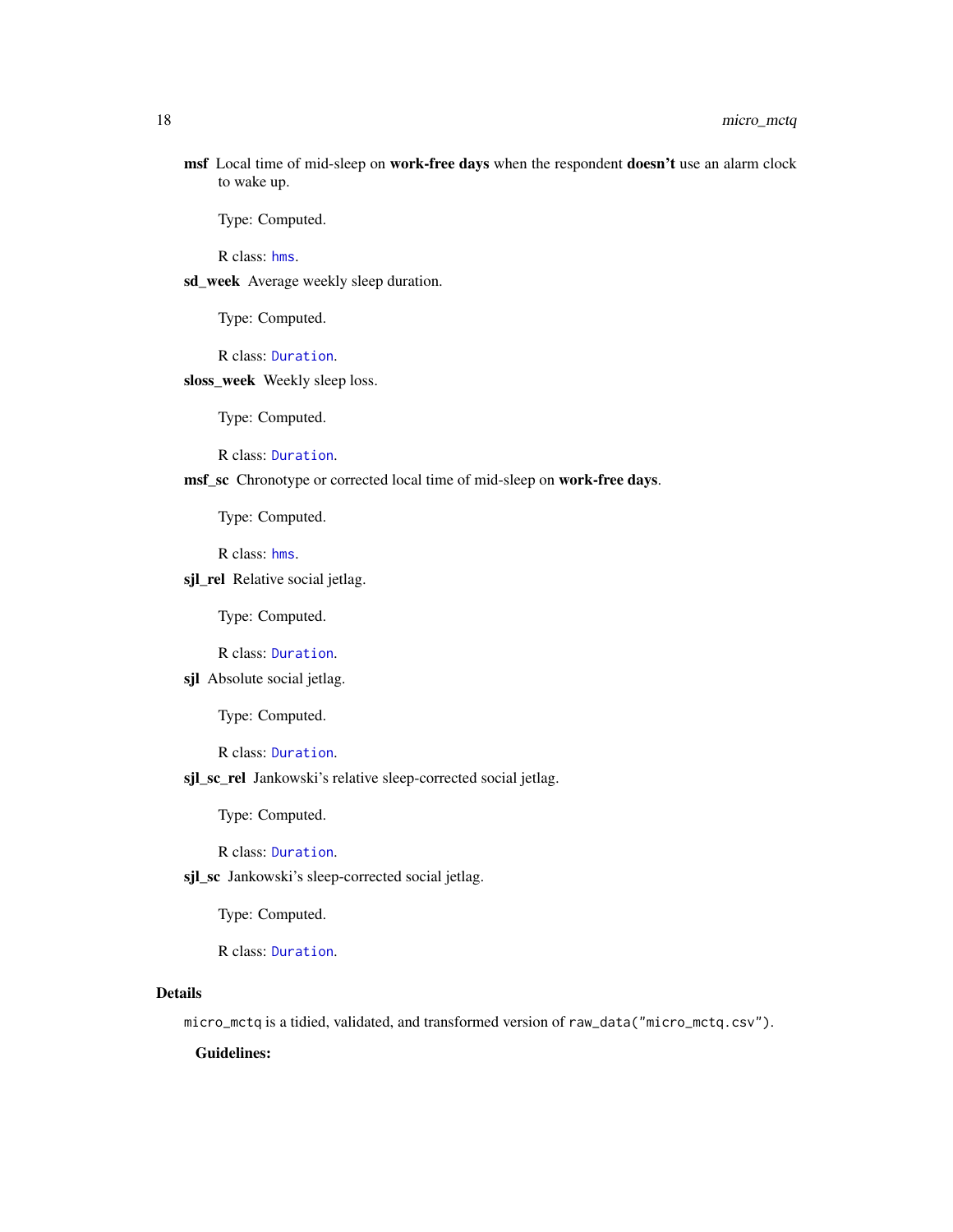**msf** Local time of mid-sleep on **work-free days** when the respondent **doesn't** use an alarm clock to wake up.

Type: Computed.

R class: `hms`.

**sd_week** Average weekly sleep duration.

Type: Computed.

R class: `Duration`.

**sloss_week** Weekly sleep loss.

Type: Computed.

R class: `Duration`.

**msf_sc** Chronotype or corrected local time of mid-sleep on **work-free days**.

Type: Computed.

R class: `hms`.

**sjl_rel** Relative social jetlag.

Type: Computed.

R class: `Duration`.

**sjl** Absolute social jetlag.

Type: Computed.

R class: `Duration`.

**sjl_sc_rel** Jankowski's relative sleep-corrected social jetlag.

Type: Computed.

R class: `Duration`.

**sjl_sc** Jankowski's sleep-corrected social jetlag.

Type: Computed.

R class: `Duration`.

## Details

`micro_mctq` is a tidied, validated, and transformed version of `raw_data("micro_mctq.csv")`.

### Guidelines: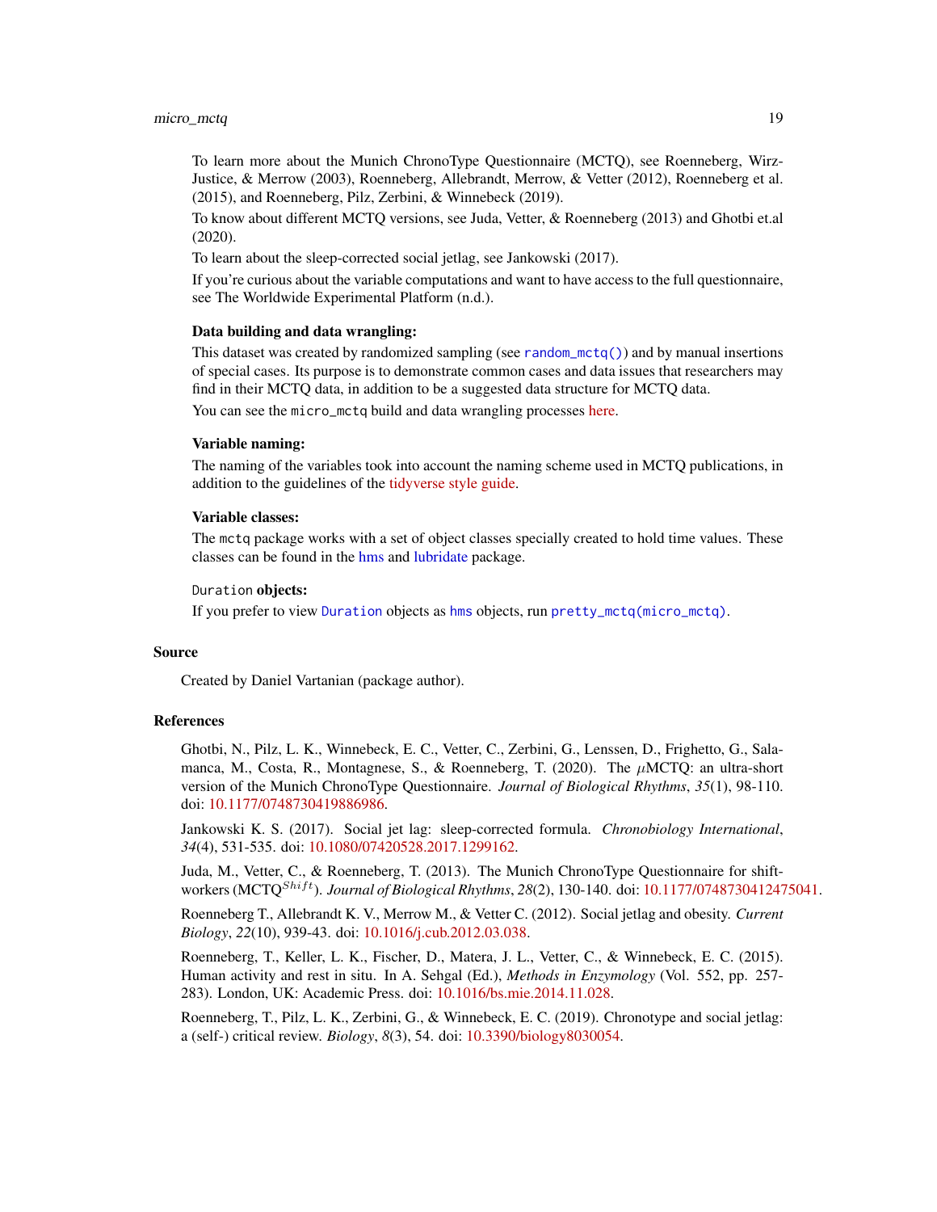To learn more about the Munich ChronoType Questionnaire (MCTQ), see Roenneberg, Wirz-Justice, & Merrow (2003), Roenneberg, Allebrandt, Merrow, & Vetter (2012), Roenneberg et al. (2015), and Roenneberg, Pilz, Zerbini, & Winnebeck (2019).

To know about different MCTQ versions, see Juda, Vetter, & Roenneberg (2013) and Ghotbi et.al (2020).

To learn about the sleep-corrected social jetlag, see Jankowski (2017).

If you're curious about the variable computations and want to have access to the full questionnaire, see The Worldwide Experimental Platform (n.d.).

**Data building and data wrangling:**

This dataset was created by randomized sampling (see `random_mctq()`) and by manual insertions of special cases. Its purpose is to demonstrate common cases and data issues that researchers may find in their MCTQ data, in addition to be a suggested data structure for MCTQ data.

You can see the `micro_mctq` build and data wrangling processes here.

**Variable naming:**

The naming of the variables took into account the naming scheme used in MCTQ publications, in addition to the guidelines of the tidyverse style guide.

**Variable classes:**

The `mctq` package works with a set of object classes specially created to hold time values. These classes can be found in the hms and lubridate package.

`Duration` **objects:**

If you prefer to view `Duration` objects as `hms` objects, run `pretty_mctq(micro_mctq)`.

## Source

Created by Daniel Vartanian (package author).

## References

Ghotbi, N., Pilz, L. K., Winnebeck, E. C., Vetter, C., Zerbini, G., Lenssen, D., Frighetto, G., Salamanca, M., Costa, R., Montagnese, S., & Roenneberg, T. (2020). The $\mu$MCTQ: an ultra-short version of the Munich ChronoType Questionnaire. *Journal of Biological Rhythms*, *35*(1), 98-110. doi: 10.1177/0748730419886986.

Jankowski K. S. (2017). Social jet lag: sleep-corrected formula. *Chronobiology International*, *34*(4), 531-535. doi: 10.1080/07420528.2017.1299162.

Juda, M., Vetter, C., & Roenneberg, T. (2013). The Munich ChronoType Questionnaire for shift-workers (MCTQ$^{Shift}$). *Journal of Biological Rhythms*, *28*(2), 130-140. doi: 10.1177/0748730412475041.

Roenneberg T., Allebrandt K. V., Merrow M., & Vetter C. (2012). Social jetlag and obesity. *Current Biology*, *22*(10), 939-43. doi: 10.1016/j.cub.2012.03.038.

Roenneberg, T., Keller, L. K., Fischer, D., Matera, J. L., Vetter, C., & Winnebeck, E. C. (2015). Human activity and rest in situ. In A. Sehgal (Ed.), *Methods in Enzymology* (Vol. 552, pp. 257-283). London, UK: Academic Press. doi: 10.1016/bs.mie.2014.11.028.

Roenneberg, T., Pilz, L. K., Zerbini, G., & Winnebeck, E. C. (2019). Chronotype and social jetlag: a (self-) critical review. *Biology*, *8*(3), 54. doi: 10.3390/biology8030054.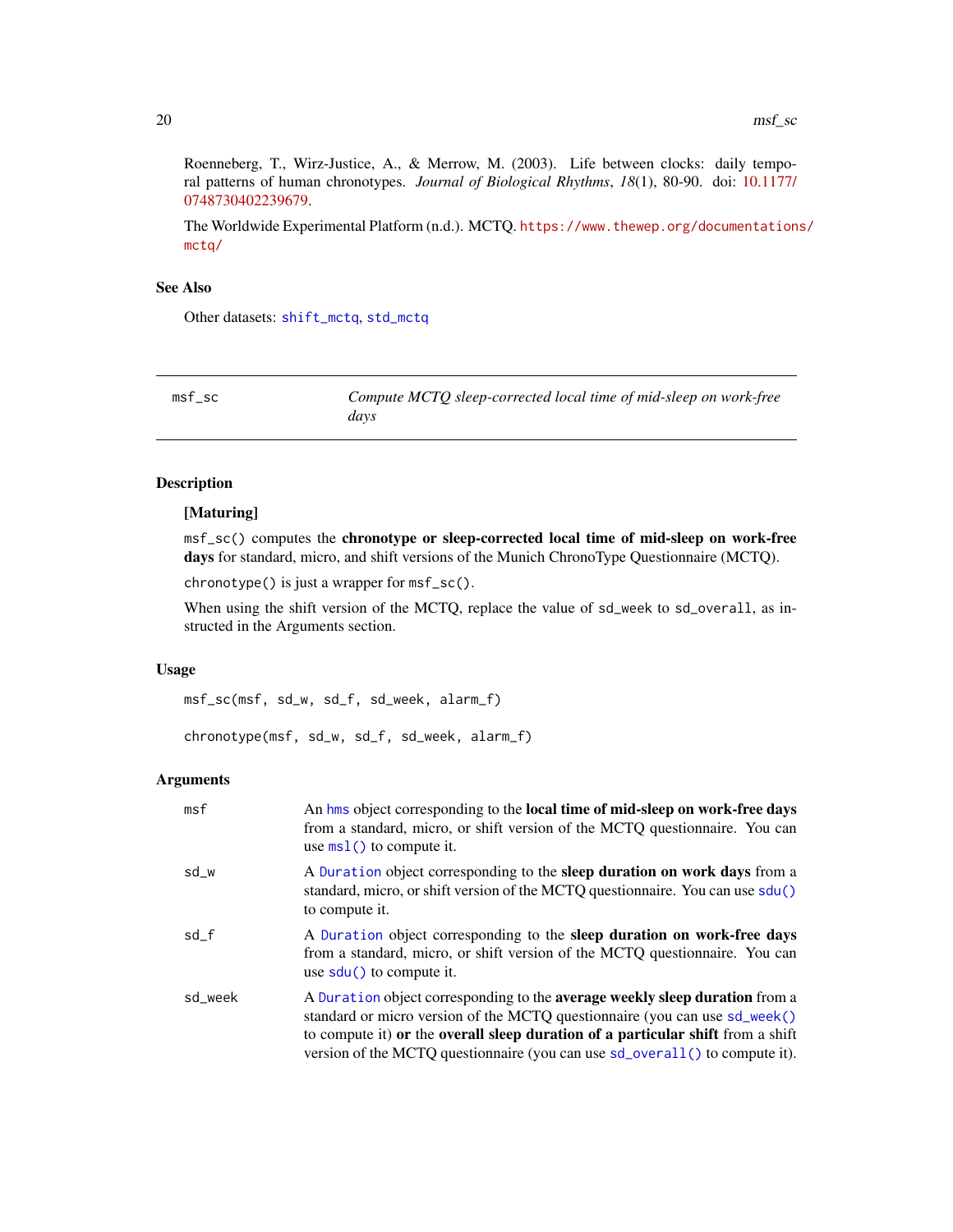Roenneberg, T., Wirz-Justice, A., & Merrow, M. (2003). Life between clocks: daily temporal patterns of human chronotypes. *Journal of Biological Rhythms*, *18*(1), 80-90. doi: 10.1177/0748730402239679.

The Worldwide Experimental Platform (n.d.). MCTQ. https://www.thewep.org/documentations/mctq/

### See Also

Other datasets: shift_mctq, std_mctq

---

## msf_sc — *Compute MCTQ sleep-corrected local time of mid-sleep on work-free days*

---

### Description

**[Maturing]**

msf_sc() computes the **chronotype or sleep-corrected local time of mid-sleep on work-free days** for standard, micro, and shift versions of the Munich ChronoType Questionnaire (MCTQ).

chronotype() is just a wrapper for msf_sc().

When using the shift version of the MCTQ, replace the value of sd_week to sd_overall, as instructed in the Arguments section.

### Usage

```
msf_sc(msf, sd_w, sd_f, sd_week, alarm_f)

chronotype(msf, sd_w, sd_f, sd_week, alarm_f)
```

### Arguments

| | |
|---|---|
| msf | An hms object corresponding to the **local time of mid-sleep on work-free days** from a standard, micro, or shift version of the MCTQ questionnaire. You can use msl() to compute it. |
| sd_w | A Duration object corresponding to the **sleep duration on work days** from a standard, micro, or shift version of the MCTQ questionnaire. You can use sdu() to compute it. |
| sd_f | A Duration object corresponding to the **sleep duration on work-free days** from a standard, micro, or shift version of the MCTQ questionnaire. You can use sdu() to compute it. |
| sd_week | A Duration object corresponding to the **average weekly sleep duration** from a standard or micro version of the MCTQ questionnaire (you can use sd_week() to compute it) **or** the **overall sleep duration of a particular shift** from a shift version of the MCTQ questionnaire (you can use sd_overall() to compute it). |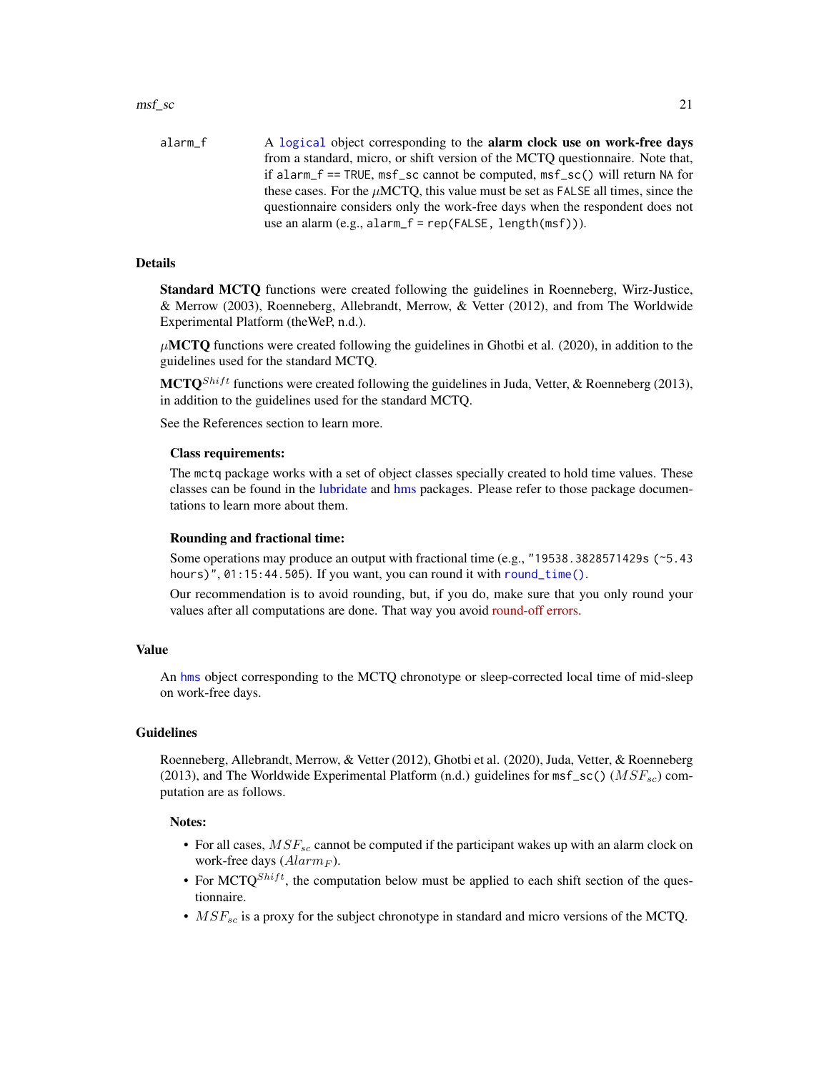alarm_f A `logical` object corresponding to the **alarm clock use on work-free days** from a standard, micro, or shift version of the MCTQ questionnaire. Note that, if `alarm_f == TRUE`, `msf_sc` cannot be computed, `msf_sc()` will return `NA` for these cases. For the $\mu$MCTQ, this value must be set as `FALSE` all times, since the questionnaire considers only the work-free days when the respondent does not use an alarm (e.g., `alarm_f = rep(FALSE, length(msf))`).

## Details

**Standard MCTQ** functions were created following the guidelines in Roenneberg, Wirz-Justice, & Merrow (2003), Roenneberg, Allebrandt, Merrow, & Vetter (2012), and from The Worldwide Experimental Platform (theWeP, n.d.).

$\mu$**MCTQ** functions were created following the guidelines in Ghotbi et al. (2020), in addition to the guidelines used for the standard MCTQ.

**MCTQ**$^{Shift}$ functions were created following the guidelines in Juda, Vetter, & Roenneberg (2013), in addition to the guidelines used for the standard MCTQ.

See the References section to learn more.

### Class requirements:

The `mctq` package works with a set of object classes specially created to hold time values. These classes can be found in the lubridate and hms packages. Please refer to those package documentations to learn more about them.

### Rounding and fractional time:

Some operations may produce an output with fractional time (e.g., `"19538.3828571429s (~5.43 hours)"`, `01:15:44.505`). If you want, you can round it with `round_time()`.

Our recommendation is to avoid rounding, but, if you do, make sure that you only round your values after all computations are done. That way you avoid round-off errors.

## Value

An `hms` object corresponding to the MCTQ chronotype or sleep-corrected local time of mid-sleep on work-free days.

## Guidelines

Roenneberg, Allebrandt, Merrow, & Vetter (2012), Ghotbi et al. (2020), Juda, Vetter, & Roenneberg (2013), and The Worldwide Experimental Platform (n.d.) guidelines for `msf_sc()` ($MSF_{sc}$) computation are as follows.

### Notes:

- For all cases, $MSF_{sc}$ cannot be computed if the participant wakes up with an alarm clock on work-free days ($Alarm_F$).
- For MCTQ$^{Shift}$, the computation below must be applied to each shift section of the questionnaire.
- $MSF_{sc}$ is a proxy for the subject chronotype in standard and micro versions of the MCTQ.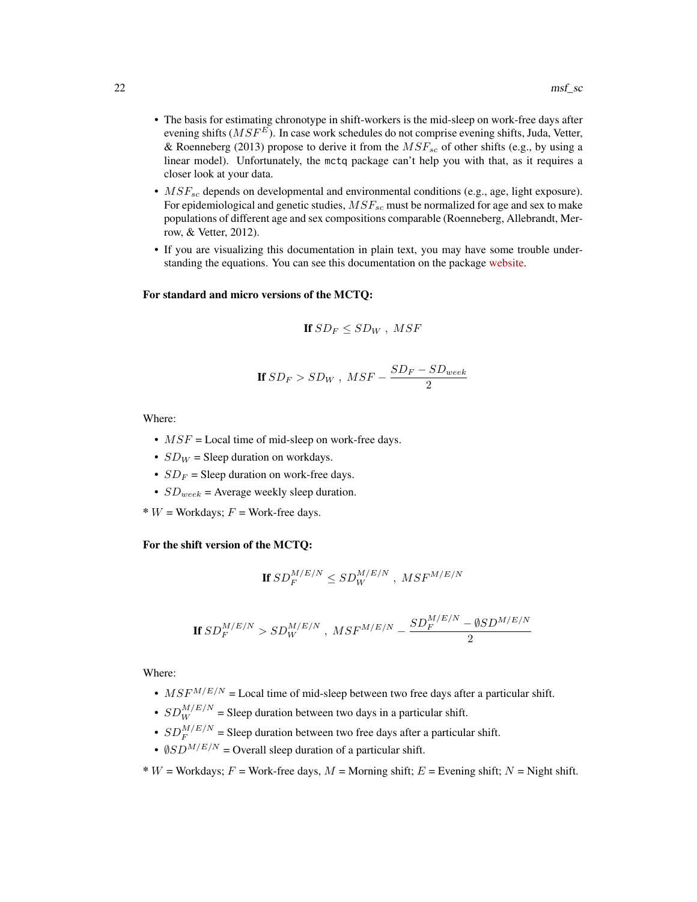- The basis for estimating chronotype in shift-workers is the mid-sleep on work-free days after evening shifts ($MSF^E$). In case work schedules do not comprise evening shifts, Juda, Vetter, & Roenneberg (2013) propose to derive it from the $MSF_{sc}$ of other shifts (e.g., by using a linear model). Unfortunately, the `mctq` package can't help you with that, as it requires a closer look at your data.
- $MSF_{sc}$ depends on developmental and environmental conditions (e.g., age, light exposure). For epidemiological and genetic studies, $MSF_{sc}$ must be normalized for age and sex to make populations of different age and sex compositions comparable (Roenneberg, Allebrandt, Merrow, & Vetter, 2012).
- If you are visualizing this documentation in plain text, you may have some trouble understanding the equations. You can see this documentation on the package website.

**For standard and micro versions of the MCTQ:**

$$\textbf{If } SD_F \leq SD_W \text{ , } MSF$$

$$\textbf{If } SD_F > SD_W \text{ , } MSF - \frac{SD_F - SD_{week}}{2}$$

Where:

- $MSF$ = Local time of mid-sleep on work-free days.
- $SD_W$ = Sleep duration on workdays.
- $SD_F$ = Sleep duration on work-free days.
- $SD_{week}$ = Average weekly sleep duration.

* $W$ = Workdays; $F$ = Work-free days.

**For the shift version of the MCTQ:**

$$\textbf{If } SD_F^{M/E/N} \leq SD_W^{M/E/N} \text{ , } MSF^{M/E/N}$$

$$\textbf{If } SD_F^{M/E/N} > SD_W^{M/E/N} \text{ , } MSF^{M/E/N} - \frac{SD_F^{M/E/N} - \emptyset SD^{M/E/N}}{2}$$

Where:

- $MSF^{M/E/N}$ = Local time of mid-sleep between two free days after a particular shift.
- $SD_W^{M/E/N}$ = Sleep duration between two days in a particular shift.
- $SD_F^{M/E/N}$ = Sleep duration between two free days after a particular shift.
- $\emptyset SD^{M/E/N}$ = Overall sleep duration of a particular shift.

* $W$ = Workdays; $F$ = Work-free days, $M$ = Morning shift; $E$ = Evening shift; $N$ = Night shift.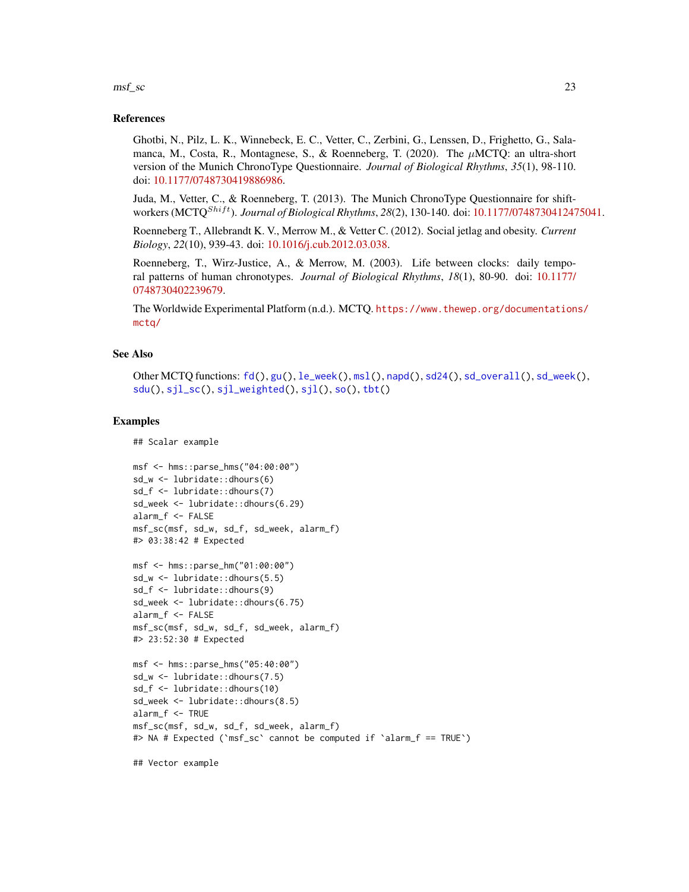### References

Ghotbi, N., Pilz, L. K., Winnebeck, E. C., Vetter, C., Zerbini, G., Lenssen, D., Frighetto, G., Salamanca, M., Costa, R., Montagnese, S., & Roenneberg, T. (2020). The $\mu$MCTQ: an ultra-short version of the Munich ChronoType Questionnaire. *Journal of Biological Rhythms*, *35*(1), 98-110. doi: 10.1177/0748730419886986.

Juda, M., Vetter, C., & Roenneberg, T. (2013). The Munich ChronoType Questionnaire for shift-workers (MCTQ$^{Shift}$). *Journal of Biological Rhythms*, *28*(2), 130-140. doi: 10.1177/0748730412475041.

Roenneberg T., Allebrandt K. V., Merrow M., & Vetter C. (2012). Social jetlag and obesity. *Current Biology*, *22*(10), 939-43. doi: 10.1016/j.cub.2012.03.038.

Roenneberg, T., Wirz-Justice, A., & Merrow, M. (2003). Life between clocks: daily temporal patterns of human chronotypes. *Journal of Biological Rhythms*, *18*(1), 80-90. doi: 10.1177/0748730402239679.

The Worldwide Experimental Platform (n.d.). MCTQ. https://www.thewep.org/documentations/mctq/

### See Also

Other MCTQ functions: fd(), gu(), le_week(), msl(), napd(), sd24(), sd_overall(), sd_week(), sdu(), sjl_sc(), sjl_weighted(), sjl(), so(), tbt()

### Examples

```
## Scalar example

msf <- hms::parse_hms("04:00:00")
sd_w <- lubridate::dhours(6)
sd_f <- lubridate::dhours(7)
sd_week <- lubridate::dhours(6.29)
alarm_f <- FALSE
msf_sc(msf, sd_w, sd_f, sd_week, alarm_f)
#> 03:38:42 # Expected

msf <- hms::parse_hm("01:00:00")
sd_w <- lubridate::dhours(5.5)
sd_f <- lubridate::dhours(9)
sd_week <- lubridate::dhours(6.75)
alarm_f <- FALSE
msf_sc(msf, sd_w, sd_f, sd_week, alarm_f)
#> 23:52:30 # Expected

msf <- hms::parse_hms("05:40:00")
sd_w <- lubridate::dhours(7.5)
sd_f <- lubridate::dhours(10)
sd_week <- lubridate::dhours(8.5)
alarm_f <- TRUE
msf_sc(msf, sd_w, sd_f, sd_week, alarm_f)
#> NA # Expected (`msf_sc` cannot be computed if `alarm_f == TRUE`)

## Vector example
```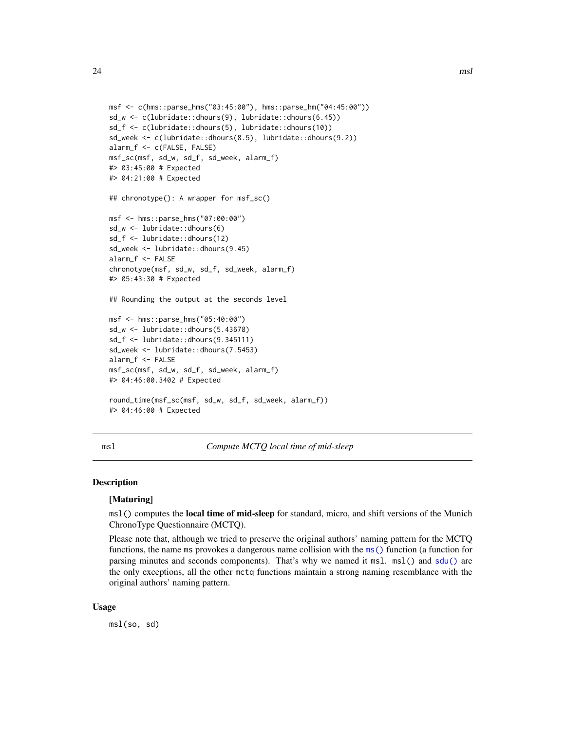```
msf <- c(hms::parse_hms("03:45:00"), hms::parse_hm("04:45:00"))
sd_w <- c(lubridate::dhours(9), lubridate::dhours(6.45))
sd_f <- c(lubridate::dhours(5), lubridate::dhours(10))
sd_week <- c(lubridate::dhours(8.5), lubridate::dhours(9.2))
alarm_f <- c(FALSE, FALSE)
msf_sc(msf, sd_w, sd_f, sd_week, alarm_f)
#> 03:45:00 # Expected
#> 04:21:00 # Expected

## chronotype(): A wrapper for msf_sc()

msf <- hms::parse_hms("07:00:00")
sd_w <- lubridate::dhours(6)
sd_f <- lubridate::dhours(12)
sd_week <- lubridate::dhours(9.45)
alarm_f <- FALSE
chronotype(msf, sd_w, sd_f, sd_week, alarm_f)
#> 05:43:30 # Expected

## Rounding the output at the seconds level

msf <- hms::parse_hms("05:40:00")
sd_w <- lubridate::dhours(5.43678)
sd_f <- lubridate::dhours(9.345111)
sd_week <- lubridate::dhours(7.5453)
alarm_f <- FALSE
msf_sc(msf, sd_w, sd_f, sd_week, alarm_f)
#> 04:46:00.3402 # Expected

round_time(msf_sc(msf, sd_w, sd_f, sd_week, alarm_f))
#> 04:46:00 # Expected
```

# msl — *Compute MCTQ local time of mid-sleep*

## Description

**[Maturing]**

`msl()` computes the **local time of mid-sleep** for standard, micro, and shift versions of the Munich ChronoType Questionnaire (MCTQ).

Please note that, although we tried to preserve the original authors' naming pattern for the MCTQ functions, the name `ms` provokes a dangerous name collision with the `ms()` function (a function for parsing minutes and seconds components). That's why we named it `msl`. `msl()` and `sdu()` are the only exceptions, all the other `mctq` functions maintain a strong naming resemblance with the original authors' naming pattern.

## Usage

```
msl(so, sd)
```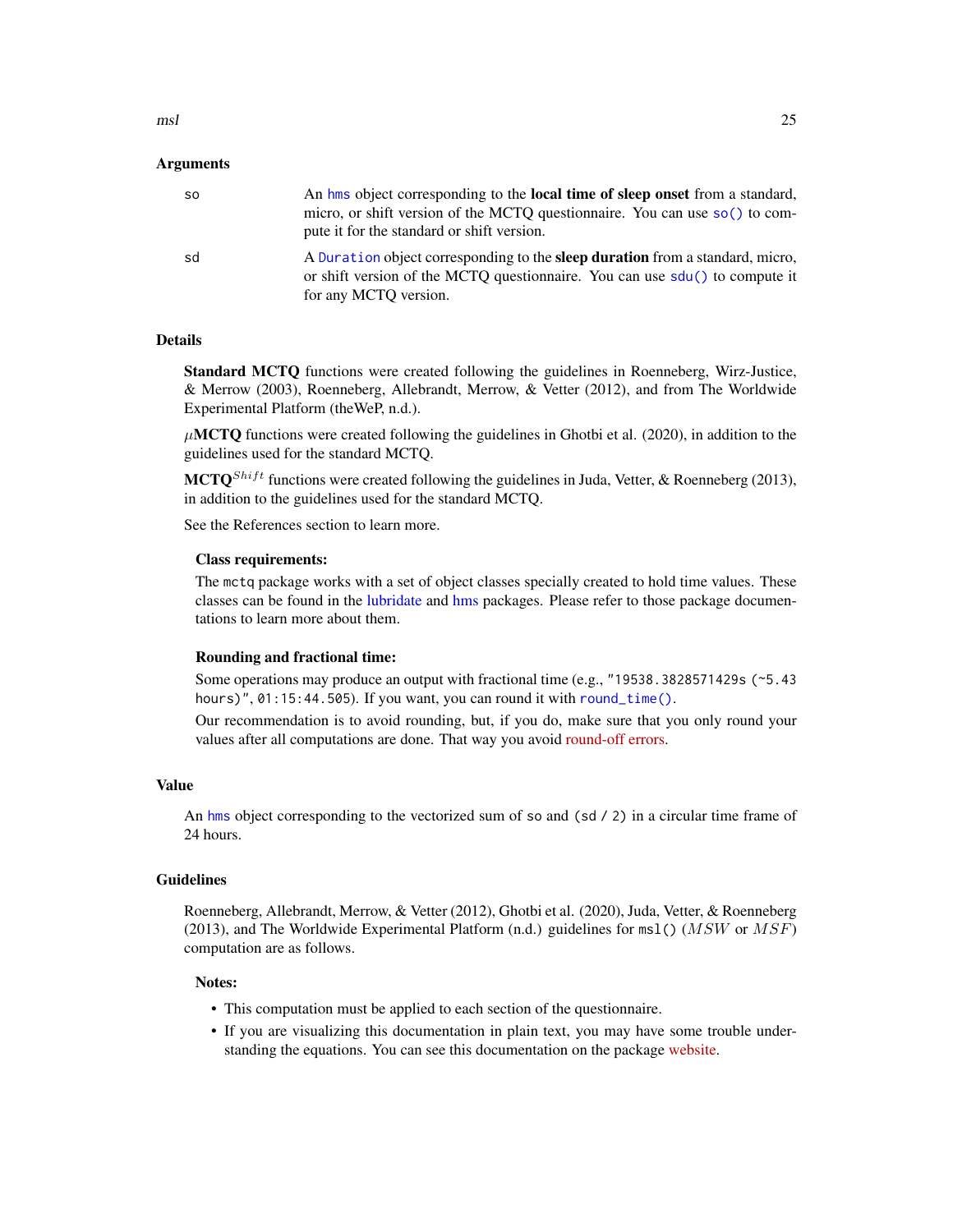## Arguments

so
: An `hms` object corresponding to the **local time of sleep onset** from a standard, micro, or shift version of the MCTQ questionnaire. You can use `so()` to compute it for the standard or shift version.

sd
: A `Duration` object corresponding to the **sleep duration** from a standard, micro, or shift version of the MCTQ questionnaire. You can use `sdu()` to compute it for any MCTQ version.

## Details

**Standard MCTQ** functions were created following the guidelines in Roenneberg, Wirz-Justice, & Merrow (2003), Roenneberg, Allebrandt, Merrow, & Vetter (2012), and from The Worldwide Experimental Platform (theWeP, n.d.).

$\mu$**MCTQ** functions were created following the guidelines in Ghotbi et al. (2020), in addition to the guidelines used for the standard MCTQ.

**MCTQ**$^{Shift}$ functions were created following the guidelines in Juda, Vetter, & Roenneberg (2013), in addition to the guidelines used for the standard MCTQ.

See the References section to learn more.

### Class requirements:

The `mctq` package works with a set of object classes specially created to hold time values. These classes can be found in the lubridate and hms packages. Please refer to those package documentations to learn more about them.

### Rounding and fractional time:

Some operations may produce an output with fractional time (e.g., `"19538.3828571429s (~5.43 hours)"`, `01:15:44.505`). If you want, you can round it with `round_time()`.

Our recommendation is to avoid rounding, but, if you do, make sure that you only round your values after all computations are done. That way you avoid round-off errors.

## Value

An `hms` object corresponding to the vectorized sum of `so` and `(sd / 2)` in a circular time frame of 24 hours.

## Guidelines

Roenneberg, Allebrandt, Merrow, & Vetter (2012), Ghotbi et al. (2020), Juda, Vetter, & Roenneberg (2013), and The Worldwide Experimental Platform (n.d.) guidelines for `msl()` ($MSW$ or $MSF$) computation are as follows.

### Notes:

- This computation must be applied to each section of the questionnaire.
- If you are visualizing this documentation in plain text, you may have some trouble understanding the equations. You can see this documentation on the package website.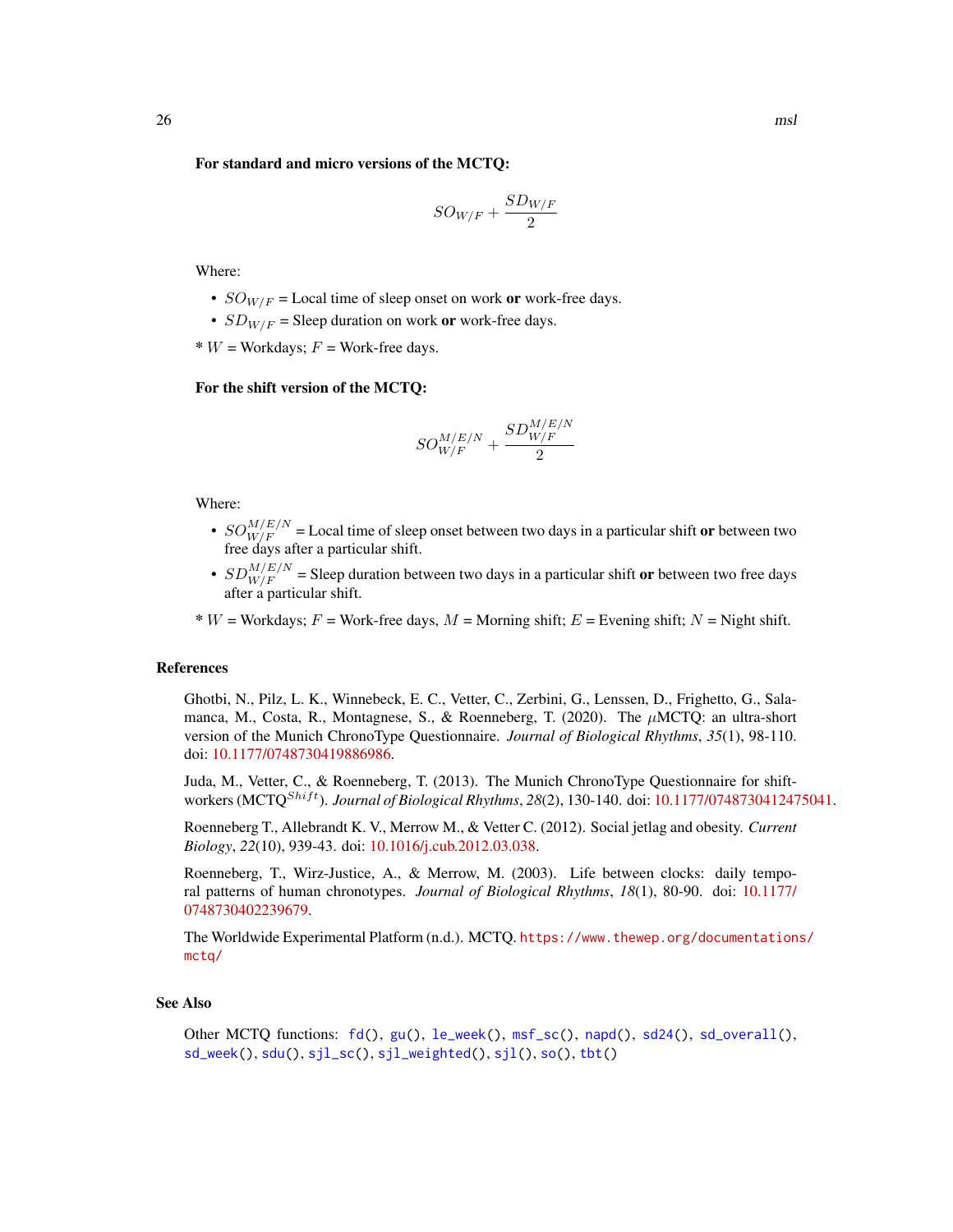**For standard and micro versions of the MCTQ:**

$$SO_{W/F} + \frac{SD_{W/F}}{2}$$

Where:

- $SO_{W/F}$ = Local time of sleep onset on work **or** work-free days.
- $SD_{W/F}$ = Sleep duration on work **or** work-free days.

* $W$ = Workdays; $F$ = Work-free days.

**For the shift version of the MCTQ:**

$$SO_{W/F}^{M/E/N} + \frac{SD_{W/F}^{M/E/N}}{2}$$

Where:

- $SO_{W/F}^{M/E/N}$ = Local time of sleep onset between two days in a particular shift **or** between two free days after a particular shift.
- $SD_{W/F}^{M/E/N}$ = Sleep duration between two days in a particular shift **or** between two free days after a particular shift.

* $W$ = Workdays; $F$ = Work-free days, $M$ = Morning shift; $E$ = Evening shift; $N$ = Night shift.

## References

Ghotbi, N., Pilz, L. K., Winnebeck, E. C., Vetter, C., Zerbini, G., Lenssen, D., Frighetto, G., Salamanca, M., Costa, R., Montagnese, S., & Roenneberg, T. (2020). The $\mu$MCTQ: an ultra-short version of the Munich ChronoType Questionnaire. *Journal of Biological Rhythms*, *35*(1), 98-110. doi: 10.1177/0748730419886986.

Juda, M., Vetter, C., & Roenneberg, T. (2013). The Munich ChronoType Questionnaire for shift-workers (MCTQ$^{Shift}$). *Journal of Biological Rhythms*, *28*(2), 130-140. doi: 10.1177/0748730412475041.

Roenneberg T., Allebrandt K. V., Merrow M., & Vetter C. (2012). Social jetlag and obesity. *Current Biology*, *22*(10), 939-43. doi: 10.1016/j.cub.2012.03.038.

Roenneberg, T., Wirz-Justice, A., & Merrow, M. (2003). Life between clocks: daily temporal patterns of human chronotypes. *Journal of Biological Rhythms*, *18*(1), 80-90. doi: 10.1177/0748730402239679.

The Worldwide Experimental Platform (n.d.). MCTQ. https://www.thewep.org/documentations/mctq/

## See Also

Other MCTQ functions: `fd()`, `gu()`, `le_week()`, `msf_sc()`, `napd()`, `sd24()`, `sd_overall()`, `sd_week()`, `sdu()`, `sjl_sc()`, `sjl_weighted()`, `sjl()`, `so()`, `tbt()`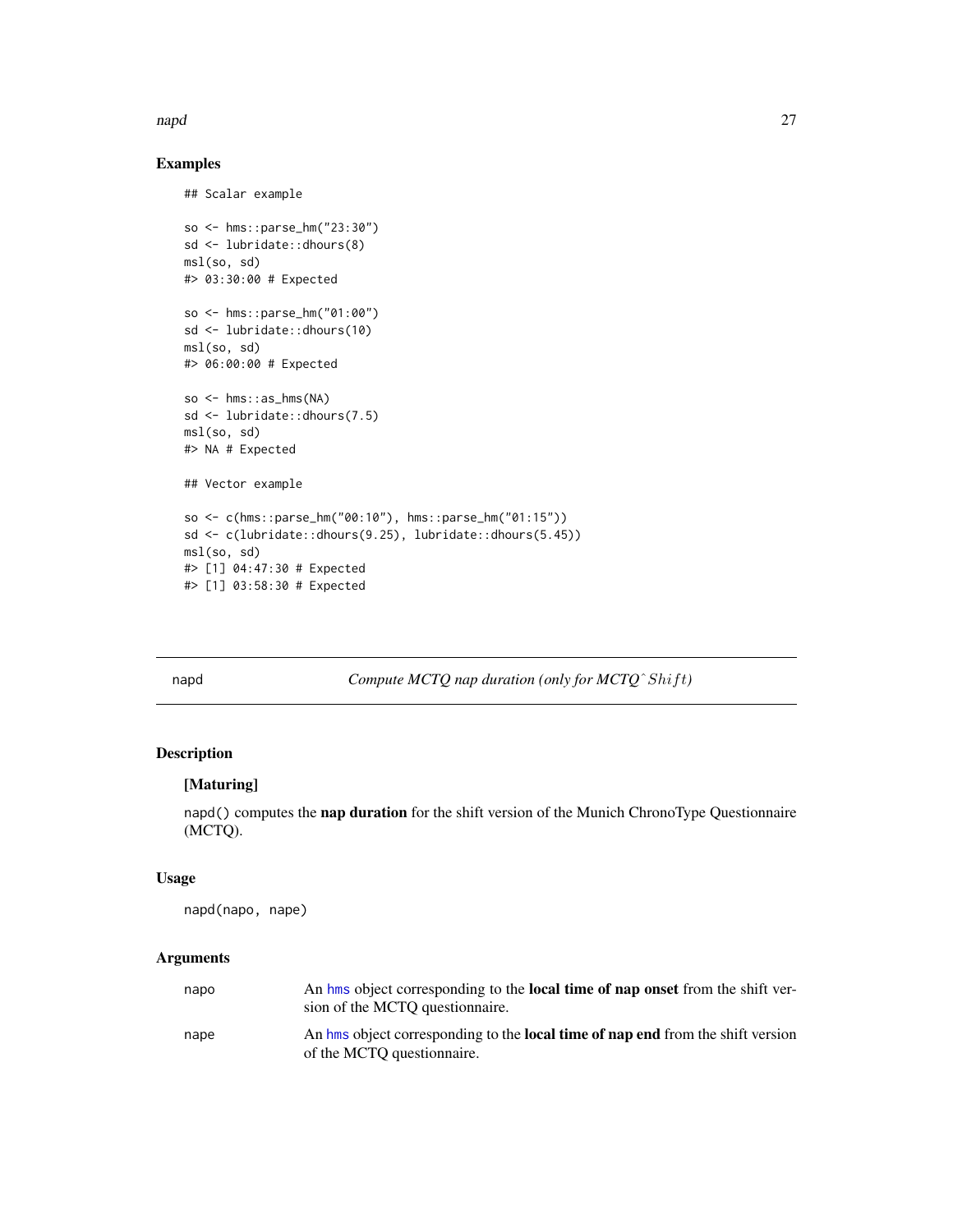## Examples

```
## Scalar example

so <- hms::parse_hm("23:30")
sd <- lubridate::dhours(8)
msl(so, sd)
#> 03:30:00 # Expected

so <- hms::parse_hm("01:00")
sd <- lubridate::dhours(10)
msl(so, sd)
#> 06:00:00 # Expected

so <- hms::as_hms(NA)
sd <- lubridate::dhours(7.5)
msl(so, sd)
#> NA # Expected

## Vector example

so <- c(hms::parse_hm("00:10"), hms::parse_hm("01:15"))
sd <- c(lubridate::dhours(9.25), lubridate::dhours(5.45))
msl(so, sd)
#> [1] 04:47:30 # Expected
#> [1] 03:58:30 # Expected
```

---

# napd — *Compute MCTQ nap duration (only for MCTQ$^{Shift}$)*

## Description

**[Maturing]**

napd() computes the **nap duration** for the shift version of the Munich ChronoType Questionnaire (MCTQ).

## Usage

```
napd(napo, nape)
```

## Arguments

| | |
|---|---|
| napo | An hms object corresponding to the **local time of nap onset** from the shift version of the MCTQ questionnaire. |
| nape | An hms object corresponding to the **local time of nap end** from the shift version of the MCTQ questionnaire. |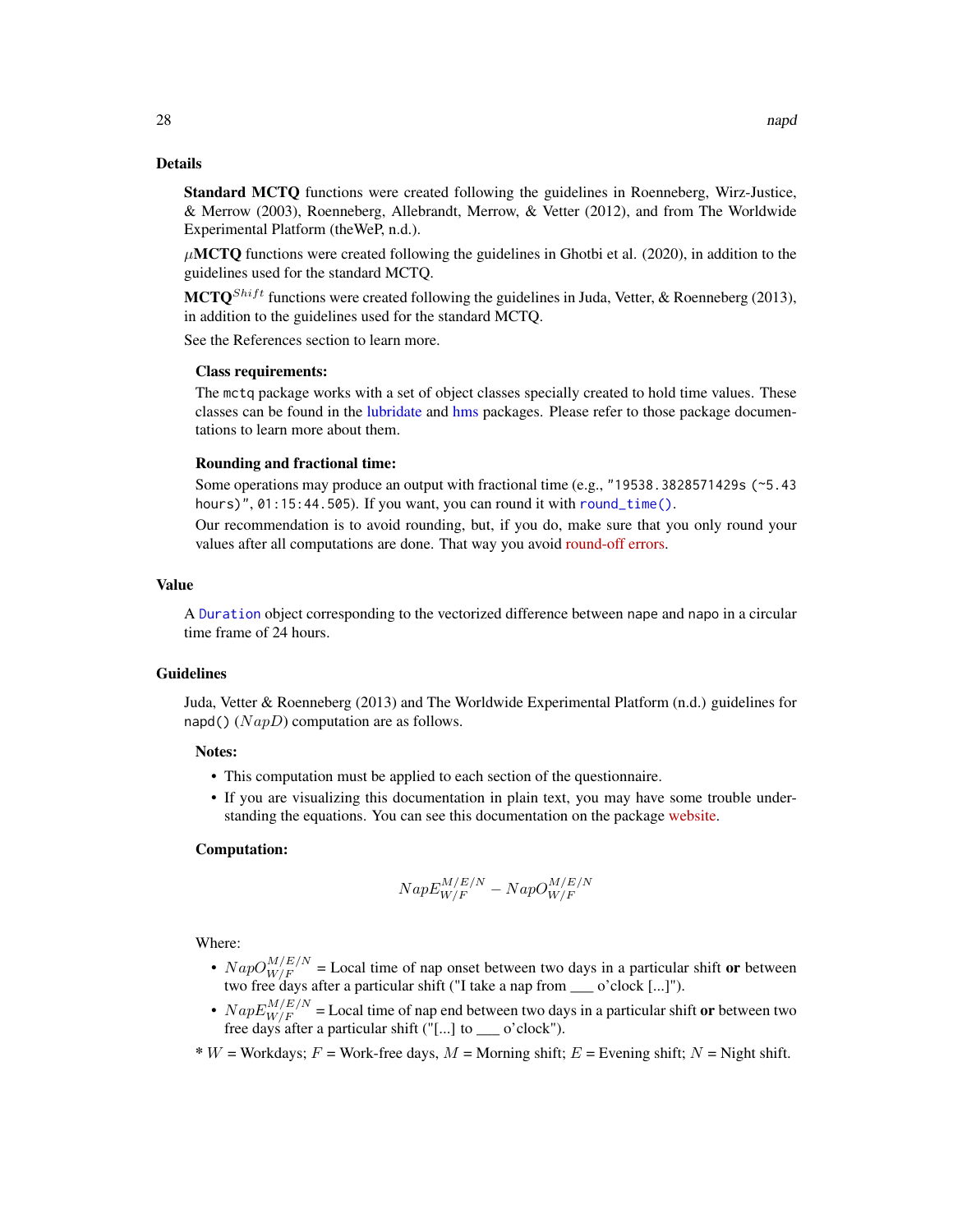## Details

**Standard MCTQ** functions were created following the guidelines in Roenneberg, Wirz-Justice, & Merrow (2003), Roenneberg, Allebrandt, Merrow, & Vetter (2012), and from The Worldwide Experimental Platform (theWeP, n.d.).

$\mu$**MCTQ** functions were created following the guidelines in Ghotbi et al. (2020), in addition to the guidelines used for the standard MCTQ.

**MCTQ**$^{Shift}$ functions were created following the guidelines in Juda, Vetter, & Roenneberg (2013), in addition to the guidelines used for the standard MCTQ.

See the References section to learn more.

**Class requirements:**

The `mctq` package works with a set of object classes specially created to hold time values. These classes can be found in the lubridate and hms packages. Please refer to those package documentations to learn more about them.

**Rounding and fractional time:**

Some operations may produce an output with fractional time (e.g., `"19538.3828571429s (~5.43 hours)"`, `01:15:44.505`). If you want, you can round it with `round_time()`.

Our recommendation is to avoid rounding, but, if you do, make sure that you only round your values after all computations are done. That way you avoid round-off errors.

## Value

A `Duration` object corresponding to the vectorized difference between `nape` and `napo` in a circular time frame of 24 hours.

## Guidelines

Juda, Vetter & Roenneberg (2013) and The Worldwide Experimental Platform (n.d.) guidelines for `napd()` ($NapD$) computation are as follows.

**Notes:**

- This computation must be applied to each section of the questionnaire.
- If you are visualizing this documentation in plain text, you may have some trouble understanding the equations. You can see this documentation on the package website.

**Computation:**

$$NapE_{W/F}^{M/E/N} - NapO_{W/F}^{M/E/N}$$

Where:

- $NapO_{W/F}^{M/E/N}$ = Local time of nap onset between two days in a particular shift **or** between two free days after a particular shift ("I take a nap from ___ o'clock [...]").
- $NapE_{W/F}^{M/E/N}$ = Local time of nap end between two days in a particular shift **or** between two free days after a particular shift ("[...] to ___ o'clock").

* $W$ = Workdays; $F$ = Work-free days, $M$ = Morning shift; $E$ = Evening shift; $N$ = Night shift.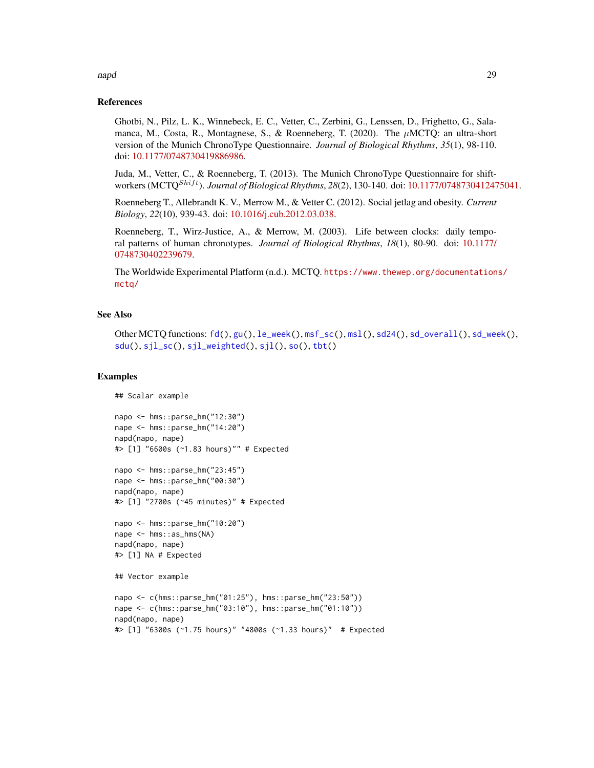### References

Ghotbi, N., Pilz, L. K., Winnebeck, E. C., Vetter, C., Zerbini, G., Lenssen, D., Frighetto, G., Salamanca, M., Costa, R., Montagnese, S., & Roenneberg, T. (2020). The $\mu$MCTQ: an ultra-short version of the Munich ChronoType Questionnaire. *Journal of Biological Rhythms*, *35*(1), 98-110. doi: 10.1177/0748730419886986.

Juda, M., Vetter, C., & Roenneberg, T. (2013). The Munich ChronoType Questionnaire for shift-workers (MCTQ$^{Shift}$). *Journal of Biological Rhythms*, *28*(2), 130-140. doi: 10.1177/0748730412475041.

Roenneberg T., Allebrandt K. V., Merrow M., & Vetter C. (2012). Social jetlag and obesity. *Current Biology*, *22*(10), 939-43. doi: 10.1016/j.cub.2012.03.038.

Roenneberg, T., Wirz-Justice, A., & Merrow, M. (2003). Life between clocks: daily temporal patterns of human chronotypes. *Journal of Biological Rhythms*, *18*(1), 80-90. doi: 10.1177/0748730402239679.

The Worldwide Experimental Platform (n.d.). MCTQ. https://www.thewep.org/documentations/mctq/

### See Also

Other MCTQ functions: `fd()`, `gu()`, `le_week()`, `msf_sc()`, `msl()`, `sd24()`, `sd_overall()`, `sd_week()`, `sdu()`, `sjl_sc()`, `sjl_weighted()`, `sjl()`, `so()`, `tbt()`

### Examples

```
## Scalar example

napo <- hms::parse_hm("12:30")
nape <- hms::parse_hm("14:20")
napd(napo, nape)
#> [1] "6600s (~1.83 hours)"" # Expected

napo <- hms::parse_hm("23:45")
nape <- hms::parse_hm("00:30")
napd(napo, nape)
#> [1] "2700s (~45 minutes)" # Expected

napo <- hms::parse_hm("10:20")
nape <- hms::as_hms(NA)
napd(napo, nape)
#> [1] NA # Expected

## Vector example

napo <- c(hms::parse_hm("01:25"), hms::parse_hm("23:50"))
nape <- c(hms::parse_hm("03:10"), hms::parse_hm("01:10"))
napd(napo, nape)
#> [1] "6300s (~1.75 hours)" "4800s (~1.33 hours)"  # Expected
```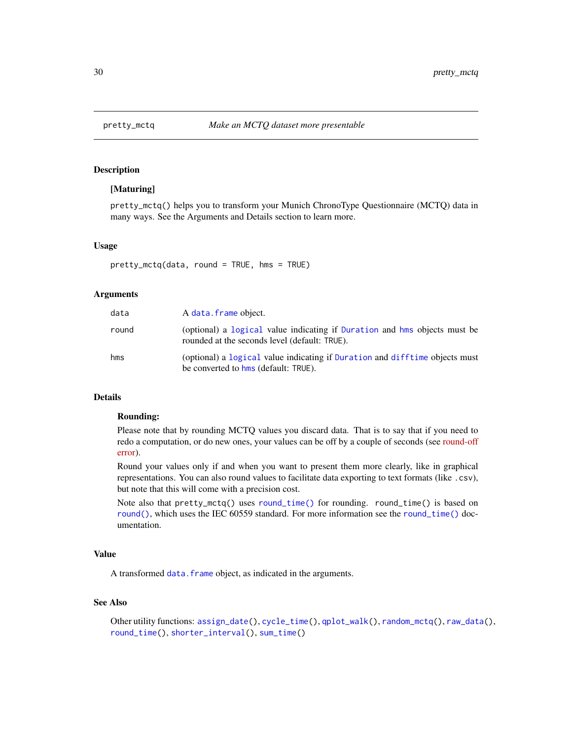## pretty_mctq — *Make an MCTQ dataset more presentable*

### Description

**[Maturing]**

`pretty_mctq()` helps you to transform your Munich ChronoType Questionnaire (MCTQ) data in many ways. See the Arguments and Details section to learn more.

### Usage

```
pretty_mctq(data, round = TRUE, hms = TRUE)
```

### Arguments

| | |
|---|---|
| `data` | A `data.frame` object. |
| `round` | (optional) a `logical` value indicating if `Duration` and `hms` objects must be rounded at the seconds level (default: `TRUE`). |
| `hms` | (optional) a `logical` value indicating if `Duration` and `difftime` objects must be converted to `hms` (default: `TRUE`). |

### Details

**Rounding:**

Please note that by rounding MCTQ values you discard data. That is to say that if you need to redo a computation, or do new ones, your values can be off by a couple of seconds (see round-off error).

Round your values only if and when you want to present them more clearly, like in graphical representations. You can also round values to facilitate data exporting to text formats (like `.csv`), but note that this will come with a precision cost.

Note also that `pretty_mctq()` uses `round_time()` for rounding. `round_time()` is based on `round()`, which uses the IEC 60559 standard. For more information see the `round_time()` documentation.

### Value

A transformed `data.frame` object, as indicated in the arguments.

### See Also

Other utility functions: `assign_date()`, `cycle_time()`, `qplot_walk()`, `random_mctq()`, `raw_data()`, `round_time()`, `shorter_interval()`, `sum_time()`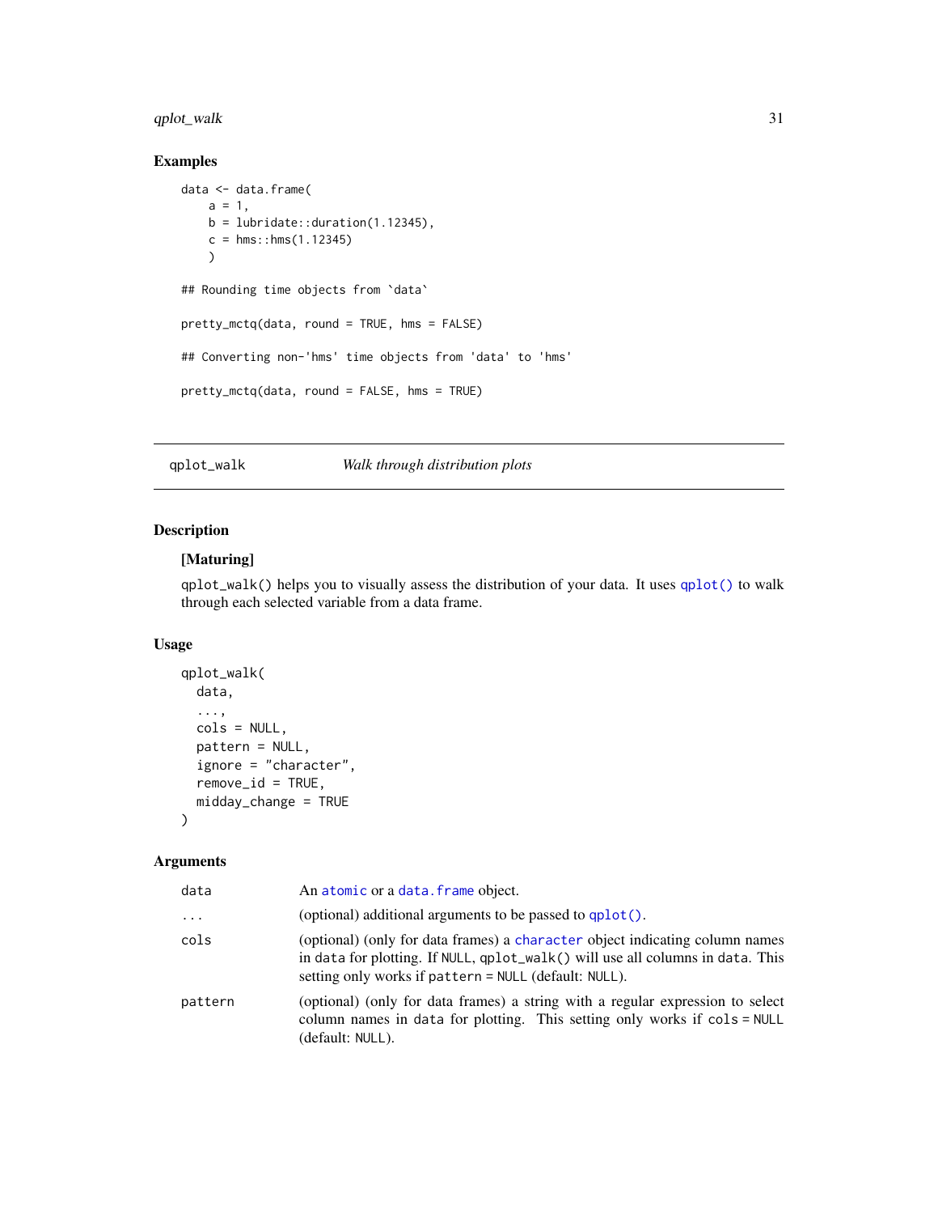### Examples

```
data <- data.frame(
    a = 1,
    b = lubridate::duration(1.12345),
    c = hms::hms(1.12345)
    )

## Rounding time objects from `data`

pretty_mctq(data, round = TRUE, hms = FALSE)

## Converting non-'hms' time objects from 'data' to 'hms'

pretty_mctq(data, round = FALSE, hms = TRUE)
```

---

## qplot_walk — *Walk through distribution plots*

---

### Description

**[Maturing]**

`qplot_walk()` helps you to visually assess the distribution of your data. It uses `qplot()` to walk through each selected variable from a data frame.

### Usage

```
qplot_walk(
  data,
  ...,
  cols = NULL,
  pattern = NULL,
  ignore = "character",
  remove_id = TRUE,
  midday_change = TRUE
)
```

### Arguments

| | |
|---|---|
| `data` | An `atomic` or a `data.frame` object. |
| `...` | (optional) additional arguments to be passed to `qplot()`. |
| `cols` | (optional) (only for data frames) a `character` object indicating column names in `data` for plotting. If `NULL`, `qplot_walk()` will use all columns in `data`. This setting only works if `pattern = NULL` (default: `NULL`). |
| `pattern` | (optional) (only for data frames) a string with a regular expression to select column names in `data` for plotting. This setting only works if `cols = NULL` (default: `NULL`). |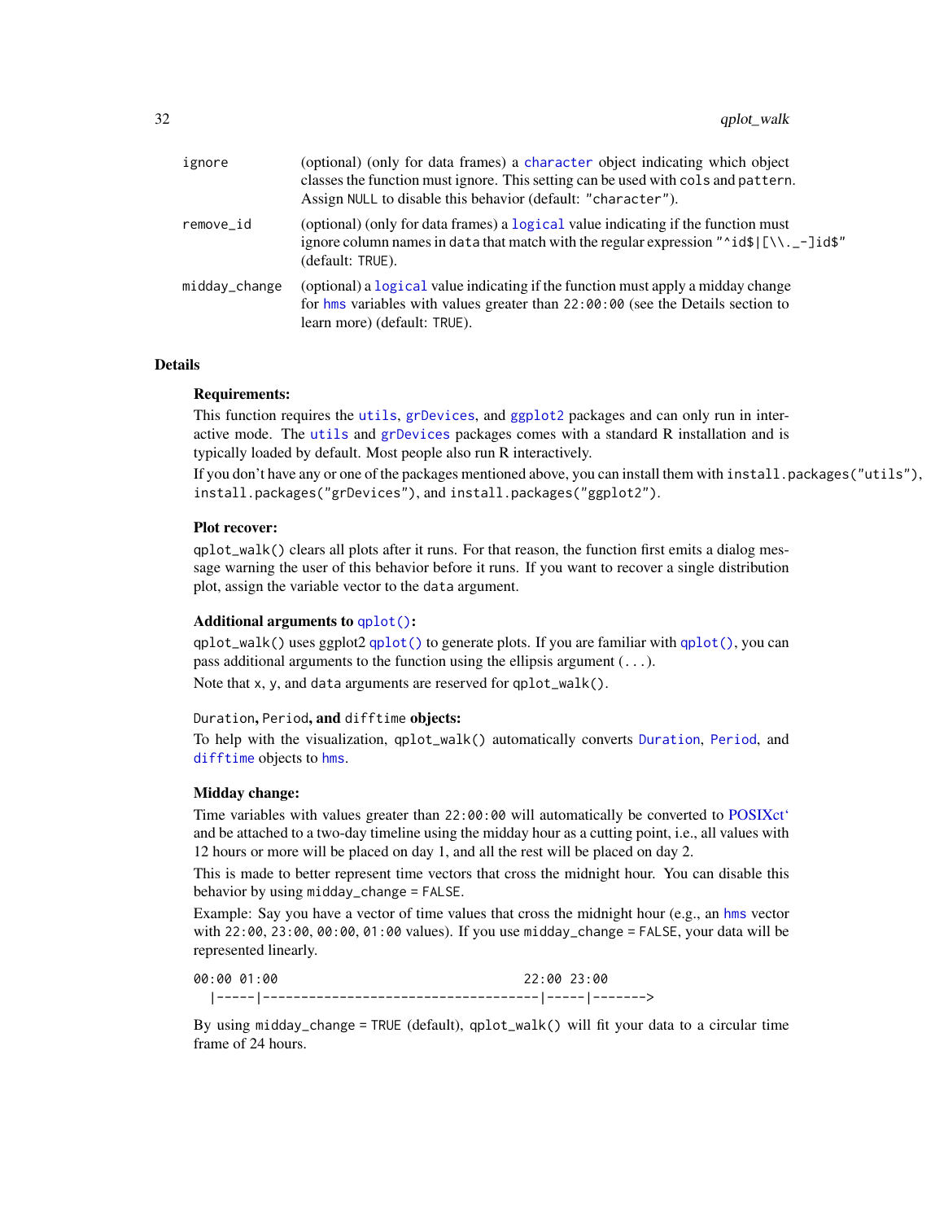| | |
|---|---|
| ignore | (optional) (only for data frames) a `character` object indicating which object classes the function must ignore. This setting can be used with `cols` and `pattern`. Assign `NULL` to disable this behavior (default: `"character"`). |
| remove_id | (optional) (only for data frames) a `logical` value indicating if the function must ignore column names in `data` that match with the regular expression `"^id$|[\\._-]id$"` (default: `TRUE`). |
| midday_change | (optional) a `logical` value indicating if the function must apply a midday change for `hms` variables with values greater than `22:00:00` (see the Details section to learn more) (default: `TRUE`). |

## Details

### Requirements:

This function requires the `utils`, `grDevices`, and `ggplot2` packages and can only run in interactive mode. The `utils` and `grDevices` packages comes with a standard R installation and is typically loaded by default. Most people also run R interactively.

If you don't have any or one of the packages mentioned above, you can install them with `install.packages("utils")`, `install.packages("grDevices")`, and `install.packages("ggplot2")`.

### Plot recover:

`qplot_walk()` clears all plots after it runs. For that reason, the function first emits a dialog message warning the user of this behavior before it runs. If you want to recover a single distribution plot, assign the variable vector to the `data` argument.

### Additional arguments to `qplot()`:

`qplot_walk()` uses ggplot2 `qplot()` to generate plots. If you are familiar with `qplot()`, you can pass additional arguments to the function using the ellipsis argument (`...`).

Note that `x`, `y`, and `data` arguments are reserved for `qplot_walk()`.

### `Duration`, `Period`, and `difftime` objects:

To help with the visualization, `qplot_walk()` automatically converts `Duration`, `Period`, and `difftime` objects to `hms`.

### Midday change:

Time variables with values greater than `22:00:00` will automatically be converted to POSIXct' and be attached to a two-day timeline using the midday hour as a cutting point, i.e., all values with 12 hours or more will be placed on day 1, and all the rest will be placed on day 2.

This is made to better represent time vectors that cross the midnight hour. You can disable this behavior by using `midday_change = FALSE`.

Example: Say you have a vector of time values that cross the midnight hour (e.g., an `hms` vector with `22:00`, `23:00`, `00:00`, `01:00` values). If you use `midday_change = FALSE`, your data will be represented linearly.

```
00:00 01:00                                   22:00 23:00
  |-----|-----------------------------------|-----|------->
```

By using `midday_change = TRUE` (default), `qplot_walk()` will fit your data to a circular time frame of 24 hours.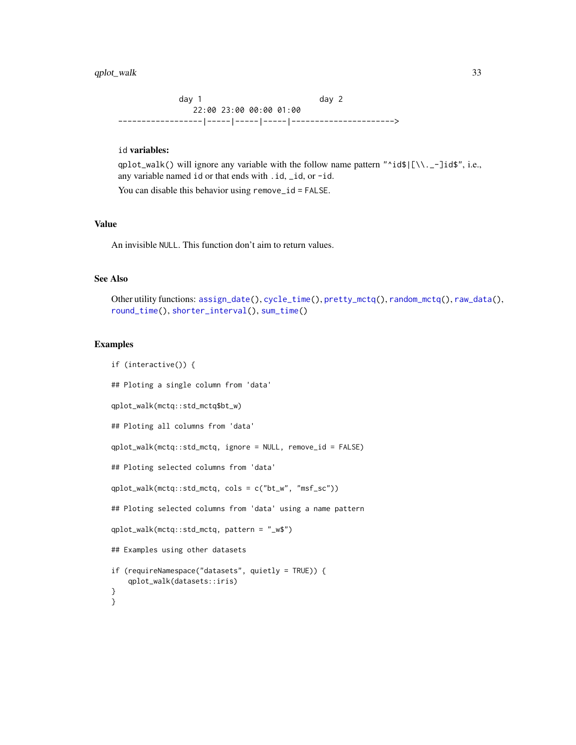```
              day 1                         day 2
                 22:00 23:00 00:00 01:00
------------------|-----|-----|-----|---------------------->
```

**id variables:**

qplot_walk() will ignore any variable with the follow name pattern "^id$|[\\._-]id$", i.e., any variable named id or that ends with .id, _id, or -id.

You can disable this behavior using remove_id = FALSE.

## Value

An invisible NULL. This function don't aim to return values.

## See Also

Other utility functions: assign_date(), cycle_time(), pretty_mctq(), random_mctq(), raw_data(), round_time(), shorter_interval(), sum_time()

## Examples

```
if (interactive()) {

## Ploting a single column from 'data'

qplot_walk(mctq::std_mctq$bt_w)

## Ploting all columns from 'data'

qplot_walk(mctq::std_mctq, ignore = NULL, remove_id = FALSE)

## Ploting selected columns from 'data'

qplot_walk(mctq::std_mctq, cols = c("bt_w", "msf_sc"))

## Ploting selected columns from 'data' using a name pattern

qplot_walk(mctq::std_mctq, pattern = "_w$")

## Examples using other datasets

if (requireNamespace("datasets", quietly = TRUE)) {
    qplot_walk(datasets::iris)
}
}
```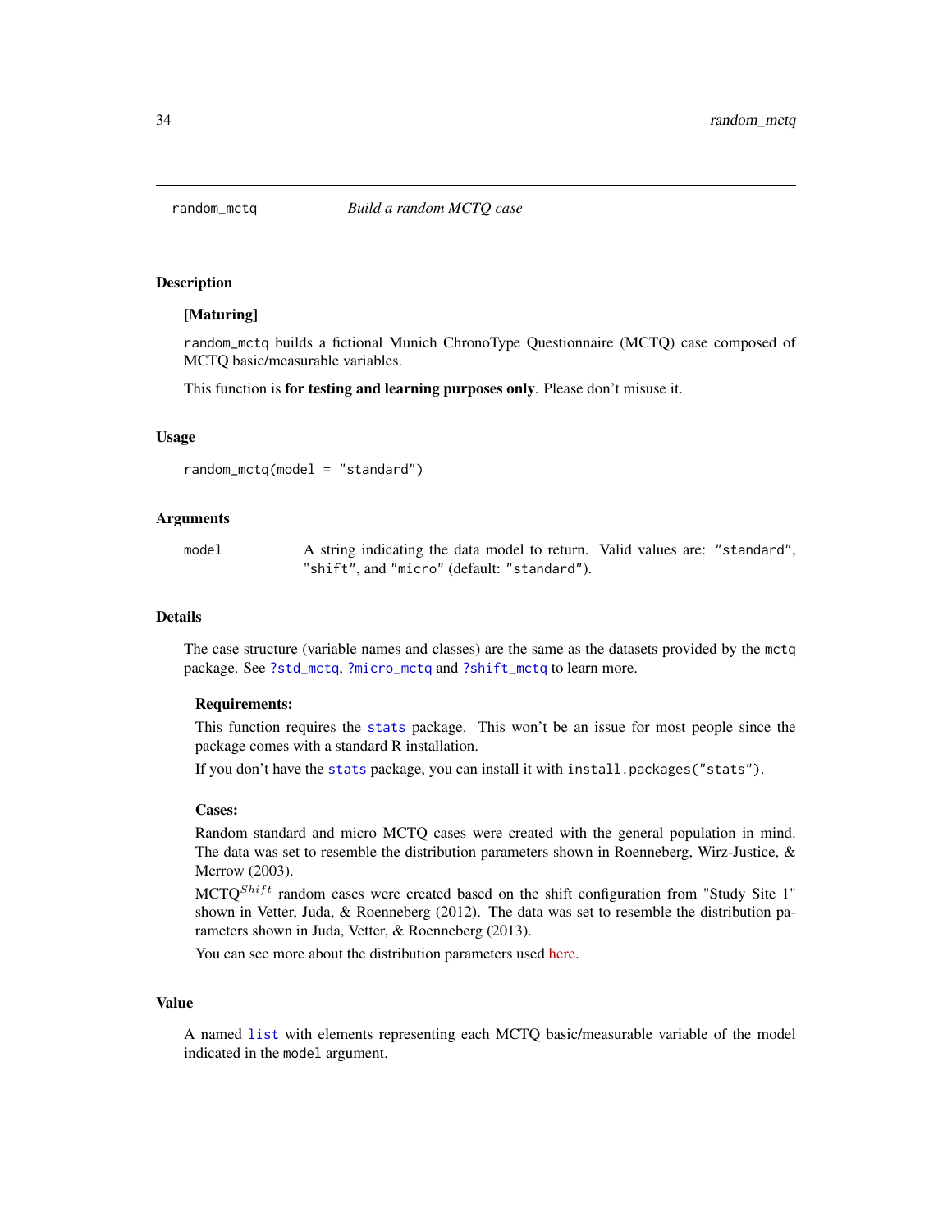# random_mctq — *Build a random MCTQ case*

## Description

**[Maturing]**

`random_mctq` builds a fictional Munich ChronoType Questionnaire (MCTQ) case composed of MCTQ basic/measurable variables.

This function is **for testing and learning purposes only**. Please don't misuse it.

## Usage

```
random_mctq(model = "standard")
```

## Arguments

| | |
|---|---|
| `model` | A string indicating the data model to return. Valid values are: `"standard"`, `"shift"`, and `"micro"` (default: `"standard"`). |

## Details

The case structure (variable names and classes) are the same as the datasets provided by the `mctq` package. See `?std_mctq`, `?micro_mctq` and `?shift_mctq` to learn more.

### Requirements:

This function requires the `stats` package. This won't be an issue for most people since the package comes with a standard R installation.

If you don't have the `stats` package, you can install it with `install.packages("stats")`.

### Cases:

Random standard and micro MCTQ cases were created with the general population in mind. The data was set to resemble the distribution parameters shown in Roenneberg, Wirz-Justice, & Merrow (2003).

MCTQ$^{Shift}$ random cases were created based on the shift configuration from "Study Site 1" shown in Vetter, Juda, & Roenneberg (2012). The data was set to resemble the distribution parameters shown in Juda, Vetter, & Roenneberg (2013).

You can see more about the distribution parameters used here.

## Value

A named `list` with elements representing each MCTQ basic/measurable variable of the model indicated in the `model` argument.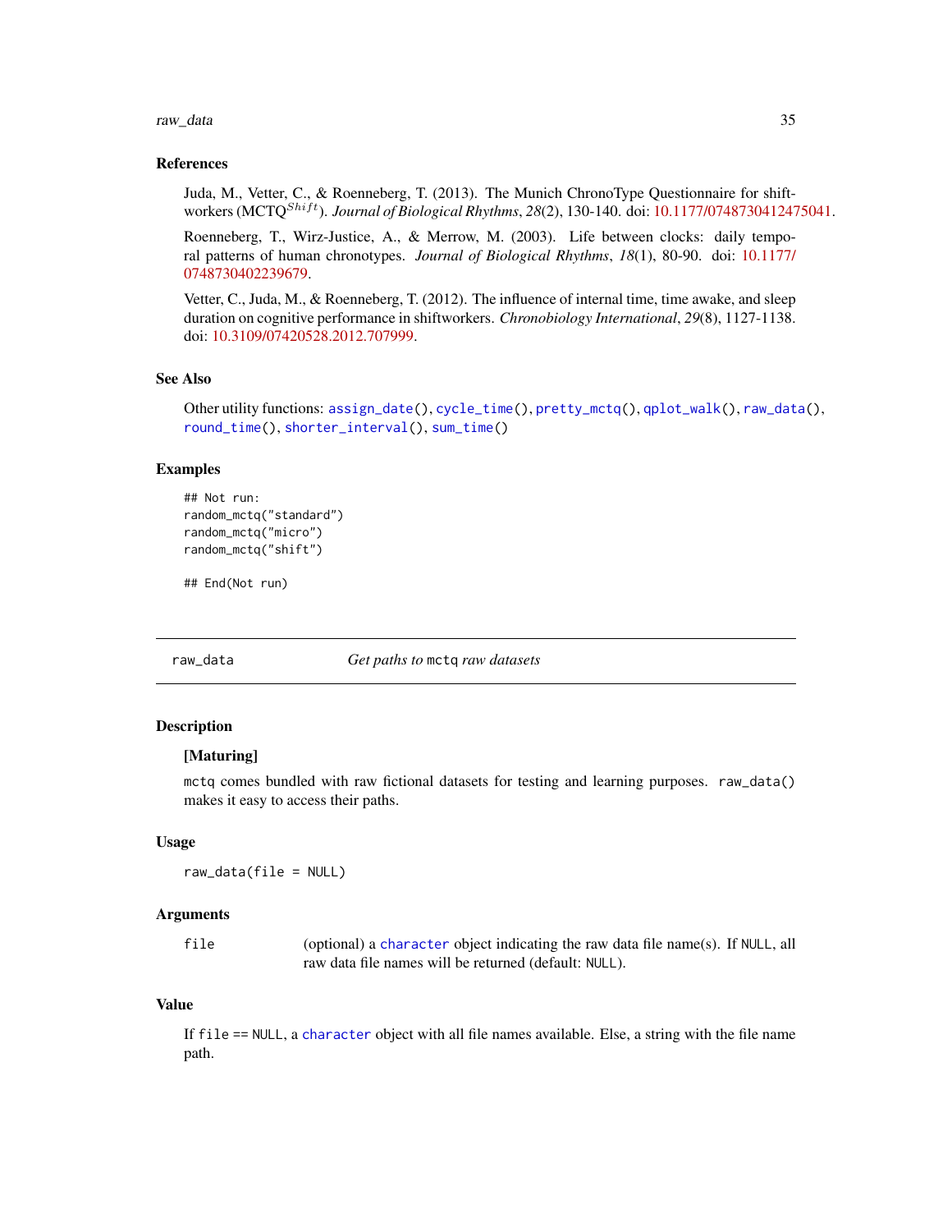## References

Juda, M., Vetter, C., & Roenneberg, T. (2013). The Munich ChronoType Questionnaire for shift-workers (MCTQ$^{Shift}$). *Journal of Biological Rhythms*, *28*(2), 130-140. doi: 10.1177/0748730412475041.

Roenneberg, T., Wirz-Justice, A., & Merrow, M. (2003). Life between clocks: daily temporal patterns of human chronotypes. *Journal of Biological Rhythms*, *18*(1), 80-90. doi: 10.1177/0748730402239679.

Vetter, C., Juda, M., & Roenneberg, T. (2012). The influence of internal time, time awake, and sleep duration on cognitive performance in shiftworkers. *Chronobiology International*, *29*(8), 1127-1138. doi: 10.3109/07420528.2012.707999.

## See Also

Other utility functions: `assign_date()`, `cycle_time()`, `pretty_mctq()`, `qplot_walk()`, `raw_data()`, `round_time()`, `shorter_interval()`, `sum_time()`

## Examples

```
## Not run:
random_mctq("standard")
random_mctq("micro")
random_mctq("shift")

## End(Not run)
```

---

# raw_data — *Get paths to* `mctq` *raw datasets*

## Description

**[Maturing]**

`mctq` comes bundled with raw fictional datasets for testing and learning purposes. `raw_data()` makes it easy to access their paths.

## Usage

```
raw_data(file = NULL)
```

## Arguments

| | |
|---|---|
| `file` | (optional) a `character` object indicating the raw data file name(s). If `NULL`, all raw data file names will be returned (default: `NULL`). |

## Value

If `file == NULL`, a `character` object with all file names available. Else, a string with the file name path.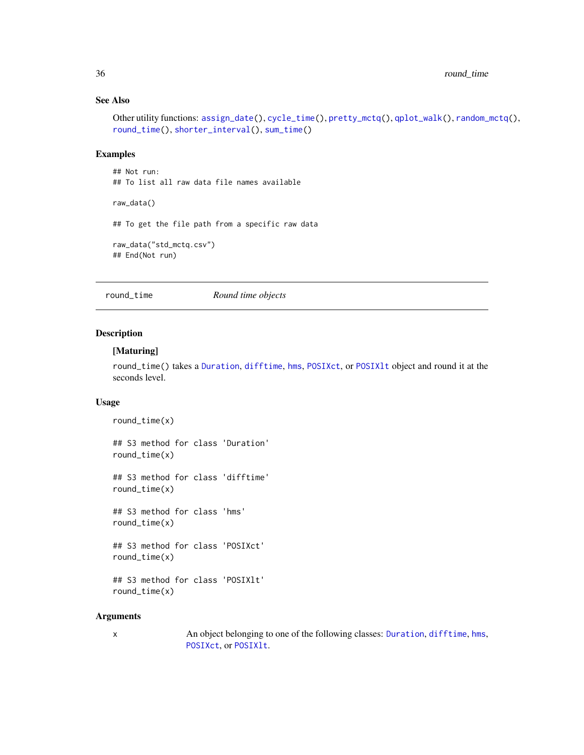## See Also

Other utility functions: `assign_date()`, `cycle_time()`, `pretty_mctq()`, `qplot_walk()`, `random_mctq()`, `round_time()`, `shorter_interval()`, `sum_time()`

## Examples

```
## Not run:
## To list all raw data file names available

raw_data()

## To get the file path from a specific raw data

raw_data("std_mctq.csv")
## End(Not run)
```

---

# round_time — *Round time objects*

---

## Description

**[Maturing]**

`round_time()` takes a `Duration`, `difftime`, `hms`, `POSIXct`, or `POSIXlt` object and round it at the seconds level.

## Usage

```
round_time(x)

## S3 method for class 'Duration'
round_time(x)

## S3 method for class 'difftime'
round_time(x)

## S3 method for class 'hms'
round_time(x)

## S3 method for class 'POSIXct'
round_time(x)

## S3 method for class 'POSIXlt'
round_time(x)
```

## Arguments

| | |
|---|---|
| x | An object belonging to one of the following classes: `Duration`, `difftime`, `hms`, `POSIXct`, or `POSIXlt`. |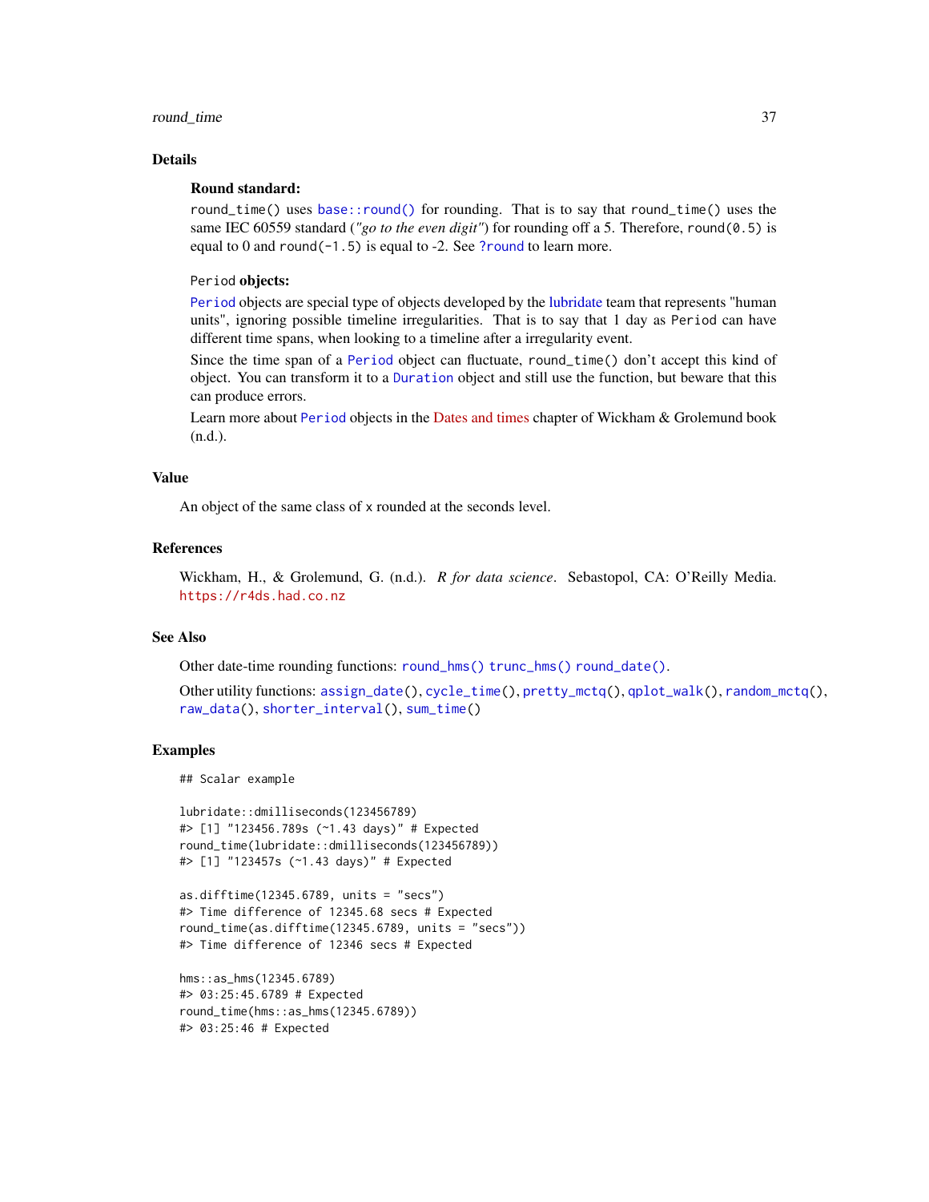## Details

### Round standard:

`round_time()` uses `base::round()` for rounding. That is to say that `round_time()` uses the same IEC 60559 standard (*"go to the even digit"*) for rounding off a 5. Therefore, `round(0.5)` is equal to 0 and `round(-1.5)` is equal to -2. See `?round` to learn more.

### `Period` objects:

`Period` objects are special type of objects developed by the lubridate team that represents "human units", ignoring possible timeline irregularities. That is to say that 1 day as `Period` can have different time spans, when looking to a timeline after a irregularity event.

Since the time span of a `Period` object can fluctuate, `round_time()` don't accept this kind of object. You can transform it to a `Duration` object and still use the function, but beware that this can produce errors.

Learn more about `Period` objects in the Dates and times chapter of Wickham & Grolemund book (n.d.).

## Value

An object of the same class of `x` rounded at the seconds level.

## References

Wickham, H., & Grolemund, G. (n.d.). *R for data science*. Sebastopol, CA: O'Reilly Media. https://r4ds.had.co.nz

## See Also

Other date-time rounding functions: `round_hms()` `trunc_hms()` `round_date()`.

Other utility functions: `assign_date()`, `cycle_time()`, `pretty_mctq()`, `qplot_walk()`, `random_mctq()`, `raw_data()`, `shorter_interval()`, `sum_time()`

## Examples

```
## Scalar example

lubridate::dmilliseconds(123456789)
#> [1] "123456.789s (~1.43 days)" # Expected
round_time(lubridate::dmilliseconds(123456789))
#> [1] "123457s (~1.43 days)" # Expected

as.difftime(12345.6789, units = "secs")
#> Time difference of 12345.68 secs # Expected
round_time(as.difftime(12345.6789, units = "secs"))
#> Time difference of 12346 secs # Expected

hms::as_hms(12345.6789)
#> 03:25:45.6789 # Expected
round_time(hms::as_hms(12345.6789))
#> 03:25:46 # Expected
```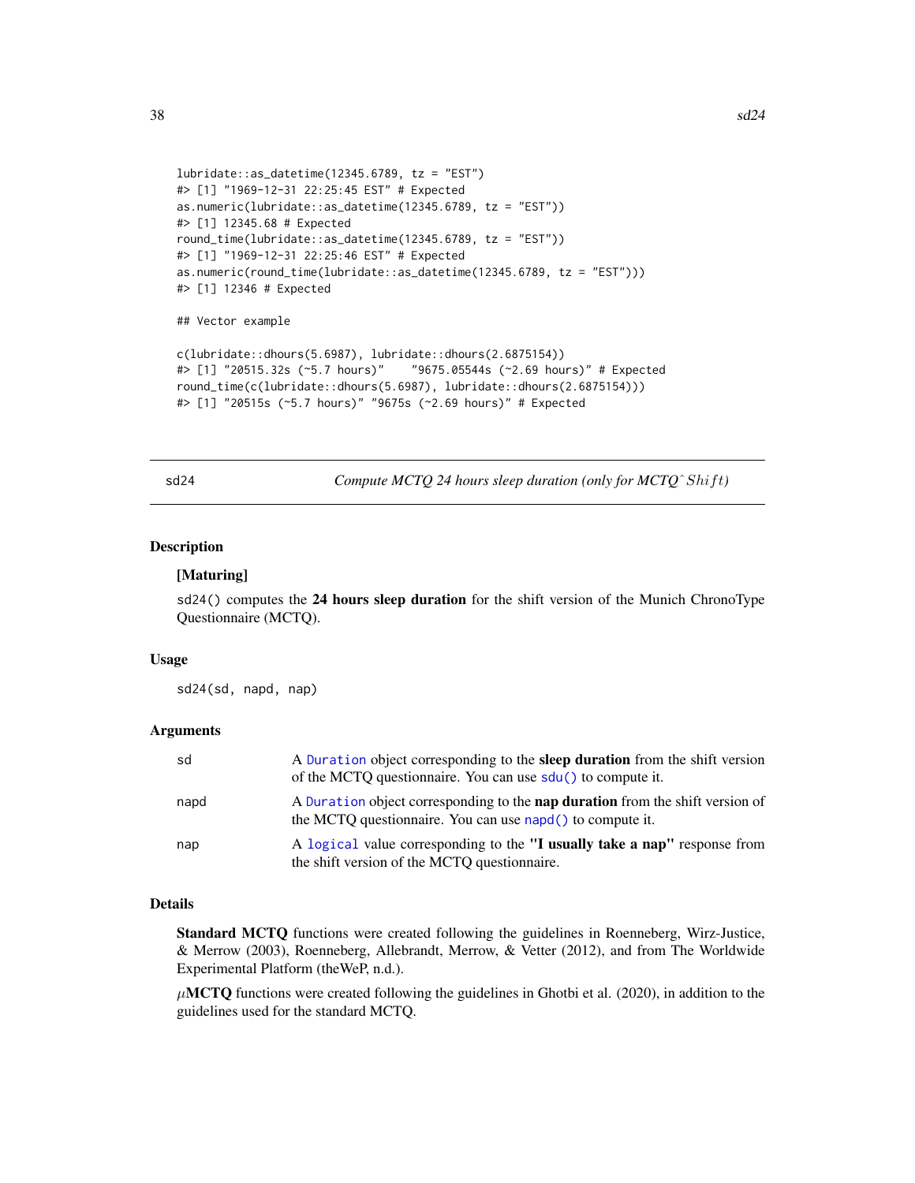```
lubridate::as_datetime(12345.6789, tz = "EST")
#> [1] "1969-12-31 22:25:45 EST" # Expected
as.numeric(lubridate::as_datetime(12345.6789, tz = "EST"))
#> [1] 12345.68 # Expected
round_time(lubridate::as_datetime(12345.6789, tz = "EST"))
#> [1] "1969-12-31 22:25:46 EST" # Expected
as.numeric(round_time(lubridate::as_datetime(12345.6789, tz = "EST")))
#> [1] 12346 # Expected

## Vector example

c(lubridate::dhours(5.6987), lubridate::dhours(2.6875154))
#> [1] "20515.32s (~5.7 hours)"    "9675.05544s (~2.69 hours)" # Expected
round_time(c(lubridate::dhours(5.6987), lubridate::dhours(2.6875154)))
#> [1] "20515s (~5.7 hours)" "9675s (~2.69 hours)" # Expected
```

---

## sd24 — *Compute MCTQ 24 hours sleep duration (only for MCTQ^Shift)*

### Description

**[Maturing]**

`sd24()` computes the **24 hours sleep duration** for the shift version of the Munich ChronoType Questionnaire (MCTQ).

### Usage

```
sd24(sd, napd, nap)
```

### Arguments

| | |
|---|---|
| sd | A `Duration` object corresponding to the **sleep duration** from the shift version of the MCTQ questionnaire. You can use `sdu()` to compute it. |
| napd | A `Duration` object corresponding to the **nap duration** from the shift version of the MCTQ questionnaire. You can use `napd()` to compute it. |
| nap | A `logical` value corresponding to the **"I usually take a nap"** response from the shift version of the MCTQ questionnaire. |

### Details

**Standard MCTQ** functions were created following the guidelines in Roenneberg, Wirz-Justice, & Merrow (2003), Roenneberg, Allebrandt, Merrow, & Vetter (2012), and from The Worldwide Experimental Platform (theWeP, n.d.).

**$\mu$MCTQ** functions were created following the guidelines in Ghotbi et al. (2020), in addition to the guidelines used for the standard MCTQ.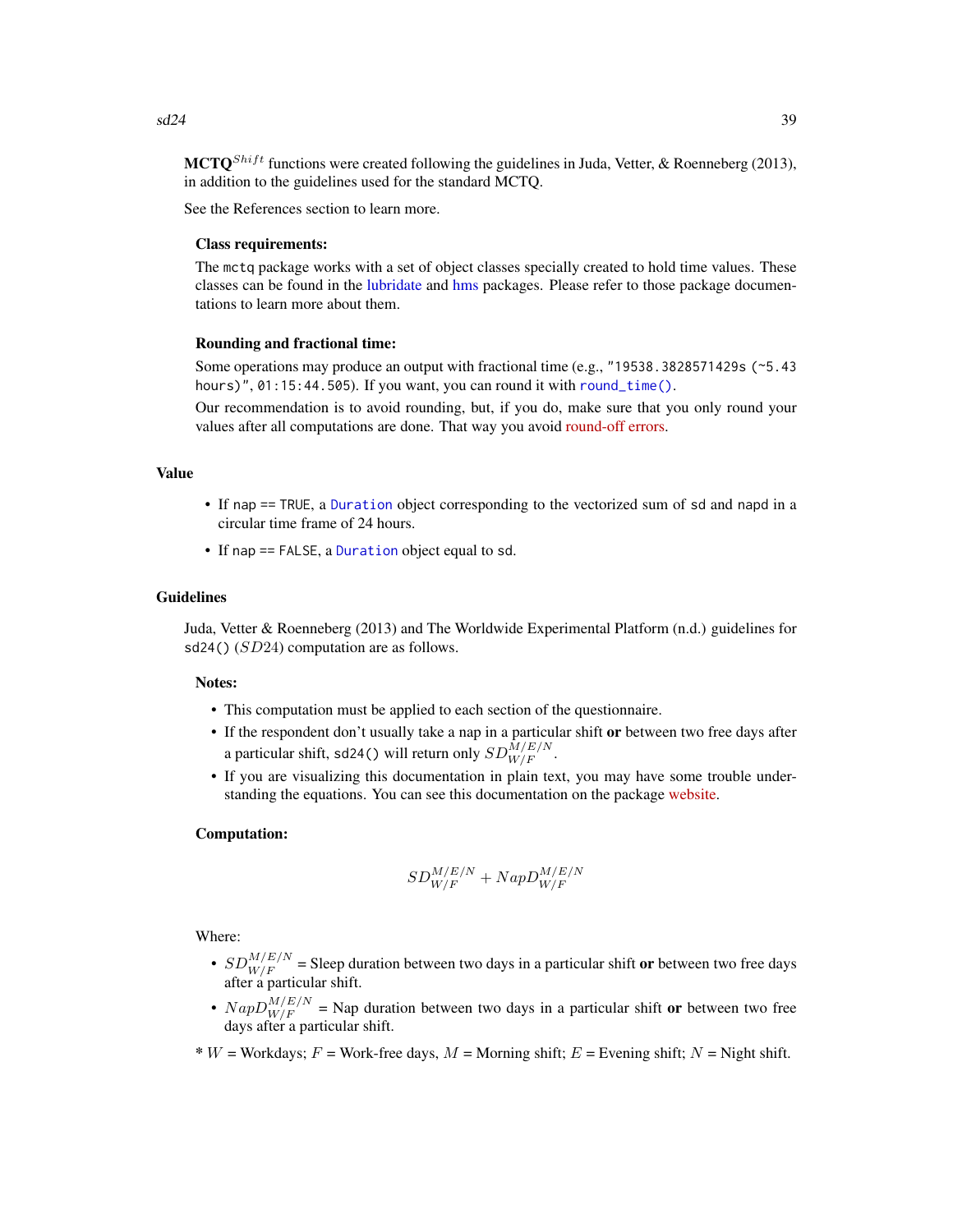**MCTQ$^{Shift}$** functions were created following the guidelines in Juda, Vetter, & Roenneberg (2013), in addition to the guidelines used for the standard MCTQ.

See the References section to learn more.

### Class requirements:

The `mctq` package works with a set of object classes specially created to hold time values. These classes can be found in the lubridate and hms packages. Please refer to those package documentations to learn more about them.

### Rounding and fractional time:

Some operations may produce an output with fractional time (e.g., `"19538.3828571429s (~5.43 hours)"`, `01:15:44.505`). If you want, you can round it with `round_time()`.

Our recommendation is to avoid rounding, but, if you do, make sure that you only round your values after all computations are done. That way you avoid round-off errors.

## Value

- If `nap == TRUE`, a `Duration` object corresponding to the vectorized sum of `sd` and `napd` in a circular time frame of 24 hours.
- If `nap == FALSE`, a `Duration` object equal to `sd`.

## Guidelines

Juda, Vetter & Roenneberg (2013) and The Worldwide Experimental Platform (n.d.) guidelines for `sd24()` ($SD24$) computation are as follows.

### Notes:

- This computation must be applied to each section of the questionnaire.
- If the respondent don't usually take a nap in a particular shift **or** between two free days after a particular shift, `sd24()` will return only $SD_{W/F}^{M/E/N}$.
- If you are visualizing this documentation in plain text, you may have some trouble understanding the equations. You can see this documentation on the package website.

### Computation:

$$SD_{W/F}^{M/E/N} + NapD_{W/F}^{M/E/N}$$

Where:

- $SD_{W/F}^{M/E/N}$ = Sleep duration between two days in a particular shift **or** between two free days after a particular shift.
- $NapD_{W/F}^{M/E/N}$ = Nap duration between two days in a particular shift **or** between two free days after a particular shift.

\* $W$ = Workdays; $F$ = Work-free days, $M$ = Morning shift; $E$ = Evening shift; $N$ = Night shift.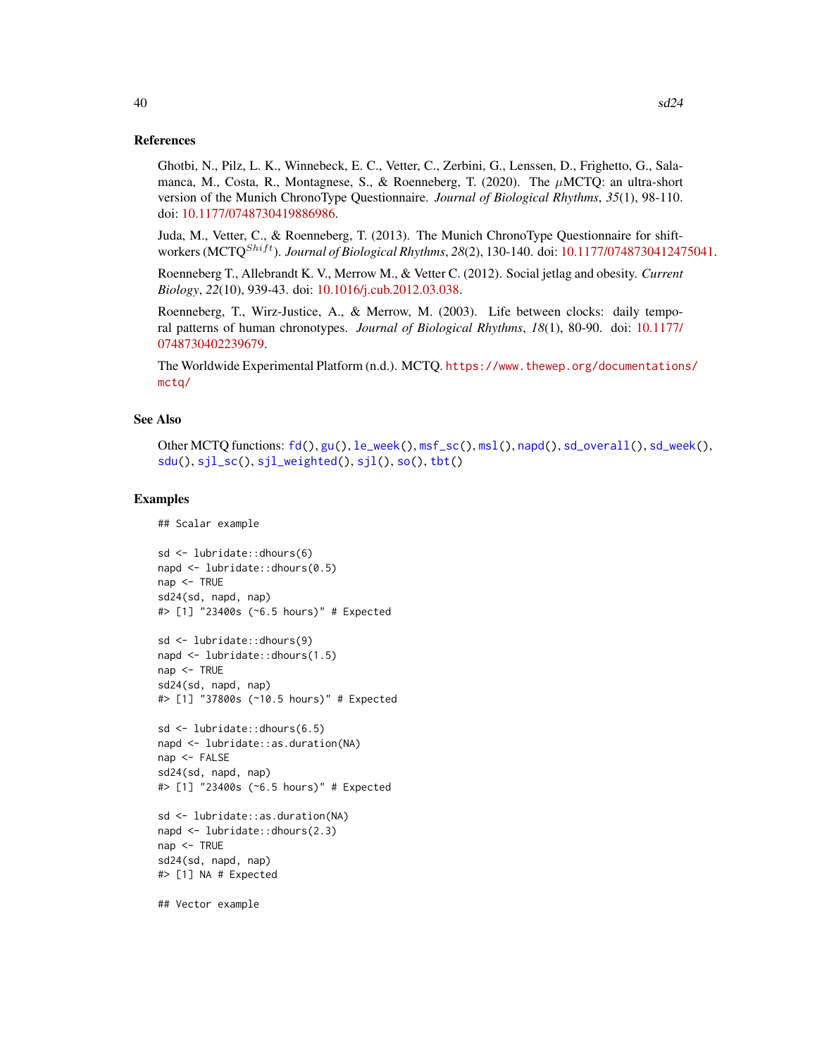## References

Ghotbi, N., Pilz, L. K., Winnebeck, E. C., Vetter, C., Zerbini, G., Lenssen, D., Frighetto, G., Salamanca, M., Costa, R., Montagnese, S., & Roenneberg, T. (2020). The $\mu$MCTQ: an ultra-short version of the Munich ChronoType Questionnaire. *Journal of Biological Rhythms*, *35*(1), 98-110. doi: 10.1177/0748730419886986.

Juda, M., Vetter, C., & Roenneberg, T. (2013). The Munich ChronoType Questionnaire for shift-workers (MCTQ$^{Shift}$). *Journal of Biological Rhythms*, *28*(2), 130-140. doi: 10.1177/0748730412475041.

Roenneberg T., Allebrandt K. V., Merrow M., & Vetter C. (2012). Social jetlag and obesity. *Current Biology*, *22*(10), 939-43. doi: 10.1016/j.cub.2012.03.038.

Roenneberg, T., Wirz-Justice, A., & Merrow, M. (2003). Life between clocks: daily temporal patterns of human chronotypes. *Journal of Biological Rhythms*, *18*(1), 80-90. doi: 10.1177/0748730402239679.

The Worldwide Experimental Platform (n.d.). MCTQ. https://www.thewep.org/documentations/mctq/

## See Also

Other MCTQ functions: fd(), gu(), le_week(), msf_sc(), msl(), napd(), sd_overall(), sd_week(), sdu(), sjl_sc(), sjl_weighted(), sjl(), so(), tbt()

## Examples

```
## Scalar example

sd <- lubridate::dhours(6)
napd <- lubridate::dhours(0.5)
nap <- TRUE
sd24(sd, napd, nap)
#> [1] "23400s (~6.5 hours)" # Expected

sd <- lubridate::dhours(9)
napd <- lubridate::dhours(1.5)
nap <- TRUE
sd24(sd, napd, nap)
#> [1] "37800s (~10.5 hours)" # Expected

sd <- lubridate::dhours(6.5)
napd <- lubridate::as.duration(NA)
nap <- FALSE
sd24(sd, napd, nap)
#> [1] "23400s (~6.5 hours)" # Expected

sd <- lubridate::as.duration(NA)
napd <- lubridate::dhours(2.3)
nap <- TRUE
sd24(sd, napd, nap)
#> [1] NA # Expected

## Vector example
```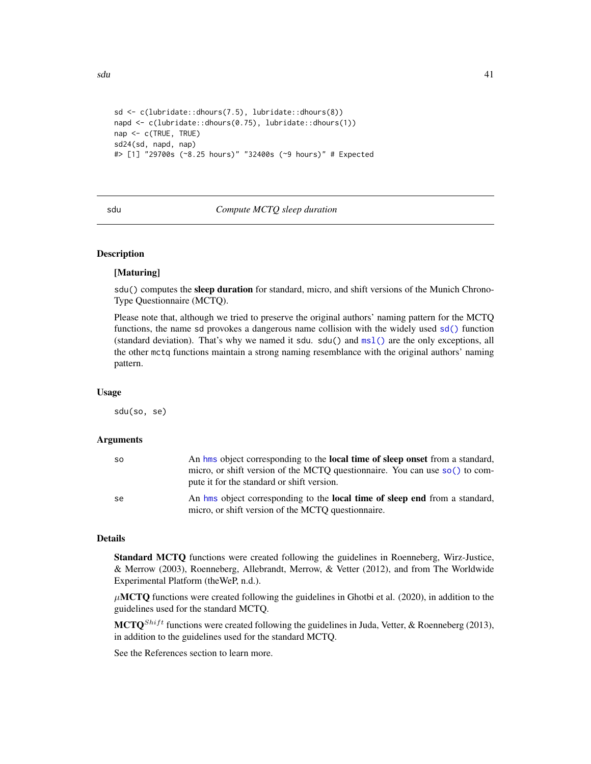```
sd <- c(lubridate::dhours(7.5), lubridate::dhours(8))
napd <- c(lubridate::dhours(0.75), lubridate::dhours(1))
nap <- c(TRUE, TRUE)
sd24(sd, napd, nap)
#> [1] "29700s (~8.25 hours)" "32400s (~9 hours)" # Expected
```

---

# sdu — *Compute MCTQ sleep duration*

## Description

**[Maturing]**

`sdu()` computes the **sleep duration** for standard, micro, and shift versions of the Munich ChronoType Questionnaire (MCTQ).

Please note that, although we tried to preserve the original authors' naming pattern for the MCTQ functions, the name `sd` provokes a dangerous name collision with the widely used `sd()` function (standard deviation). That's why we named it `sdu`. `sdu()` and `msl()` are the only exceptions, all the other `mctq` functions maintain a strong naming resemblance with the original authors' naming pattern.

## Usage

```
sdu(so, se)
```

## Arguments

| | |
|---|---|
| `so` | An `hms` object corresponding to the **local time of sleep onset** from a standard, micro, or shift version of the MCTQ questionnaire. You can use `so()` to compute it for the standard or shift version. |
| `se` | An `hms` object corresponding to the **local time of sleep end** from a standard, micro, or shift version of the MCTQ questionnaire. |

## Details

**Standard MCTQ** functions were created following the guidelines in Roenneberg, Wirz-Justice, & Merrow (2003), Roenneberg, Allebrandt, Merrow, & Vetter (2012), and from The Worldwide Experimental Platform (theWeP, n.d.).

$\mu$**MCTQ** functions were created following the guidelines in Ghotbi et al. (2020), in addition to the guidelines used for the standard MCTQ.

**MCTQ**$^{Shift}$ functions were created following the guidelines in Juda, Vetter, & Roenneberg (2013), in addition to the guidelines used for the standard MCTQ.

See the References section to learn more.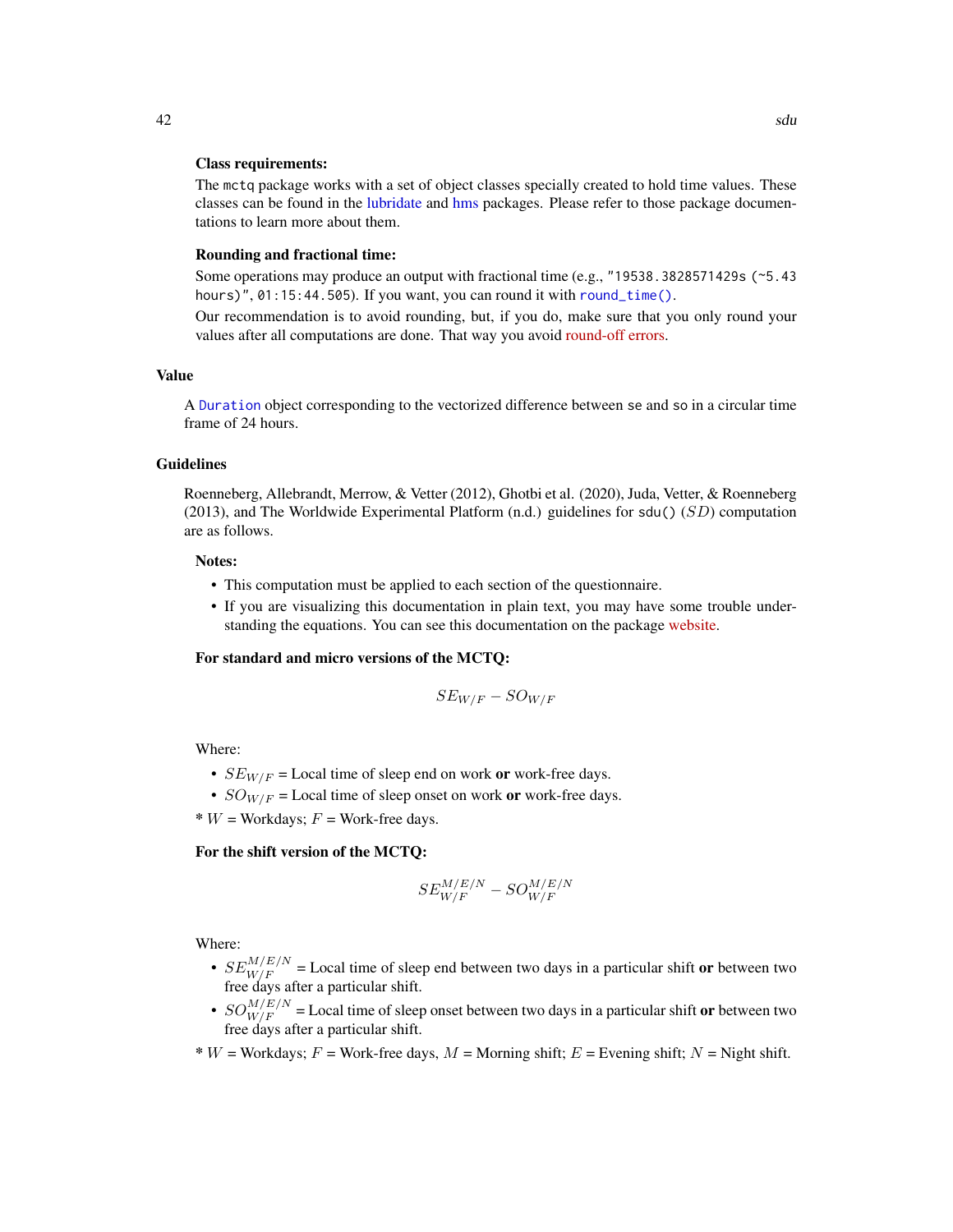**Class requirements:**

The `mctq` package works with a set of object classes specially created to hold time values. These classes can be found in the lubridate and hms packages. Please refer to those package documentations to learn more about them.

**Rounding and fractional time:**

Some operations may produce an output with fractional time (e.g., `"19538.3828571429s (~5.43 hours)"`, `01:15:44.505`). If you want, you can round it with `round_time()`.

Our recommendation is to avoid rounding, but, if you do, make sure that you only round your values after all computations are done. That way you avoid round-off errors.

## Value

A `Duration` object corresponding to the vectorized difference between `se` and `so` in a circular time frame of 24 hours.

## Guidelines

Roenneberg, Allebrandt, Merrow, & Vetter (2012), Ghotbi et al. (2020), Juda, Vetter, & Roenneberg (2013), and The Worldwide Experimental Platform (n.d.) guidelines for `sdu()` ($SD$) computation are as follows.

**Notes:**

- This computation must be applied to each section of the questionnaire.
- If you are visualizing this documentation in plain text, you may have some trouble understanding the equations. You can see this documentation on the package website.

**For standard and micro versions of the MCTQ:**

$$SE_{W/F} - SO_{W/F}$$

Where:

- $SE_{W/F}$ = Local time of sleep end on work **or** work-free days.
- $SO_{W/F}$ = Local time of sleep onset on work **or** work-free days.

* $W$ = Workdays; $F$ = Work-free days.

**For the shift version of the MCTQ:**

$$SE_{W/F}^{M/E/N} - SO_{W/F}^{M/E/N}$$

Where:

- $SE_{W/F}^{M/E/N}$ = Local time of sleep end between two days in a particular shift **or** between two free days after a particular shift.
- $SO_{W/F}^{M/E/N}$ = Local time of sleep onset between two days in a particular shift **or** between two free days after a particular shift.

* $W$ = Workdays; $F$ = Work-free days, $M$ = Morning shift; $E$ = Evening shift; $N$ = Night shift.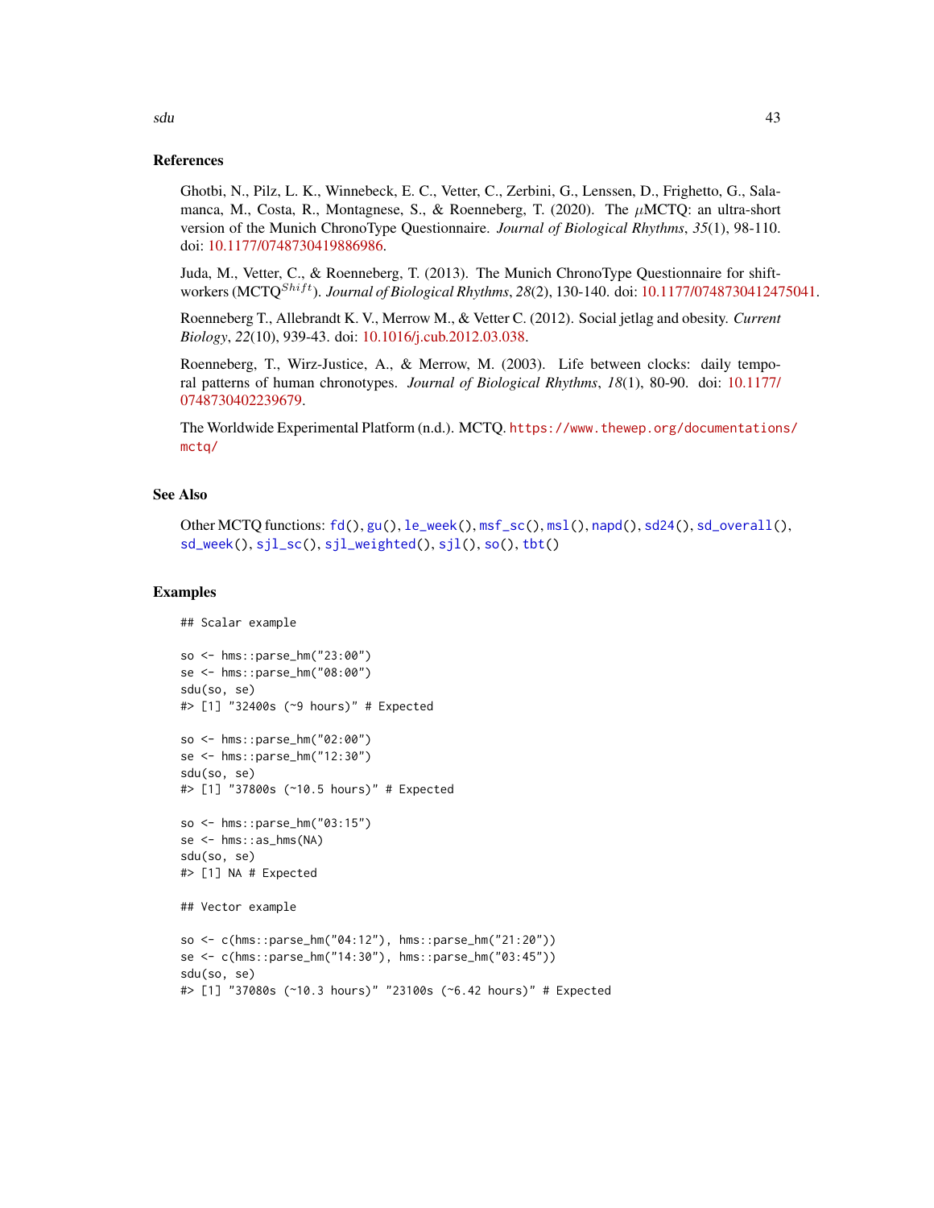## References

Ghotbi, N., Pilz, L. K., Winnebeck, E. C., Vetter, C., Zerbini, G., Lenssen, D., Frighetto, G., Salamanca, M., Costa, R., Montagnese, S., & Roenneberg, T. (2020). The $\mu$MCTQ: an ultra-short version of the Munich ChronoType Questionnaire. *Journal of Biological Rhythms*, *35*(1), 98-110. doi: 10.1177/0748730419886986.

Juda, M., Vetter, C., & Roenneberg, T. (2013). The Munich ChronoType Questionnaire for shift-workers (MCTQ$^{Shift}$). *Journal of Biological Rhythms*, *28*(2), 130-140. doi: 10.1177/0748730412475041.

Roenneberg T., Allebrandt K. V., Merrow M., & Vetter C. (2012). Social jetlag and obesity. *Current Biology*, *22*(10), 939-43. doi: 10.1016/j.cub.2012.03.038.

Roenneberg, T., Wirz-Justice, A., & Merrow, M. (2003). Life between clocks: daily temporal patterns of human chronotypes. *Journal of Biological Rhythms*, *18*(1), 80-90. doi: 10.1177/0748730402239679.

The Worldwide Experimental Platform (n.d.). MCTQ. https://www.thewep.org/documentations/mctq/

## See Also

Other MCTQ functions: `fd()`, `gu()`, `le_week()`, `msf_sc()`, `msl()`, `napd()`, `sd24()`, `sd_overall()`, `sd_week()`, `sjl_sc()`, `sjl_weighted()`, `sjl()`, `so()`, `tbt()`

## Examples

```
## Scalar example

so <- hms::parse_hm("23:00")
se <- hms::parse_hm("08:00")
sdu(so, se)
#> [1] "32400s (~9 hours)" # Expected

so <- hms::parse_hm("02:00")
se <- hms::parse_hm("12:30")
sdu(so, se)
#> [1] "37800s (~10.5 hours)" # Expected

so <- hms::parse_hm("03:15")
se <- hms::as_hms(NA)
sdu(so, se)
#> [1] NA # Expected

## Vector example

so <- c(hms::parse_hm("04:12"), hms::parse_hm("21:20"))
se <- c(hms::parse_hm("14:30"), hms::parse_hm("03:45"))
sdu(so, se)
#> [1] "37080s (~10.3 hours)" "23100s (~6.42 hours)" # Expected
```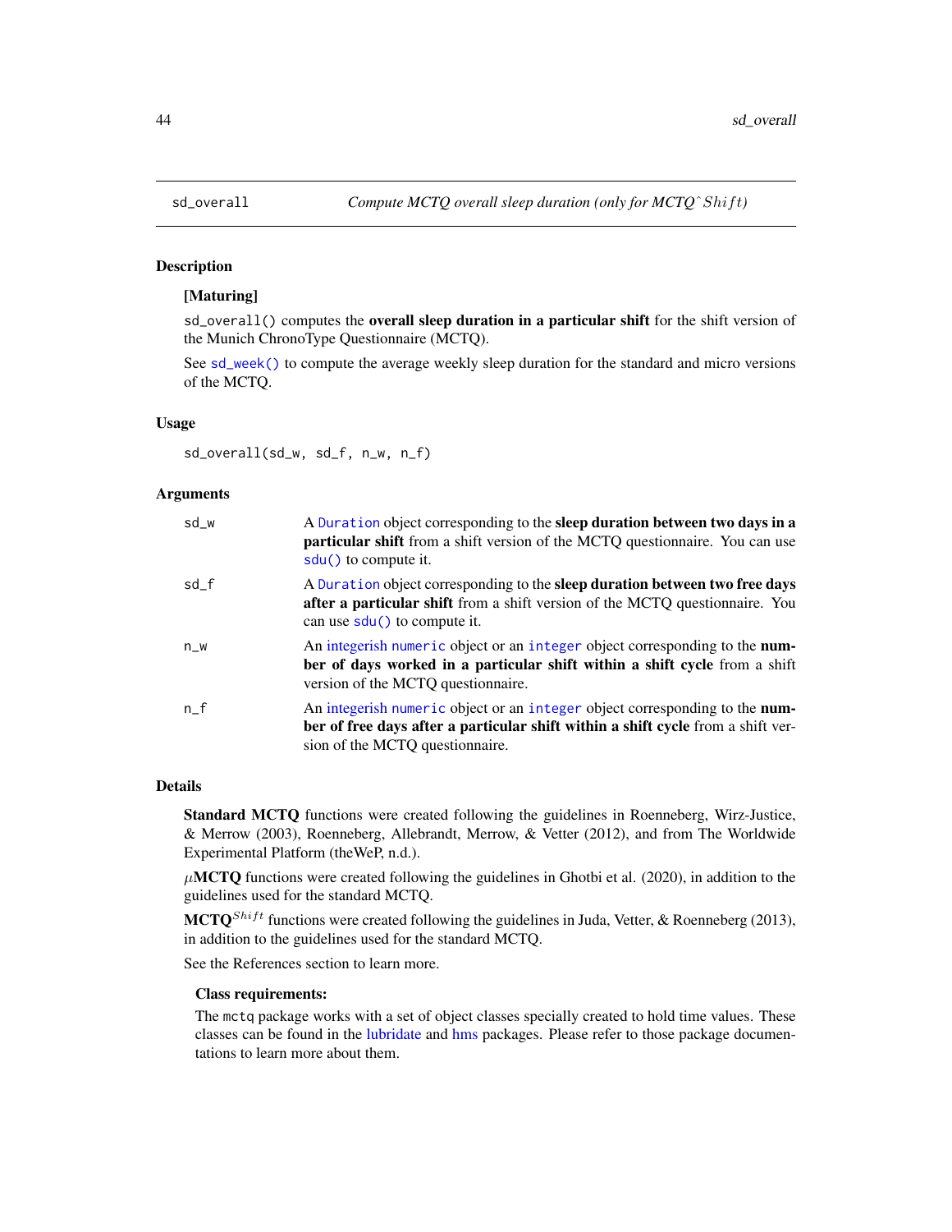sd_overall *Compute MCTQ overall sleep duration (only for MCTQ$^{Shift}$)*

## Description

**[Maturing]**

sd_overall() computes the **overall sleep duration in a particular shift** for the shift version of the Munich ChronoType Questionnaire (MCTQ).

See sd_week() to compute the average weekly sleep duration for the standard and micro versions of the MCTQ.

## Usage

```
sd_overall(sd_w, sd_f, n_w, n_f)
```

## Arguments

| | |
|---|---|
| sd_w | A Duration object corresponding to the **sleep duration between two days in a particular shift** from a shift version of the MCTQ questionnaire. You can use sdu() to compute it. |
| sd_f | A Duration object corresponding to the **sleep duration between two free days after a particular shift** from a shift version of the MCTQ questionnaire. You can use sdu() to compute it. |
| n_w | An integerish numeric object or an integer object corresponding to the **number of days worked in a particular shift within a shift cycle** from a shift version of the MCTQ questionnaire. |
| n_f | An integerish numeric object or an integer object corresponding to the **number of free days after a particular shift within a shift cycle** from a shift version of the MCTQ questionnaire. |

## Details

**Standard MCTQ** functions were created following the guidelines in Roenneberg, Wirz-Justice, & Merrow (2003), Roenneberg, Allebrandt, Merrow, & Vetter (2012), and from The Worldwide Experimental Platform (theWeP, n.d.).

$\mu$**MCTQ** functions were created following the guidelines in Ghotbi et al. (2020), in addition to the guidelines used for the standard MCTQ.

**MCTQ**$^{Shift}$ functions were created following the guidelines in Juda, Vetter, & Roenneberg (2013), in addition to the guidelines used for the standard MCTQ.

See the References section to learn more.

### Class requirements:

The mctq package works with a set of object classes specially created to hold time values. These classes can be found in the lubridate and hms packages. Please refer to those package documentations to learn more about them.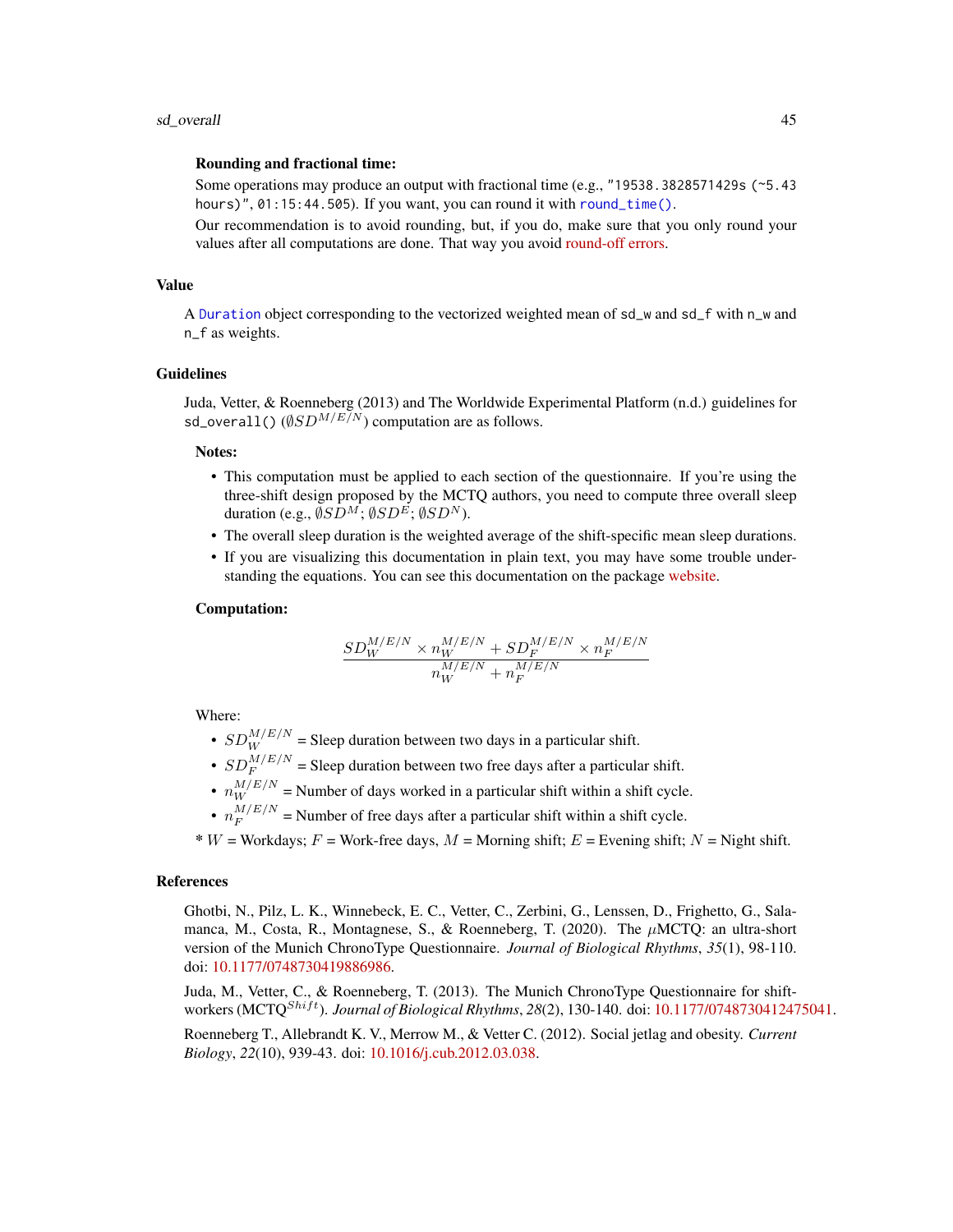**Rounding and fractional time:**

Some operations may produce an output with fractional time (e.g., `"19538.3828571429s (~5.43 hours)"`, `01:15:44.505`). If you want, you can round it with `round_time()`.

Our recommendation is to avoid rounding, but, if you do, make sure that you only round your values after all computations are done. That way you avoid round-off errors.

## Value

A `Duration` object corresponding to the vectorized weighted mean of `sd_w` and `sd_f` with `n_w` and `n_f` as weights.

## Guidelines

Juda, Vetter, & Roenneberg (2013) and The Worldwide Experimental Platform (n.d.) guidelines for `sd_overall()` ($\emptyset SD^{M/E/N}$) computation are as follows.

**Notes:**

- This computation must be applied to each section of the questionnaire. If you're using the three-shift design proposed by the MCTQ authors, you need to compute three overall sleep duration (e.g., $\emptyset SD^M$; $\emptyset SD^E$; $\emptyset SD^N$).
- The overall sleep duration is the weighted average of the shift-specific mean sleep durations.
- If you are visualizing this documentation in plain text, you may have some trouble understanding the equations. You can see this documentation on the package website.

**Computation:**

$$\frac{SD_W^{M/E/N} \times n_W^{M/E/N} + SD_F^{M/E/N} \times n_F^{M/E/N}}{n_W^{M/E/N} + n_F^{M/E/N}}$$

Where:

- $SD_W^{M/E/N}$ = Sleep duration between two days in a particular shift.
- $SD_F^{M/E/N}$ = Sleep duration between two free days after a particular shift.
- $n_W^{M/E/N}$ = Number of days worked in a particular shift within a shift cycle.
- $n_F^{M/E/N}$ = Number of free days after a particular shift within a shift cycle.

* $W$ = Workdays; $F$ = Work-free days, $M$ = Morning shift; $E$ = Evening shift; $N$ = Night shift.

## References

Ghotbi, N., Pilz, L. K., Winnebeck, E. C., Vetter, C., Zerbini, G., Lenssen, D., Frighetto, G., Salamanca, M., Costa, R., Montagnese, S., & Roenneberg, T. (2020). The $\mu$MCTQ: an ultra-short version of the Munich ChronoType Questionnaire. *Journal of Biological Rhythms*, *35*(1), 98-110. doi: 10.1177/0748730419886986.

Juda, M., Vetter, C., & Roenneberg, T. (2013). The Munich ChronoType Questionnaire for shift-workers (MCTQ$^{Shift}$). *Journal of Biological Rhythms*, *28*(2), 130-140. doi: 10.1177/0748730412475041.

Roenneberg T., Allebrandt K. V., Merrow M., & Vetter C. (2012). Social jetlag and obesity. *Current Biology*, *22*(10), 939-43. doi: 10.1016/j.cub.2012.03.038.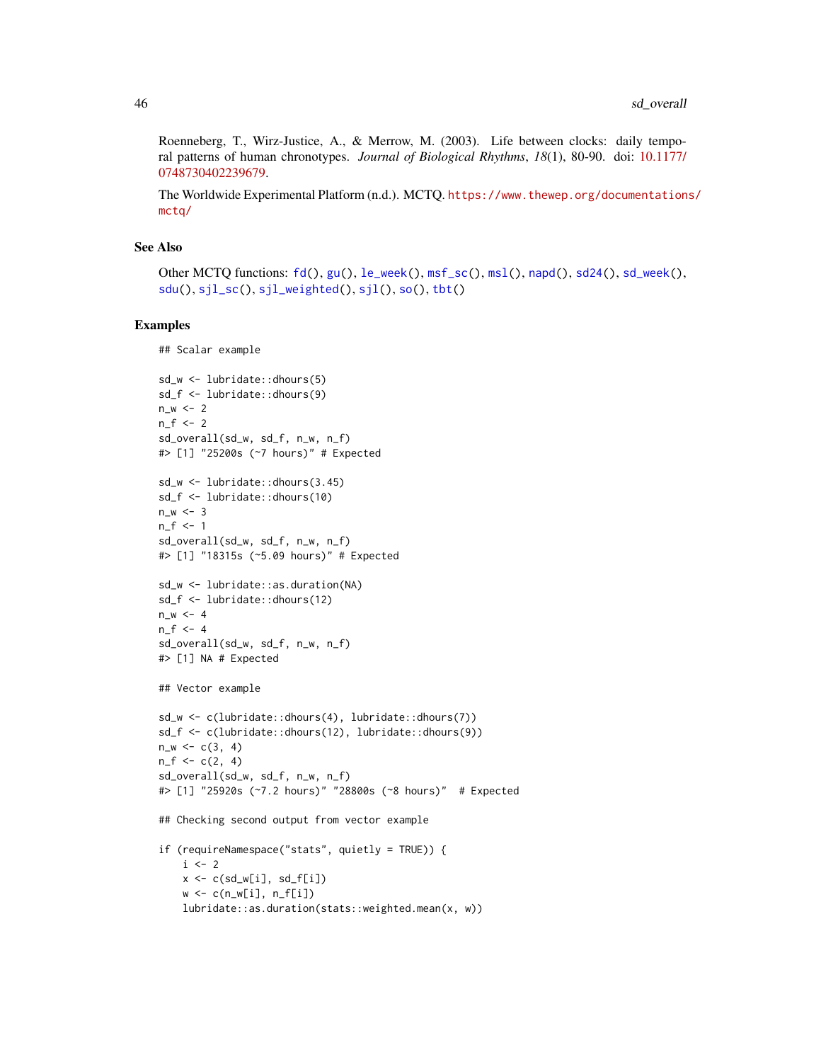Roenneberg, T., Wirz-Justice, A., & Merrow, M. (2003). Life between clocks: daily temporal patterns of human chronotypes. *Journal of Biological Rhythms*, *18*(1), 80-90. doi: 10.1177/0748730402239679.

The Worldwide Experimental Platform (n.d.). MCTQ. https://www.thewep.org/documentations/mctq/

## See Also

Other MCTQ functions: fd(), gu(), le_week(), msf_sc(), msl(), napd(), sd24(), sd_week(), sdu(), sjl_sc(), sjl_weighted(), sjl(), so(), tbt()

## Examples

```
## Scalar example

sd_w <- lubridate::dhours(5)
sd_f <- lubridate::dhours(9)
n_w <- 2
n_f <- 2
sd_overall(sd_w, sd_f, n_w, n_f)
#> [1] "25200s (~7 hours)" # Expected

sd_w <- lubridate::dhours(3.45)
sd_f <- lubridate::dhours(10)
n_w <- 3
n_f <- 1
sd_overall(sd_w, sd_f, n_w, n_f)
#> [1] "18315s (~5.09 hours)" # Expected

sd_w <- lubridate::as.duration(NA)
sd_f <- lubridate::dhours(12)
n_w <- 4
n_f <- 4
sd_overall(sd_w, sd_f, n_w, n_f)
#> [1] NA # Expected

## Vector example

sd_w <- c(lubridate::dhours(4), lubridate::dhours(7))
sd_f <- c(lubridate::dhours(12), lubridate::dhours(9))
n_w <- c(3, 4)
n_f <- c(2, 4)
sd_overall(sd_w, sd_f, n_w, n_f)
#> [1] "25920s (~7.2 hours)" "28800s (~8 hours)"  # Expected

## Checking second output from vector example

if (requireNamespace("stats", quietly = TRUE)) {
    i <- 2
    x <- c(sd_w[i], sd_f[i])
    w <- c(n_w[i], n_f[i])
    lubridate::as.duration(stats::weighted.mean(x, w))
```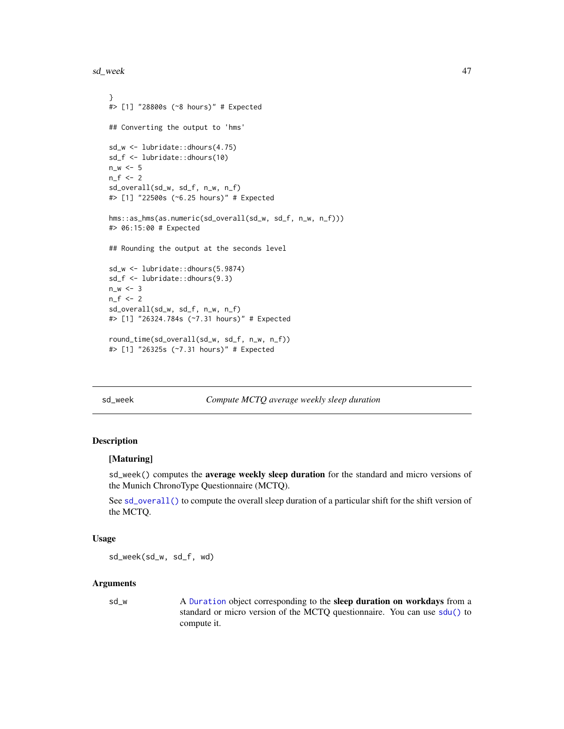```
}
#> [1] "28800s (~8 hours)" # Expected

## Converting the output to 'hms'

sd_w <- lubridate::dhours(4.75)
sd_f <- lubridate::dhours(10)
n_w <- 5
n_f <- 2
sd_overall(sd_w, sd_f, n_w, n_f)
#> [1] "22500s (~6.25 hours)" # Expected

hms::as_hms(as.numeric(sd_overall(sd_w, sd_f, n_w, n_f)))
#> 06:15:00 # Expected

## Rounding the output at the seconds level

sd_w <- lubridate::dhours(5.9874)
sd_f <- lubridate::dhours(9.3)
n_w <- 3
n_f <- 2
sd_overall(sd_w, sd_f, n_w, n_f)
#> [1] "26324.784s (~7.31 hours)" # Expected

round_time(sd_overall(sd_w, sd_f, n_w, n_f))
#> [1] "26325s (~7.31 hours)" # Expected
```

---

## sd_week — *Compute MCTQ average weekly sleep duration*

### Description

**[Maturing]**

sd_week() computes the **average weekly sleep duration** for the standard and micro versions of the Munich ChronoType Questionnaire (MCTQ).

See sd_overall() to compute the overall sleep duration of a particular shift for the shift version of the MCTQ.

### Usage

```
sd_week(sd_w, sd_f, wd)
```

### Arguments

sd_w — A Duration object corresponding to the **sleep duration on workdays** from a standard or micro version of the MCTQ questionnaire. You can use sdu() to compute it.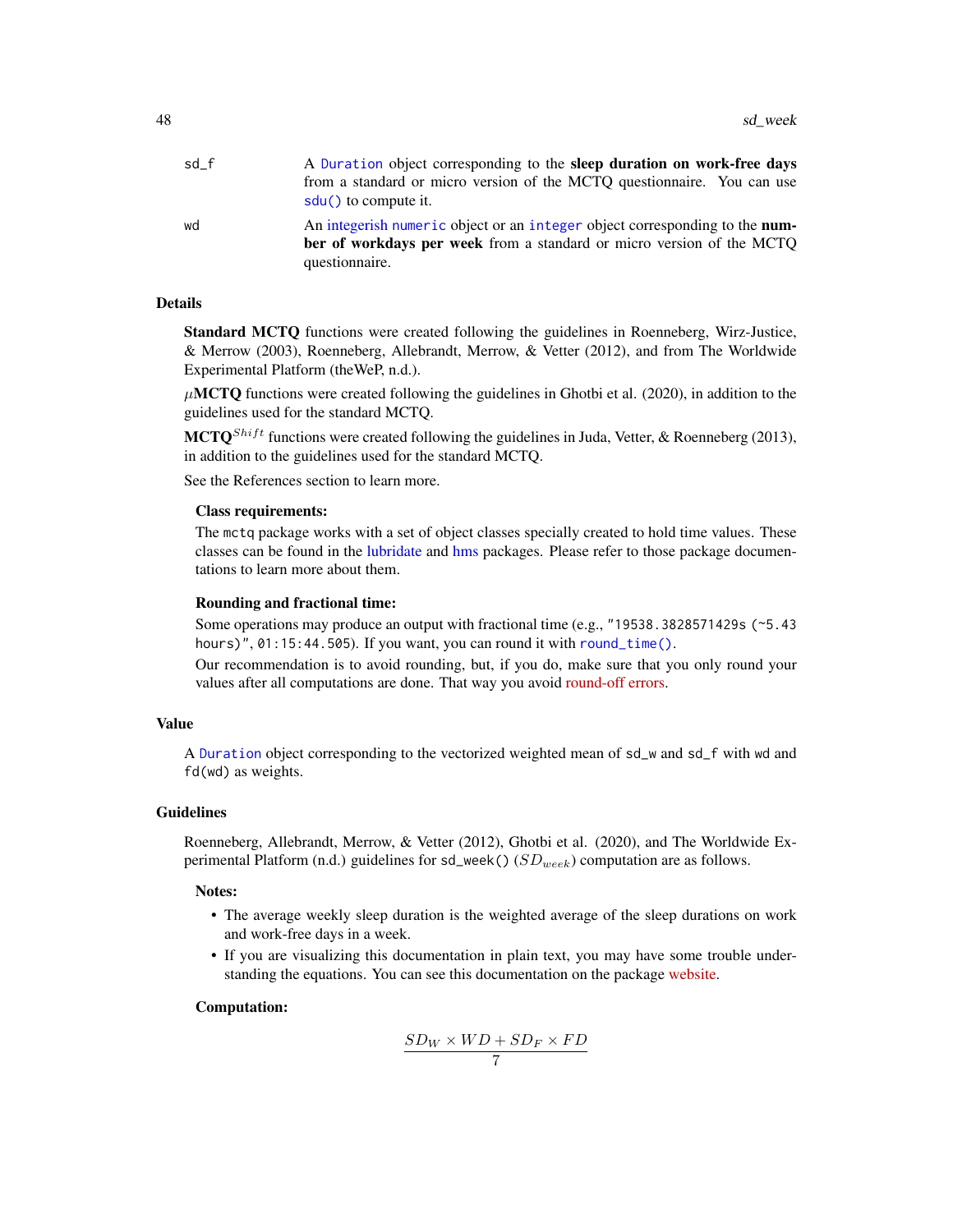| | |
|---|---|
| sd_f | A `Duration` object corresponding to the **sleep duration on work-free days** from a standard or micro version of the MCTQ questionnaire. You can use `sdu()` to compute it. |
| wd | An integerish `numeric` object or an `integer` object corresponding to the **number of workdays per week** from a standard or micro version of the MCTQ questionnaire. |

## Details

**Standard MCTQ** functions were created following the guidelines in Roenneberg, Wirz-Justice, & Merrow (2003), Roenneberg, Allebrandt, Merrow, & Vetter (2012), and from The Worldwide Experimental Platform (theWeP, n.d.).

$\mu$**MCTQ** functions were created following the guidelines in Ghotbi et al. (2020), in addition to the guidelines used for the standard MCTQ.

**MCTQ**$^{Shift}$ functions were created following the guidelines in Juda, Vetter, & Roenneberg (2013), in addition to the guidelines used for the standard MCTQ.

See the References section to learn more.

### Class requirements:

The `mctq` package works with a set of object classes specially created to hold time values. These classes can be found in the lubridate and hms packages. Please refer to those package documentations to learn more about them.

### Rounding and fractional time:

Some operations may produce an output with fractional time (e.g., `"19538.3828571429s (~5.43 hours)"`, `01:15:44.505`). If you want, you can round it with `round_time()`.

Our recommendation is to avoid rounding, but, if you do, make sure that you only round your values after all computations are done. That way you avoid round-off errors.

## Value

A `Duration` object corresponding to the vectorized weighted mean of `sd_w` and `sd_f` with `wd` and `fd(wd)` as weights.

## Guidelines

Roenneberg, Allebrandt, Merrow, & Vetter (2012), Ghotbi et al. (2020), and The Worldwide Experimental Platform (n.d.) guidelines for `sd_week()` ($SD_{week}$) computation are as follows.

### Notes:

- The average weekly sleep duration is the weighted average of the sleep durations on work and work-free days in a week.
- If you are visualizing this documentation in plain text, you may have some trouble understanding the equations. You can see this documentation on the package website.

### Computation:

$$\frac{SD_W \times WD + SD_F \times FD}{7}$$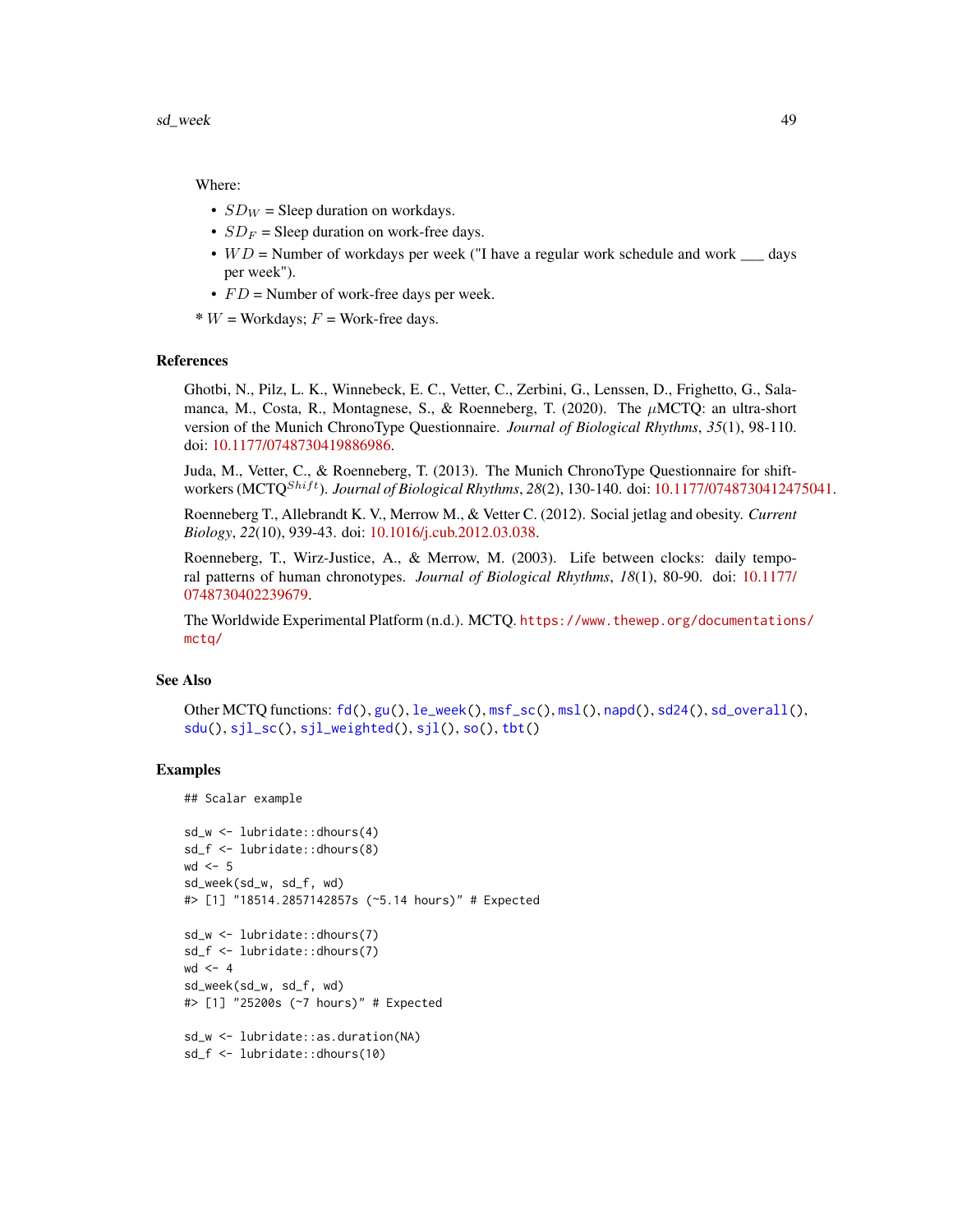Where:

- $SD_W$ = Sleep duration on workdays.
- $SD_F$ = Sleep duration on work-free days.
- $WD$ = Number of workdays per week ("I have a regular work schedule and work ___ days per week").
- $FD$ = Number of work-free days per week.

* $W$ = Workdays; $F$ = Work-free days.

## References

Ghotbi, N., Pilz, L. K., Winnebeck, E. C., Vetter, C., Zerbini, G., Lenssen, D., Frighetto, G., Salamanca, M., Costa, R., Montagnese, S., & Roenneberg, T. (2020). The $\mu$MCTQ: an ultra-short version of the Munich ChronoType Questionnaire. *Journal of Biological Rhythms*, *35*(1), 98-110. doi: 10.1177/0748730419886986.

Juda, M., Vetter, C., & Roenneberg, T. (2013). The Munich ChronoType Questionnaire for shift-workers (MCTQ$^{Shift}$). *Journal of Biological Rhythms*, *28*(2), 130-140. doi: 10.1177/0748730412475041.

Roenneberg T., Allebrandt K. V., Merrow M., & Vetter C. (2012). Social jetlag and obesity. *Current Biology*, *22*(10), 939-43. doi: 10.1016/j.cub.2012.03.038.

Roenneberg, T., Wirz-Justice, A., & Merrow, M. (2003). Life between clocks: daily temporal patterns of human chronotypes. *Journal of Biological Rhythms*, *18*(1), 80-90. doi: 10.1177/0748730402239679.

The Worldwide Experimental Platform (n.d.). MCTQ. https://www.thewep.org/documentations/mctq/

## See Also

Other MCTQ functions: `fd()`, `gu()`, `le_week()`, `msf_sc()`, `msl()`, `napd()`, `sd24()`, `sd_overall()`, `sdu()`, `sjl_sc()`, `sjl_weighted()`, `sjl()`, `so()`, `tbt()`

## Examples

```
## Scalar example

sd_w <- lubridate::dhours(4)
sd_f <- lubridate::dhours(8)
wd <- 5
sd_week(sd_w, sd_f, wd)
#> [1] "18514.2857142857s (~5.14 hours)" # Expected

sd_w <- lubridate::dhours(7)
sd_f <- lubridate::dhours(7)
wd <- 4
sd_week(sd_w, sd_f, wd)
#> [1] "25200s (~7 hours)" # Expected

sd_w <- lubridate::as.duration(NA)
sd_f <- lubridate::dhours(10)
```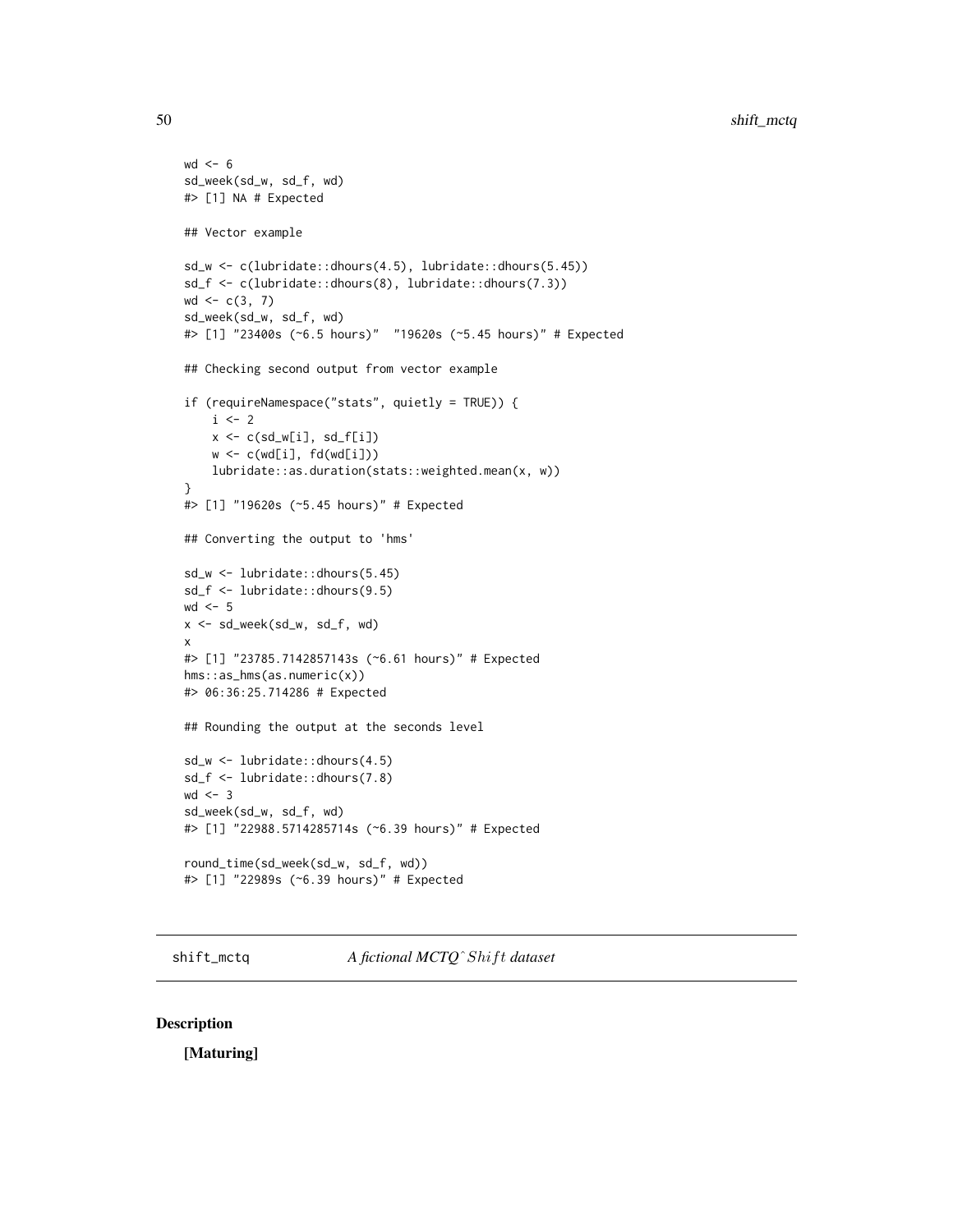```
wd <- 6
sd_week(sd_w, sd_f, wd)
#> [1] NA # Expected

## Vector example

sd_w <- c(lubridate::dhours(4.5), lubridate::dhours(5.45))
sd_f <- c(lubridate::dhours(8), lubridate::dhours(7.3))
wd <- c(3, 7)
sd_week(sd_w, sd_f, wd)
#> [1] "23400s (~6.5 hours)"  "19620s (~5.45 hours)" # Expected

## Checking second output from vector example

if (requireNamespace("stats", quietly = TRUE)) {
    i <- 2
    x <- c(sd_w[i], sd_f[i])
    w <- c(wd[i], fd(wd[i]))
    lubridate::as.duration(stats::weighted.mean(x, w))
}
#> [1] "19620s (~5.45 hours)" # Expected

## Converting the output to 'hms'

sd_w <- lubridate::dhours(5.45)
sd_f <- lubridate::dhours(9.5)
wd <- 5
x <- sd_week(sd_w, sd_f, wd)
x
#> [1] "23785.7142857143s (~6.61 hours)" # Expected
hms::as_hms(as.numeric(x))
#> 06:36:25.714286 # Expected

## Rounding the output at the seconds level

sd_w <- lubridate::dhours(4.5)
sd_f <- lubridate::dhours(7.8)
wd <- 3
sd_week(sd_w, sd_f, wd)
#> [1] "22988.5714285714s (~6.39 hours)" # Expected

round_time(sd_week(sd_w, sd_f, wd))
#> [1] "22989s (~6.39 hours)" # Expected
```

---

## shift_mctq — *A fictional MCTQ$^{Shift}$ dataset*

### Description

**[Maturing]**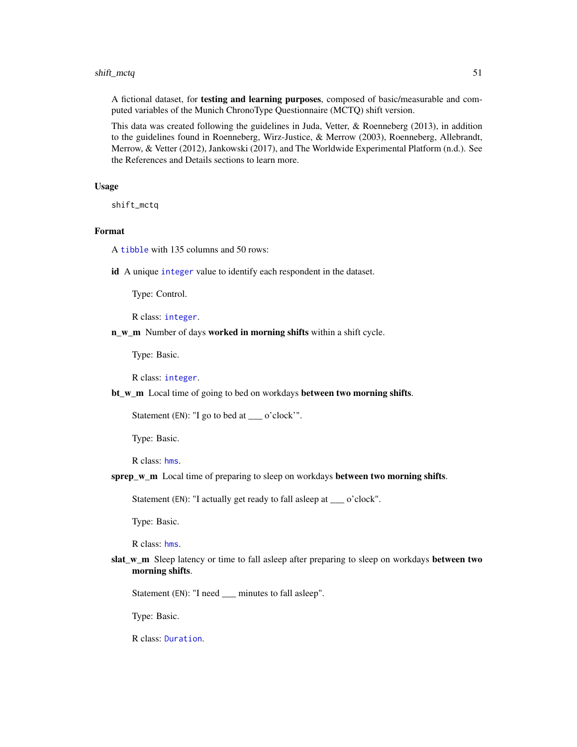A fictional dataset, for **testing and learning purposes**, composed of basic/measurable and computed variables of the Munich ChronoType Questionnaire (MCTQ) shift version.

This data was created following the guidelines in Juda, Vetter, & Roenneberg (2013), in addition to the guidelines found in Roenneberg, Wirz-Justice, & Merrow (2003), Roenneberg, Allebrandt, Merrow, & Vetter (2012), Jankowski (2017), and The Worldwide Experimental Platform (n.d.). See the References and Details sections to learn more.

### Usage

```
shift_mctq
```

### Format

A `tibble` with 135 columns and 50 rows:

**id** A unique `integer` value to identify each respondent in the dataset.

Type: Control.

R class: `integer`.

**n_w_m** Number of days **worked in morning shifts** within a shift cycle.

Type: Basic.

R class: `integer`.

**bt_w_m** Local time of going to bed on workdays **between two morning shifts**.

Statement (EN): "I go to bed at ___ o'clock'".

Type: Basic.

R class: `hms`.

**sprep_w_m** Local time of preparing to sleep on workdays **between two morning shifts**.

Statement (EN): "I actually get ready to fall asleep at ___ o'clock".

Type: Basic.

R class: `hms`.

**slat_w_m** Sleep latency or time to fall asleep after preparing to sleep on workdays **between two morning shifts**.

Statement (EN): "I need ___ minutes to fall asleep".

Type: Basic.

R class: `Duration`.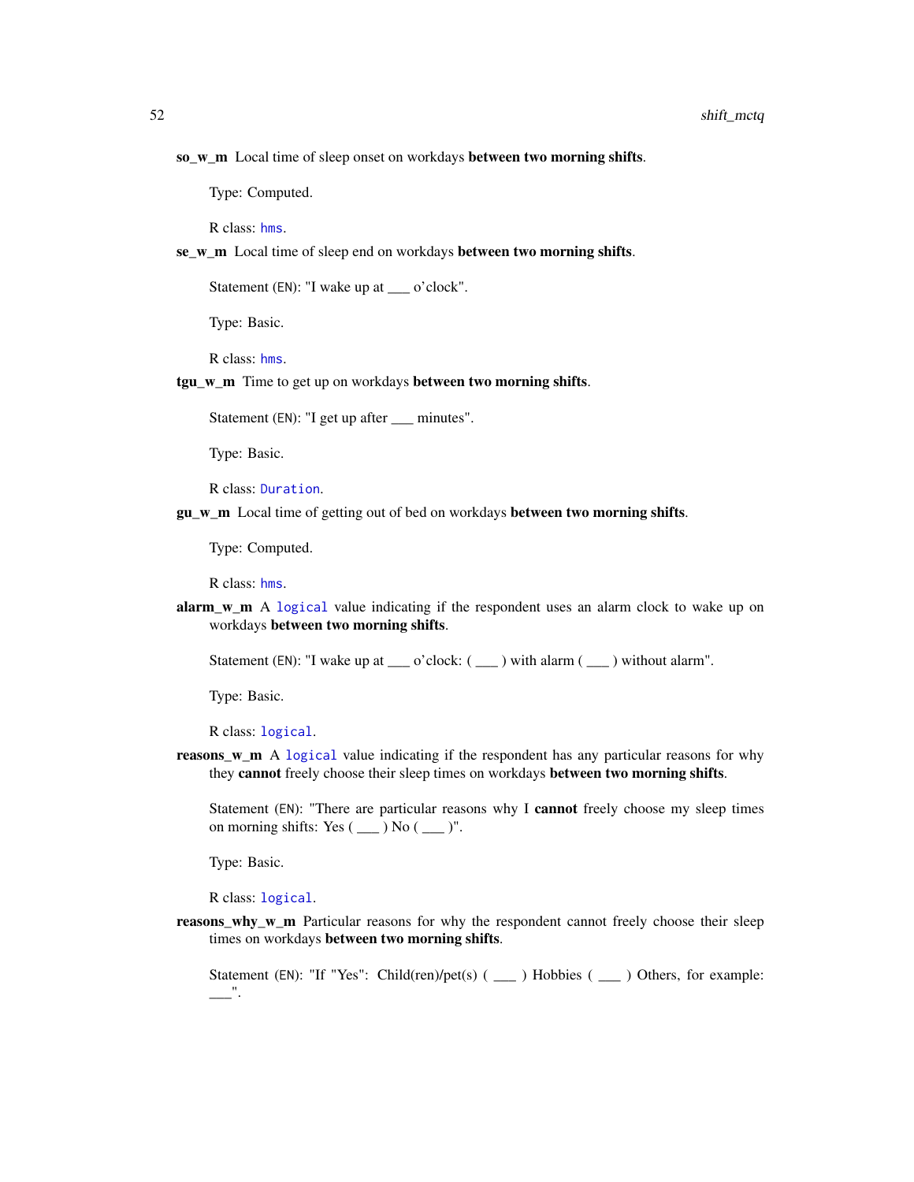**so_w_m** Local time of sleep onset on workdays **between two morning shifts**.

Type: Computed.

R class: `hms`.

**se_w_m** Local time of sleep end on workdays **between two morning shifts**.

Statement (EN): "I wake up at ___ o'clock".

Type: Basic.

R class: `hms`.

**tgu_w_m** Time to get up on workdays **between two morning shifts**.

Statement (EN): "I get up after ___ minutes".

Type: Basic.

R class: `Duration`.

**gu_w_m** Local time of getting out of bed on workdays **between two morning shifts**.

Type: Computed.

R class: `hms`.

**alarm_w_m** A `logical` value indicating if the respondent uses an alarm clock to wake up on workdays **between two morning shifts**.

Statement (EN): "I wake up at ___ o'clock: ( ___ ) with alarm ( ___ ) without alarm".

Type: Basic.

R class: `logical`.

**reasons_w_m** A `logical` value indicating if the respondent has any particular reasons for why they **cannot** freely choose their sleep times on workdays **between two morning shifts**.

Statement (EN): "There are particular reasons why I **cannot** freely choose my sleep times on morning shifts: Yes ( ___ ) No ( ___ )".

Type: Basic.

R class: `logical`.

**reasons_why_w_m** Particular reasons for why the respondent cannot freely choose their sleep times on workdays **between two morning shifts**.

Statement (EN): "If "Yes": Child(ren)/pet(s) ( ___ ) Hobbies ( ___ ) Others, for example: ___".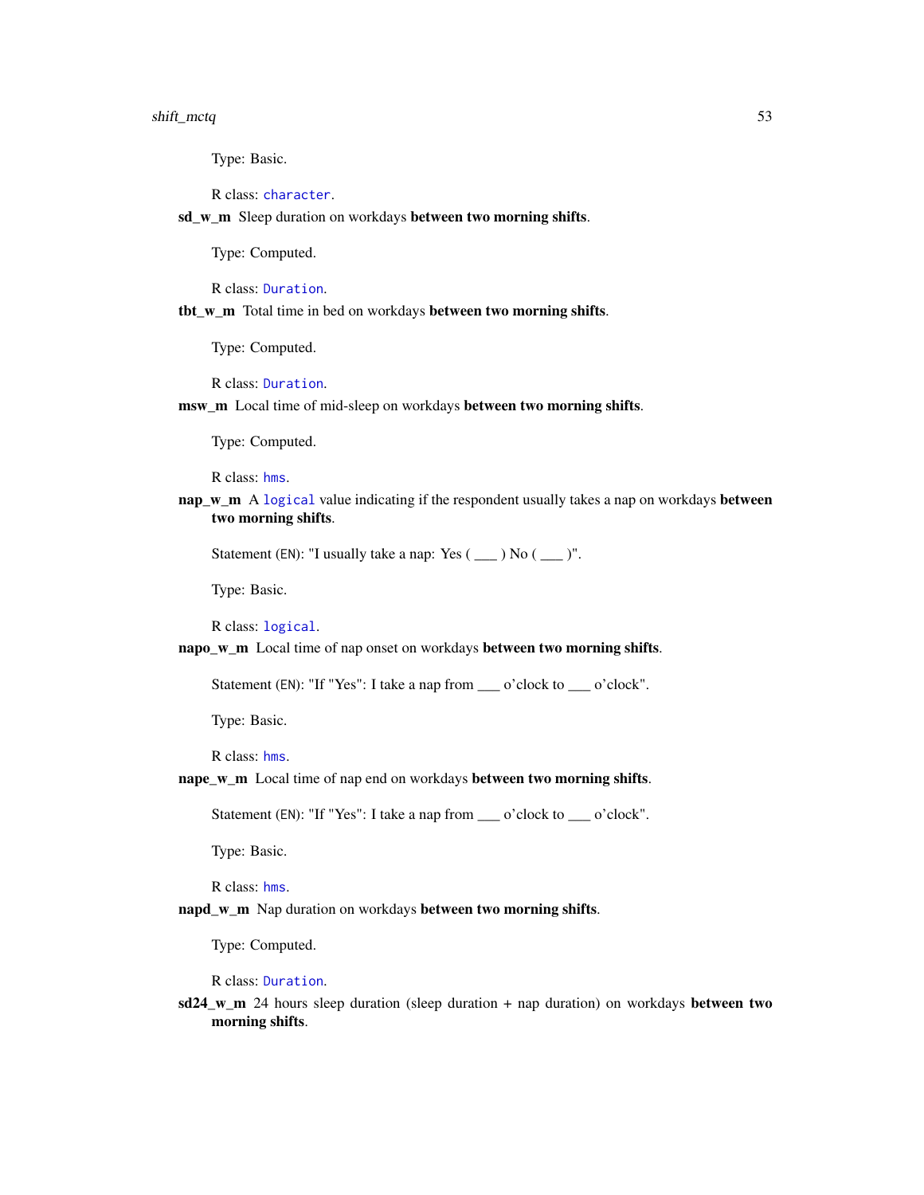Type: Basic.

R class: `character`.

**sd_w_m** Sleep duration on workdays **between two morning shifts**.

Type: Computed.

R class: `Duration`.

**tbt_w_m** Total time in bed on workdays **between two morning shifts**.

Type: Computed.

R class: `Duration`.

**msw_m** Local time of mid-sleep on workdays **between two morning shifts**.

Type: Computed.

R class: `hms`.

**nap_w_m** A `logical` value indicating if the respondent usually takes a nap on workdays **between two morning shifts**.

Statement (EN): "I usually take a nap: Yes ( ___ ) No ( ___ )".

Type: Basic.

R class: `logical`.

**napo_w_m** Local time of nap onset on workdays **between two morning shifts**.

Statement (EN): "If "Yes": I take a nap from ___ o'clock to ___ o'clock".

Type: Basic.

R class: `hms`.

**nape_w_m** Local time of nap end on workdays **between two morning shifts**.

Statement (EN): "If "Yes": I take a nap from ___ o'clock to ___ o'clock".

Type: Basic.

R class: `hms`.

**napd_w_m** Nap duration on workdays **between two morning shifts**.

Type: Computed.

R class: `Duration`.

**sd24_w_m** 24 hours sleep duration (sleep duration + nap duration) on workdays **between two morning shifts**.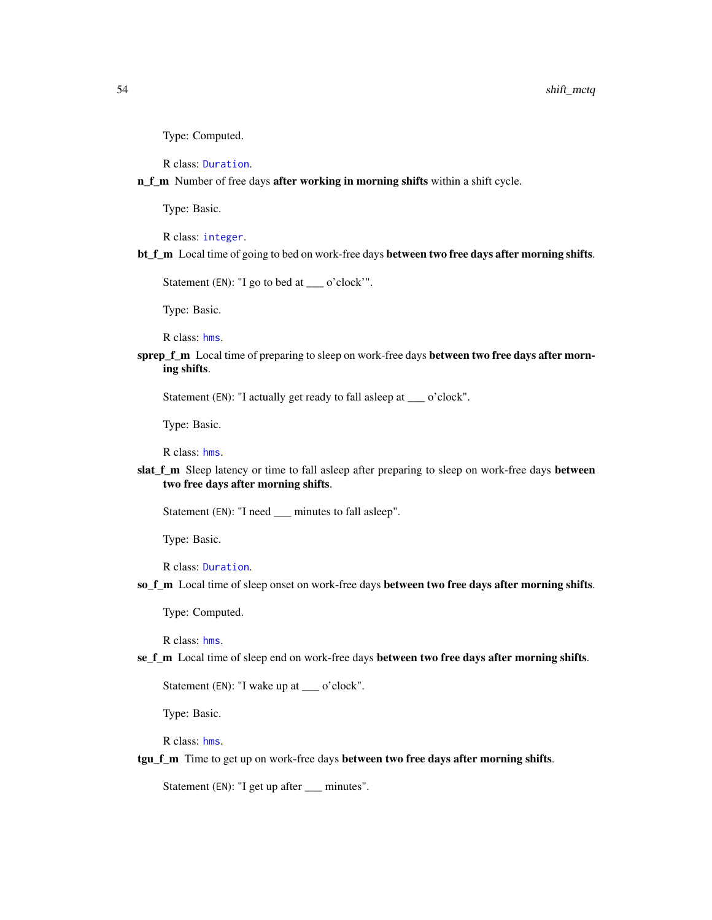Type: Computed.

R class: `Duration`.

**n_f_m** Number of free days **after working in morning shifts** within a shift cycle.

Type: Basic.

R class: `integer`.

**bt_f_m** Local time of going to bed on work-free days **between two free days after morning shifts**.

Statement (EN): "I go to bed at ___ o'clock'".

Type: Basic.

R class: `hms`.

**sprep_f_m** Local time of preparing to sleep on work-free days **between two free days after morning shifts**.

Statement (EN): "I actually get ready to fall asleep at ___ o'clock".

Type: Basic.

R class: `hms`.

**slat_f_m** Sleep latency or time to fall asleep after preparing to sleep on work-free days **between two free days after morning shifts**.

Statement (EN): "I need ___ minutes to fall asleep".

Type: Basic.

R class: `Duration`.

**so_f_m** Local time of sleep onset on work-free days **between two free days after morning shifts**.

Type: Computed.

R class: `hms`.

**se_f_m** Local time of sleep end on work-free days **between two free days after morning shifts**.

Statement (EN): "I wake up at ___ o'clock".

Type: Basic.

R class: `hms`.

**tgu_f_m** Time to get up on work-free days **between two free days after morning shifts**.

Statement (EN): "I get up after ___ minutes".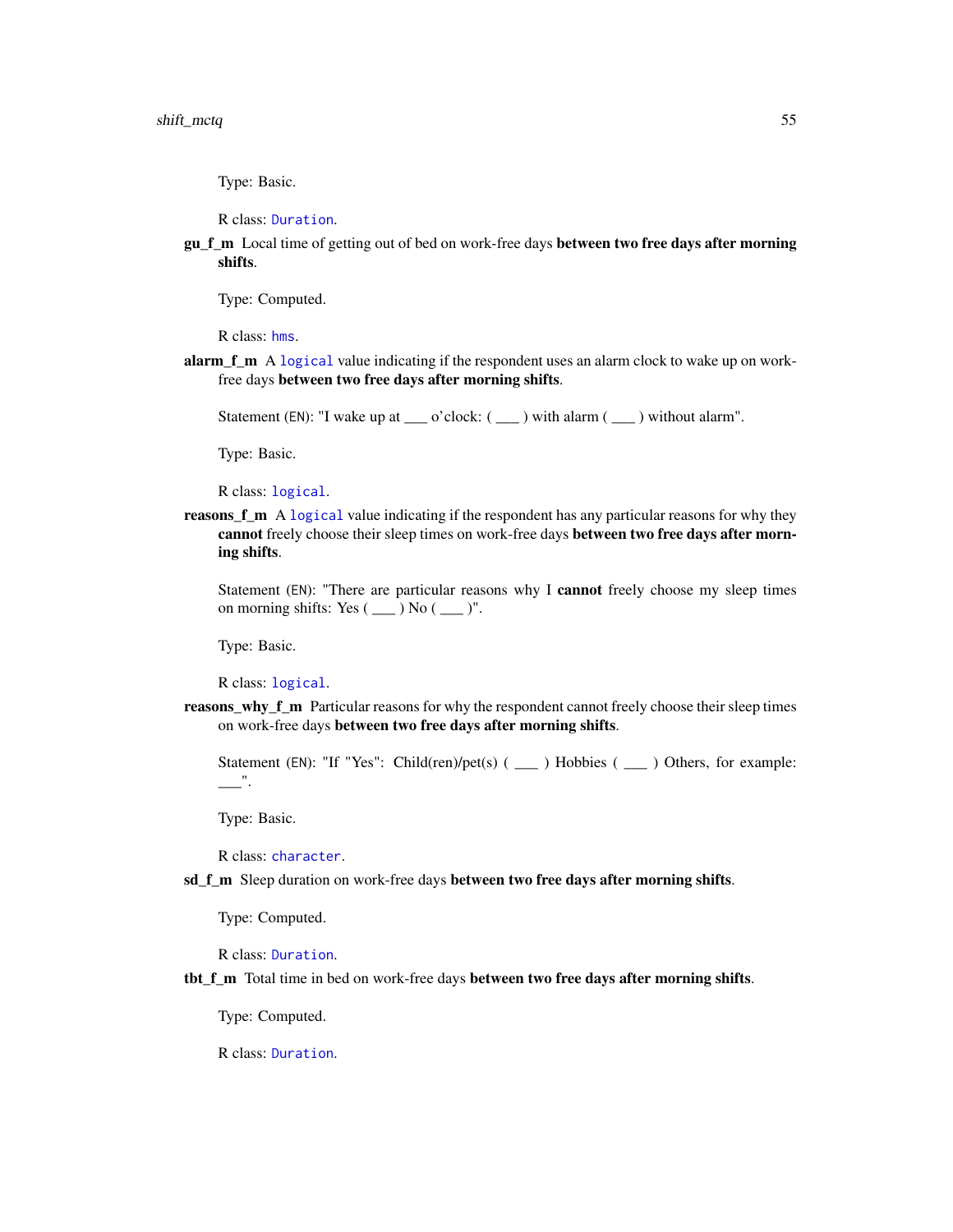Type: Basic.

R class: `Duration`.

**gu_f_m** Local time of getting out of bed on work-free days **between two free days after morning shifts**.

Type: Computed.

R class: `hms`.

**alarm_f_m** A `logical` value indicating if the respondent uses an alarm clock to wake up on work-free days **between two free days after morning shifts**.

Statement (EN): "I wake up at ___ o'clock: ( ___ ) with alarm ( ___ ) without alarm".

Type: Basic.

R class: `logical`.

**reasons_f_m** A `logical` value indicating if the respondent has any particular reasons for why they **cannot** freely choose their sleep times on work-free days **between two free days after morning shifts**.

Statement (EN): "There are particular reasons why I **cannot** freely choose my sleep times on morning shifts: Yes ( ___ ) No ( ___ )".

Type: Basic.

R class: `logical`.

**reasons_why_f_m** Particular reasons for why the respondent cannot freely choose their sleep times on work-free days **between two free days after morning shifts**.

Statement (EN): "If "Yes": Child(ren)/pet(s) ( ___ ) Hobbies ( ___ ) Others, for example: ___".

Type: Basic.

R class: `character`.

**sd_f_m** Sleep duration on work-free days **between two free days after morning shifts**.

Type: Computed.

R class: `Duration`.

**tbt_f_m** Total time in bed on work-free days **between two free days after morning shifts**.

Type: Computed.

R class: `Duration`.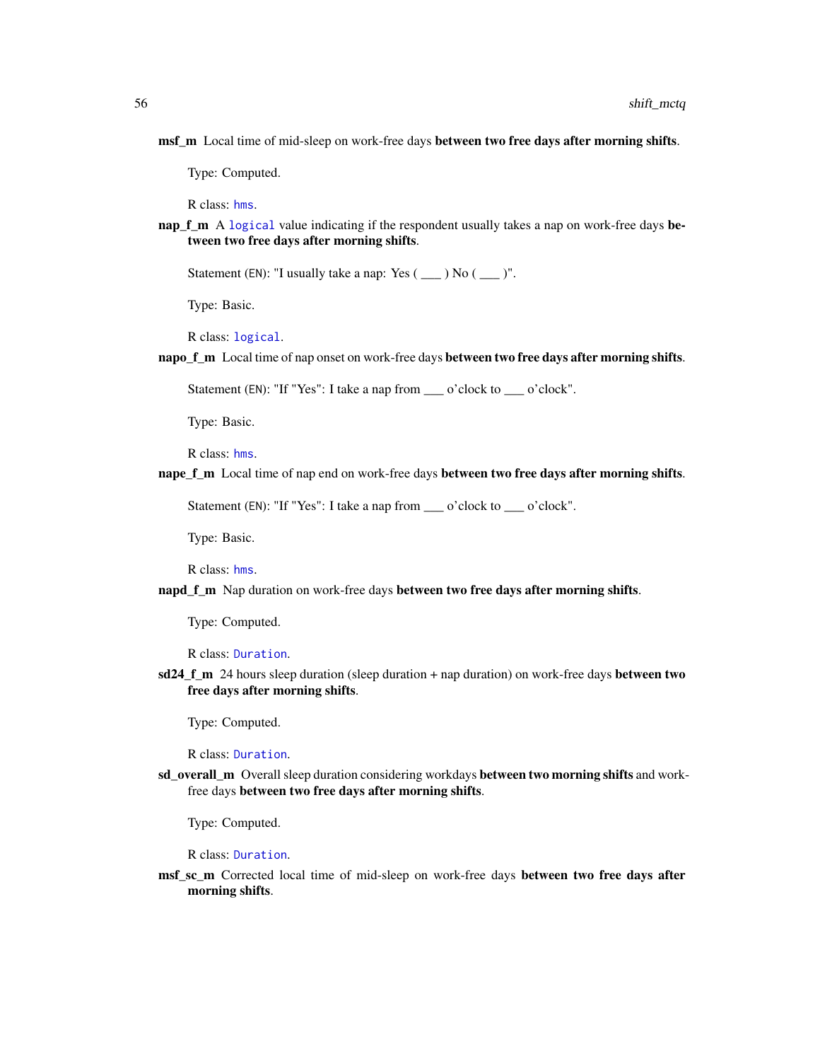**msf_m** Local time of mid-sleep on work-free days **between two free days after morning shifts**.

Type: Computed.

R class: `hms`.

**nap_f_m** A `logical` value indicating if the respondent usually takes a nap on work-free days **between two free days after morning shifts**.

Statement (EN): "I usually take a nap: Yes ( ___ ) No ( ___ )".

Type: Basic.

R class: `logical`.

**napo_f_m** Local time of nap onset on work-free days **between two free days after morning shifts**.

Statement (EN): "If "Yes": I take a nap from ___ o'clock to ___ o'clock".

Type: Basic.

R class: `hms`.

**nape_f_m** Local time of nap end on work-free days **between two free days after morning shifts**.

Statement (EN): "If "Yes": I take a nap from ___ o'clock to ___ o'clock".

Type: Basic.

R class: `hms`.

**napd_f_m** Nap duration on work-free days **between two free days after morning shifts**.

Type: Computed.

R class: `Duration`.

**sd24_f_m** 24 hours sleep duration (sleep duration + nap duration) on work-free days **between two free days after morning shifts**.

Type: Computed.

R class: `Duration`.

**sd_overall_m** Overall sleep duration considering workdays **between two morning shifts** and work-free days **between two free days after morning shifts**.

Type: Computed.

R class: `Duration`.

**msf_sc_m** Corrected local time of mid-sleep on work-free days **between two free days after morning shifts**.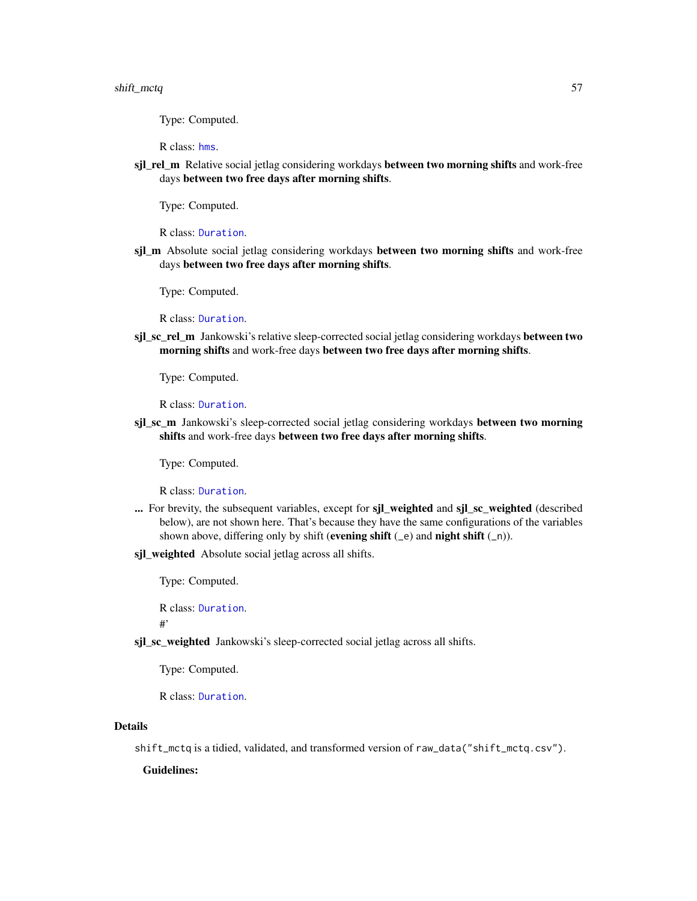Type: Computed.

R class: `hms`.

**sjl_rel_m** Relative social jetlag considering workdays **between two morning shifts** and work-free days **between two free days after morning shifts**.

Type: Computed.

R class: `Duration`.

**sjl_m** Absolute social jetlag considering workdays **between two morning shifts** and work-free days **between two free days after morning shifts**.

Type: Computed.

R class: `Duration`.

**sjl_sc_rel_m** Jankowski's relative sleep-corrected social jetlag considering workdays **between two morning shifts** and work-free days **between two free days after morning shifts**.

Type: Computed.

R class: `Duration`.

**sjl_sc_m** Jankowski's sleep-corrected social jetlag considering workdays **between two morning shifts** and work-free days **between two free days after morning shifts**.

Type: Computed.

R class: `Duration`.

**...** For brevity, the subsequent variables, except for **sjl_weighted** and **sjl_sc_weighted** (described below), are not shown here. That's because they have the same configurations of the variables shown above, differing only by shift (**evening shift** (`_e`) and **night shift** (`_n`)).

**sjl_weighted** Absolute social jetlag across all shifts.

Type: Computed.

R class: `Duration`.

#'

**sjl_sc_weighted** Jankowski's sleep-corrected social jetlag across all shifts.

Type: Computed.

R class: `Duration`.

### Details

`shift_mctq` is a tidied, validated, and transformed version of `raw_data("shift_mctq.csv")`.

**Guidelines:**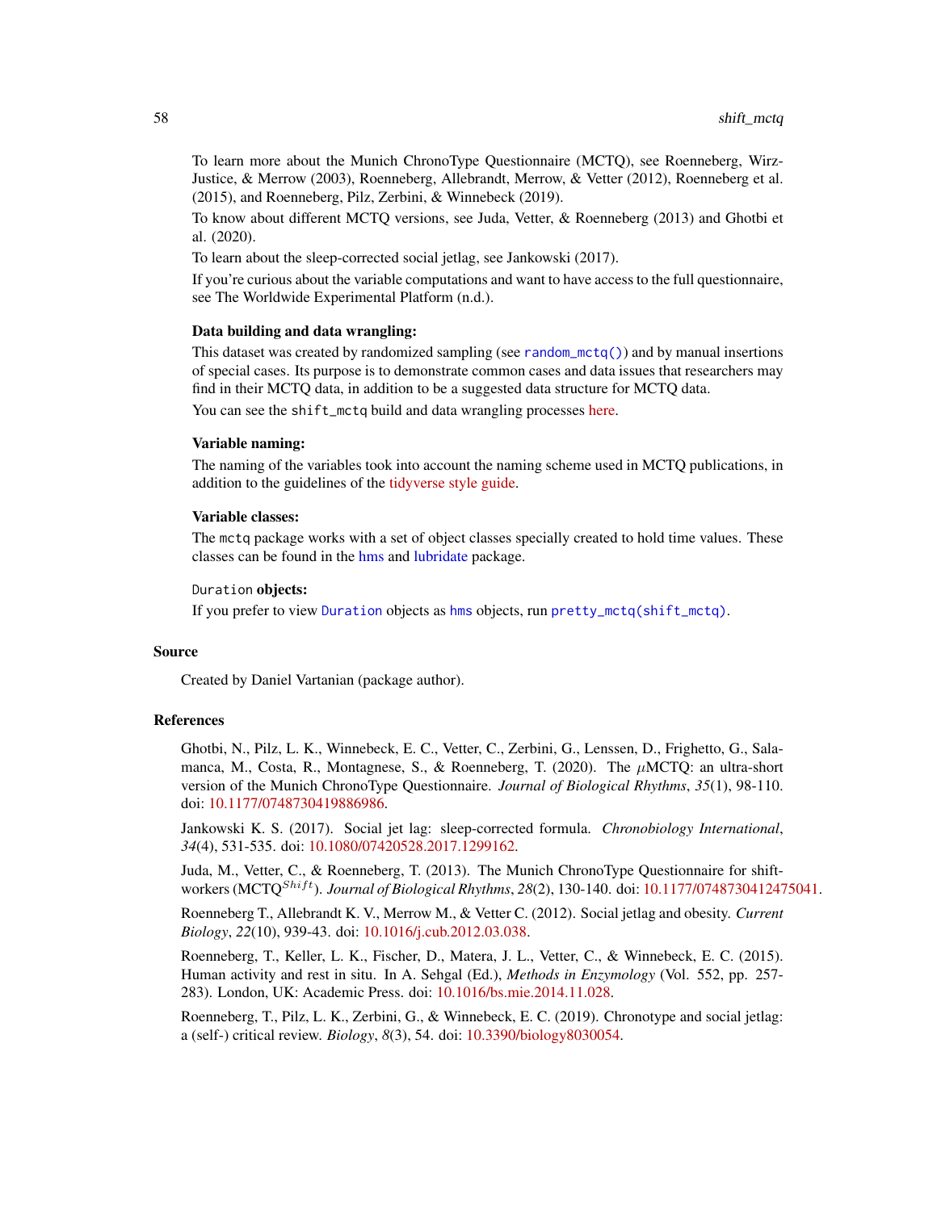To learn more about the Munich ChronoType Questionnaire (MCTQ), see Roenneberg, Wirz-Justice, & Merrow (2003), Roenneberg, Allebrandt, Merrow, & Vetter (2012), Roenneberg et al. (2015), and Roenneberg, Pilz, Zerbini, & Winnebeck (2019).

To know about different MCTQ versions, see Juda, Vetter, & Roenneberg (2013) and Ghotbi et al. (2020).

To learn about the sleep-corrected social jetlag, see Jankowski (2017).

If you're curious about the variable computations and want to have access to the full questionnaire, see The Worldwide Experimental Platform (n.d.).

**Data building and data wrangling:**

This dataset was created by randomized sampling (see `random_mctq()`) and by manual insertions of special cases. Its purpose is to demonstrate common cases and data issues that researchers may find in their MCTQ data, in addition to be a suggested data structure for MCTQ data.

You can see the `shift_mctq` build and data wrangling processes here.

**Variable naming:**

The naming of the variables took into account the naming scheme used in MCTQ publications, in addition to the guidelines of the tidyverse style guide.

**Variable classes:**

The `mctq` package works with a set of object classes specially created to hold time values. These classes can be found in the hms and lubridate package.

**`Duration` objects:**

If you prefer to view `Duration` objects as `hms` objects, run `pretty_mctq(shift_mctq)`.

## Source

Created by Daniel Vartanian (package author).

## References

Ghotbi, N., Pilz, L. K., Winnebeck, E. C., Vetter, C., Zerbini, G., Lenssen, D., Frighetto, G., Salamanca, M., Costa, R., Montagnese, S., & Roenneberg, T. (2020). The $\mu$MCTQ: an ultra-short version of the Munich ChronoType Questionnaire. *Journal of Biological Rhythms*, *35*(1), 98-110. doi: 10.1177/0748730419886986.

Jankowski K. S. (2017). Social jet lag: sleep-corrected formula. *Chronobiology International*, *34*(4), 531-535. doi: 10.1080/07420528.2017.1299162.

Juda, M., Vetter, C., & Roenneberg, T. (2013). The Munich ChronoType Questionnaire for shift-workers (MCTQ$^{Shift}$). *Journal of Biological Rhythms*, *28*(2), 130-140. doi: 10.1177/0748730412475041.

Roenneberg T., Allebrandt K. V., Merrow M., & Vetter C. (2012). Social jetlag and obesity. *Current Biology*, *22*(10), 939-43. doi: 10.1016/j.cub.2012.03.038.

Roenneberg, T., Keller, L. K., Fischer, D., Matera, J. L., Vetter, C., & Winnebeck, E. C. (2015). Human activity and rest in situ. In A. Sehgal (Ed.), *Methods in Enzymology* (Vol. 552, pp. 257-283). London, UK: Academic Press. doi: 10.1016/bs.mie.2014.11.028.

Roenneberg, T., Pilz, L. K., Zerbini, G., & Winnebeck, E. C. (2019). Chronotype and social jetlag: a (self-) critical review. *Biology*, *8*(3), 54. doi: 10.3390/biology8030054.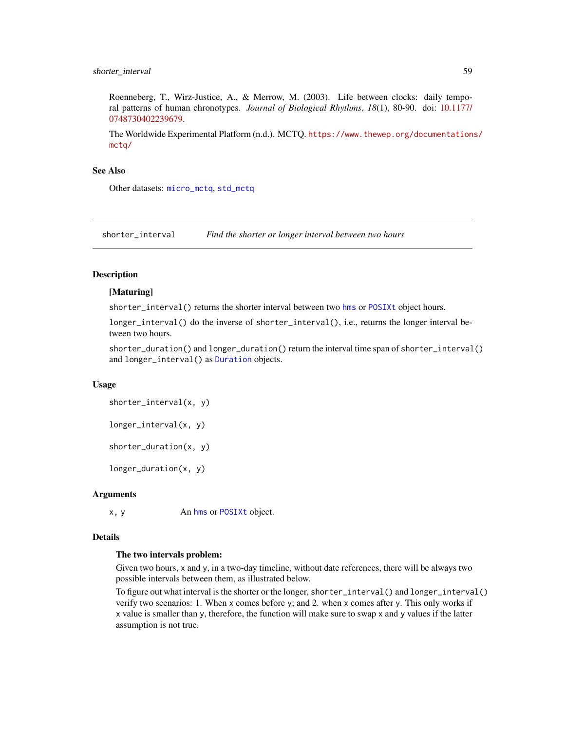Roenneberg, T., Wirz-Justice, A., & Merrow, M. (2003). Life between clocks: daily temporal patterns of human chronotypes. *Journal of Biological Rhythms*, *18*(1), 80-90. doi: 10.1177/0748730402239679.

The Worldwide Experimental Platform (n.d.). MCTQ. https://www.thewep.org/documentations/mctq/

### See Also

Other datasets: `micro_mctq`, `std_mctq`

---

## `shorter_interval` *Find the shorter or longer interval between two hours*

---

### Description

**[Maturing]**

`shorter_interval()` returns the shorter interval between two `hms` or `POSIXt` object hours.

`longer_interval()` do the inverse of `shorter_interval()`, i.e., returns the longer interval between two hours.

`shorter_duration()` and `longer_duration()` return the interval time span of `shorter_interval()` and `longer_interval()` as `Duration` objects.

### Usage

```
shorter_interval(x, y)

longer_interval(x, y)

shorter_duration(x, y)

longer_duration(x, y)
```

### Arguments

| | |
|---|---|
| `x, y` | An `hms` or `POSIXt` object. |

### Details

**The two intervals problem:**

Given two hours, `x` and `y`, in a two-day timeline, without date references, there will be always two possible intervals between them, as illustrated below.

To figure out what interval is the shorter or the longer, `shorter_interval()` and `longer_interval()` verify two scenarios: 1. When `x` comes before `y`; and 2. when `x` comes after `y`. This only works if `x` value is smaller than `y`, therefore, the function will make sure to swap `x` and `y` values if the latter assumption is not true.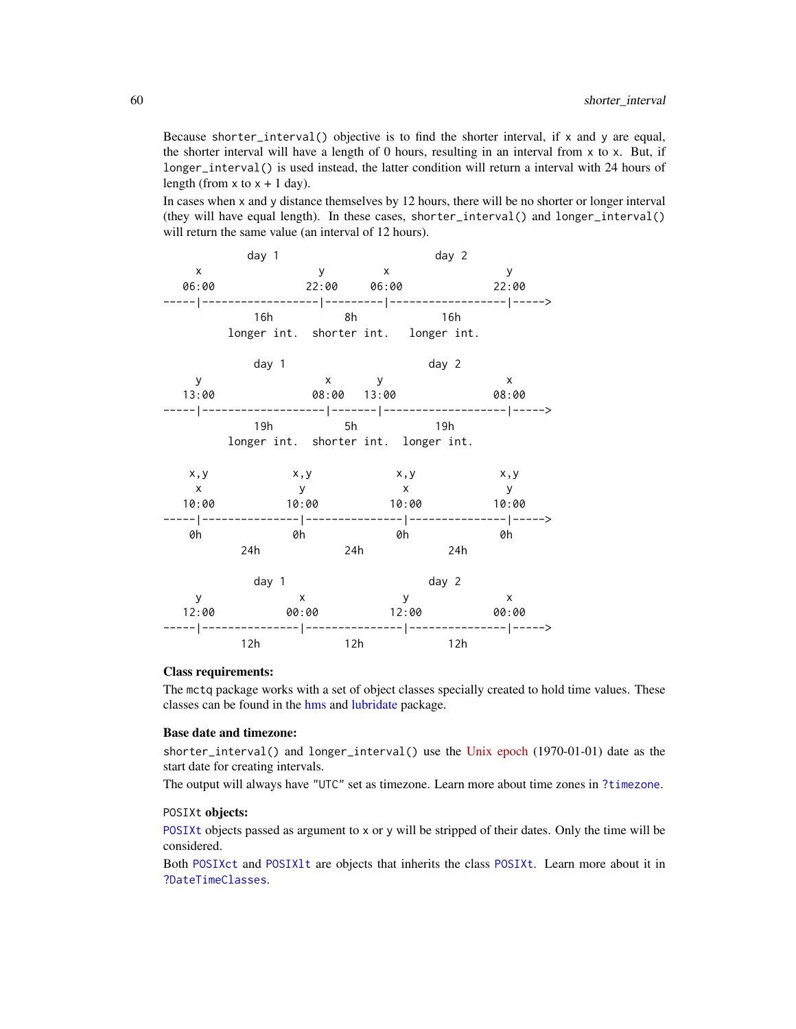Because `shorter_interval()` objective is to find the shorter interval, if `x` and `y` are equal, the shorter interval will have a length of 0 hours, resulting in an interval from `x` to `x`. But, if `longer_interval()` is used instead, the latter condition will return a interval with 24 hours of length (from `x` to `x` + 1 day).

In cases when `x` and `y` distance themselves by 12 hours, there will be no shorter or longer interval (they will have equal length). In these cases, `shorter_interval()` and `longer_interval()` will return the same value (an interval of 12 hours).

```
             day 1                        day  2
     x                  y         x                  y
   06:00              22:00     06:00              22:00
-----|------------------|---------|------------------|----->
              16h           8h            16h
        longer int.  shorter int.   longer int.

              day 1                       day  2
     y                  x       y                    x
   13:00              08:00   13:00                08:00
-----|-------------------|-------|-------------------|----->
              19h           5h           19h
        longer int.  shorter int.  longer int.

    x,y             x,y             x,y             x,y
     x               y               x               y
   10:00           10:00           10:00           10:00
-----|---------------|---------------|---------------|----->
    0h              0h              0h              0h
            24h             24h             24h

              day 1                       day  2
     y               x               y               x
   12:00           00:00           12:00           00:00
-----|---------------|---------------|---------------|----->
            12h             12h             12h
```

**Class requirements:**

The `mctq` package works with a set of object classes specially created to hold time values. These classes can be found in the hms and lubridate package.

**Base date and timezone:**

`shorter_interval()` and `longer_interval()` use the Unix epoch (1970-01-01) date as the start date for creating intervals.

The output will always have `"UTC"` set as timezone. Learn more about time zones in `?timezone`.

**`POSIXt` objects:**

`POSIXt` objects passed as argument to `x` or `y` will be stripped of their dates. Only the time will be considered.

Both `POSIXct` and `POSIXlt` are objects that inherits the class `POSIXt`. Learn more about it in `?DateTimeClasses`.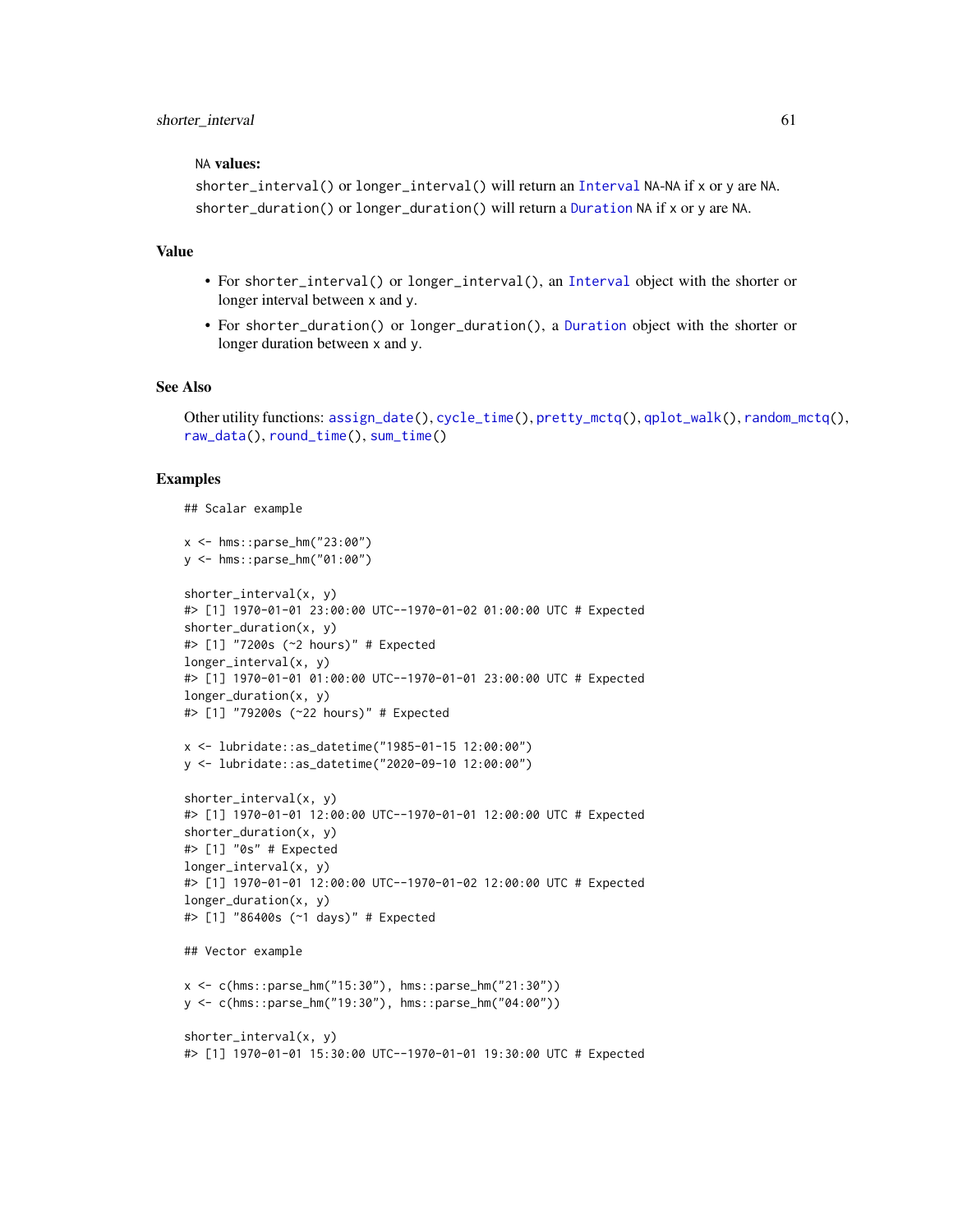**NA values:**

shorter_interval() or longer_interval() will return an Interval NA-NA if x or y are NA.

shorter_duration() or longer_duration() will return a Duration NA if x or y are NA.

## Value

- For shorter_interval() or longer_interval(), an Interval object with the shorter or longer interval between x and y.
- For shorter_duration() or longer_duration(), a Duration object with the shorter or longer duration between x and y.

## See Also

Other utility functions: assign_date(), cycle_time(), pretty_mctq(), qplot_walk(), random_mctq(), raw_data(), round_time(), sum_time()

## Examples

```
## Scalar example

x <- hms::parse_hm("23:00")
y <- hms::parse_hm("01:00")

shorter_interval(x, y)
#> [1] 1970-01-01 23:00:00 UTC--1970-01-02 01:00:00 UTC # Expected
shorter_duration(x, y)
#> [1] "7200s (~2 hours)" # Expected
longer_interval(x, y)
#> [1] 1970-01-01 01:00:00 UTC--1970-01-01 23:00:00 UTC # Expected
longer_duration(x, y)
#> [1] "79200s (~22 hours)" # Expected

x <- lubridate::as_datetime("1985-01-15 12:00:00")
y <- lubridate::as_datetime("2020-09-10 12:00:00")

shorter_interval(x, y)
#> [1] 1970-01-01 12:00:00 UTC--1970-01-01 12:00:00 UTC # Expected
shorter_duration(x, y)
#> [1] "0s" # Expected
longer_interval(x, y)
#> [1] 1970-01-01 12:00:00 UTC--1970-01-02 12:00:00 UTC # Expected
longer_duration(x, y)
#> [1] "86400s (~1 days)" # Expected

## Vector example

x <- c(hms::parse_hm("15:30"), hms::parse_hm("21:30"))
y <- c(hms::parse_hm("19:30"), hms::parse_hm("04:00"))

shorter_interval(x, y)
#> [1] 1970-01-01 15:30:00 UTC--1970-01-01 19:30:00 UTC # Expected
```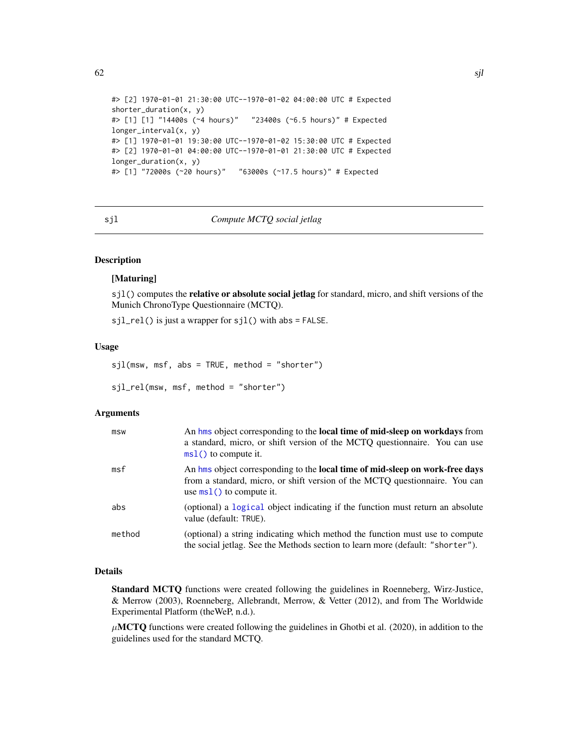```
#> [2] 1970-01-01 21:30:00 UTC--1970-01-02 04:00:00 UTC # Expected
shorter_duration(x, y)
#> [1] [1] "14400s (~4 hours)"   "23400s (~6.5 hours)" # Expected
longer_interval(x, y)
#> [1] 1970-01-01 19:30:00 UTC--1970-01-02 15:30:00 UTC # Expected
#> [2] 1970-01-01 04:00:00 UTC--1970-01-01 21:30:00 UTC # Expected
longer_duration(x, y)
#> [1] "72000s (~20 hours)"   "63000s (~17.5 hours)" # Expected
```

---

## sjl — *Compute MCTQ social jetlag*

### Description

**[Maturing]**

`sjl()` computes the **relative or absolute social jetlag** for standard, micro, and shift versions of the Munich ChronoType Questionnaire (MCTQ).

`sjl_rel()` is just a wrapper for `sjl()` with `abs = FALSE`.

### Usage

```
sjl(msw, msf, abs = TRUE, method = "shorter")

sjl_rel(msw, msf, method = "shorter")
```

### Arguments

| | |
|---|---|
| `msw` | An `hms` object corresponding to the **local time of mid-sleep on workdays** from a standard, micro, or shift version of the MCTQ questionnaire. You can use `msl()` to compute it. |
| `msf` | An `hms` object corresponding to the **local time of mid-sleep on work-free days** from a standard, micro, or shift version of the MCTQ questionnaire. You can use `msl()` to compute it. |
| `abs` | (optional) a `logical` object indicating if the function must return an absolute value (default: `TRUE`). |
| `method` | (optional) a string indicating which method the function must use to compute the social jetlag. See the Methods section to learn more (default: `"shorter"`). |

### Details

**Standard MCTQ** functions were created following the guidelines in Roenneberg, Wirz-Justice, & Merrow (2003), Roenneberg, Allebrandt, Merrow, & Vetter (2012), and from The Worldwide Experimental Platform (theWeP, n.d.).

$\mu$**MCTQ** functions were created following the guidelines in Ghotbi et al. (2020), in addition to the guidelines used for the standard MCTQ.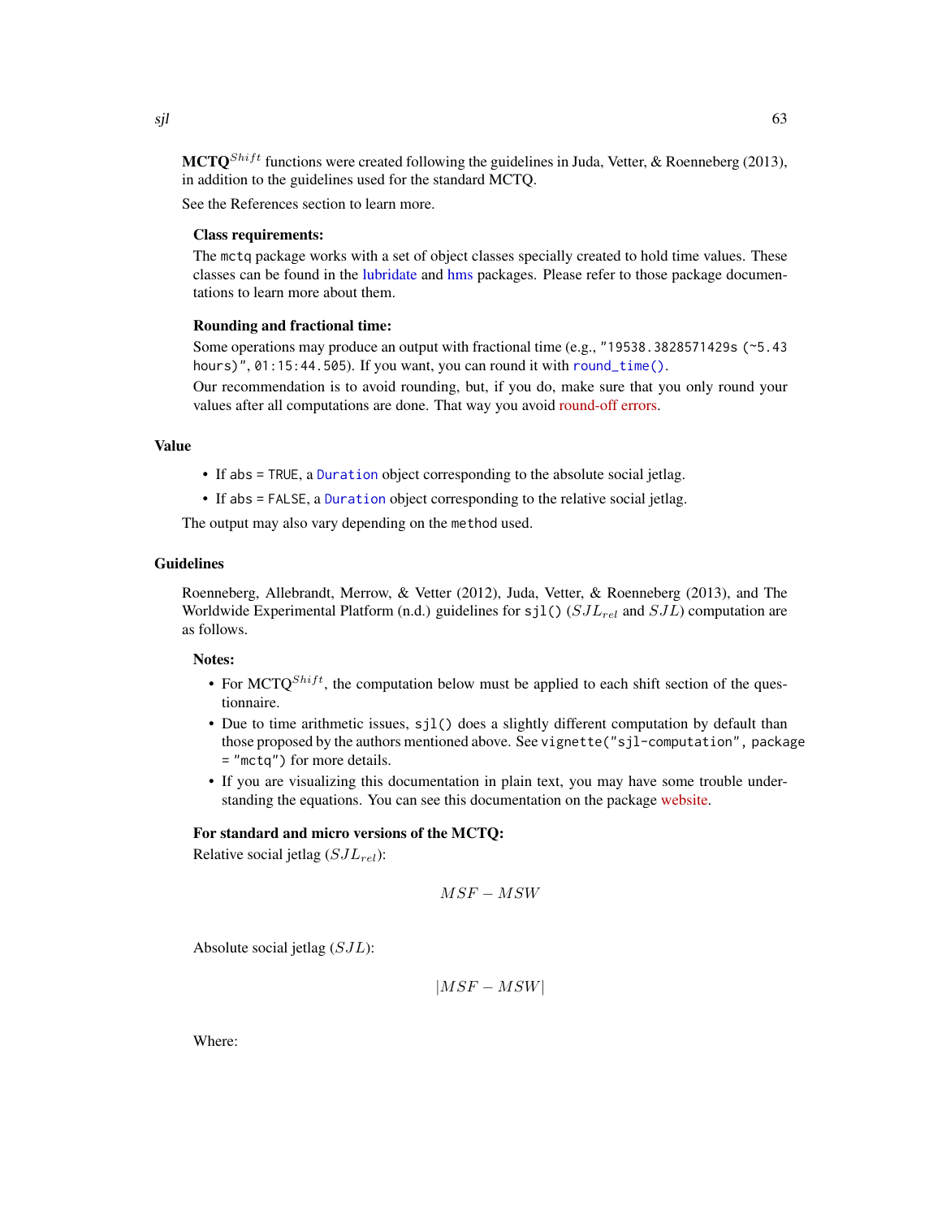**MCTQ**$^{Shift}$ functions were created following the guidelines in Juda, Vetter, & Roenneberg (2013), in addition to the guidelines used for the standard MCTQ.

See the References section to learn more.

**Class requirements:**

The `mctq` package works with a set of object classes specially created to hold time values. These classes can be found in the lubridate and hms packages. Please refer to those package documentations to learn more about them.

**Rounding and fractional time:**

Some operations may produce an output with fractional time (e.g., `"19538.3828571429s (~5.43 hours)"`, `01:15:44.505`). If you want, you can round it with `round_time()`.

Our recommendation is to avoid rounding, but, if you do, make sure that you only round your values after all computations are done. That way you avoid round-off errors.

## Value

- If `abs = TRUE`, a `Duration` object corresponding to the absolute social jetlag.
- If `abs = FALSE`, a `Duration` object corresponding to the relative social jetlag.

The output may also vary depending on the `method` used.

## Guidelines

Roenneberg, Allebrandt, Merrow, & Vetter (2012), Juda, Vetter, & Roenneberg (2013), and The Worldwide Experimental Platform (n.d.) guidelines for `sjl()` ($SJL_{rel}$ and $SJL$) computation are as follows.

**Notes:**

- For MCTQ$^{Shift}$, the computation below must be applied to each shift section of the questionnaire.
- Due to time arithmetic issues, `sjl()` does a slightly different computation by default than those proposed by the authors mentioned above. See `vignette("sjl-computation", package = "mctq")` for more details.
- If you are visualizing this documentation in plain text, you may have some trouble understanding the equations. You can see this documentation on the package website.

**For standard and micro versions of the MCTQ:**

Relative social jetlag ($SJL_{rel}$):

$$MSF - MSW$$

Absolute social jetlag ($SJL$):

$$|MSF - MSW|$$

Where: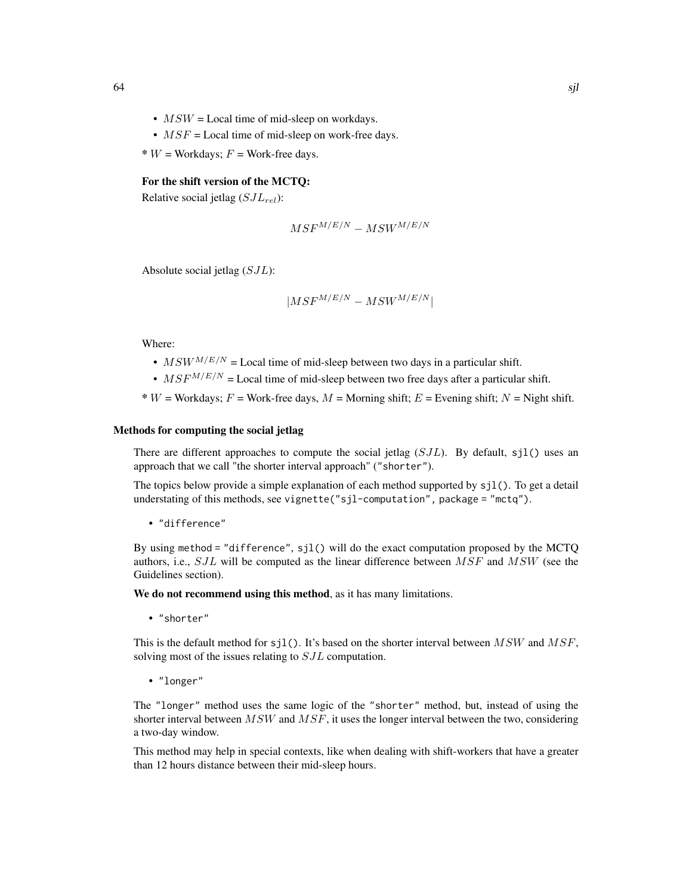- $MSW$ = Local time of mid-sleep on workdays.
- $MSF$ = Local time of mid-sleep on work-free days.

* $W$ = Workdays; $F$ = Work-free days.

**For the shift version of the MCTQ:**

Relative social jetlag ($SJL_{rel}$):

$$MSF^{M/E/N} - MSW^{M/E/N}$$

Absolute social jetlag ($SJL$):

$$|MSF^{M/E/N} - MSW^{M/E/N}|$$

Where:

- $MSW^{M/E/N}$ = Local time of mid-sleep between two days in a particular shift.
- $MSF^{M/E/N}$ = Local time of mid-sleep between two free days after a particular shift.

* $W$ = Workdays; $F$ = Work-free days, $M$ = Morning shift; $E$ = Evening shift; $N$ = Night shift.

### Methods for computing the social jetlag

There are different approaches to compute the social jetlag ($SJL$). By default, `sjl()` uses an approach that we call "the shorter interval approach" (`"shorter"`).

The topics below provide a simple explanation of each method supported by `sjl()`. To get a detail understating of this methods, see `vignette("sjl-computation", package = "mctq")`.

- `"difference"`

By using `method = "difference"`, `sjl()` will do the exact computation proposed by the MCTQ authors, i.e., $SJL$ will be computed as the linear difference between $MSF$ and $MSW$ (see the Guidelines section).

**We do not recommend using this method**, as it has many limitations.

- `"shorter"`

This is the default method for `sjl()`. It's based on the shorter interval between $MSW$ and $MSF$, solving most of the issues relating to $SJL$ computation.

- `"longer"`

The `"longer"` method uses the same logic of the `"shorter"` method, but, instead of using the shorter interval between $MSW$ and $MSF$, it uses the longer interval between the two, considering a two-day window.

This method may help in special contexts, like when dealing with shift-workers that have a greater than 12 hours distance between their mid-sleep hours.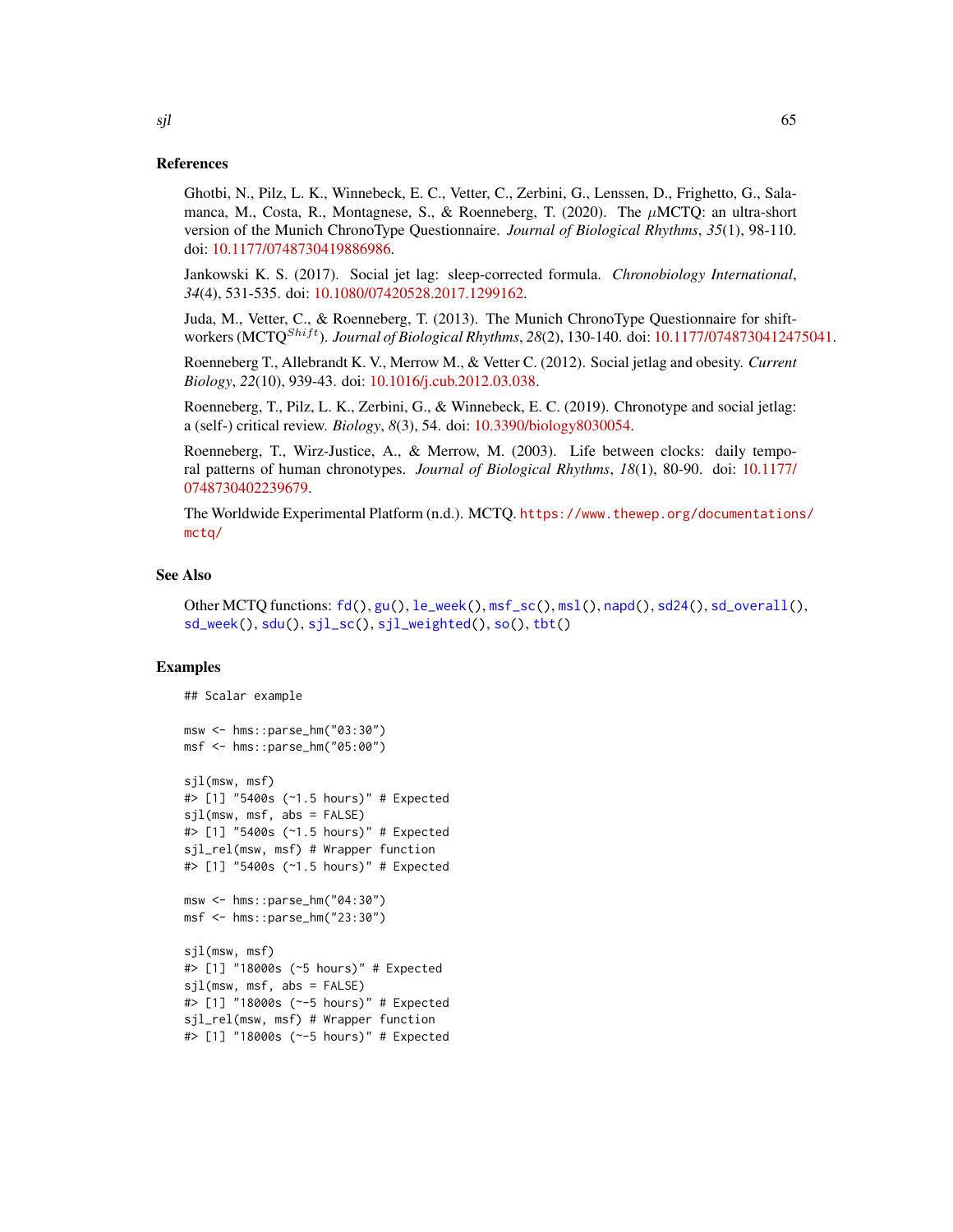### References

Ghotbi, N., Pilz, L. K., Winnebeck, E. C., Vetter, C., Zerbini, G., Lenssen, D., Frighetto, G., Salamanca, M., Costa, R., Montagnese, S., & Roenneberg, T. (2020). The $\mu$MCTQ: an ultra-short version of the Munich ChronoType Questionnaire. *Journal of Biological Rhythms*, *35*(1), 98-110. doi: 10.1177/0748730419886986.

Jankowski K. S. (2017). Social jet lag: sleep-corrected formula. *Chronobiology International*, *34*(4), 531-535. doi: 10.1080/07420528.2017.1299162.

Juda, M., Vetter, C., & Roenneberg, T. (2013). The Munich ChronoType Questionnaire for shift-workers (MCTQ$^{Shift}$). *Journal of Biological Rhythms*, *28*(2), 130-140. doi: 10.1177/0748730412475041.

Roenneberg T., Allebrandt K. V., Merrow M., & Vetter C. (2012). Social jetlag and obesity. *Current Biology*, *22*(10), 939-43. doi: 10.1016/j.cub.2012.03.038.

Roenneberg, T., Pilz, L. K., Zerbini, G., & Winnebeck, E. C. (2019). Chronotype and social jetlag: a (self-) critical review. *Biology*, *8*(3), 54. doi: 10.3390/biology8030054.

Roenneberg, T., Wirz-Justice, A., & Merrow, M. (2003). Life between clocks: daily temporal patterns of human chronotypes. *Journal of Biological Rhythms*, *18*(1), 80-90. doi: 10.1177/0748730402239679.

The Worldwide Experimental Platform (n.d.). MCTQ. https://www.thewep.org/documentations/mctq/

### See Also

Other MCTQ functions: fd(), gu(), le_week(), msf_sc(), msl(), napd(), sd24(), sd_overall(), sd_week(), sdu(), sjl_sc(), sjl_weighted(), so(), tbt()

### Examples

```
## Scalar example

msw <- hms::parse_hm("03:30")
msf <- hms::parse_hm("05:00")

sjl(msw, msf)
#> [1] "5400s (~1.5 hours)" # Expected
sjl(msw, msf, abs = FALSE)
#> [1] "5400s (~1.5 hours)" # Expected
sjl_rel(msw, msf) # Wrapper function
#> [1] "5400s (~1.5 hours)" # Expected

msw <- hms::parse_hm("04:30")
msf <- hms::parse_hm("23:30")

sjl(msw, msf)
#> [1] "18000s (~5 hours)" # Expected
sjl(msw, msf, abs = FALSE)
#> [1] "18000s (~-5 hours)" # Expected
sjl_rel(msw, msf) # Wrapper function
#> [1] "18000s (~-5 hours)" # Expected
```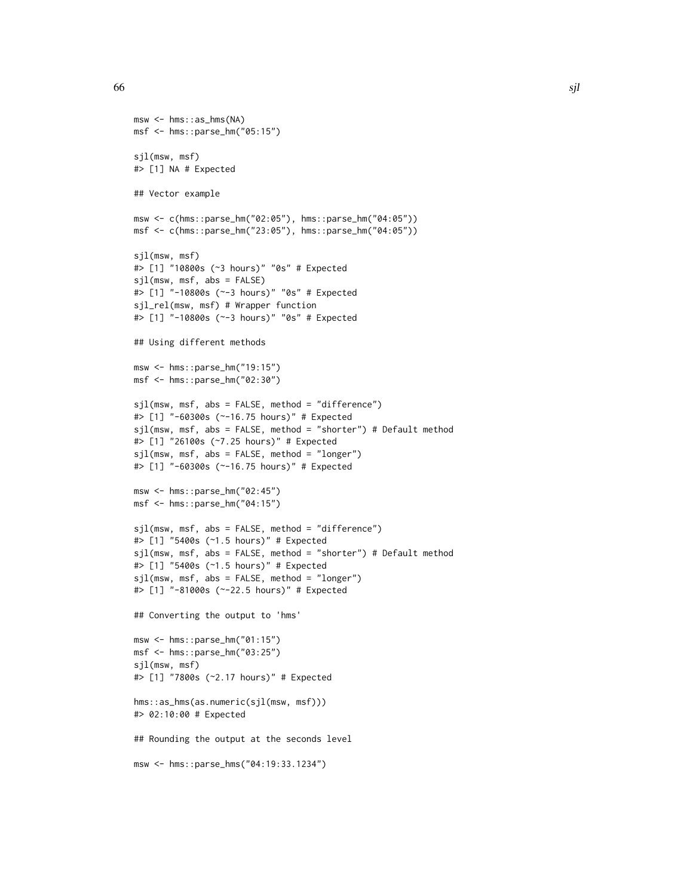```
msw <- hms::as_hms(NA)
msf <- hms::parse_hm("05:15")

sjl(msw, msf)
#> [1] NA # Expected

## Vector example

msw <- c(hms::parse_hm("02:05"), hms::parse_hm("04:05"))
msf <- c(hms::parse_hm("23:05"), hms::parse_hm("04:05"))

sjl(msw, msf)
#> [1] "10800s (~3 hours)" "0s" # Expected
sjl(msw, msf, abs = FALSE)
#> [1] "-10800s (~-3 hours)" "0s" # Expected
sjl_rel(msw, msf) # Wrapper function
#> [1] "-10800s (~-3 hours)" "0s" # Expected

## Using different methods

msw <- hms::parse_hm("19:15")
msf <- hms::parse_hm("02:30")

sjl(msw, msf, abs = FALSE, method = "difference")
#> [1] "-60300s (~-16.75 hours)" # Expected
sjl(msw, msf, abs = FALSE, method = "shorter") # Default method
#> [1] "26100s (~7.25 hours)" # Expected
sjl(msw, msf, abs = FALSE, method = "longer")
#> [1] "-60300s (~-16.75 hours)" # Expected

msw <- hms::parse_hm("02:45")
msf <- hms::parse_hm("04:15")

sjl(msw, msf, abs = FALSE, method = "difference")
#> [1] "5400s (~1.5 hours)" # Expected
sjl(msw, msf, abs = FALSE, method = "shorter") # Default method
#> [1] "5400s (~1.5 hours)" # Expected
sjl(msw, msf, abs = FALSE, method = "longer")
#> [1] "-81000s (~-22.5 hours)" # Expected

## Converting the output to 'hms'

msw <- hms::parse_hm("01:15")
msf <- hms::parse_hm("03:25")
sjl(msw, msf)
#> [1] "7800s (~2.17 hours)" # Expected

hms::as_hms(as.numeric(sjl(msw, msf)))
#> 02:10:00 # Expected

## Rounding the output at the seconds level

msw <- hms::parse_hms("04:19:33.1234")
```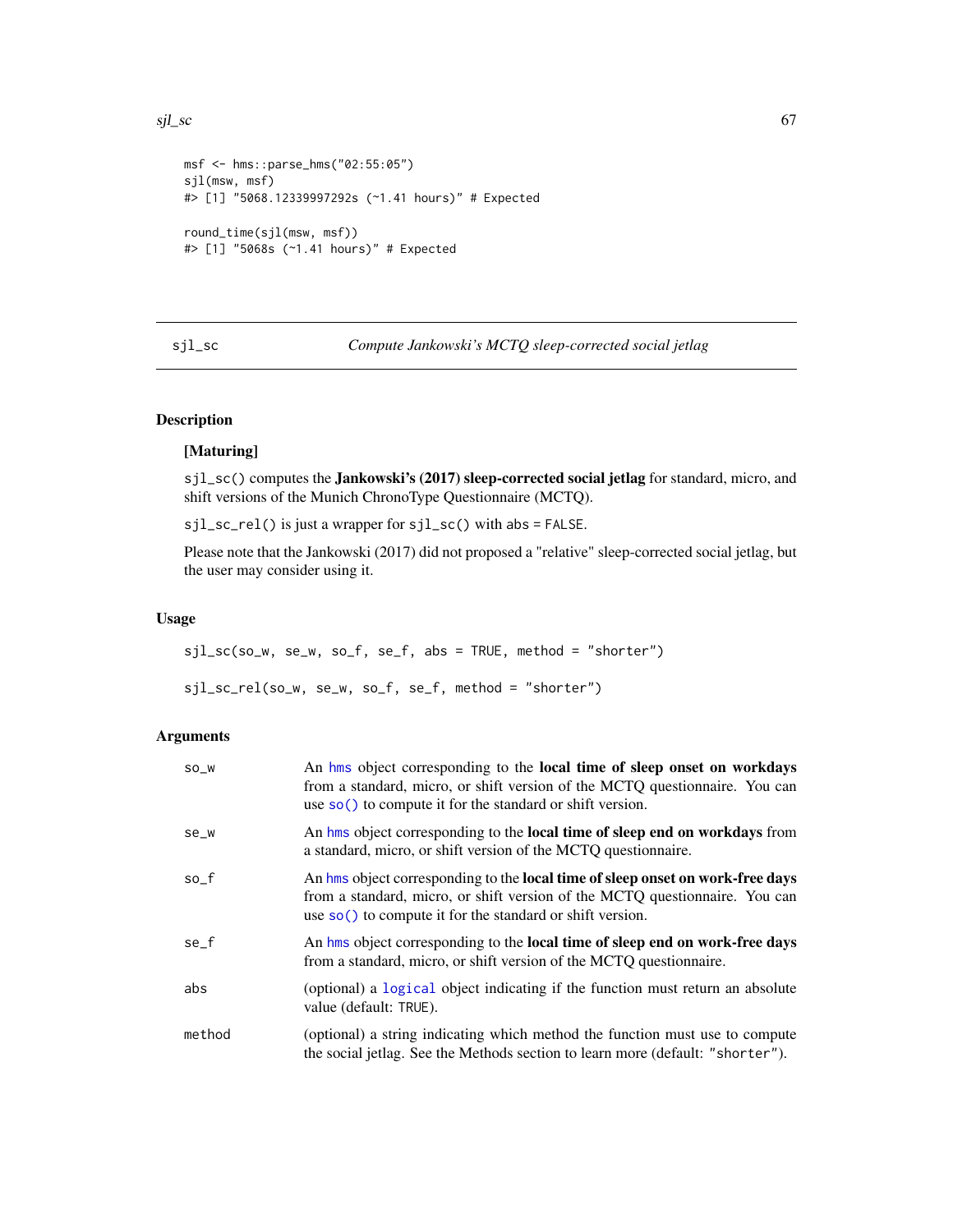```
msf <- hms::parse_hms("02:55:05")
sjl(msw, msf)
#> [1] "5068.12339997292s (~1.41 hours)" # Expected

round_time(sjl(msw, msf))
#> [1] "5068s (~1.41 hours)" # Expected
```

---

## sjl_sc — *Compute Jankowski's MCTQ sleep-corrected social jetlag*

### Description

**[Maturing]**

`sjl_sc()` computes the **Jankowski's (2017) sleep-corrected social jetlag** for standard, micro, and shift versions of the Munich ChronoType Questionnaire (MCTQ).

`sjl_sc_rel()` is just a wrapper for `sjl_sc()` with `abs = FALSE`.

Please note that the Jankowski (2017) did not proposed a "relative" sleep-corrected social jetlag, but the user may consider using it.

### Usage

```
sjl_sc(so_w, se_w, so_f, se_f, abs = TRUE, method = "shorter")

sjl_sc_rel(so_w, se_w, so_f, se_f, method = "shorter")
```

### Arguments

| | |
|---|---|
| `so_w` | An `hms` object corresponding to the **local time of sleep onset on workdays** from a standard, micro, or shift version of the MCTQ questionnaire. You can use `so()` to compute it for the standard or shift version. |
| `se_w` | An `hms` object corresponding to the **local time of sleep end on workdays** from a standard, micro, or shift version of the MCTQ questionnaire. |
| `so_f` | An `hms` object corresponding to the **local time of sleep onset on work-free days** from a standard, micro, or shift version of the MCTQ questionnaire. You can use `so()` to compute it for the standard or shift version. |
| `se_f` | An `hms` object corresponding to the **local time of sleep end on work-free days** from a standard, micro, or shift version of the MCTQ questionnaire. |
| `abs` | (optional) a `logical` object indicating if the function must return an absolute value (default: `TRUE`). |
| `method` | (optional) a string indicating which method the function must use to compute the social jetlag. See the Methods section to learn more (default: `"shorter"`). |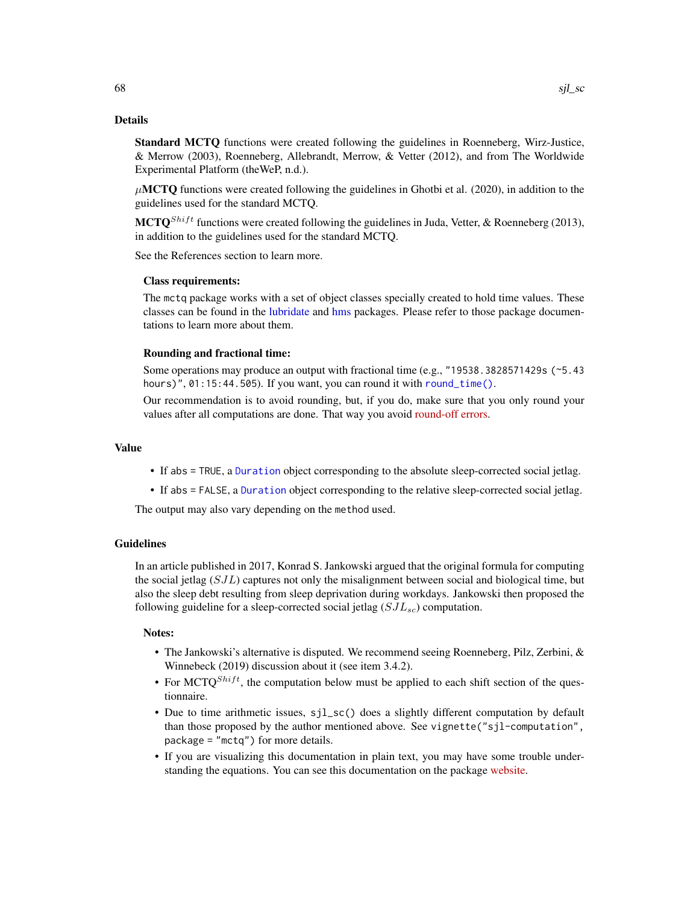## Details

**Standard MCTQ** functions were created following the guidelines in Roenneberg, Wirz-Justice, & Merrow (2003), Roenneberg, Allebrandt, Merrow, & Vetter (2012), and from The Worldwide Experimental Platform (theWeP, n.d.).

$\mu$**MCTQ** functions were created following the guidelines in Ghotbi et al. (2020), in addition to the guidelines used for the standard MCTQ.

**MCTQ**$^{Shift}$ functions were created following the guidelines in Juda, Vetter, & Roenneberg (2013), in addition to the guidelines used for the standard MCTQ.

See the References section to learn more.

### Class requirements:

The `mctq` package works with a set of object classes specially created to hold time values. These classes can be found in the lubridate and hms packages. Please refer to those package documentations to learn more about them.

### Rounding and fractional time:

Some operations may produce an output with fractional time (e.g., `"19538.3828571429s (~5.43 hours)"`, `01:15:44.505`). If you want, you can round it with `round_time()`.

Our recommendation is to avoid rounding, but, if you do, make sure that you only round your values after all computations are done. That way you avoid round-off errors.

## Value

- If `abs = TRUE`, a `Duration` object corresponding to the absolute sleep-corrected social jetlag.
- If `abs = FALSE`, a `Duration` object corresponding to the relative sleep-corrected social jetlag.

The output may also vary depending on the `method` used.

## Guidelines

In an article published in 2017, Konrad S. Jankowski argued that the original formula for computing the social jetlag ($SJL$) captures not only the misalignment between social and biological time, but also the sleep debt resulting from sleep deprivation during workdays. Jankowski then proposed the following guideline for a sleep-corrected social jetlag ($SJL_{sc}$) computation.

### Notes:

- The Jankowski's alternative is disputed. We recommend seeing Roenneberg, Pilz, Zerbini, & Winnebeck (2019) discussion about it (see item 3.4.2).
- For MCTQ$^{Shift}$, the computation below must be applied to each shift section of the questionnaire.
- Due to time arithmetic issues, `sjl_sc()` does a slightly different computation by default than those proposed by the author mentioned above. See `vignette("sjl-computation", package = "mctq")` for more details.
- If you are visualizing this documentation in plain text, you may have some trouble understanding the equations. You can see this documentation on the package website.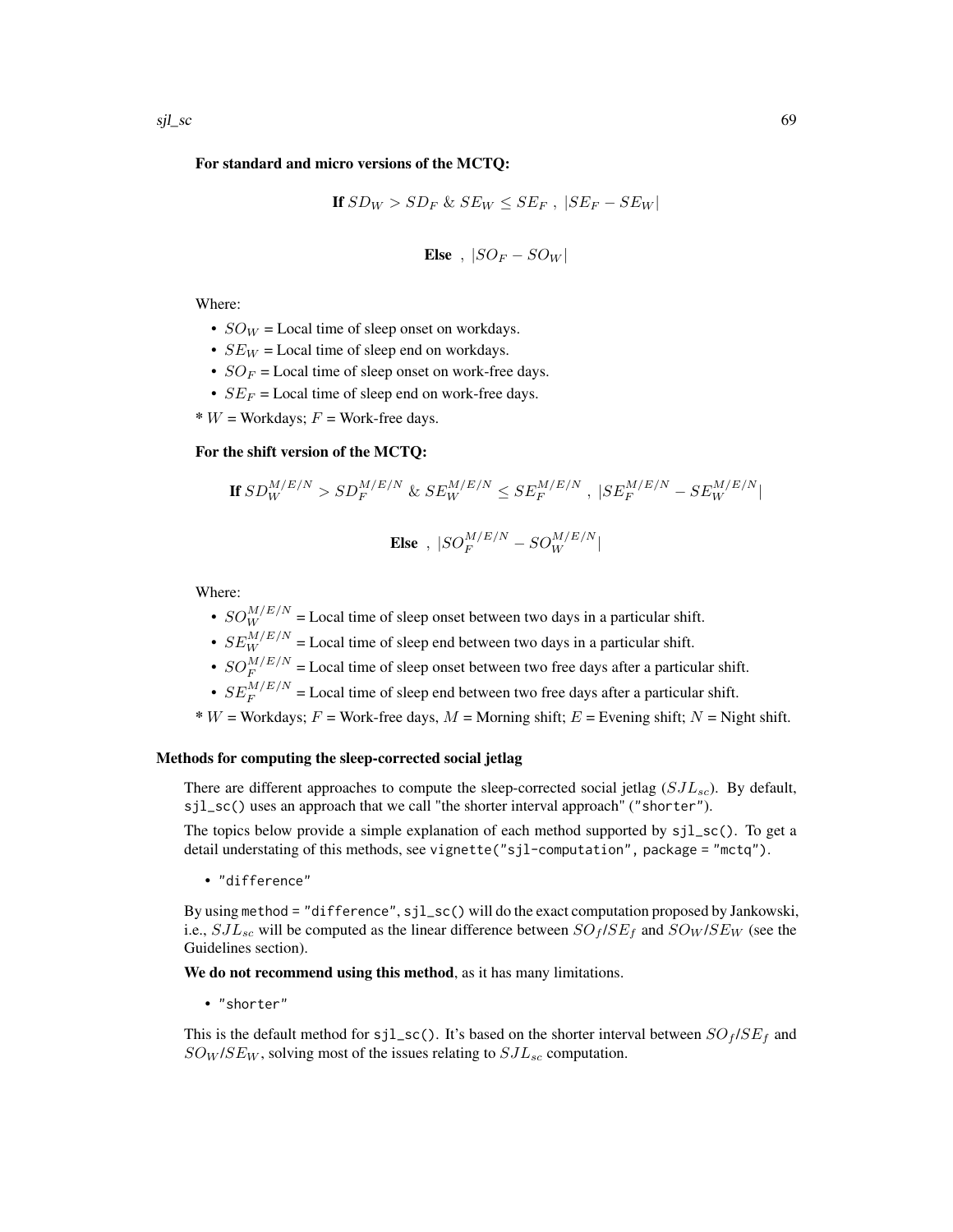**For standard and micro versions of the MCTQ:**

$$\textbf{If } SD_W > SD_F \ \& \ SE_W \leq SE_F \ , \ |SE_F - SE_W|$$

$$\textbf{Else} \ , \ |SO_F - SO_W|$$

Where:

- $SO_W$ = Local time of sleep onset on workdays.
- $SE_W$ = Local time of sleep end on workdays.
- $SO_F$ = Local time of sleep onset on work-free days.
- $SE_F$ = Local time of sleep end on work-free days.

* $W$ = Workdays; $F$ = Work-free days.

**For the shift version of the MCTQ:**

$$\textbf{If } SD_W^{M/E/N} > SD_F^{M/E/N} \ \& \ SE_W^{M/E/N} \leq SE_F^{M/E/N} \ , \ |SE_F^{M/E/N} - SE_W^{M/E/N}|$$

$$\textbf{Else} \ , \ |SO_F^{M/E/N} - SO_W^{M/E/N}|$$

Where:

- $SO_W^{M/E/N}$ = Local time of sleep onset between two days in a particular shift.
- $SE_W^{M/E/N}$ = Local time of sleep end between two days in a particular shift.
- $SO_F^{M/E/N}$ = Local time of sleep onset between two free days after a particular shift.
- $SE_F^{M/E/N}$ = Local time of sleep end between two free days after a particular shift.

* $W$ = Workdays; $F$ = Work-free days, $M$ = Morning shift; $E$ = Evening shift; $N$ = Night shift.

## Methods for computing the sleep-corrected social jetlag

There are different approaches to compute the sleep-corrected social jetlag ($SJL_{sc}$). By default, `sjl_sc()` uses an approach that we call "the shorter interval approach" (`"shorter"`).

The topics below provide a simple explanation of each method supported by `sjl_sc()`. To get a detail understating of this methods, see `vignette("sjl-computation", package = "mctq")`.

- `"difference"`

By using `method = "difference"`, `sjl_sc()` will do the exact computation proposed by Jankowski, i.e., $SJL_{sc}$ will be computed as the linear difference between $SO_f$/$SE_f$ and $SO_W$/$SE_W$ (see the Guidelines section).

**We do not recommend using this method**, as it has many limitations.

- `"shorter"`

This is the default method for `sjl_sc()`. It's based on the shorter interval between $SO_f$/$SE_f$ and $SO_W$/$SE_W$, solving most of the issues relating to $SJL_{sc}$ computation.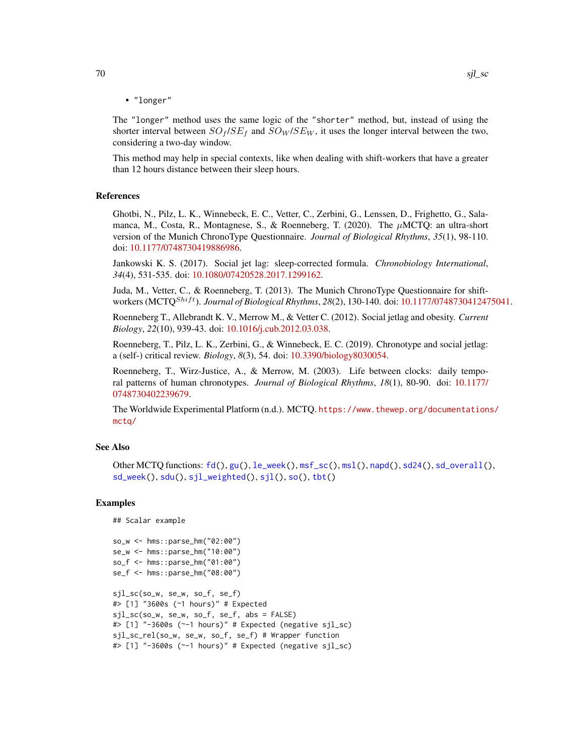- "longer"

The "longer" method uses the same logic of the "shorter" method, but, instead of using the shorter interval between $SO_f/SE_f$ and $SO_W/SE_W$, it uses the longer interval between the two, considering a two-day window.

This method may help in special contexts, like when dealing with shift-workers that have a greater than 12 hours distance between their sleep hours.

### References

Ghotbi, N., Pilz, L. K., Winnebeck, E. C., Vetter, C., Zerbini, G., Lenssen, D., Frighetto, G., Salamanca, M., Costa, R., Montagnese, S., & Roenneberg, T. (2020). The $\mu$MCTQ: an ultra-short version of the Munich ChronoType Questionnaire. *Journal of Biological Rhythms*, *35*(1), 98-110. doi: 10.1177/0748730419886986.

Jankowski K. S. (2017). Social jet lag: sleep-corrected formula. *Chronobiology International*, *34*(4), 531-535. doi: 10.1080/07420528.2017.1299162.

Juda, M., Vetter, C., & Roenneberg, T. (2013). The Munich ChronoType Questionnaire for shift-workers (MCTQ$^{Shift}$). *Journal of Biological Rhythms*, *28*(2), 130-140. doi: 10.1177/0748730412475041.

Roenneberg T., Allebrandt K. V., Merrow M., & Vetter C. (2012). Social jetlag and obesity. *Current Biology*, *22*(10), 939-43. doi: 10.1016/j.cub.2012.03.038.

Roenneberg, T., Pilz, L. K., Zerbini, G., & Winnebeck, E. C. (2019). Chronotype and social jetlag: a (self-) critical review. *Biology*, *8*(3), 54. doi: 10.3390/biology8030054.

Roenneberg, T., Wirz-Justice, A., & Merrow, M. (2003). Life between clocks: daily temporal patterns of human chronotypes. *Journal of Biological Rhythms*, *18*(1), 80-90. doi: 10.1177/0748730402239679.

The Worldwide Experimental Platform (n.d.). MCTQ. https://www.thewep.org/documentations/mctq/

### See Also

Other MCTQ functions: fd(), gu(), le_week(), msf_sc(), msl(), napd(), sd24(), sd_overall(), sd_week(), sdu(), sjl_weighted(), sjl(), so(), tbt()

### Examples

```
## Scalar example

so_w <- hms::parse_hm("02:00")
se_w <- hms::parse_hm("10:00")
so_f <- hms::parse_hm("01:00")
se_f <- hms::parse_hm("08:00")

sjl_sc(so_w, se_w, so_f, se_f)
#> [1] "3600s (~1 hours)" # Expected
sjl_sc(so_w, se_w, so_f, se_f, abs = FALSE)
#> [1] "-3600s (~-1 hours)" # Expected (negative sjl_sc)
sjl_sc_rel(so_w, se_w, so_f, se_f) # Wrapper function
#> [1] "-3600s (~-1 hours)" # Expected (negative sjl_sc)
```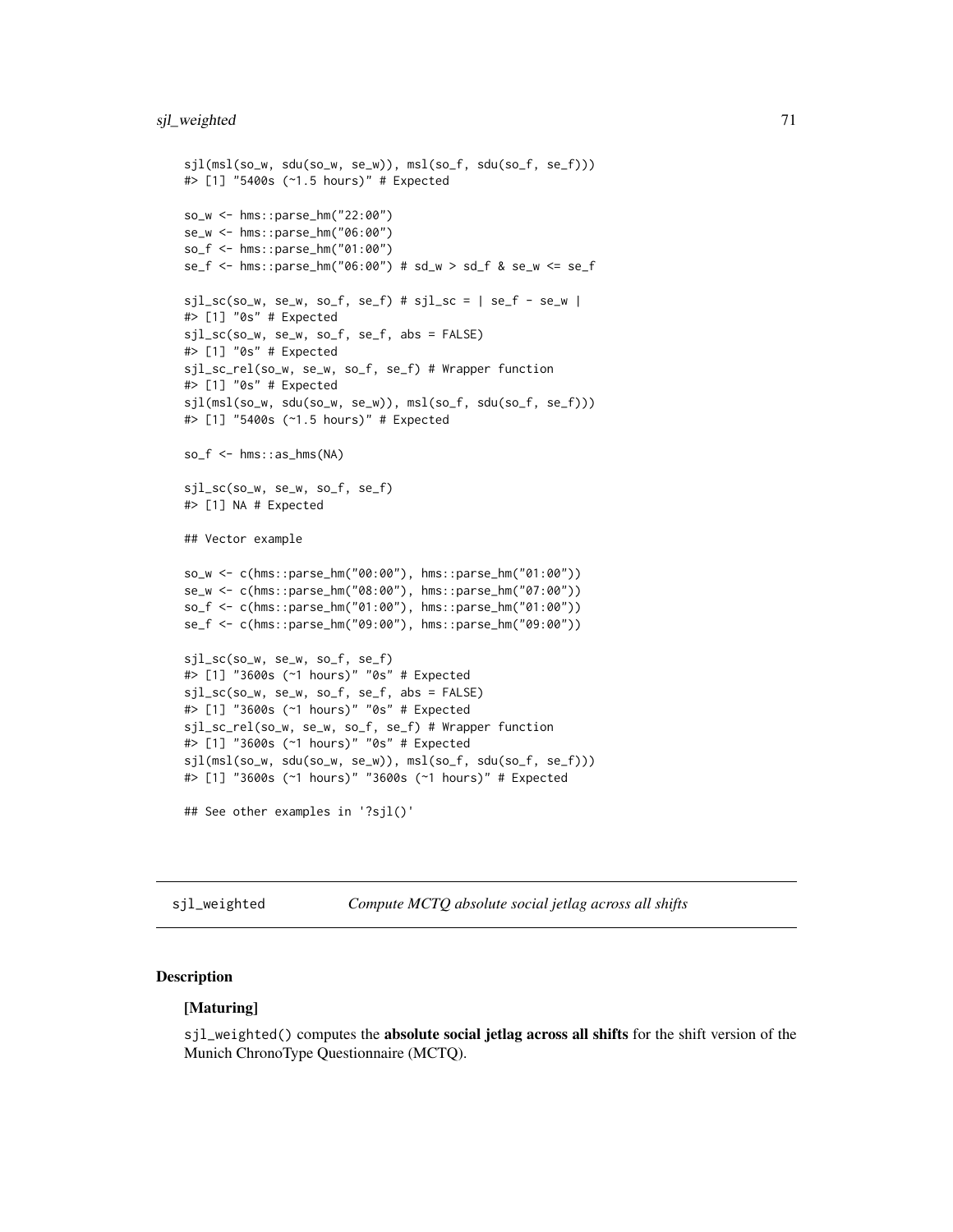```
sjl(msl(so_w, sdu(so_w, se_w)), msl(so_f, sdu(so_f, se_f)))
#> [1] "5400s (~1.5 hours)" # Expected

so_w <- hms::parse_hm("22:00")
se_w <- hms::parse_hm("06:00")
so_f <- hms::parse_hm("01:00")
se_f <- hms::parse_hm("06:00") # sd_w > sd_f & se_w <= se_f

sjl_sc(so_w, se_w, so_f, se_f) # sjl_sc = | se_f - se_w |
#> [1] "0s" # Expected
sjl_sc(so_w, se_w, so_f, se_f, abs = FALSE)
#> [1] "0s" # Expected
sjl_sc_rel(so_w, se_w, so_f, se_f) # Wrapper function
#> [1] "0s" # Expected
sjl(msl(so_w, sdu(so_w, se_w)), msl(so_f, sdu(so_f, se_f)))
#> [1] "5400s (~1.5 hours)" # Expected

so_f <- hms::as_hms(NA)

sjl_sc(so_w, se_w, so_f, se_f)
#> [1] NA # Expected

## Vector example

so_w <- c(hms::parse_hm("00:00"), hms::parse_hm("01:00"))
se_w <- c(hms::parse_hm("08:00"), hms::parse_hm("07:00"))
so_f <- c(hms::parse_hm("01:00"), hms::parse_hm("01:00"))
se_f <- c(hms::parse_hm("09:00"), hms::parse_hm("09:00"))

sjl_sc(so_w, se_w, so_f, se_f)
#> [1] "3600s (~1 hours)" "0s" # Expected
sjl_sc(so_w, se_w, so_f, se_f, abs = FALSE)
#> [1] "3600s (~1 hours)" "0s" # Expected
sjl_sc_rel(so_w, se_w, so_f, se_f) # Wrapper function
#> [1] "3600s (~1 hours)" "0s" # Expected
sjl(msl(so_w, sdu(so_w, se_w)), msl(so_f, sdu(so_f, se_f)))
#> [1] "3600s (~1 hours)" "3600s (~1 hours)" # Expected

## See other examples in '?sjl()'
```

---

## sjl_weighted — *Compute MCTQ absolute social jetlag across all shifts*

---

### Description

**[Maturing]**

`sjl_weighted()` computes the **absolute social jetlag across all shifts** for the shift version of the Munich ChronoType Questionnaire (MCTQ).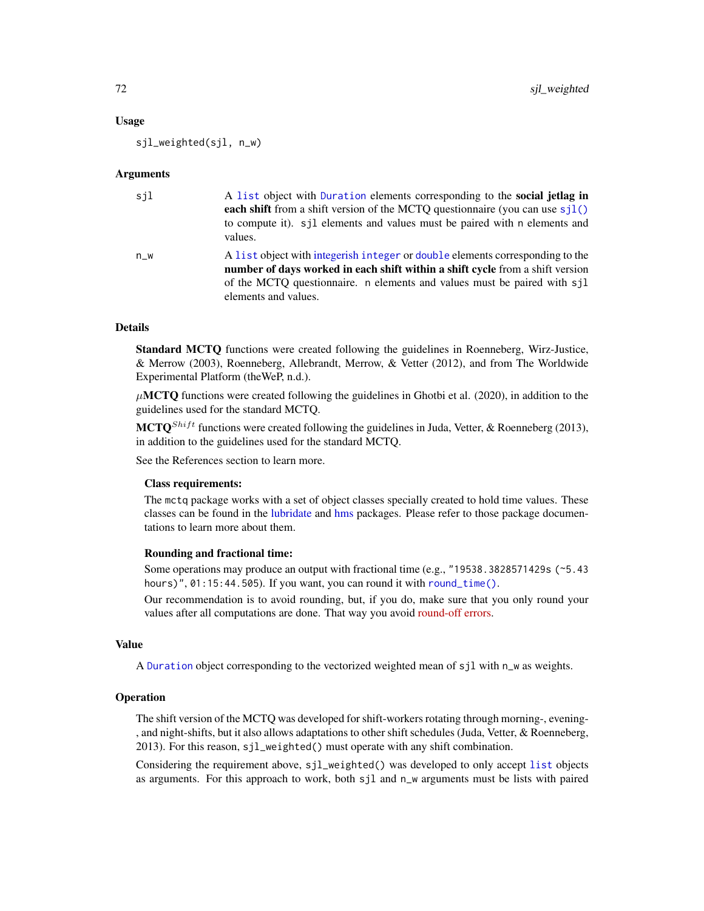### Usage

```
sjl_weighted(sjl, n_w)
```

### Arguments

| | |
|---|---|
| sjl | A list object with Duration elements corresponding to the **social jetlag in each shift** from a shift version of the MCTQ questionnaire (you can use sjl() to compute it). sjl elements and values must be paired with n elements and values. |
| n_w | A list object with integerish integer or double elements corresponding to the **number of days worked in each shift within a shift cycle** from a shift version of the MCTQ questionnaire. n elements and values must be paired with sjl elements and values. |

### Details

**Standard MCTQ** functions were created following the guidelines in Roenneberg, Wirz-Justice, & Merrow (2003), Roenneberg, Allebrandt, Merrow, & Vetter (2012), and from The Worldwide Experimental Platform (theWeP, n.d.).

$\mu$**MCTQ** functions were created following the guidelines in Ghotbi et al. (2020), in addition to the guidelines used for the standard MCTQ.

**MCTQ**$^{Shift}$ functions were created following the guidelines in Juda, Vetter, & Roenneberg (2013), in addition to the guidelines used for the standard MCTQ.

See the References section to learn more.

**Class requirements:**

The mctq package works with a set of object classes specially created to hold time values. These classes can be found in the lubridate and hms packages. Please refer to those package documentations to learn more about them.

**Rounding and fractional time:**

Some operations may produce an output with fractional time (e.g., "19538.3828571429s (~5.43 hours)", 01:15:44.505). If you want, you can round it with round_time().

Our recommendation is to avoid rounding, but, if you do, make sure that you only round your values after all computations are done. That way you avoid round-off errors.

### Value

A Duration object corresponding to the vectorized weighted mean of sjl with n_w as weights.

### Operation

The shift version of the MCTQ was developed for shift-workers rotating through morning-, evening-, and night-shifts, but it also allows adaptations to other shift schedules (Juda, Vetter, & Roenneberg, 2013). For this reason, sjl_weighted() must operate with any shift combination.

Considering the requirement above, sjl_weighted() was developed to only accept list objects as arguments. For this approach to work, both sjl and n_w arguments must be lists with paired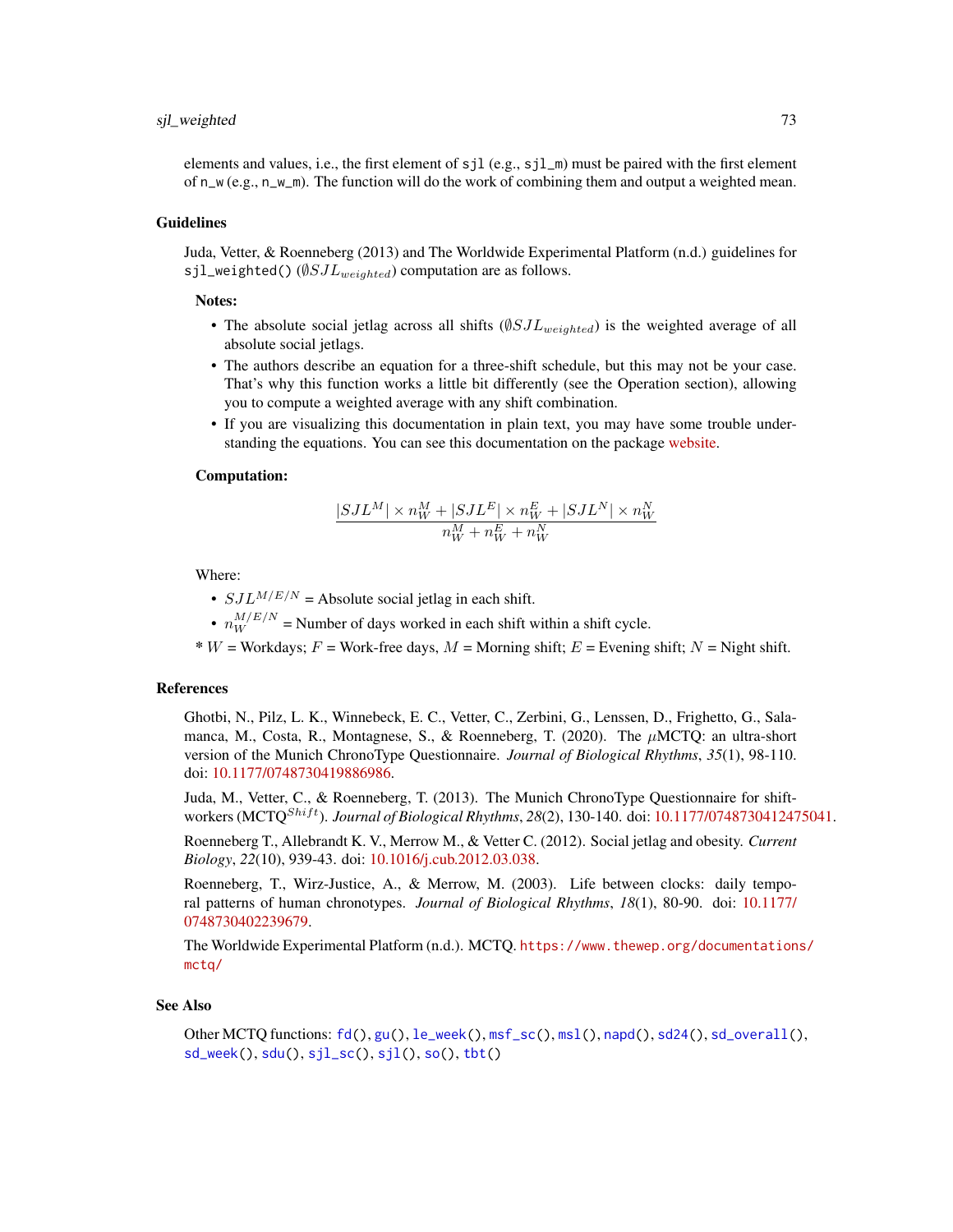elements and values, i.e., the first element of `sjl` (e.g., `sjl_m`) must be paired with the first element of `n_w` (e.g., `n_w_m`). The function will do the work of combining them and output a weighted mean.

## Guidelines

Juda, Vetter, & Roenneberg (2013) and The Worldwide Experimental Platform (n.d.) guidelines for `sjl_weighted()` ($\emptyset SJL_{weighted}$) computation are as follows.

**Notes:**

- The absolute social jetlag across all shifts ($\emptyset SJL_{weighted}$) is the weighted average of all absolute social jetlags.
- The authors describe an equation for a three-shift schedule, but this may not be your case. That's why this function works a little bit differently (see the Operation section), allowing you to compute a weighted average with any shift combination.
- If you are visualizing this documentation in plain text, you may have some trouble understanding the equations. You can see this documentation on the package website.

**Computation:**

$$\frac{|SJL^M| \times n_W^M + |SJL^E| \times n_W^E + |SJL^N| \times n_W^N}{n_W^M + n_W^E + n_W^N}$$

Where:

- $SJL^{M/E/N}$ = Absolute social jetlag in each shift.
- $n_W^{M/E/N}$ = Number of days worked in each shift within a shift cycle.

* $W$ = Workdays; $F$ = Work-free days, $M$ = Morning shift; $E$ = Evening shift; $N$ = Night shift.

## References

Ghotbi, N., Pilz, L. K., Winnebeck, E. C., Vetter, C., Zerbini, G., Lenssen, D., Frighetto, G., Salamanca, M., Costa, R., Montagnese, S., & Roenneberg, T. (2020). The $\mu$MCTQ: an ultra-short version of the Munich ChronoType Questionnaire. *Journal of Biological Rhythms*, *35*(1), 98-110. doi: 10.1177/0748730419886986.

Juda, M., Vetter, C., & Roenneberg, T. (2013). The Munich ChronoType Questionnaire for shift-workers (MCTQ$^{Shift}$). *Journal of Biological Rhythms*, *28*(2), 130-140. doi: 10.1177/0748730412475041.

Roenneberg T., Allebrandt K. V., Merrow M., & Vetter C. (2012). Social jetlag and obesity. *Current Biology*, *22*(10), 939-43. doi: 10.1016/j.cub.2012.03.038.

Roenneberg, T., Wirz-Justice, A., & Merrow, M. (2003). Life between clocks: daily temporal patterns of human chronotypes. *Journal of Biological Rhythms*, *18*(1), 80-90. doi: 10.1177/0748730402239679.

The Worldwide Experimental Platform (n.d.). MCTQ. https://www.thewep.org/documentations/mctq/

## See Also

Other MCTQ functions: `fd()`, `gu()`, `le_week()`, `msf_sc()`, `msl()`, `napd()`, `sd24()`, `sd_overall()`, `sd_week()`, `sdu()`, `sjl_sc()`, `sjl()`, `so()`, `tbt()`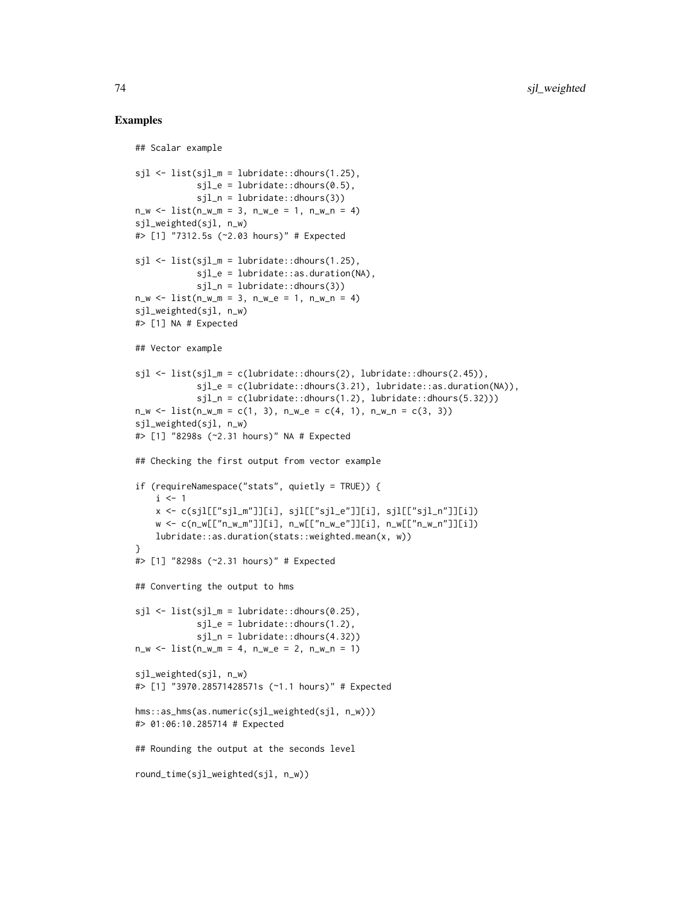## Examples

```
## Scalar example

sjl <- list(sjl_m = lubridate::dhours(1.25),
            sjl_e = lubridate::dhours(0.5),
            sjl_n = lubridate::dhours(3))
n_w <- list(n_w_m = 3, n_w_e = 1, n_w_n = 4)
sjl_weighted(sjl, n_w)
#> [1] "7312.5s (~2.03 hours)" # Expected

sjl <- list(sjl_m = lubridate::dhours(1.25),
            sjl_e = lubridate::as.duration(NA),
            sjl_n = lubridate::dhours(3))
n_w <- list(n_w_m = 3, n_w_e = 1, n_w_n = 4)
sjl_weighted(sjl, n_w)
#> [1] NA # Expected

## Vector example

sjl <- list(sjl_m = c(lubridate::dhours(2), lubridate::dhours(2.45)),
            sjl_e = c(lubridate::dhours(3.21), lubridate::as.duration(NA)),
            sjl_n = c(lubridate::dhours(1.2), lubridate::dhours(5.32)))
n_w <- list(n_w_m = c(1, 3), n_w_e = c(4, 1), n_w_n = c(3, 3))
sjl_weighted(sjl, n_w)
#> [1] "8298s (~2.31 hours)" NA # Expected

## Checking the first output from vector example

if (requireNamespace("stats", quietly = TRUE)) {
    i <- 1
    x <- c(sjl[["sjl_m"]][i], sjl[["sjl_e"]][i], sjl[["sjl_n"]][i])
    w <- c(n_w[["n_w_m"]][i], n_w[["n_w_e"]][i], n_w[["n_w_n"]][i])
    lubridate::as.duration(stats::weighted.mean(x, w))
}
#> [1] "8298s (~2.31 hours)" # Expected

## Converting the output to hms

sjl <- list(sjl_m = lubridate::dhours(0.25),
            sjl_e = lubridate::dhours(1.2),
            sjl_n = lubridate::dhours(4.32))
n_w <- list(n_w_m = 4, n_w_e = 2, n_w_n = 1)

sjl_weighted(sjl, n_w)
#> [1] "3970.28571428571s (~1.1 hours)" # Expected

hms::as_hms(as.numeric(sjl_weighted(sjl, n_w)))
#> 01:06:10.285714 # Expected

## Rounding the output at the seconds level

round_time(sjl_weighted(sjl, n_w))
```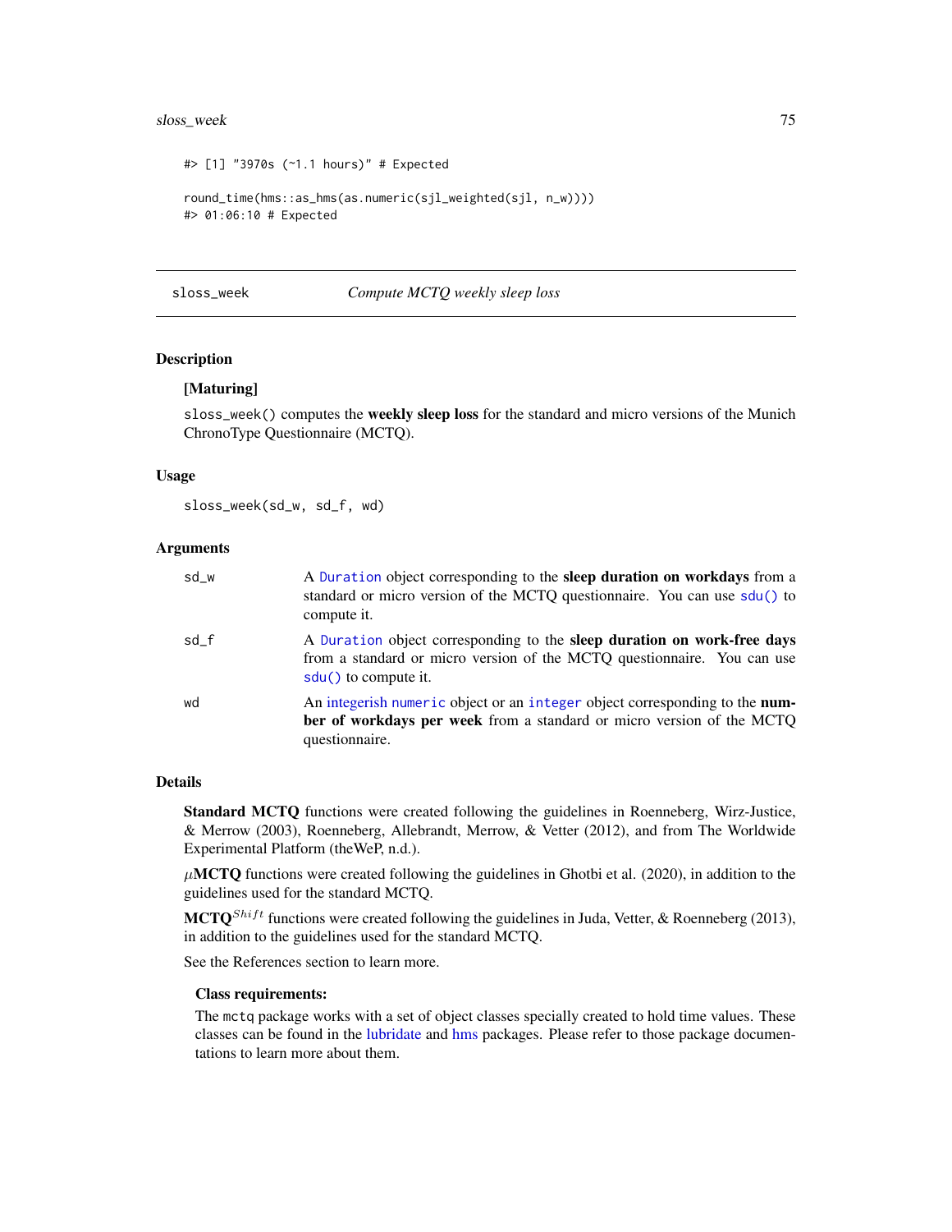```
#> [1] "3970s (~1.1 hours)" # Expected

round_time(hms::as_hms(as.numeric(sjl_weighted(sjl, n_w))))
#> 01:06:10 # Expected
```

---

## sloss_week — *Compute MCTQ weekly sleep loss*

### Description

**[Maturing]**

`sloss_week()` computes the **weekly sleep loss** for the standard and micro versions of the Munich ChronoType Questionnaire (MCTQ).

### Usage

```
sloss_week(sd_w, sd_f, wd)
```

### Arguments

| | |
|---|---|
| `sd_w` | A `Duration` object corresponding to the **sleep duration on workdays** from a standard or micro version of the MCTQ questionnaire. You can use `sdu()` to compute it. |
| `sd_f` | A `Duration` object corresponding to the **sleep duration on work-free days** from a standard or micro version of the MCTQ questionnaire. You can use `sdu()` to compute it. |
| `wd` | An integerish `numeric` object or an `integer` object corresponding to the **number of workdays per week** from a standard or micro version of the MCTQ questionnaire. |

### Details

**Standard MCTQ** functions were created following the guidelines in Roenneberg, Wirz-Justice, & Merrow (2003), Roenneberg, Allebrandt, Merrow, & Vetter (2012), and from The Worldwide Experimental Platform (theWeP, n.d.).

$\mu$**MCTQ** functions were created following the guidelines in Ghotbi et al. (2020), in addition to the guidelines used for the standard MCTQ.

**MCTQ**$^{Shift}$ functions were created following the guidelines in Juda, Vetter, & Roenneberg (2013), in addition to the guidelines used for the standard MCTQ.

See the References section to learn more.

**Class requirements:**

The `mctq` package works with a set of object classes specially created to hold time values. These classes can be found in the lubridate and hms packages. Please refer to those package documentations to learn more about them.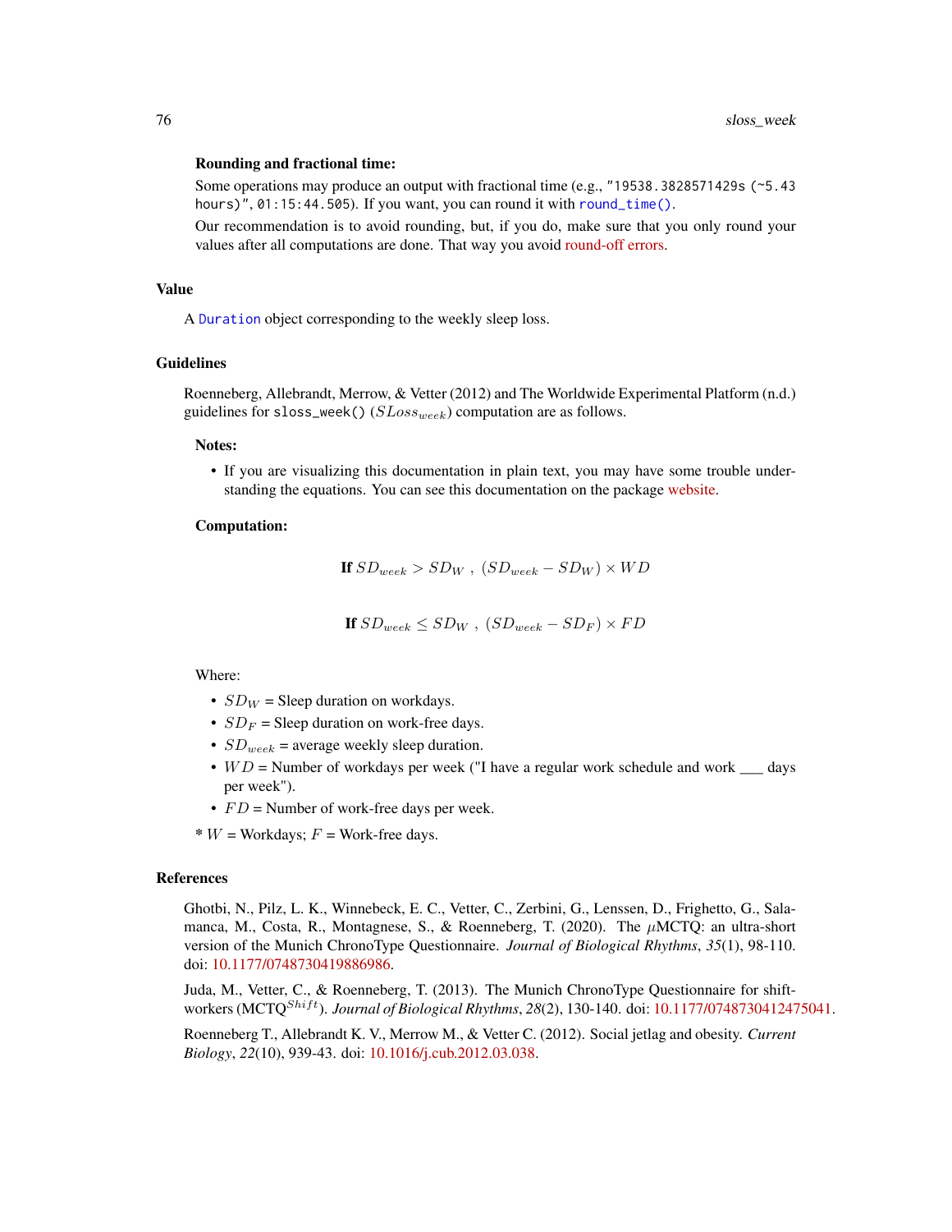**Rounding and fractional time:**

Some operations may produce an output with fractional time (e.g., `"19538.3828571429s (~5.43 hours)"`, `01:15:44.505`). If you want, you can round it with `round_time()`.

Our recommendation is to avoid rounding, but, if you do, make sure that you only round your values after all computations are done. That way you avoid round-off errors.

## Value

A `Duration` object corresponding to the weekly sleep loss.

## Guidelines

Roenneberg, Allebrandt, Merrow, & Vetter (2012) and The Worldwide Experimental Platform (n.d.) guidelines for `sloss_week()` ($SLoss_{week}$) computation are as follows.

**Notes:**

- If you are visualizing this documentation in plain text, you may have some trouble understanding the equations. You can see this documentation on the package website.

**Computation:**

$$\textbf{If } SD_{week} > SD_W \ , \ (SD_{week} - SD_W) \times WD$$

$$\textbf{If } SD_{week} \leq SD_W \ , \ (SD_{week} - SD_F) \times FD$$

Where:

- $SD_W$ = Sleep duration on workdays.
- $SD_F$ = Sleep duration on work-free days.
- $SD_{week}$ = average weekly sleep duration.
- $WD$ = Number of workdays per week ("I have a regular work schedule and work ___ days per week").
- $FD$ = Number of work-free days per week.

* $W$ = Workdays; $F$ = Work-free days.

## References

Ghotbi, N., Pilz, L. K., Winnebeck, E. C., Vetter, C., Zerbini, G., Lenssen, D., Frighetto, G., Salamanca, M., Costa, R., Montagnese, S., & Roenneberg, T. (2020). The $\mu$MCTQ: an ultra-short version of the Munich ChronoType Questionnaire. *Journal of Biological Rhythms*, *35*(1), 98-110. doi: 10.1177/0748730419886986.

Juda, M., Vetter, C., & Roenneberg, T. (2013). The Munich ChronoType Questionnaire for shift-workers (MCTQ$^{Shift}$). *Journal of Biological Rhythms*, *28*(2), 130-140. doi: 10.1177/0748730412475041.

Roenneberg T., Allebrandt K. V., Merrow M., & Vetter C. (2012). Social jetlag and obesity. *Current Biology*, *22*(10), 939-43. doi: 10.1016/j.cub.2012.03.038.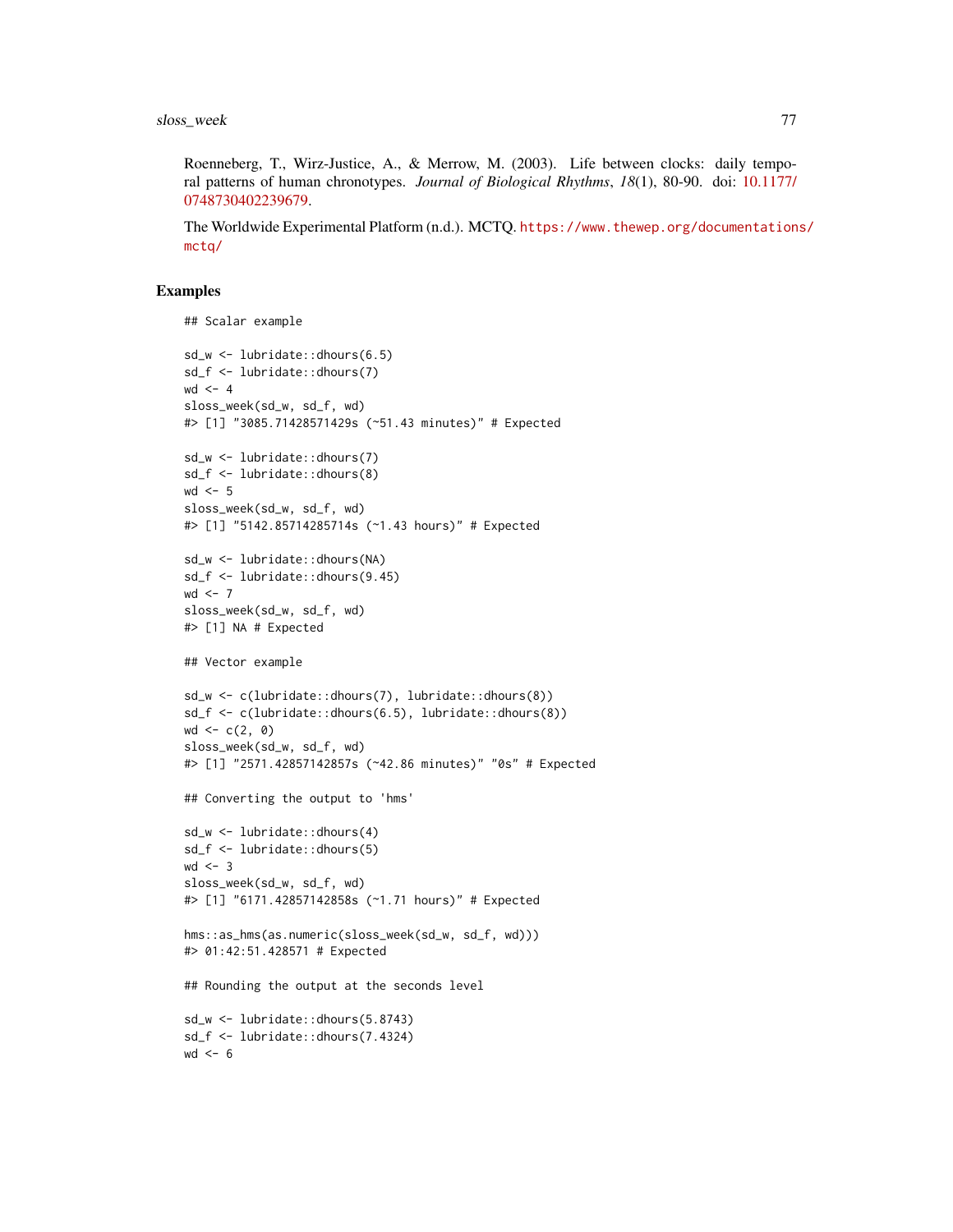Roenneberg, T., Wirz-Justice, A., & Merrow, M. (2003). Life between clocks: daily temporal patterns of human chronotypes. *Journal of Biological Rhythms*, *18*(1), 80-90. doi: 10.1177/0748730402239679.

The Worldwide Experimental Platform (n.d.). MCTQ. https://www.thewep.org/documentations/mctq/

## Examples

```
## Scalar example

sd_w <- lubridate::dhours(6.5)
sd_f <- lubridate::dhours(7)
wd <- 4
sloss_week(sd_w, sd_f, wd)
#> [1] "3085.71428571429s (~51.43 minutes)" # Expected

sd_w <- lubridate::dhours(7)
sd_f <- lubridate::dhours(8)
wd <- 5
sloss_week(sd_w, sd_f, wd)
#> [1] "5142.85714285714s (~1.43 hours)" # Expected

sd_w <- lubridate::dhours(NA)
sd_f <- lubridate::dhours(9.45)
wd <- 7
sloss_week(sd_w, sd_f, wd)
#> [1] NA # Expected

## Vector example

sd_w <- c(lubridate::dhours(7), lubridate::dhours(8))
sd_f <- c(lubridate::dhours(6.5), lubridate::dhours(8))
wd <- c(2, 0)
sloss_week(sd_w, sd_f, wd)
#> [1] "2571.42857142857s (~42.86 minutes)" "0s" # Expected

## Converting the output to 'hms'

sd_w <- lubridate::dhours(4)
sd_f <- lubridate::dhours(5)
wd <- 3
sloss_week(sd_w, sd_f, wd)
#> [1] "6171.42857142858s (~1.71 hours)" # Expected

hms::as_hms(as.numeric(sloss_week(sd_w, sd_f, wd)))
#> 01:42:51.428571 # Expected

## Rounding the output at the seconds level

sd_w <- lubridate::dhours(5.8743)
sd_f <- lubridate::dhours(7.4324)
wd <- 6
```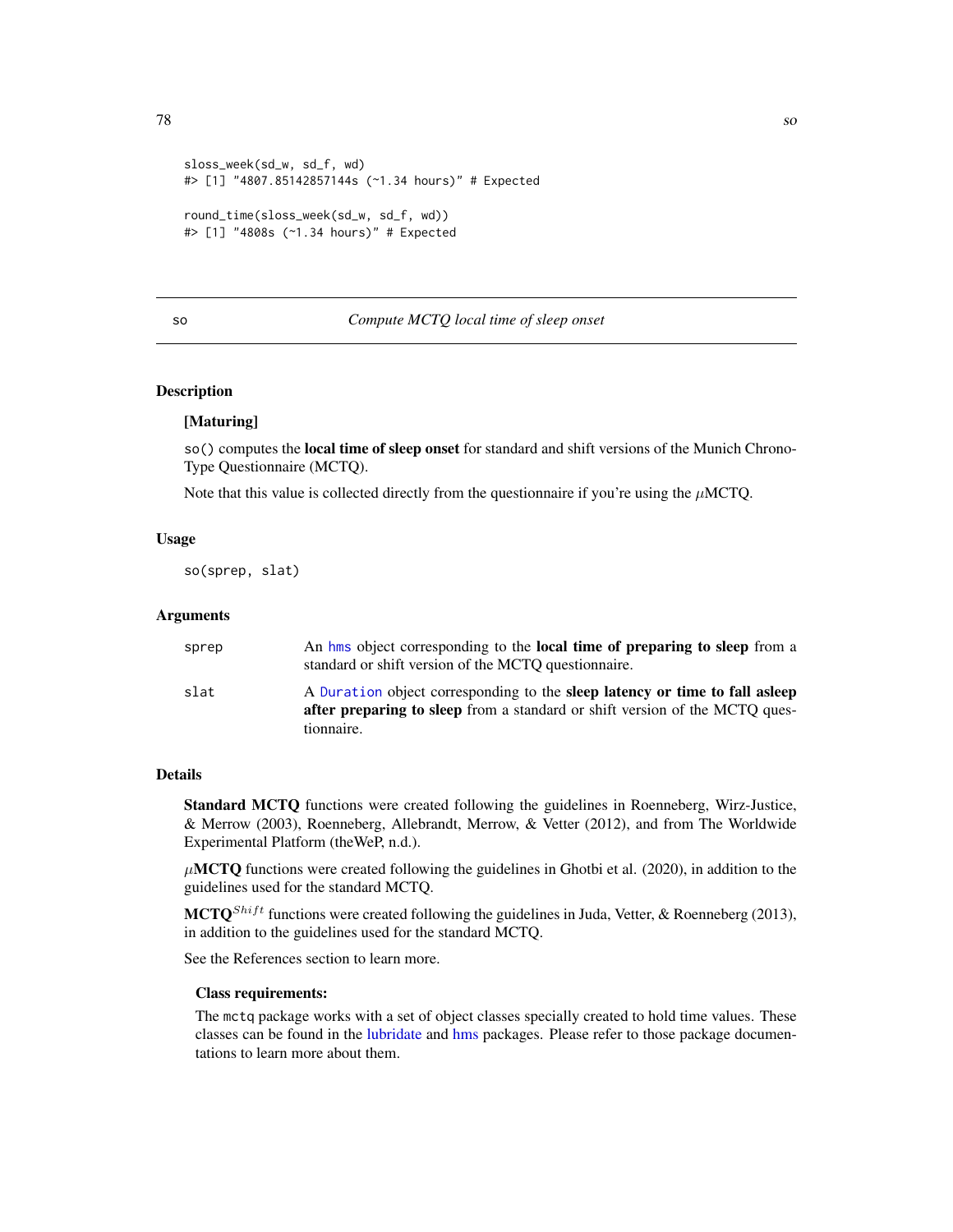```
sloss_week(sd_w, sd_f, wd)
#> [1] "4807.85142857144s (~1.34 hours)" # Expected

round_time(sloss_week(sd_w, sd_f, wd))
#> [1] "4808s (~1.34 hours)" # Expected
```

---

so *Compute MCTQ local time of sleep onset*

---

## Description

**[Maturing]**

`so()` computes the **local time of sleep onset** for standard and shift versions of the Munich Chrono-Type Questionnaire (MCTQ).

Note that this value is collected directly from the questionnaire if you're using the $\mu$MCTQ.

## Usage

```
so(sprep, slat)
```

## Arguments

| | |
|---|---|
| sprep | An `hms` object corresponding to the **local time of preparing to sleep** from a standard or shift version of the MCTQ questionnaire. |
| slat | A `Duration` object corresponding to the **sleep latency or time to fall asleep after preparing to sleep** from a standard or shift version of the MCTQ questionnaire. |

## Details

**Standard MCTQ** functions were created following the guidelines in Roenneberg, Wirz-Justice, & Merrow (2003), Roenneberg, Allebrandt, Merrow, & Vetter (2012), and from The Worldwide Experimental Platform (theWeP, n.d.).

$\mu$**MCTQ** functions were created following the guidelines in Ghotbi et al. (2020), in addition to the guidelines used for the standard MCTQ.

**MCTQ**$^{Shift}$ functions were created following the guidelines in Juda, Vetter, & Roenneberg (2013), in addition to the guidelines used for the standard MCTQ.

See the References section to learn more.

### Class requirements:

The `mctq` package works with a set of object classes specially created to hold time values. These classes can be found in the lubridate and hms packages. Please refer to those package documentations to learn more about them.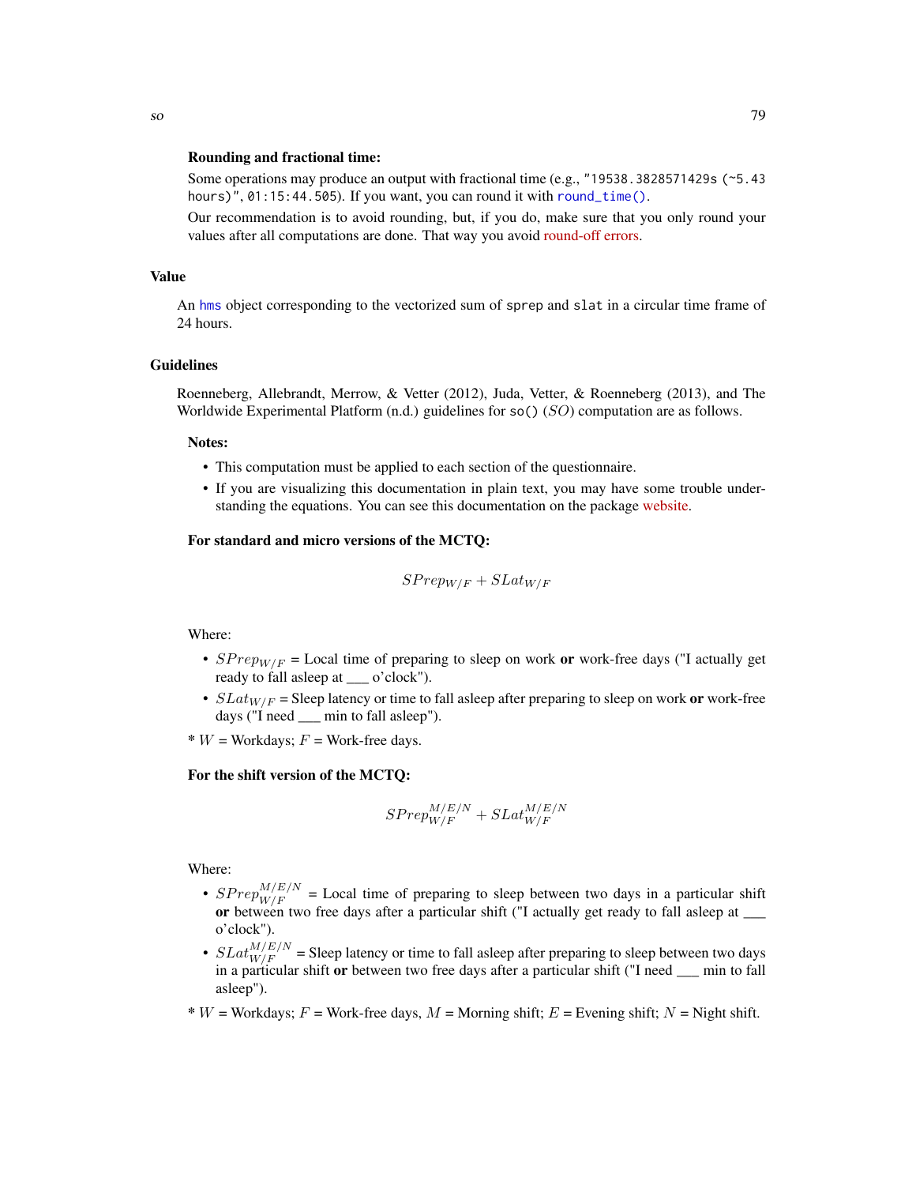**Rounding and fractional time:**

Some operations may produce an output with fractional time (e.g., `"19538.3828571429s (~5.43 hours)"`, `01:15:44.505`). If you want, you can round it with `round_time()`.

Our recommendation is to avoid rounding, but, if you do, make sure that you only round your values after all computations are done. That way you avoid round-off errors.

## Value

An `hms` object corresponding to the vectorized sum of `sprep` and `slat` in a circular time frame of 24 hours.

## Guidelines

Roenneberg, Allebrandt, Merrow, & Vetter (2012), Juda, Vetter, & Roenneberg (2013), and The Worldwide Experimental Platform (n.d.) guidelines for `so()` ($SO$) computation are as follows.

**Notes:**

- This computation must be applied to each section of the questionnaire.
- If you are visualizing this documentation in plain text, you may have some trouble understanding the equations. You can see this documentation on the package website.

**For standard and micro versions of the MCTQ:**

$$SPrep_{W/F} + SLat_{W/F}$$

Where:

- $SPrep_{W/F}$ = Local time of preparing to sleep on work **or** work-free days ("I actually get ready to fall asleep at ___ o'clock").
- $SLat_{W/F}$ = Sleep latency or time to fall asleep after preparing to sleep on work **or** work-free days ("I need ___ min to fall asleep").

\* $W$ = Workdays; $F$ = Work-free days.

**For the shift version of the MCTQ:**

$$SPrep_{W/F}^{M/E/N} + SLat_{W/F}^{M/E/N}$$

Where:

- $SPrep_{W/F}^{M/E/N}$ = Local time of preparing to sleep between two days in a particular shift **or** between two free days after a particular shift ("I actually get ready to fall asleep at ___ o'clock").
- $SLat_{W/F}^{M/E/N}$ = Sleep latency or time to fall asleep after preparing to sleep between two days in a particular shift **or** between two free days after a particular shift ("I need ___ min to fall asleep").

\* $W$ = Workdays; $F$ = Work-free days, $M$ = Morning shift; $E$ = Evening shift; $N$ = Night shift.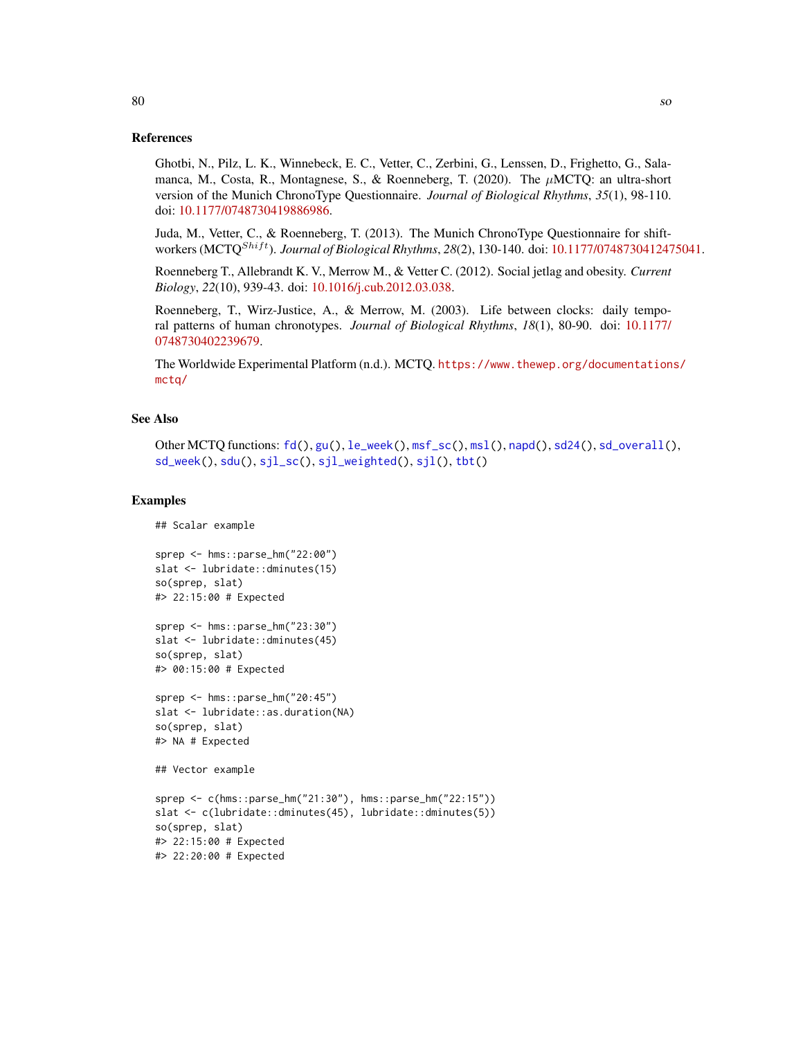### References

Ghotbi, N., Pilz, L. K., Winnebeck, E. C., Vetter, C., Zerbini, G., Lenssen, D., Frighetto, G., Salamanca, M., Costa, R., Montagnese, S., & Roenneberg, T. (2020). The $\mu$MCTQ: an ultra-short version of the Munich ChronoType Questionnaire. *Journal of Biological Rhythms*, *35*(1), 98-110. doi: 10.1177/0748730419886986.

Juda, M., Vetter, C., & Roenneberg, T. (2013). The Munich ChronoType Questionnaire for shift-workers (MCTQ$^{Shift}$). *Journal of Biological Rhythms*, *28*(2), 130-140. doi: 10.1177/0748730412475041.

Roenneberg T., Allebrandt K. V., Merrow M., & Vetter C. (2012). Social jetlag and obesity. *Current Biology*, *22*(10), 939-43. doi: 10.1016/j.cub.2012.03.038.

Roenneberg, T., Wirz-Justice, A., & Merrow, M. (2003). Life between clocks: daily temporal patterns of human chronotypes. *Journal of Biological Rhythms*, *18*(1), 80-90. doi: 10.1177/0748730402239679.

The Worldwide Experimental Platform (n.d.). MCTQ. `https://www.thewep.org/documentations/mctq/`

### See Also

Other MCTQ functions: `fd()`, `gu()`, `le_week()`, `msf_sc()`, `msl()`, `napd()`, `sd24()`, `sd_overall()`, `sd_week()`, `sdu()`, `sjl_sc()`, `sjl_weighted()`, `sjl()`, `tbt()`

### Examples

```
## Scalar example

sprep <- hms::parse_hm("22:00")
slat <- lubridate::dminutes(15)
so(sprep, slat)
#> 22:15:00 # Expected

sprep <- hms::parse_hm("23:30")
slat <- lubridate::dminutes(45)
so(sprep, slat)
#> 00:15:00 # Expected

sprep <- hms::parse_hm("20:45")
slat <- lubridate::as.duration(NA)
so(sprep, slat)
#> NA # Expected

## Vector example

sprep <- c(hms::parse_hm("21:30"), hms::parse_hm("22:15"))
slat <- c(lubridate::dminutes(45), lubridate::dminutes(5))
so(sprep, slat)
#> 22:15:00 # Expected
#> 22:20:00 # Expected
```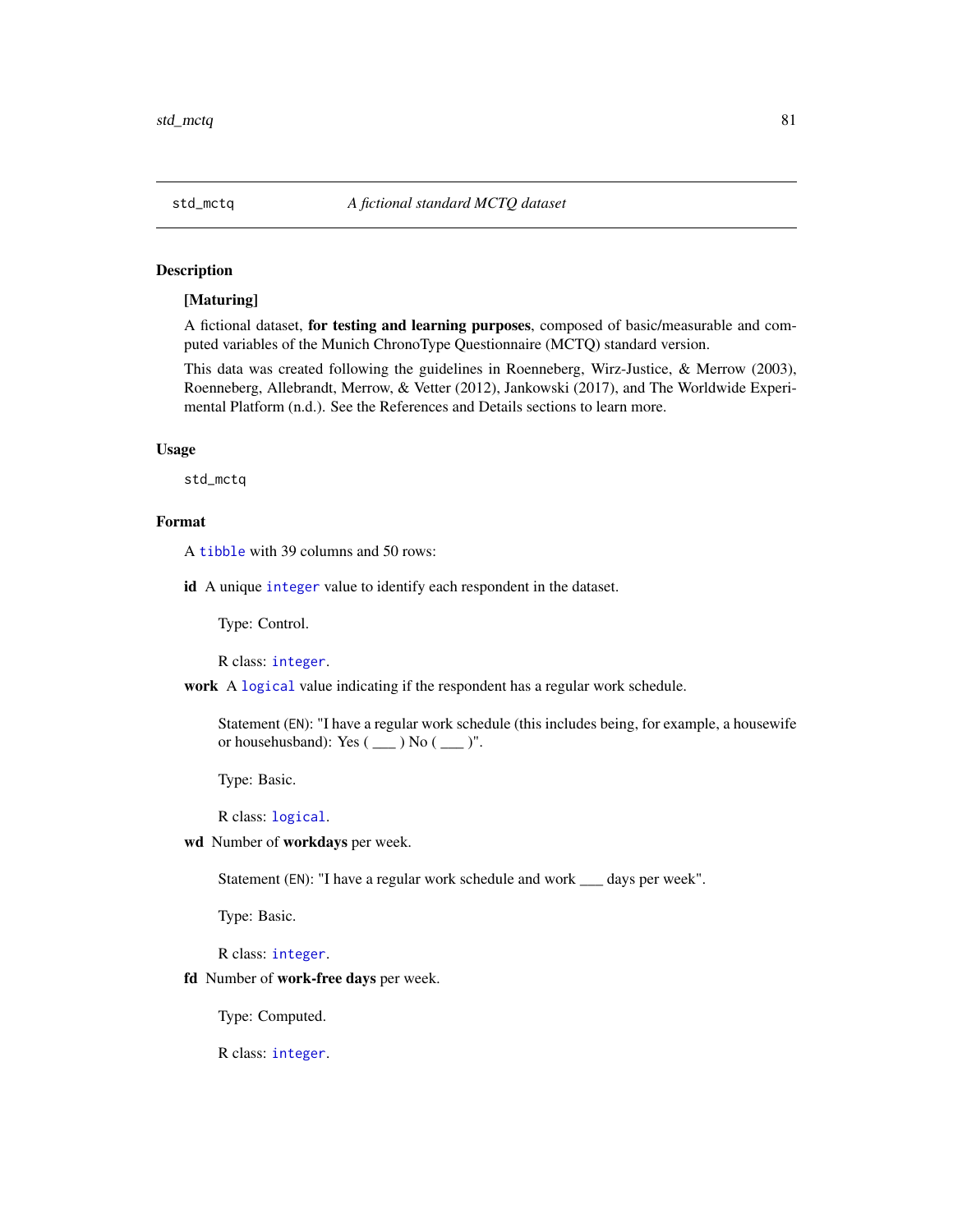## std_mctq — *A fictional standard MCTQ dataset*

### Description

**[Maturing]**

A fictional dataset, **for testing and learning purposes**, composed of basic/measurable and computed variables of the Munich ChronoType Questionnaire (MCTQ) standard version.

This data was created following the guidelines in Roenneberg, Wirz-Justice, & Merrow (2003), Roenneberg, Allebrandt, Merrow, & Vetter (2012), Jankowski (2017), and The Worldwide Experimental Platform (n.d.). See the References and Details sections to learn more.

### Usage

```
std_mctq
```

### Format

A `tibble` with 39 columns and 50 rows:

**id** A unique `integer` value to identify each respondent in the dataset.

Type: Control.

R class: `integer`.

**work** A `logical` value indicating if the respondent has a regular work schedule.

Statement (`EN`): "I have a regular work schedule (this includes being, for example, a housewife or househusband): Yes ( ___ ) No ( ___ )".

Type: Basic.

R class: `logical`.

**wd** Number of **workdays** per week.

Statement (`EN`): "I have a regular work schedule and work ___ days per week".

Type: Basic.

R class: `integer`.

**fd** Number of **work-free days** per week.

Type: Computed.

R class: `integer`.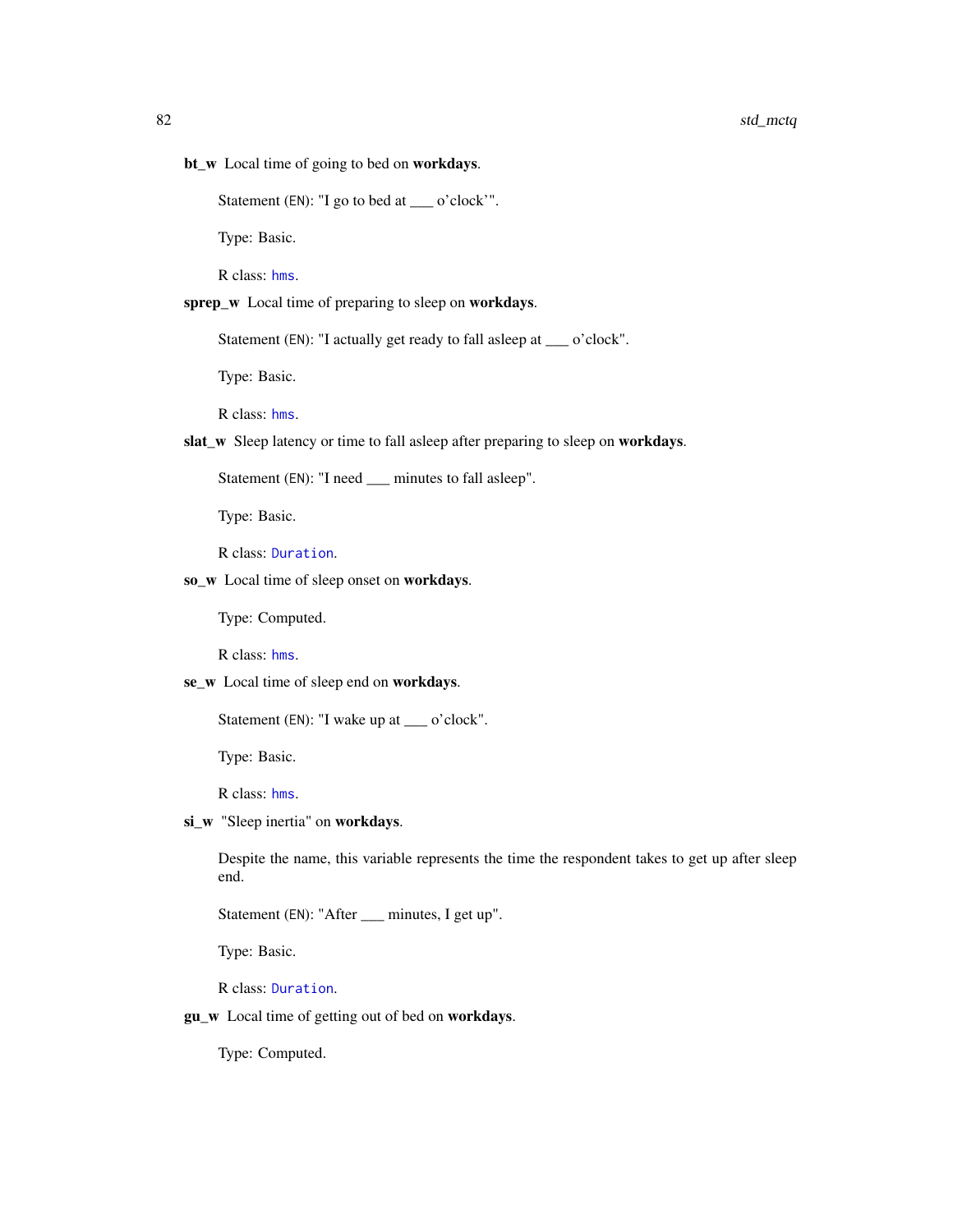**bt_w** Local time of going to bed on **workdays**.

Statement (EN): "I go to bed at ___ o'clock'".

Type: Basic.

R class: `hms`.

**sprep_w** Local time of preparing to sleep on **workdays**.

Statement (EN): "I actually get ready to fall asleep at ___ o'clock".

Type: Basic.

R class: `hms`.

**slat_w** Sleep latency or time to fall asleep after preparing to sleep on **workdays**.

Statement (EN): "I need ___ minutes to fall asleep".

Type: Basic.

R class: `Duration`.

**so_w** Local time of sleep onset on **workdays**.

Type: Computed.

R class: `hms`.

**se_w** Local time of sleep end on **workdays**.

Statement (EN): "I wake up at ___ o'clock".

Type: Basic.

R class: `hms`.

**si_w** "Sleep inertia" on **workdays**.

Despite the name, this variable represents the time the respondent takes to get up after sleep end.

Statement (EN): "After ___ minutes, I get up".

Type: Basic.

R class: `Duration`.

**gu_w** Local time of getting out of bed on **workdays**.

Type: Computed.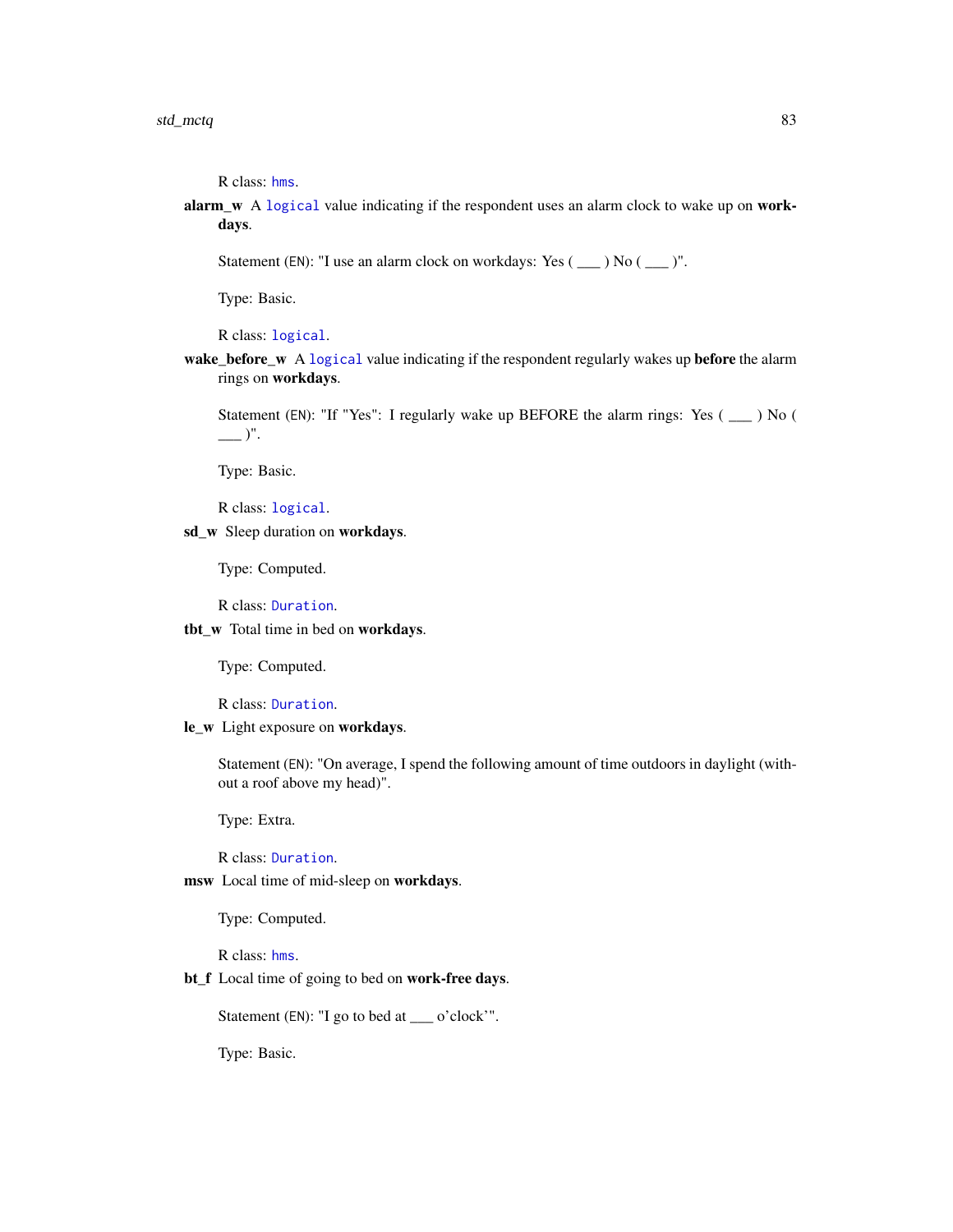R class: `hms`.

**alarm_w** A `logical` value indicating if the respondent uses an alarm clock to wake up on **workdays**.

Statement (EN): "I use an alarm clock on workdays: Yes ( ___ ) No ( ___ )".

Type: Basic.

R class: `logical`.

**wake_before_w** A `logical` value indicating if the respondent regularly wakes up **before** the alarm rings on **workdays**.

Statement (EN): "If "Yes": I regularly wake up BEFORE the alarm rings: Yes ( ___ ) No ( ___ )".

Type: Basic.

R class: `logical`.

**sd_w** Sleep duration on **workdays**.

Type: Computed.

R class: `Duration`.

**tbt_w** Total time in bed on **workdays**.

Type: Computed.

R class: `Duration`.

**le_w** Light exposure on **workdays**.

Statement (EN): "On average, I spend the following amount of time outdoors in daylight (without a roof above my head)".

Type: Extra.

R class: `Duration`.

**msw** Local time of mid-sleep on **workdays**.

Type: Computed.

R class: `hms`.

**bt_f** Local time of going to bed on **work-free days**.

Statement (EN): "I go to bed at ___ o'clock'".

Type: Basic.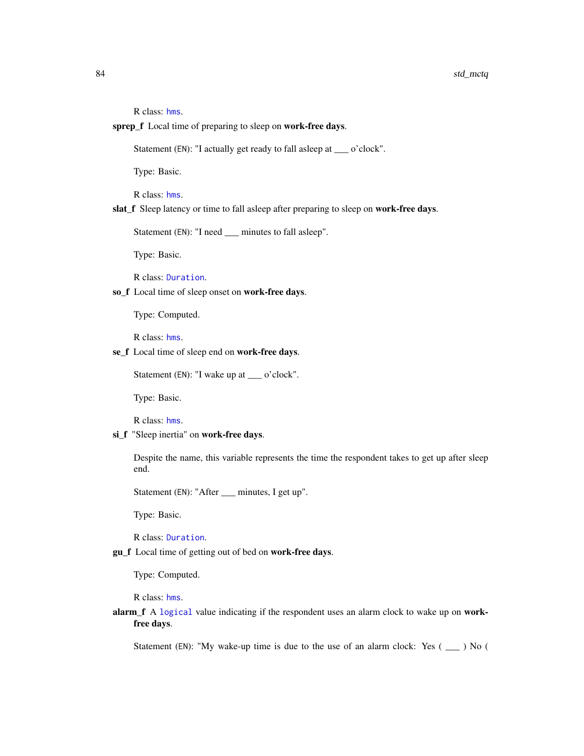R class: hms.

**sprep_f** Local time of preparing to sleep on **work-free days**.

Statement (EN): "I actually get ready to fall asleep at ___ o'clock".

Type: Basic.

R class: hms.

**slat_f** Sleep latency or time to fall asleep after preparing to sleep on **work-free days**.

Statement (EN): "I need ___ minutes to fall asleep".

Type: Basic.

R class: Duration.

**so_f** Local time of sleep onset on **work-free days**.

Type: Computed.

R class: hms.

**se_f** Local time of sleep end on **work-free days**.

Statement (EN): "I wake up at ___ o'clock".

Type: Basic.

R class: hms.

**si_f** "Sleep inertia" on **work-free days**.

Despite the name, this variable represents the time the respondent takes to get up after sleep end.

Statement (EN): "After ___ minutes, I get up".

Type: Basic.

R class: Duration.

**gu_f** Local time of getting out of bed on **work-free days**.

Type: Computed.

R class: hms.

**alarm_f** A logical value indicating if the respondent uses an alarm clock to wake up on **work-free days**.

Statement (EN): "My wake-up time is due to the use of an alarm clock: Yes ( ___ ) No (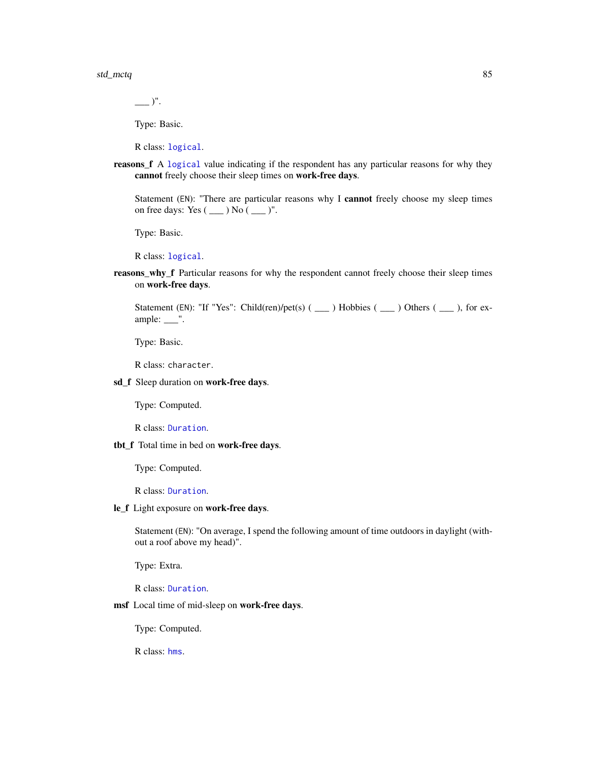___ )".

Type: Basic.

R class: `logical`.

**reasons_f** A `logical` value indicating if the respondent has any particular reasons for why they **cannot** freely choose their sleep times on **work-free days**.

Statement (EN): "There are particular reasons why I **cannot** freely choose my sleep times on free days: Yes ( ___ ) No ( ___ )".

Type: Basic.

R class: `logical`.

**reasons_why_f** Particular reasons for why the respondent cannot freely choose their sleep times on **work-free days**.

Statement (EN): "If "Yes": Child(ren)/pet(s) ( ___ ) Hobbies ( ___ ) Others ( ___ ), for example: ___".

Type: Basic.

R class: `character`.

**sd_f** Sleep duration on **work-free days**.

Type: Computed.

R class: `Duration`.

**tbt_f** Total time in bed on **work-free days**.

Type: Computed.

R class: `Duration`.

**le_f** Light exposure on **work-free days**.

Statement (EN): "On average, I spend the following amount of time outdoors in daylight (without a roof above my head)".

Type: Extra.

R class: `Duration`.

**msf** Local time of mid-sleep on **work-free days**.

Type: Computed.

R class: `hms`.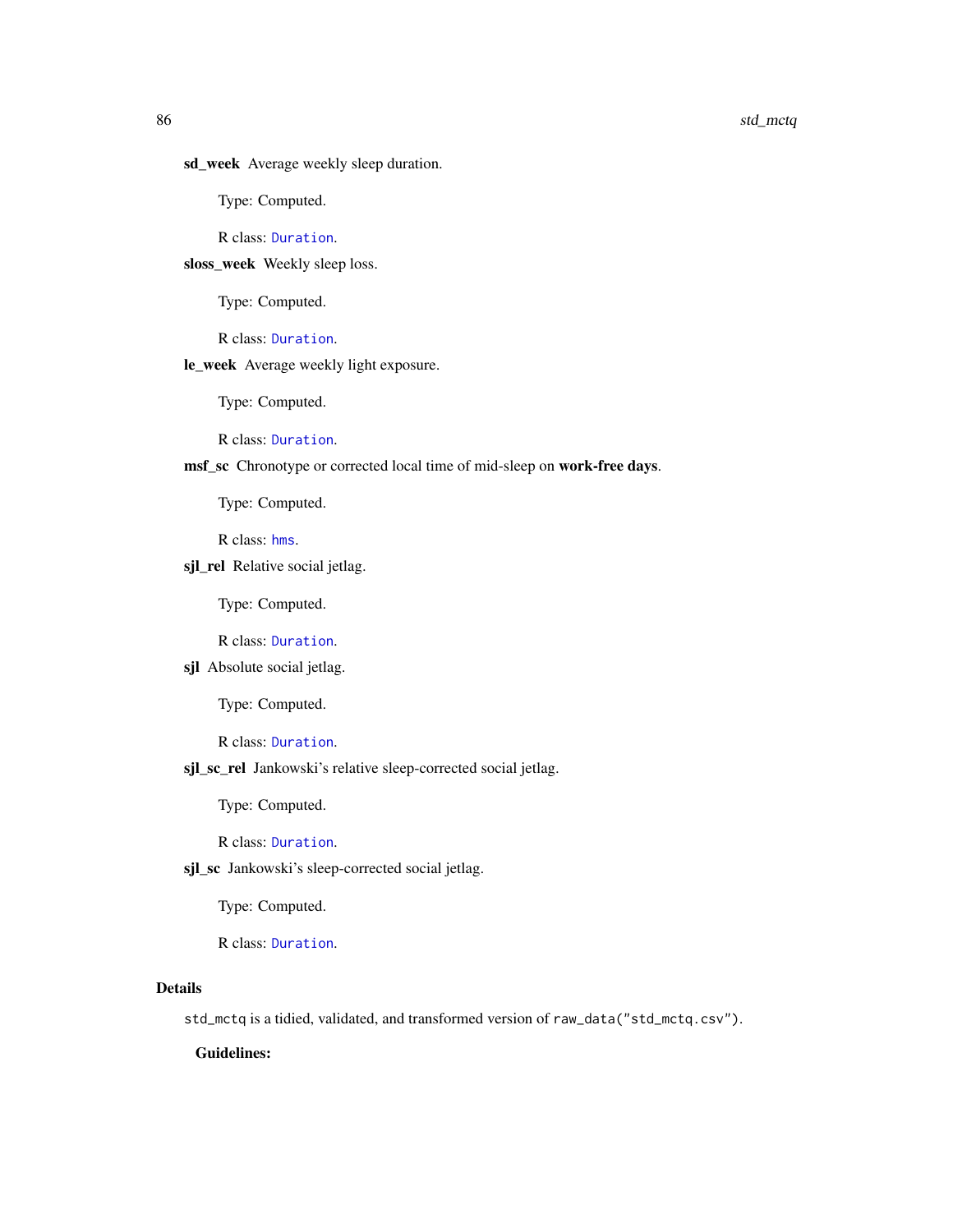**sd_week** Average weekly sleep duration.

Type: Computed.

R class: `Duration`.

**sloss_week** Weekly sleep loss.

Type: Computed.

R class: `Duration`.

**le_week** Average weekly light exposure.

Type: Computed.

R class: `Duration`.

**msf_sc** Chronotype or corrected local time of mid-sleep on **work-free days**.

Type: Computed.

R class: `hms`.

**sjl_rel** Relative social jetlag.

Type: Computed.

R class: `Duration`.

**sjl** Absolute social jetlag.

Type: Computed.

R class: `Duration`.

**sjl_sc_rel** Jankowski's relative sleep-corrected social jetlag.

Type: Computed.

R class: `Duration`.

**sjl_sc** Jankowski's sleep-corrected social jetlag.

Type: Computed.

R class: `Duration`.

## Details

`std_mctq` is a tidied, validated, and transformed version of `raw_data("std_mctq.csv")`.

**Guidelines:**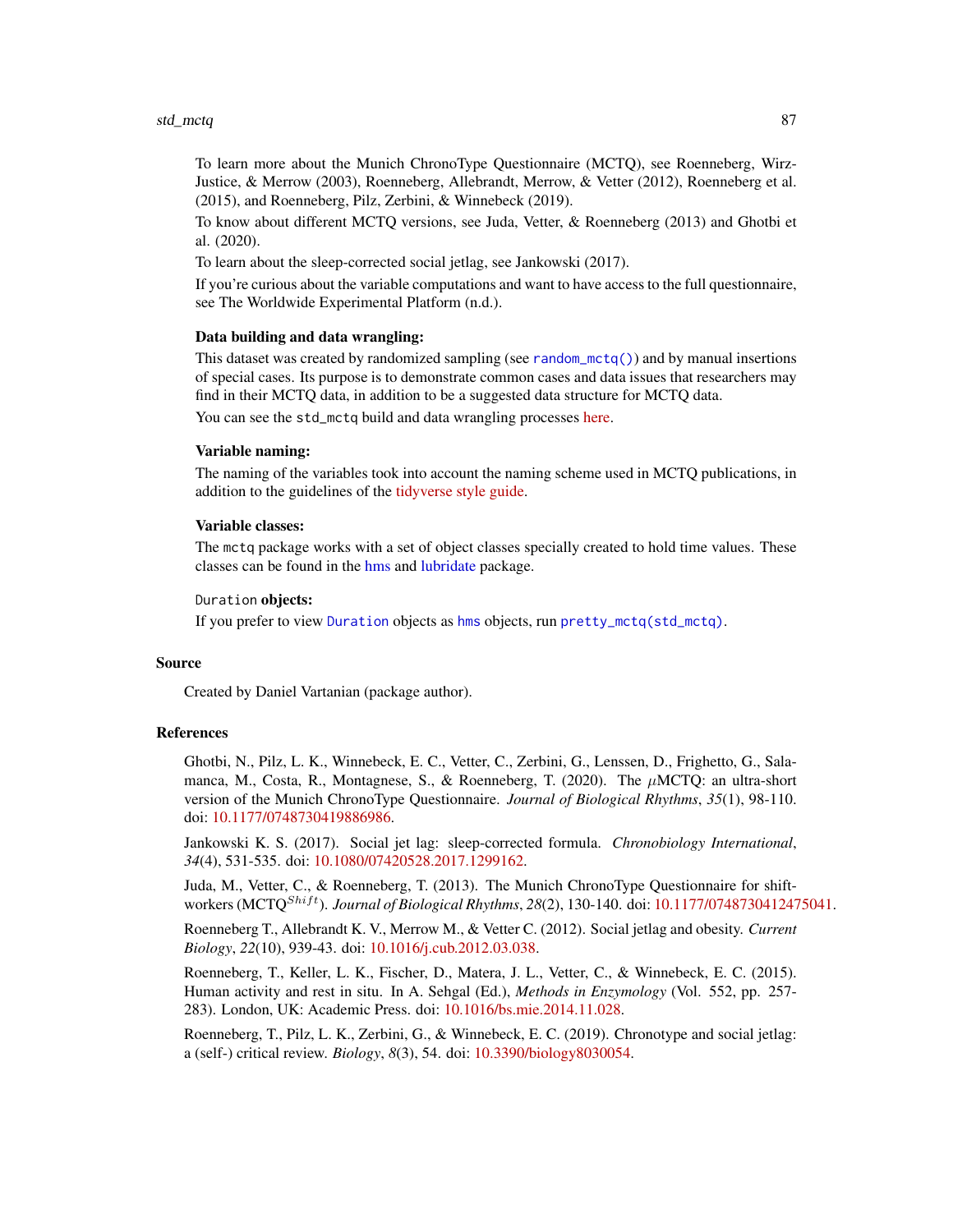To learn more about the Munich ChronoType Questionnaire (MCTQ), see Roenneberg, Wirz-Justice, & Merrow (2003), Roenneberg, Allebrandt, Merrow, & Vetter (2012), Roenneberg et al. (2015), and Roenneberg, Pilz, Zerbini, & Winnebeck (2019).

To know about different MCTQ versions, see Juda, Vetter, & Roenneberg (2013) and Ghotbi et al. (2020).

To learn about the sleep-corrected social jetlag, see Jankowski (2017).

If you're curious about the variable computations and want to have access to the full questionnaire, see The Worldwide Experimental Platform (n.d.).

**Data building and data wrangling:**

This dataset was created by randomized sampling (see `random_mctq()`) and by manual insertions of special cases. Its purpose is to demonstrate common cases and data issues that researchers may find in their MCTQ data, in addition to be a suggested data structure for MCTQ data.

You can see the `std_mctq` build and data wrangling processes here.

**Variable naming:**

The naming of the variables took into account the naming scheme used in MCTQ publications, in addition to the guidelines of the tidyverse style guide.

**Variable classes:**

The `mctq` package works with a set of object classes specially created to hold time values. These classes can be found in the hms and lubridate package.

`Duration` **objects:**

If you prefer to view `Duration` objects as `hms` objects, run `pretty_mctq(std_mctq)`.

## Source

Created by Daniel Vartanian (package author).

## References

Ghotbi, N., Pilz, L. K., Winnebeck, E. C., Vetter, C., Zerbini, G., Lenssen, D., Frighetto, G., Salamanca, M., Costa, R., Montagnese, S., & Roenneberg, T. (2020). The $\mu$MCTQ: an ultra-short version of the Munich ChronoType Questionnaire. *Journal of Biological Rhythms*, *35*(1), 98-110. doi: 10.1177/0748730419886986.

Jankowski K. S. (2017). Social jet lag: sleep-corrected formula. *Chronobiology International*, *34*(4), 531-535. doi: 10.1080/07420528.2017.1299162.

Juda, M., Vetter, C., & Roenneberg, T. (2013). The Munich ChronoType Questionnaire for shift-workers (MCTQ$^{Shift}$). *Journal of Biological Rhythms*, *28*(2), 130-140. doi: 10.1177/0748730412475041.

Roenneberg T., Allebrandt K. V., Merrow M., & Vetter C. (2012). Social jetlag and obesity. *Current Biology*, *22*(10), 939-43. doi: 10.1016/j.cub.2012.03.038.

Roenneberg, T., Keller, L. K., Fischer, D., Matera, J. L., Vetter, C., & Winnebeck, E. C. (2015). Human activity and rest in situ. In A. Sehgal (Ed.), *Methods in Enzymology* (Vol. 552, pp. 257-283). London, UK: Academic Press. doi: 10.1016/bs.mie.2014.11.028.

Roenneberg, T., Pilz, L. K., Zerbini, G., & Winnebeck, E. C. (2019). Chronotype and social jetlag: a (self-) critical review. *Biology*, *8*(3), 54. doi: 10.3390/biology8030054.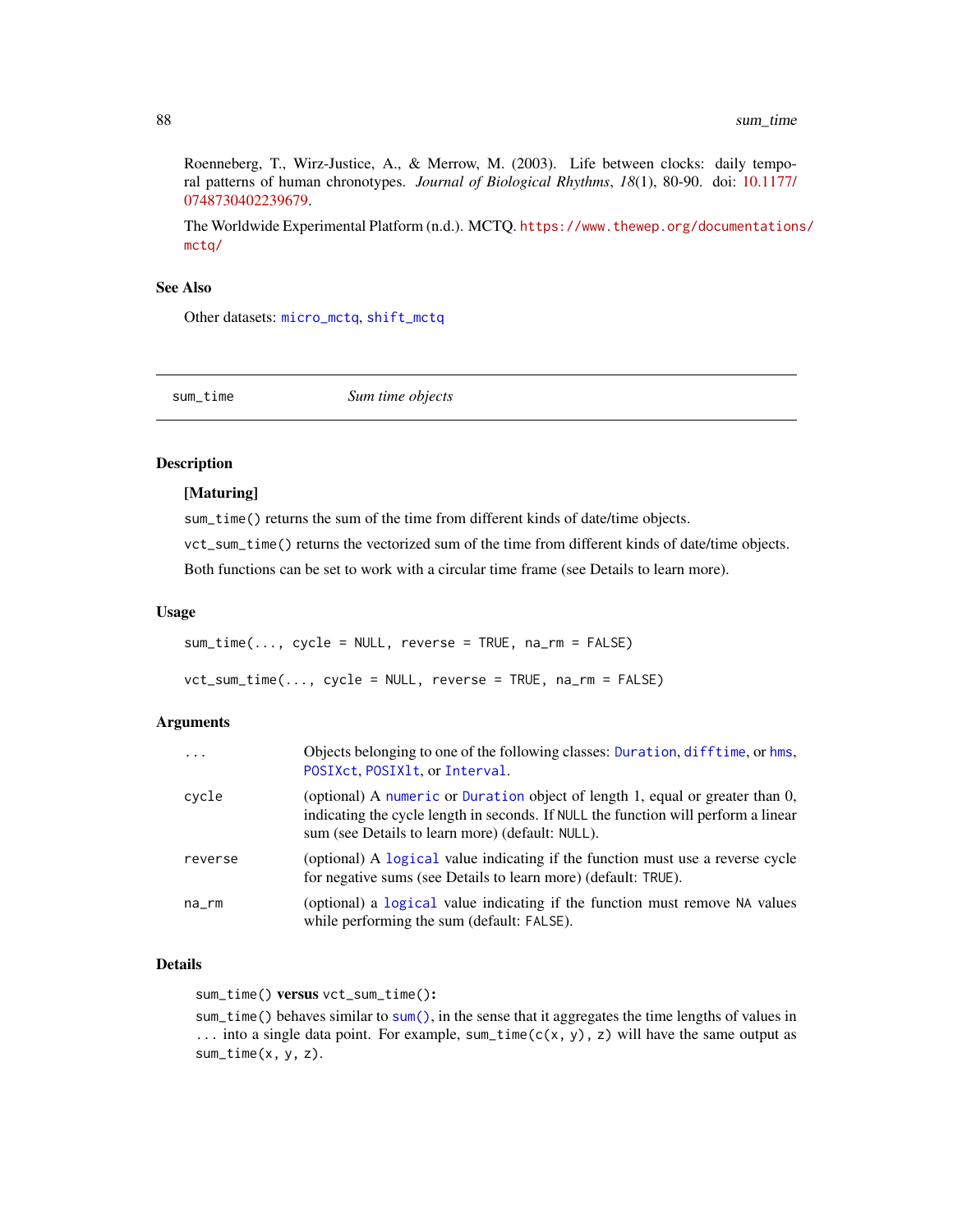Roenneberg, T., Wirz-Justice, A., & Merrow, M. (2003). Life between clocks: daily temporal patterns of human chronotypes. *Journal of Biological Rhythms*, *18*(1), 80-90. doi: 10.1177/0748730402239679.

The Worldwide Experimental Platform (n.d.). MCTQ. https://www.thewep.org/documentations/mctq/

### See Also

Other datasets: `micro_mctq`, `shift_mctq`

---

## sum_time — *Sum time objects*

### Description

**[Maturing]**

`sum_time()` returns the sum of the time from different kinds of date/time objects.

`vct_sum_time()` returns the vectorized sum of the time from different kinds of date/time objects.

Both functions can be set to work with a circular time frame (see Details to learn more).

### Usage

```
sum_time(..., cycle = NULL, reverse = TRUE, na_rm = FALSE)

vct_sum_time(..., cycle = NULL, reverse = TRUE, na_rm = FALSE)
```

### Arguments

| | |
|---|---|
| `...` | Objects belonging to one of the following classes: `Duration`, `difftime`, or `hms`, `POSIXct`, `POSIXlt`, or `Interval`. |
| `cycle` | (optional) A `numeric` or `Duration` object of length 1, equal or greater than 0, indicating the cycle length in seconds. If `NULL` the function will perform a linear sum (see Details to learn more) (default: `NULL`). |
| `reverse` | (optional) A `logical` value indicating if the function must use a reverse cycle for negative sums (see Details to learn more) (default: `TRUE`). |
| `na_rm` | (optional) a `logical` value indicating if the function must remove `NA` values while performing the sum (default: `FALSE`). |

### Details

**`sum_time()` versus `vct_sum_time()`:**

`sum_time()` behaves similar to `sum()`, in the sense that it aggregates the time lengths of values in `...` into a single data point. For example, `sum_time(c(x, y), z)` will have the same output as `sum_time(x, y, z)`.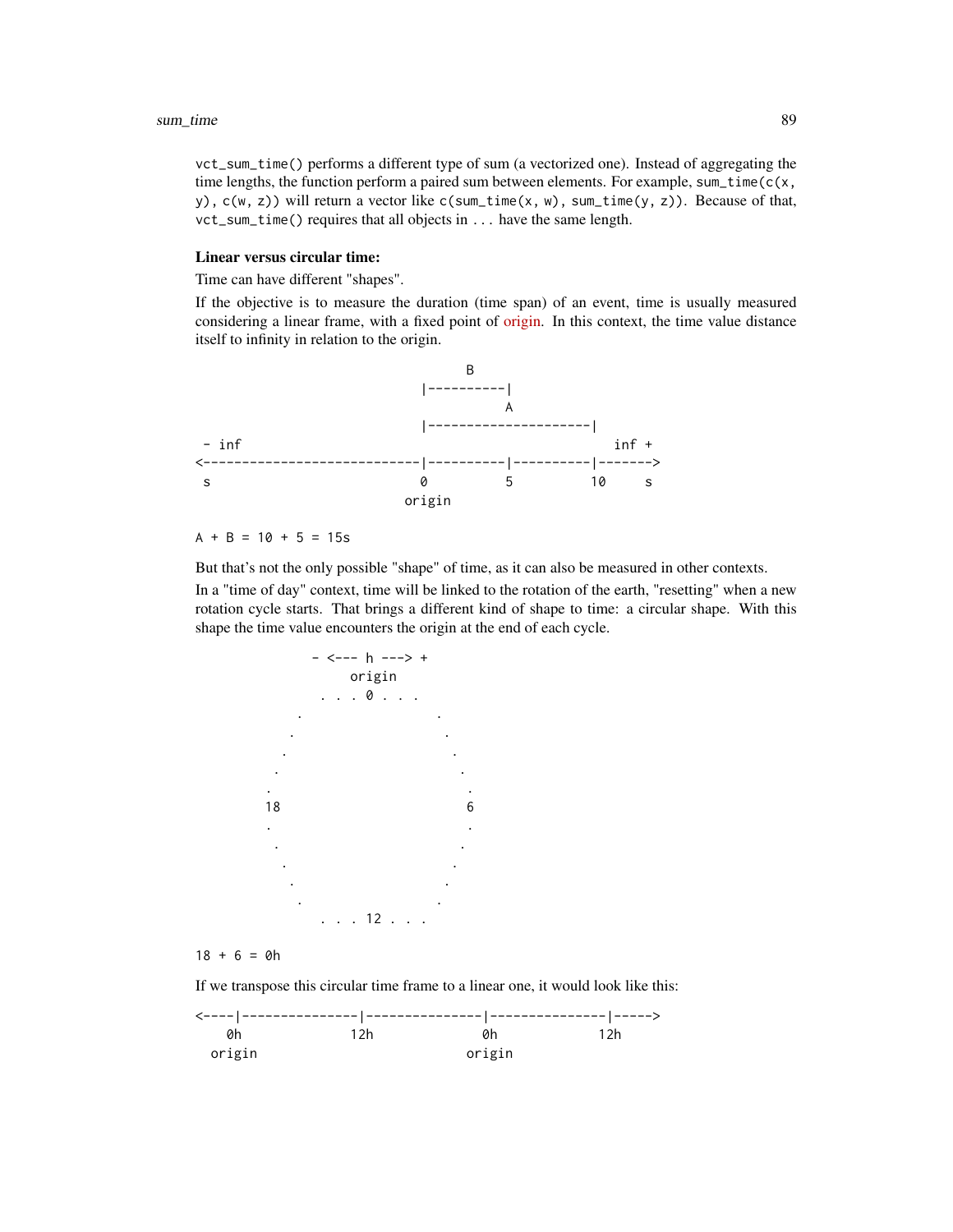`vct_sum_time()` performs a different type of sum (a vectorized one). Instead of aggregating the time lengths, the function perform a paired sum between elements. For example, `sum_time(c(x, y), c(w, z))` will return a vector like `c(sum_time(x, w), sum_time(y, z))`. Because of that, `vct_sum_time()` requires that all objects in `...` have the same length.

**Linear versus circular time:**

Time can have different "shapes".

If the objective is to measure the duration (time span) of an event, time is usually measured considering a linear frame, with a fixed point of origin. In this context, the time value distance itself to infinity in relation to the origin.

```
                                   B
                             |----------|
                                        A
                             |---------------------|
 - inf                                                inf +
<----------------------------|----------|----------|------->
 s                           0          5         10     s
                           origin
```

```
A + B = 10 + 5 = 15s
```

But that's not the only possible "shape" of time, as it can also be measured in other contexts.

In a "time of day" context, time will be linked to the rotation of the earth, "resetting" when a new rotation cycle starts. That brings a different kind of shape to time: a circular shape. With this shape the time value encounters the origin at the end of each cycle.

```
               - <--- h ---> +
                    origin
                . . . 0 . . .
             .                 .
            .                   .
           .                     .
          .                       .
         .                         .
         18                        6
         .                         .
          .                       .
           .                     .
            .                   .
             .                 .
                . . . 12 . . .
```

```
18 + 6 = 0h
```

If we transpose this circular time frame to a linear one, it would look like this:

```
<----|---------------|---------------|---------------|----->
    0h              12h              0h             12h
  origin                           origin
```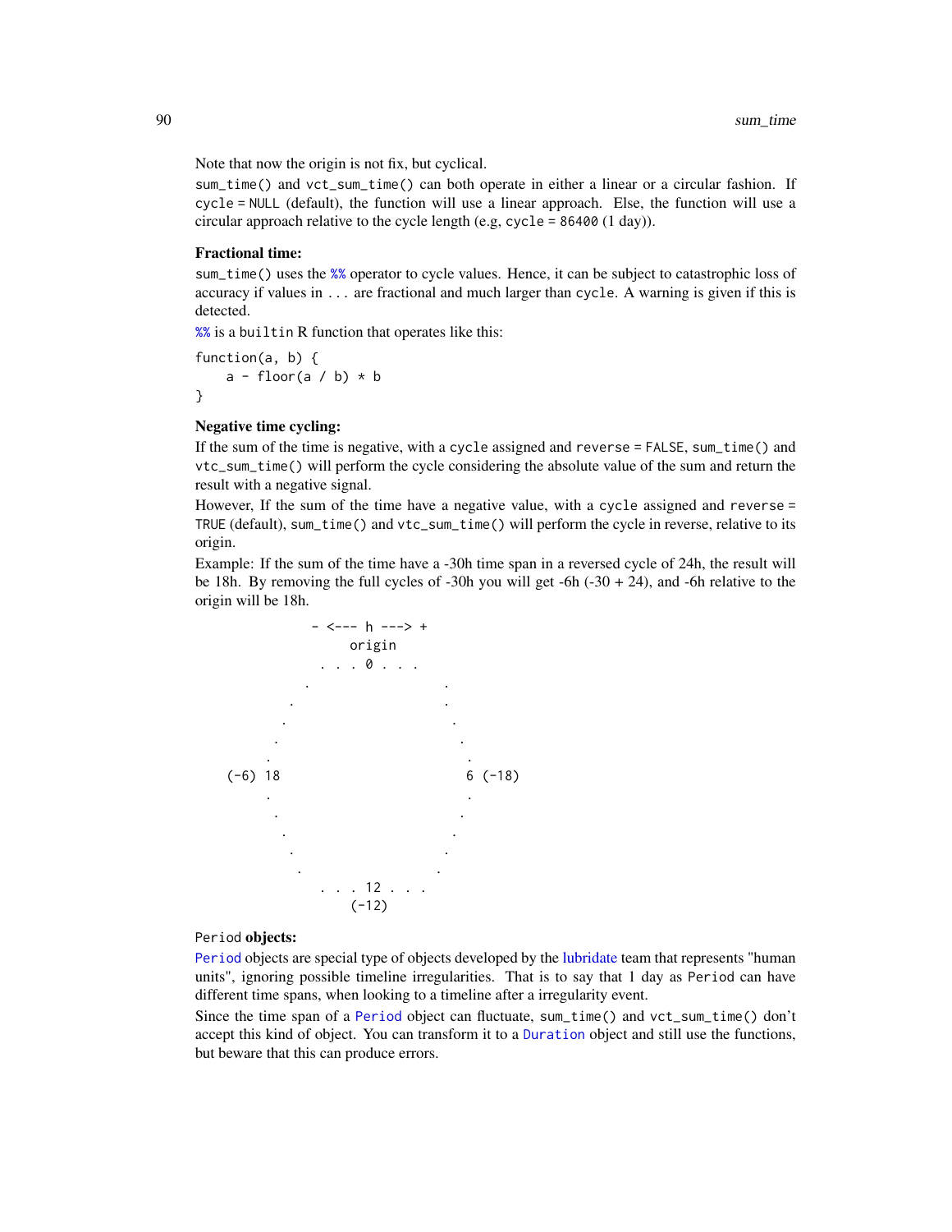Note that now the origin is not fix, but cyclical.

`sum_time()` and `vct_sum_time()` can both operate in either a linear or a circular fashion. If `cycle = NULL` (default), the function will use a linear approach. Else, the function will use a circular approach relative to the cycle length (e.g, `cycle = 86400` (1 day)).

**Fractional time:**

`sum_time()` uses the `%%` operator to cycle values. Hence, it can be subject to catastrophic loss of accuracy if values in `...` are fractional and much larger than `cycle`. A warning is given if this is detected.

`%%` is a `builtin` R function that operates like this:

```
function(a, b) {
    a - floor(a / b) * b
}
```

**Negative time cycling:**

If the sum of the time is negative, with a `cycle` assigned and `reverse = FALSE`, `sum_time()` and `vtc_sum_time()` will perform the cycle considering the absolute value of the sum and return the result with a negative signal.

However, If the sum of the time have a negative value, with a `cycle` assigned and `reverse = TRUE` (default), `sum_time()` and `vtc_sum_time()` will perform the cycle in reverse, relative to its origin.

Example: If the sum of the time have a -30h time span in a reversed cycle of 24h, the result will be 18h. By removing the full cycles of -30h you will get -6h (-30 + 24), and -6h relative to the origin will be 18h.

```
               - <--- h ---> +
                    origin
                . . . 0 . . .
              .                 .
            .                     .
           .                       .
          .                         .
         .                           .
         .                            .
    (-6) 18                           6 (-18)
         .                            .
          .                          .
           .                        .
            .                      .
              .                  .
                . . . 12 . . .
                     (-12)
```

**`Period` objects:**

`Period` objects are special type of objects developed by the lubridate team that represents "human units", ignoring possible timeline irregularities. That is to say that 1 day as `Period` can have different time spans, when looking to a timeline after a irregularity event.

Since the time span of a `Period` object can fluctuate, `sum_time()` and `vct_sum_time()` don't accept this kind of object. You can transform it to a `Duration` object and still use the functions, but beware that this can produce errors.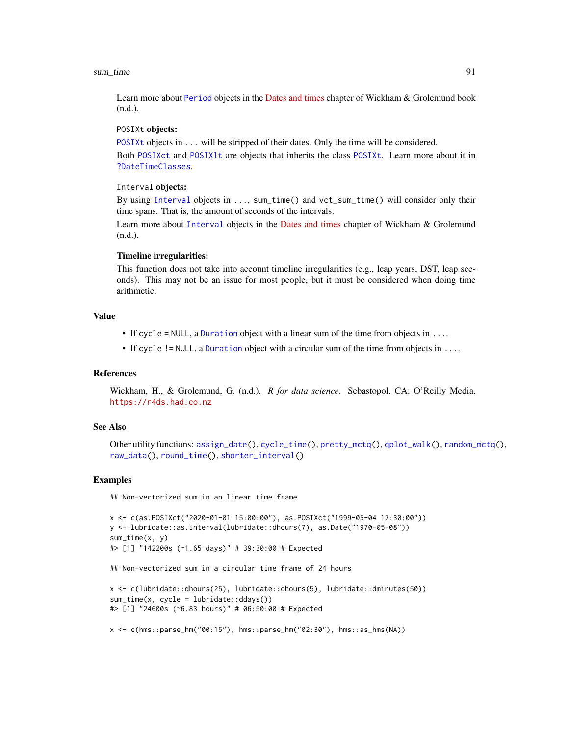Learn more about `Period` objects in the Dates and times chapter of Wickham & Grolemund book (n.d.).

**`POSIXt` objects:**

`POSIXt` objects in `...` will be stripped of their dates. Only the time will be considered.

Both `POSIXct` and `POSIXlt` are objects that inherits the class `POSIXt`. Learn more about it in `?DateTimeClasses`.

**`Interval` objects:**

By using `Interval` objects in `...`, `sum_time()` and `vct_sum_time()` will consider only their time spans. That is, the amount of seconds of the intervals.

Learn more about `Interval` objects in the Dates and times chapter of Wickham & Grolemund (n.d.).

**Timeline irregularities:**

This function does not take into account timeline irregularities (e.g., leap years, DST, leap seconds). This may not be an issue for most people, but it must be considered when doing time arithmetic.

## Value

- If `cycle = NULL`, a `Duration` object with a linear sum of the time from objects in `...`.
- If `cycle != NULL`, a `Duration` object with a circular sum of the time from objects in `...`.

## References

Wickham, H., & Grolemund, G. (n.d.). *R for data science*. Sebastopol, CA: O'Reilly Media. https://r4ds.had.co.nz

## See Also

Other utility functions: `assign_date()`, `cycle_time()`, `pretty_mctq()`, `qplot_walk()`, `random_mctq()`, `raw_data()`, `round_time()`, `shorter_interval()`

## Examples

```
## Non-vectorized sum in an linear time frame

x <- c(as.POSIXct("2020-01-01 15:00:00"), as.POSIXct("1999-05-04 17:30:00"))
y <- lubridate::as.interval(lubridate::dhours(7), as.Date("1970-05-08"))
sum_time(x, y)
#> [1] "142200s (~1.65 days)" # 39:30:00 # Expected

## Non-vectorized sum in a circular time frame of 24 hours

x <- c(lubridate::dhours(25), lubridate::dhours(5), lubridate::dminutes(50))
sum_time(x, cycle = lubridate::ddays())
#> [1] "24600s (~6.83 hours)" # 06:50:00 # Expected

x <- c(hms::parse_hm("00:15"), hms::parse_hm("02:30"), hms::as_hms(NA))
```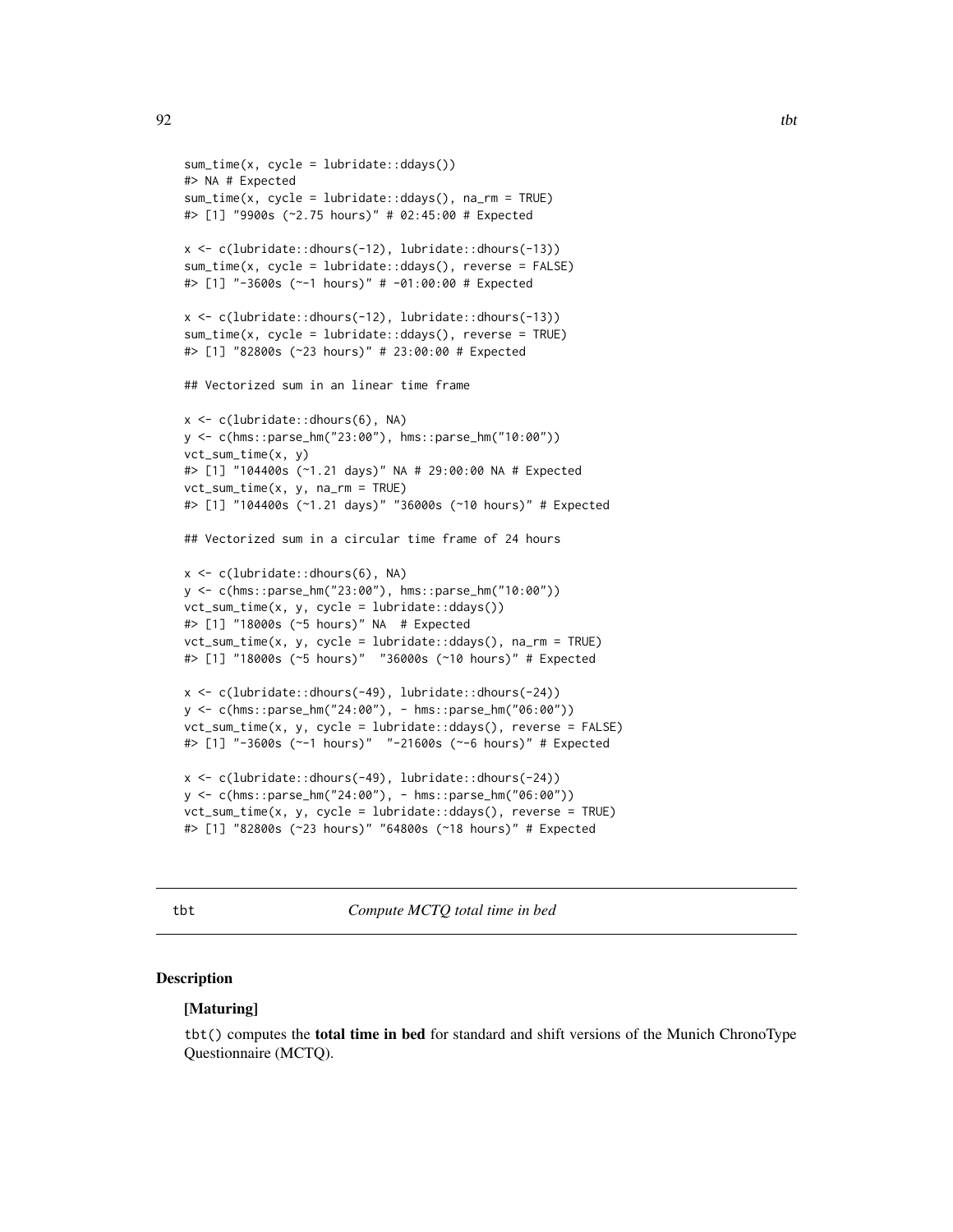```
sum_time(x, cycle = lubridate::ddays())
#> NA # Expected
sum_time(x, cycle = lubridate::ddays(), na_rm = TRUE)
#> [1] "9900s (~2.75 hours)" # 02:45:00 # Expected

x <- c(lubridate::dhours(-12), lubridate::dhours(-13))
sum_time(x, cycle = lubridate::ddays(), reverse = FALSE)
#> [1] "-3600s (~-1 hours)" # -01:00:00 # Expected

x <- c(lubridate::dhours(-12), lubridate::dhours(-13))
sum_time(x, cycle = lubridate::ddays(), reverse = TRUE)
#> [1] "82800s (~23 hours)" # 23:00:00 # Expected

## Vectorized sum in an linear time frame

x <- c(lubridate::dhours(6), NA)
y <- c(hms::parse_hm("23:00"), hms::parse_hm("10:00"))
vct_sum_time(x, y)
#> [1] "104400s (~1.21 days)" NA # 29:00:00 NA # Expected
vct_sum_time(x, y, na_rm = TRUE)
#> [1] "104400s (~1.21 days)" "36000s (~10 hours)" # Expected

## Vectorized sum in a circular time frame of 24 hours

x <- c(lubridate::dhours(6), NA)
y <- c(hms::parse_hm("23:00"), hms::parse_hm("10:00"))
vct_sum_time(x, y, cycle = lubridate::ddays())
#> [1] "18000s (~5 hours)" NA  # Expected
vct_sum_time(x, y, cycle = lubridate::ddays(), na_rm = TRUE)
#> [1] "18000s (~5 hours)"  "36000s (~10 hours)" # Expected

x <- c(lubridate::dhours(-49), lubridate::dhours(-24))
y <- c(hms::parse_hm("24:00"), - hms::parse_hm("06:00"))
vct_sum_time(x, y, cycle = lubridate::ddays(), reverse = FALSE)
#> [1] "-3600s (~-1 hours)"  "-21600s (~-6 hours)" # Expected

x <- c(lubridate::dhours(-49), lubridate::dhours(-24))
y <- c(hms::parse_hm("24:00"), - hms::parse_hm("06:00"))
vct_sum_time(x, y, cycle = lubridate::ddays(), reverse = TRUE)
#> [1] "82800s (~23 hours)" "64800s (~18 hours)" # Expected
```

## tbt    *Compute MCTQ total time in bed*

### Description

**[Maturing]**

tbt() computes the **total time in bed** for standard and shift versions of the Munich ChronoType Questionnaire (MCTQ).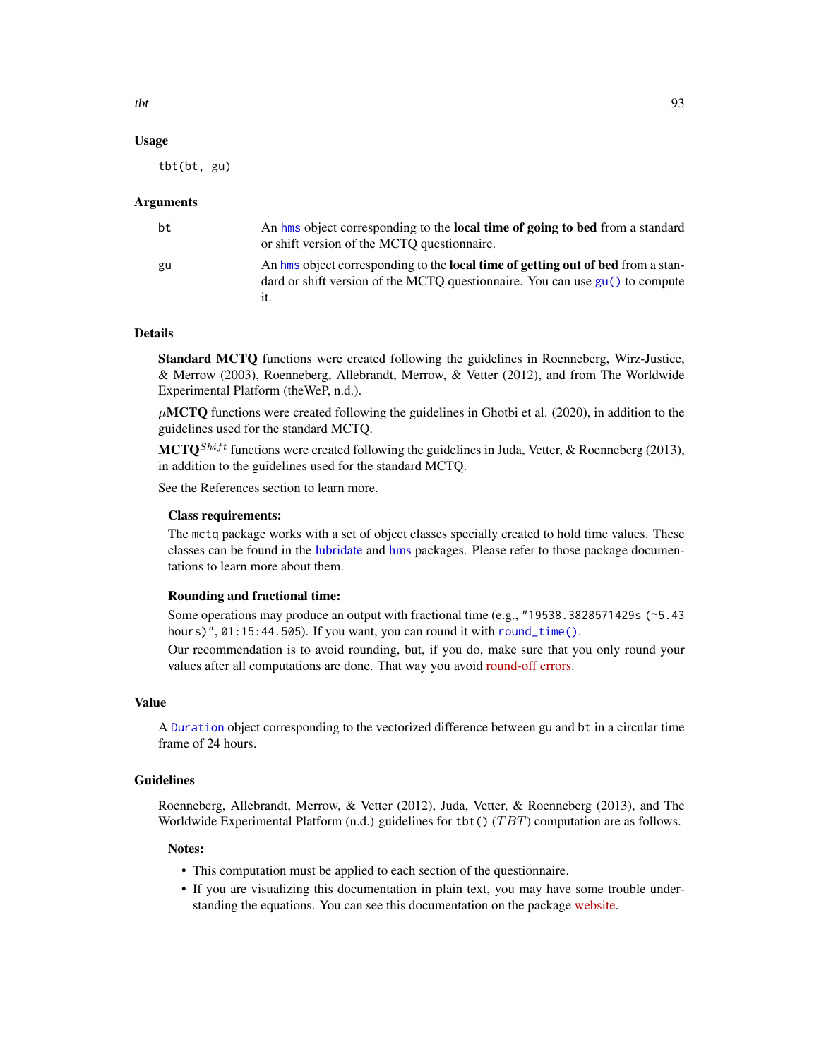## Usage

```
tbt(bt, gu)
```

## Arguments

| | |
|---|---|
| bt | An hms object corresponding to the **local time of going to bed** from a standard or shift version of the MCTQ questionnaire. |
| gu | An hms object corresponding to the **local time of getting out of bed** from a standard or shift version of the MCTQ questionnaire. You can use gu() to compute it. |

## Details

**Standard MCTQ** functions were created following the guidelines in Roenneberg, Wirz-Justice, & Merrow (2003), Roenneberg, Allebrandt, Merrow, & Vetter (2012), and from The Worldwide Experimental Platform (theWeP, n.d.).

$\mu$**MCTQ** functions were created following the guidelines in Ghotbi et al. (2020), in addition to the guidelines used for the standard MCTQ.

**MCTQ**$^{Shift}$ functions were created following the guidelines in Juda, Vetter, & Roenneberg (2013), in addition to the guidelines used for the standard MCTQ.

See the References section to learn more.

### Class requirements:

The mctq package works with a set of object classes specially created to hold time values. These classes can be found in the lubridate and hms packages. Please refer to those package documentations to learn more about them.

### Rounding and fractional time:

Some operations may produce an output with fractional time (e.g., "19538.3828571429s (~5.43 hours)", 01:15:44.505). If you want, you can round it with round_time().

Our recommendation is to avoid rounding, but, if you do, make sure that you only round your values after all computations are done. That way you avoid round-off errors.

## Value

A Duration object corresponding to the vectorized difference between gu and bt in a circular time frame of 24 hours.

## Guidelines

Roenneberg, Allebrandt, Merrow, & Vetter (2012), Juda, Vetter, & Roenneberg (2013), and The Worldwide Experimental Platform (n.d.) guidelines for tbt() ($TBT$) computation are as follows.

### Notes:

- This computation must be applied to each section of the questionnaire.
- If you are visualizing this documentation in plain text, you may have some trouble understanding the equations. You can see this documentation on the package website.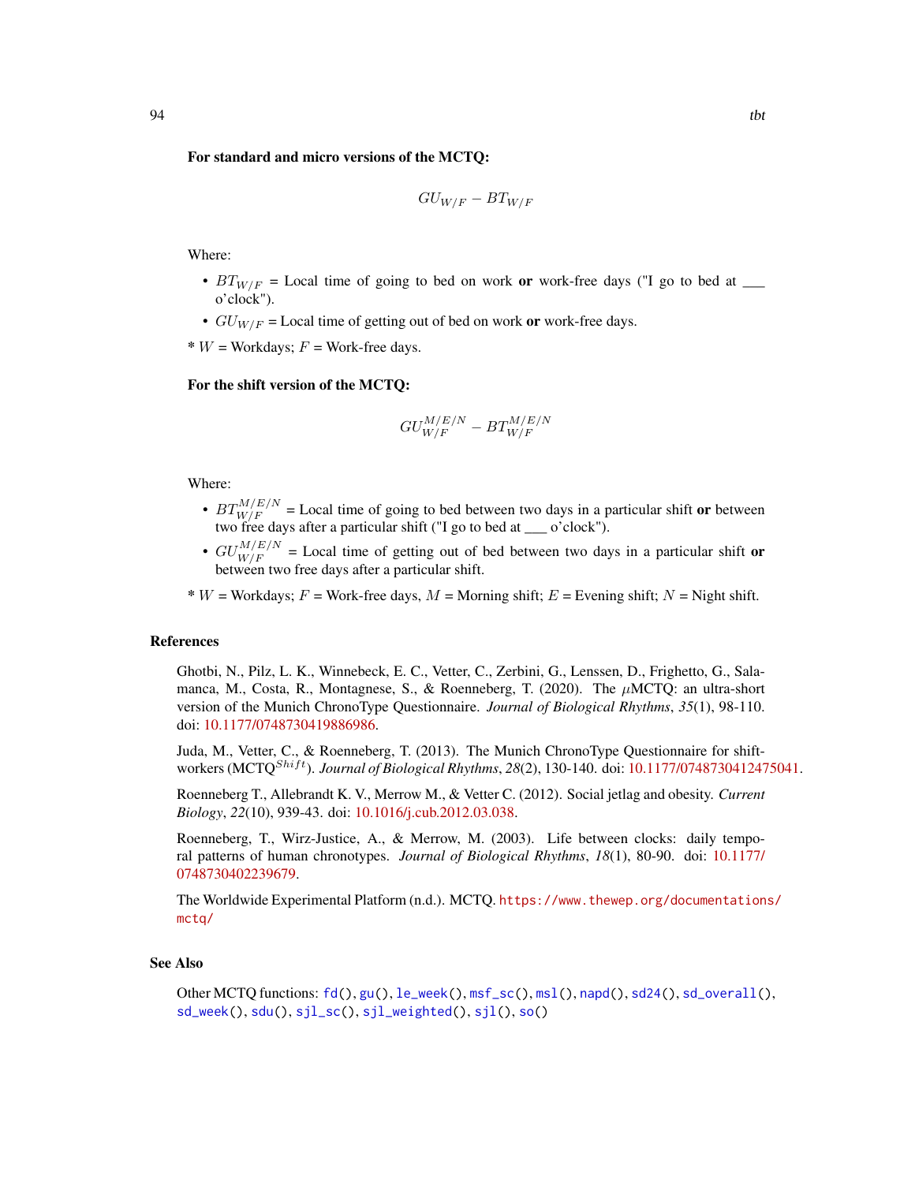**For standard and micro versions of the MCTQ:**

$$GU_{W/F} - BT_{W/F}$$

Where:

- $BT_{W/F}$ = Local time of going to bed on work **or** work-free days ("I go to bed at ___ o'clock").
- $GU_{W/F}$ = Local time of getting out of bed on work **or** work-free days.

* $W$ = Workdays; $F$ = Work-free days.

**For the shift version of the MCTQ:**

$$GU_{W/F}^{M/E/N} - BT_{W/F}^{M/E/N}$$

Where:

- $BT_{W/F}^{M/E/N}$ = Local time of going to bed between two days in a particular shift **or** between two free days after a particular shift ("I go to bed at ___ o'clock").
- $GU_{W/F}^{M/E/N}$ = Local time of getting out of bed between two days in a particular shift **or** between two free days after a particular shift.

* $W$ = Workdays; $F$ = Work-free days, $M$ = Morning shift; $E$ = Evening shift; $N$ = Night shift.

## References

Ghotbi, N., Pilz, L. K., Winnebeck, E. C., Vetter, C., Zerbini, G., Lenssen, D., Frighetto, G., Salamanca, M., Costa, R., Montagnese, S., & Roenneberg, T. (2020). The $\mu$MCTQ: an ultra-short version of the Munich ChronoType Questionnaire. *Journal of Biological Rhythms*, *35*(1), 98-110. doi: 10.1177/0748730419886986.

Juda, M., Vetter, C., & Roenneberg, T. (2013). The Munich ChronoType Questionnaire for shift-workers (MCTQ$^{Shift}$). *Journal of Biological Rhythms*, *28*(2), 130-140. doi: 10.1177/0748730412475041.

Roenneberg T., Allebrandt K. V., Merrow M., & Vetter C. (2012). Social jetlag and obesity. *Current Biology*, *22*(10), 939-43. doi: 10.1016/j.cub.2012.03.038.

Roenneberg, T., Wirz-Justice, A., & Merrow, M. (2003). Life between clocks: daily temporal patterns of human chronotypes. *Journal of Biological Rhythms*, *18*(1), 80-90. doi: 10.1177/0748730402239679.

The Worldwide Experimental Platform (n.d.). MCTQ. `https://www.thewep.org/documentations/mctq/`

## See Also

Other MCTQ functions: `fd()`, `gu()`, `le_week()`, `msf_sc()`, `msl()`, `napd()`, `sd24()`, `sd_overall()`, `sd_week()`, `sdu()`, `sjl_sc()`, `sjl_weighted()`, `sjl()`, `so()`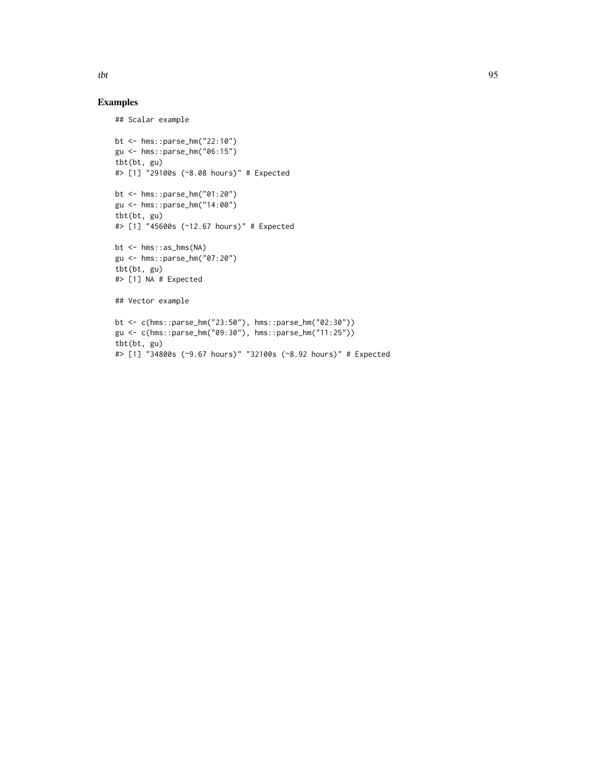## Examples

```
## Scalar example

bt <- hms::parse_hm("22:10")
gu <- hms::parse_hm("06:15")
tbt(bt, gu)
#> [1] "29100s (~8.08 hours)" # Expected

bt <- hms::parse_hm("01:20")
gu <- hms::parse_hm("14:00")
tbt(bt, gu)
#> [1] "45600s (~12.67 hours)" # Expected

bt <- hms::as_hms(NA)
gu <- hms::parse_hm("07:20")
tbt(bt, gu)
#> [1] NA # Expected

## Vector example

bt <- c(hms::parse_hm("23:50"), hms::parse_hm("02:30"))
gu <- c(hms::parse_hm("09:30"), hms::parse_hm("11:25"))
tbt(bt, gu)
#> [1] "34800s (~9.67 hours)" "32100s (~8.92 hours)" # Expected
```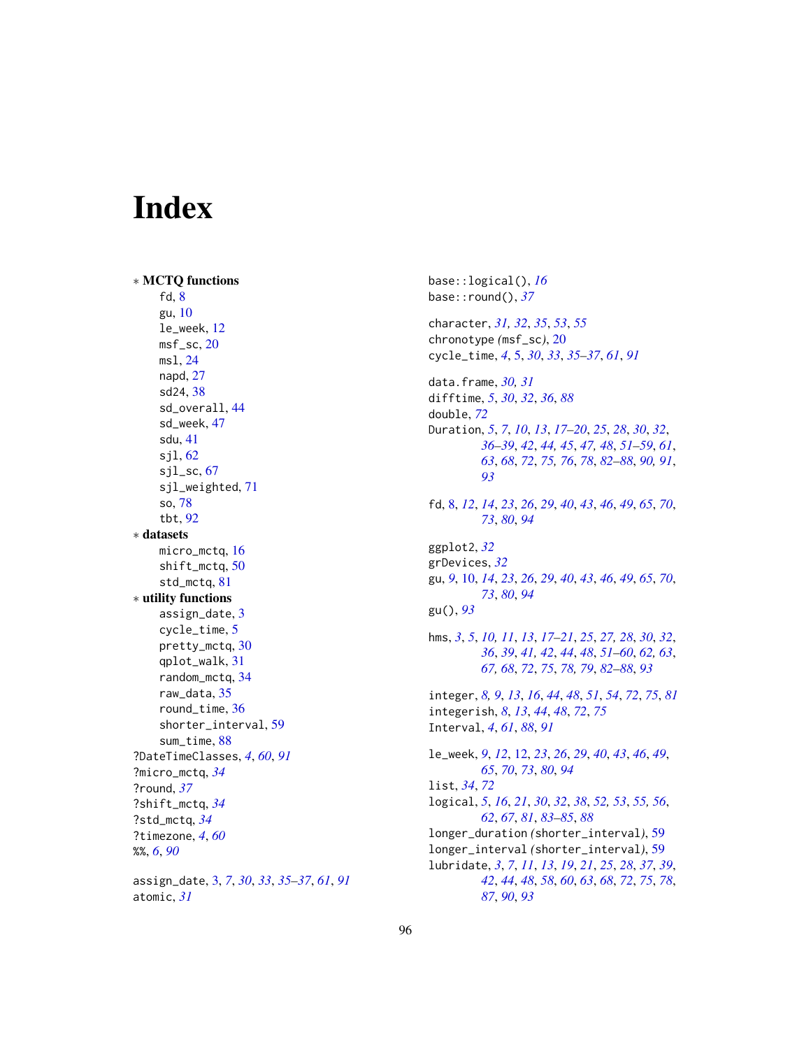# Index

∗ **MCTQ functions**

fd, 8
gu, 10
le_week, 12
msf_sc, 20
msl, 24
napd, 27
sd24, 38
sd_overall, 44
sd_week, 47
sdu, 41
sjl, 62
sjl_sc, 67
sjl_weighted, 71
so, 78
tbt, 92

∗ **datasets**

micro_mctq, 16
shift_mctq, 50
std_mctq, 81

∗ **utility functions**

assign_date, 3
cycle_time, 5
pretty_mctq, 30
qplot_walk, 31
random_mctq, 34
raw_data, 35
round_time, 36
shorter_interval, 59
sum_time, 88

?DateTimeClasses, *4*, *60*, *91*
?micro_mctq, *34*
?round, *37*
?shift_mctq, *34*
?std_mctq, *34*
?timezone, *4*, *60*
%%, *6*, *90*

assign_date, 3, *7*, *30*, *33*, *35–37*, *61*, *91*
atomic, *31*

base::logical(), *16*
base::round(), *37*

character, *31, 32*, *35*, *53*, *55*
chronotype *(*msf_sc*)*, 20
cycle_time, *4*, 5, *30*, *33*, *35–37*, *61*, *91*

data.frame, *30, 31*
difftime, *5*, *30*, *32*, *36*, *88*
double, *72*
Duration, *5*, *7*, *10*, *13*, *17–20*, *25*, *28*, *30*, *32*, *36–39*, *42*, *44, 45*, *47, 48*, *51–59*, *61*, *63*, *68*, *72*, *75, 76*, *78*, *82–88*, *90, 91*, *93*

fd, 8, *12*, *14*, *23*, *26*, *29*, *40*, *43*, *46*, *49*, *65*, *70*, *73*, *80*, *94*

ggplot2, *32*
grDevices, *32*
gu, *9*, 10, *14*, *23*, *26*, *29*, *40*, *43*, *46*, *49*, *65*, *70*, *73*, *80*, *94*
gu(), *93*

hms, *3*, *5*, *10, 11*, *13*, *17–21*, *25*, *27, 28*, *30*, *32*, *36*, *39*, *41, 42*, *44*, *48*, *51–60*, *62, 63*, *67, 68*, *72*, *75*, *78, 79*, *82–88*, *93*

integer, *8, 9*, *13*, *16*, *44*, *48*, *51*, *54*, *72*, *75*, *81*
integerish, *8*, *13*, *44*, *48*, *72*, *75*
Interval, *4*, *61*, *88*, *91*

le_week, *9*, *12*, 12, *23*, *26*, *29*, *40*, *43*, *46*, *49*, *65*, *70*, *73*, *80*, *94*
list, *34*, *72*
logical, *5*, *16*, *21*, *30*, *32*, *38*, *52, 53*, *55, 56*, *62*, *67*, *81*, *83–85*, *88*
longer_duration *(*shorter_interval*)*, 59
longer_interval *(*shorter_interval*)*, 59
lubridate, *3*, *7*, *11*, *13*, *19*, *21*, *25*, *28*, *37*, *39*, *42*, *44*, *48*, *58*, *60*, *63*, *68*, *72*, *75*, *78*, *87*, *90*, *93*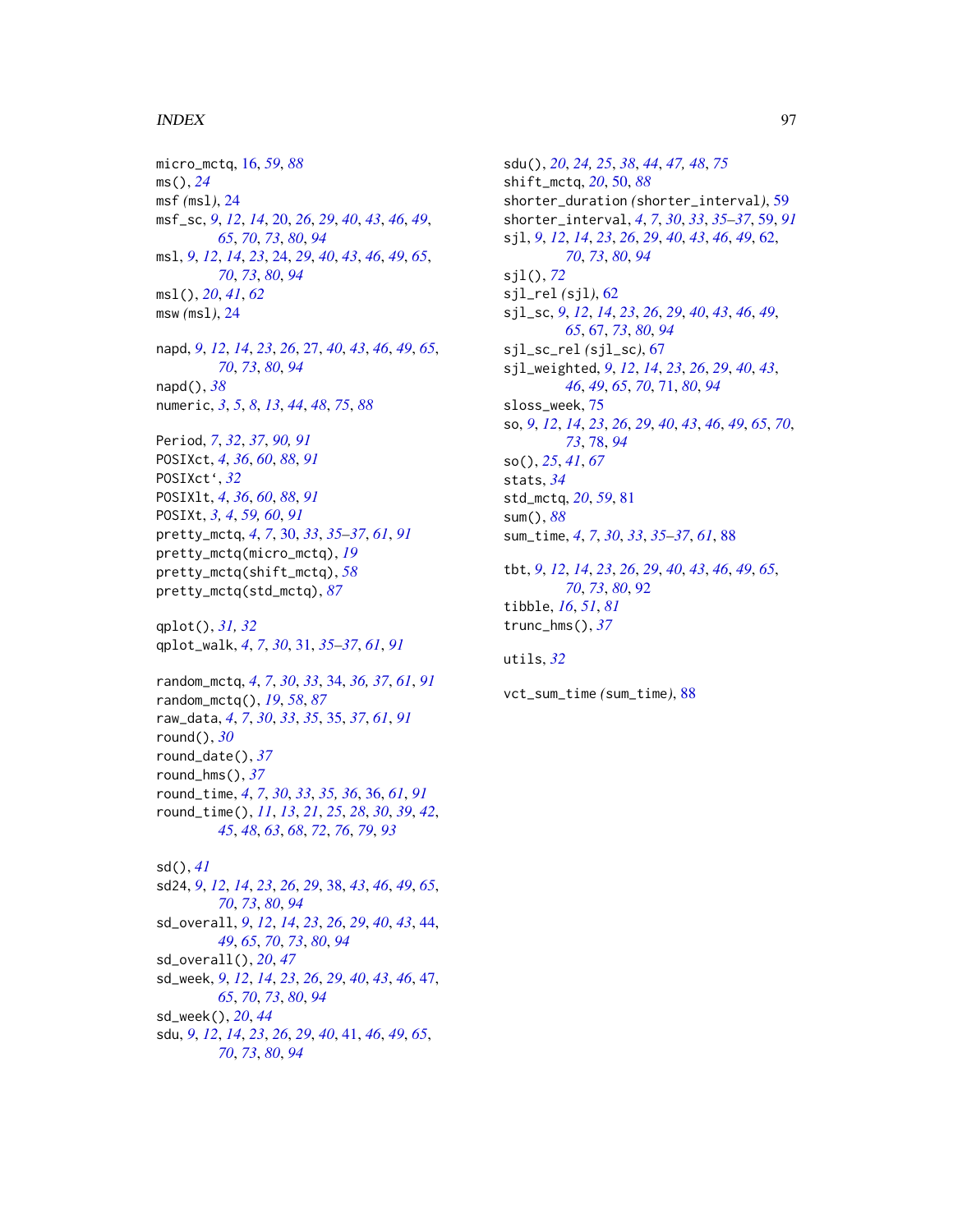micro_mctq, 16, 59, 88
ms(), 24
msf (msl), 24
msf_sc, 9, 12, 14, 20, 26, 29, 40, 43, 46, 49, 65, 70, 73, 80, 94
msl, 9, 12, 14, 23, 24, 29, 40, 43, 46, 49, 65, 70, 73, 80, 94
msl(), 20, 41, 62
msw (msl), 24

napd, 9, 12, 14, 23, 26, 27, 40, 43, 46, 49, 65, 70, 73, 80, 94
napd(), 38
numeric, 3, 5, 8, 13, 44, 48, 75, 88

Period, 7, 32, 37, 90, 91
POSIXct, 4, 36, 60, 88, 91
POSIXct', 32
POSIXlt, 4, 36, 60, 88, 91
POSIXt, 3, 4, 59, 60, 91
pretty_mctq, 4, 7, 30, 33, 35–37, 61, 91
pretty_mctq(micro_mctq), 19
pretty_mctq(shift_mctq), 58
pretty_mctq(std_mctq), 87

qplot(), 31, 32
qplot_walk, 4, 7, 30, 31, 35–37, 61, 91

random_mctq, 4, 7, 30, 33, 34, 36, 37, 61, 91
random_mctq(), 19, 58, 87
raw_data, 4, 7, 30, 33, 35, 35, 37, 61, 91
round(), 30
round_date(), 37
round_hms(), 37
round_time, 4, 7, 30, 33, 35, 36, 36, 61, 91
round_time(), 11, 13, 21, 25, 28, 30, 39, 42, 45, 48, 63, 68, 72, 76, 79, 93

sd(), 41
sd24, 9, 12, 14, 23, 26, 29, 38, 43, 46, 49, 65, 70, 73, 80, 94
sd_overall, 9, 12, 14, 23, 26, 29, 40, 43, 44, 49, 65, 70, 73, 80, 94
sd_overall(), 20, 47
sd_week, 9, 12, 14, 23, 26, 29, 40, 43, 46, 47, 65, 70, 73, 80, 94
sd_week(), 20, 44
sdu, 9, 12, 14, 23, 26, 29, 40, 41, 46, 49, 65, 70, 73, 80, 94
sdu(), 20, 24, 25, 38, 44, 47, 48, 75
shift_mctq, 20, 50, 88
shorter_duration (shorter_interval), 59
shorter_interval, 4, 7, 30, 33, 35–37, 59, 91
sjl, 9, 12, 14, 23, 26, 29, 40, 43, 46, 49, 62, 70, 73, 80, 94
sjl(), 72
sjl_rel (sjl), 62
sjl_sc, 9, 12, 14, 23, 26, 29, 40, 43, 46, 49, 65, 67, 73, 80, 94
sjl_sc_rel (sjl_sc), 67
sjl_weighted, 9, 12, 14, 23, 26, 29, 40, 43, 46, 49, 65, 70, 71, 80, 94
sloss_week, 75
so, 9, 12, 14, 23, 26, 29, 40, 43, 46, 49, 65, 70, 73, 78, 94
so(), 25, 41, 67
stats, 34
std_mctq, 20, 59, 81
sum(), 88
sum_time, 4, 7, 30, 33, 35–37, 61, 88

tbt, 9, 12, 14, 23, 26, 29, 40, 43, 46, 49, 65, 70, 73, 80, 92
tibble, 16, 51, 81
trunc_hms(), 37

utils, 32

vct_sum_time (sum_time), 88